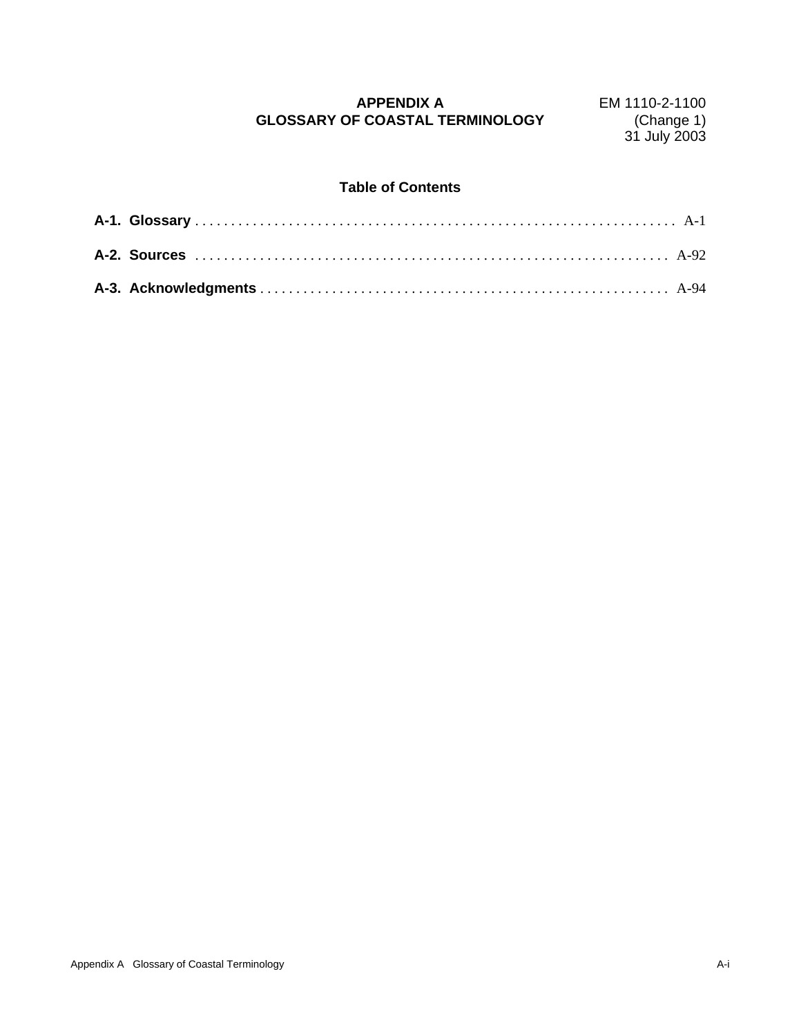# APPENDIX A
# GLOSSARY OF COASTAL TERMINOLOGY

EM 1110-2-1100
(Change 1)
31 July 2003

## Table of Contents

**A-1. Glossary** . . . . . . . . . . . . . . . . . . . . . . . . . . . . . . . . . . . . . . . . . . . . . . . . . . . . . . . . . . . . . . . . A-1

**A-2. Sources** . . . . . . . . . . . . . . . . . . . . . . . . . . . . . . . . . . . . . . . . . . . . . . . . . . . . . . . . . . . . . . . . A-92

**A-3. Acknowledgments** . . . . . . . . . . . . . . . . . . . . . . . . . . . . . . . . . . . . . . . . . . . . . . . . . . . . . . . . A-94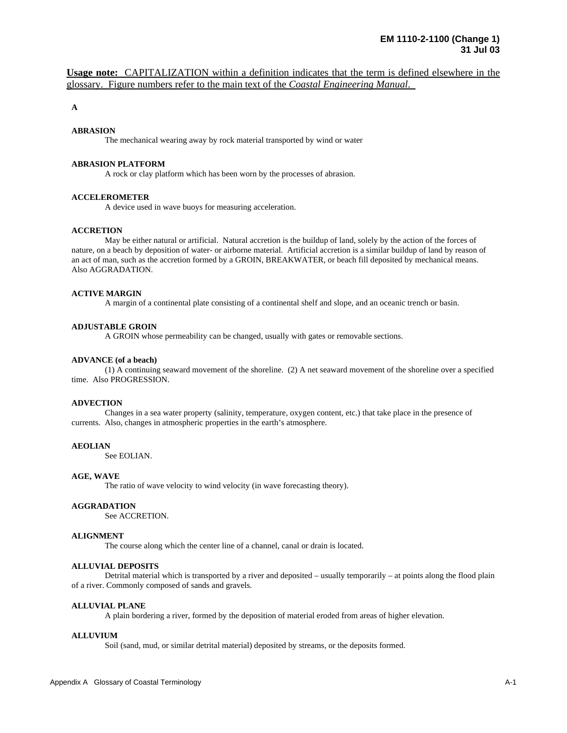**Usage note:** CAPITALIZATION within a definition indicates that the term is defined elsewhere in the glossary. Figure numbers refer to the main text of the *Coastal Engineering Manual*.

## A

**ABRASION**

The mechanical wearing away by rock material transported by wind or water

**ABRASION PLATFORM**

A rock or clay platform which has been worn by the processes of abrasion.

**ACCELEROMETER**

A device used in wave buoys for measuring acceleration.

**ACCRETION**

May be either natural or artificial. Natural accretion is the buildup of land, solely by the action of the forces of nature, on a beach by deposition of water- or airborne material. Artificial accretion is a similar buildup of land by reason of an act of man, such as the accretion formed by a GROIN, BREAKWATER, or beach fill deposited by mechanical means. Also AGGRADATION.

**ACTIVE MARGIN**

A margin of a continental plate consisting of a continental shelf and slope, and an oceanic trench or basin.

**ADJUSTABLE GROIN**

A GROIN whose permeability can be changed, usually with gates or removable sections.

**ADVANCE (of a beach)**

(1) A continuing seaward movement of the shoreline. (2) A net seaward movement of the shoreline over a specified time. Also PROGRESSION.

**ADVECTION**

Changes in a sea water property (salinity, temperature, oxygen content, etc.) that take place in the presence of currents. Also, changes in atmospheric properties in the earth's atmosphere.

**AEOLIAN**

See EOLIAN.

**AGE, WAVE**

The ratio of wave velocity to wind velocity (in wave forecasting theory).

**AGGRADATION**

See ACCRETION.

**ALIGNMENT**

The course along which the center line of a channel, canal or drain is located.

**ALLUVIAL DEPOSITS**

Detrital material which is transported by a river and deposited – usually temporarily – at points along the flood plain of a river. Commonly composed of sands and gravels.

**ALLUVIAL PLANE**

A plain bordering a river, formed by the deposition of material eroded from areas of higher elevation.

**ALLUVIUM**

Soil (sand, mud, or similar detrital material) deposited by streams, or the deposits formed.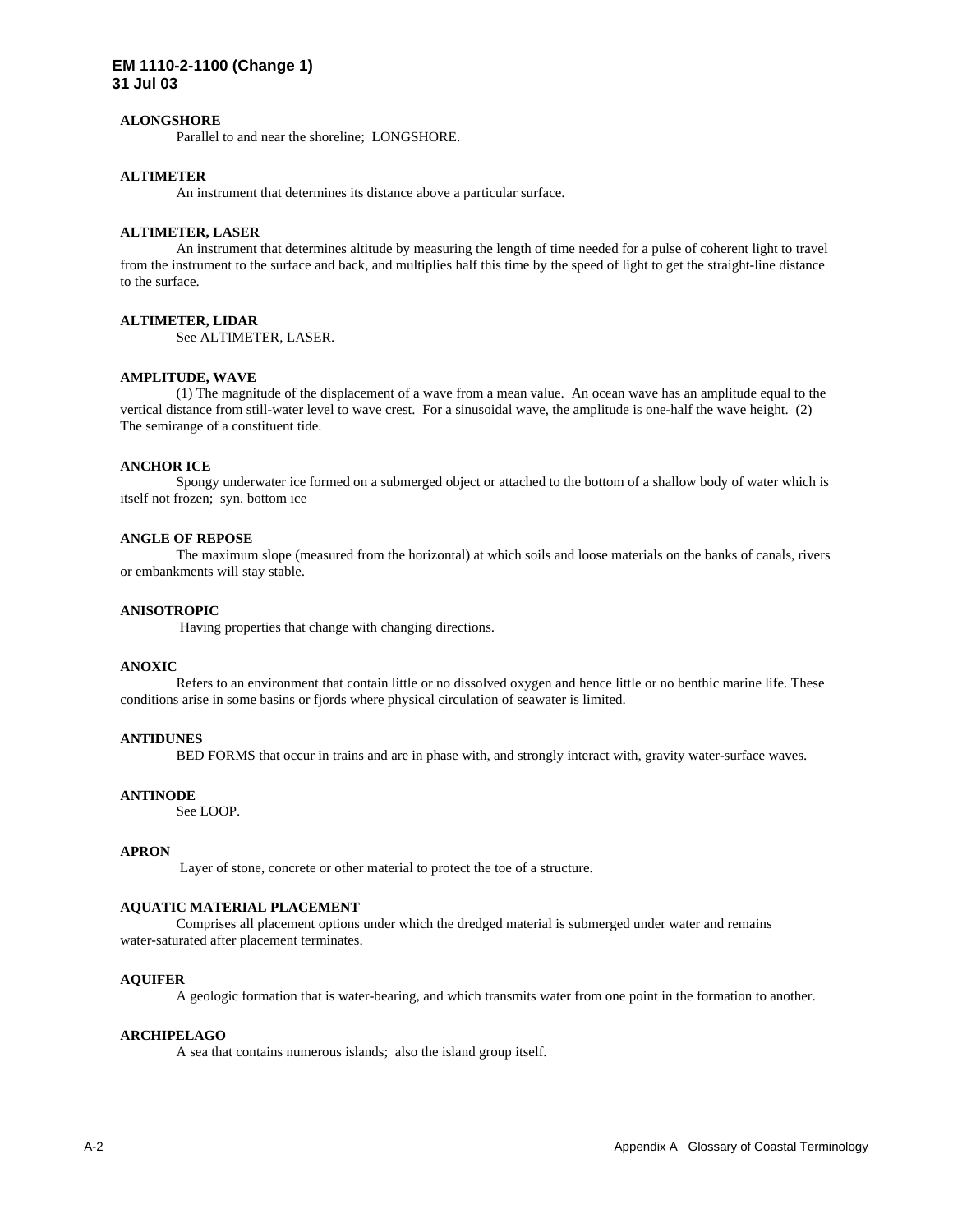**ALONGSHORE**

Parallel to and near the shoreline; LONGSHORE.

**ALTIMETER**

An instrument that determines its distance above a particular surface.

**ALTIMETER, LASER**

An instrument that determines altitude by measuring the length of time needed for a pulse of coherent light to travel from the instrument to the surface and back, and multiplies half this time by the speed of light to get the straight-line distance to the surface.

**ALTIMETER, LIDAR**

See ALTIMETER, LASER.

**AMPLITUDE, WAVE**

(1) The magnitude of the displacement of a wave from a mean value. An ocean wave has an amplitude equal to the vertical distance from still-water level to wave crest. For a sinusoidal wave, the amplitude is one-half the wave height. (2) The semirange of a constituent tide.

**ANCHOR ICE**

Spongy underwater ice formed on a submerged object or attached to the bottom of a shallow body of water which is itself not frozen; syn. bottom ice

**ANGLE OF REPOSE**

The maximum slope (measured from the horizontal) at which soils and loose materials on the banks of canals, rivers or embankments will stay stable.

**ANISOTROPIC**

Having properties that change with changing directions.

**ANOXIC**

Refers to an environment that contain little or no dissolved oxygen and hence little or no benthic marine life. These conditions arise in some basins or fjords where physical circulation of seawater is limited.

**ANTIDUNES**

BED FORMS that occur in trains and are in phase with, and strongly interact with, gravity water-surface waves.

**ANTINODE**

See LOOP.

**APRON**

Layer of stone, concrete or other material to protect the toe of a structure.

**AQUATIC MATERIAL PLACEMENT**

Comprises all placement options under which the dredged material is submerged under water and remains water-saturated after placement terminates.

**AQUIFER**

A geologic formation that is water-bearing, and which transmits water from one point in the formation to another.

**ARCHIPELAGO**

A sea that contains numerous islands; also the island group itself.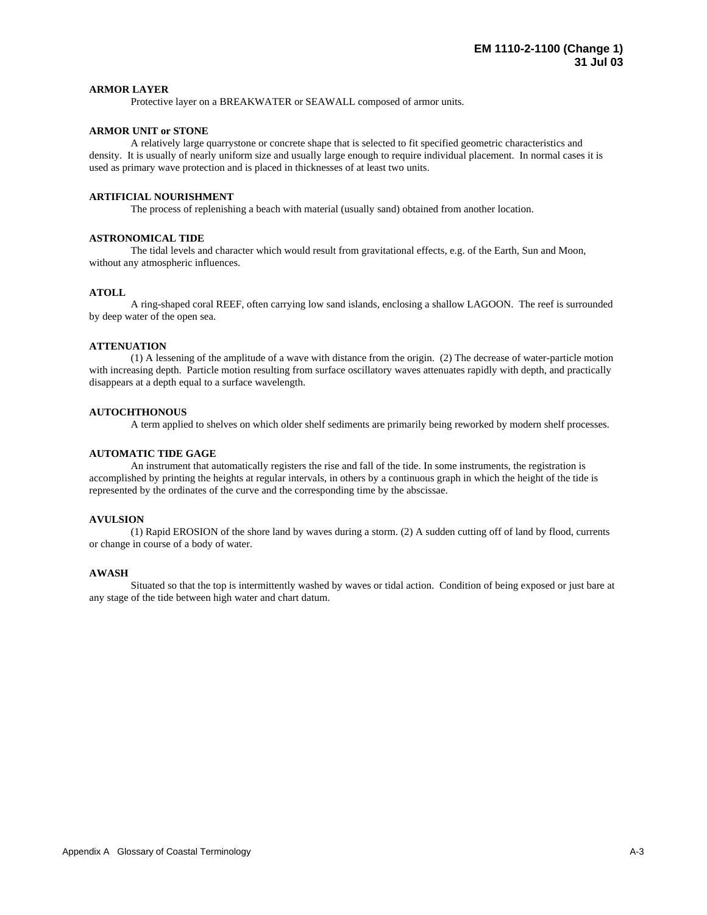**ARMOR LAYER**

Protective layer on a BREAKWATER or SEAWALL composed of armor units.

**ARMOR UNIT or STONE**

A relatively large quarrystone or concrete shape that is selected to fit specified geometric characteristics and density. It is usually of nearly uniform size and usually large enough to require individual placement. In normal cases it is used as primary wave protection and is placed in thicknesses of at least two units.

**ARTIFICIAL NOURISHMENT**

The process of replenishing a beach with material (usually sand) obtained from another location.

**ASTRONOMICAL TIDE**

The tidal levels and character which would result from gravitational effects, e.g. of the Earth, Sun and Moon, without any atmospheric influences.

**ATOLL**

A ring-shaped coral REEF, often carrying low sand islands, enclosing a shallow LAGOON. The reef is surrounded by deep water of the open sea.

**ATTENUATION**

(1) A lessening of the amplitude of a wave with distance from the origin. (2) The decrease of water-particle motion with increasing depth. Particle motion resulting from surface oscillatory waves attenuates rapidly with depth, and practically disappears at a depth equal to a surface wavelength.

**AUTOCHTHONOUS**

A term applied to shelves on which older shelf sediments are primarily being reworked by modern shelf processes.

**AUTOMATIC TIDE GAGE**

An instrument that automatically registers the rise and fall of the tide. In some instruments, the registration is accomplished by printing the heights at regular intervals, in others by a continuous graph in which the height of the tide is represented by the ordinates of the curve and the corresponding time by the abscissae.

**AVULSION**

(1) Rapid EROSION of the shore land by waves during a storm. (2) A sudden cutting off of land by flood, currents or change in course of a body of water.

**AWASH**

Situated so that the top is intermittently washed by waves or tidal action. Condition of being exposed or just bare at any stage of the tide between high water and chart datum.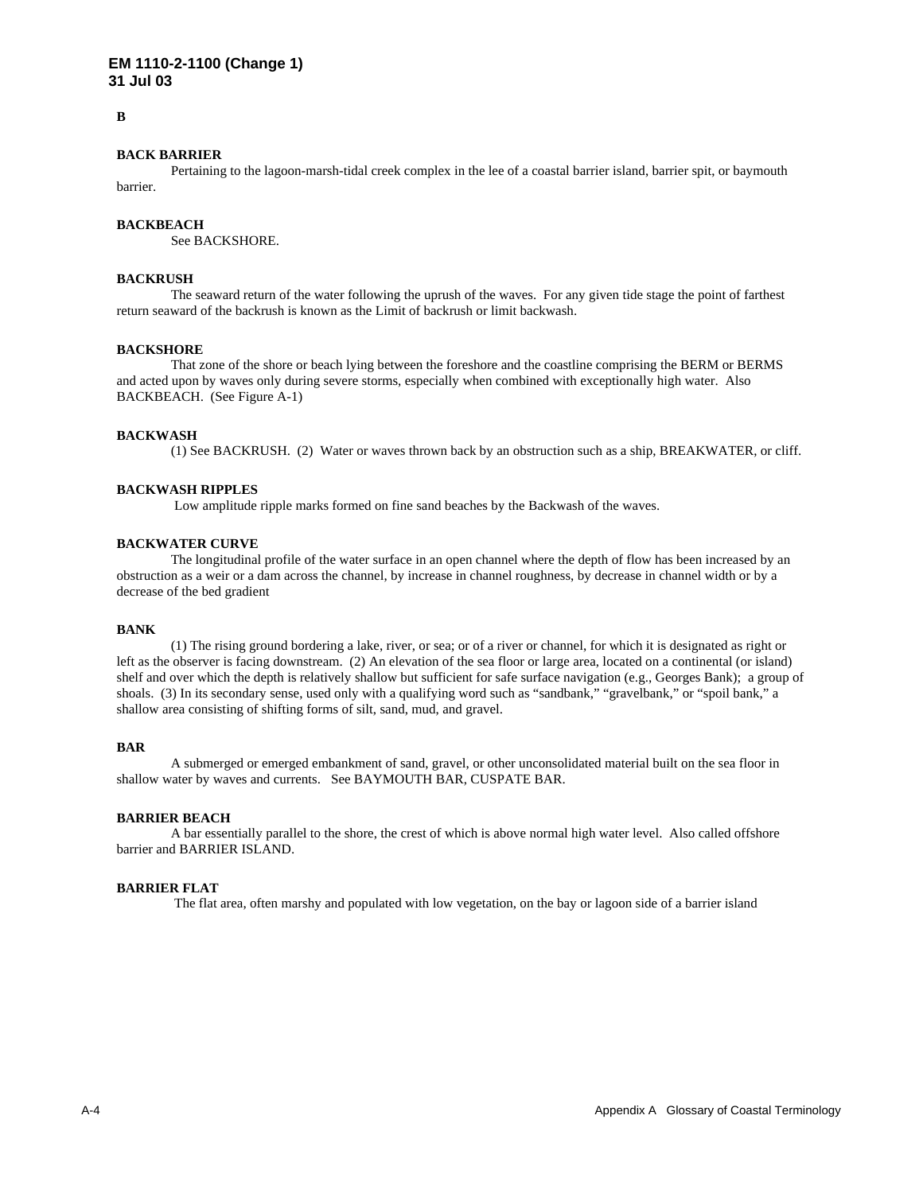**B**

**BACK BARRIER**

Pertaining to the lagoon-marsh-tidal creek complex in the lee of a coastal barrier island, barrier spit, or baymouth barrier.

**BACKBEACH**

See BACKSHORE.

**BACKRUSH**

The seaward return of the water following the uprush of the waves. For any given tide stage the point of farthest return seaward of the backrush is known as the Limit of backrush or limit backwash.

**BACKSHORE**

That zone of the shore or beach lying between the foreshore and the coastline comprising the BERM or BERMS and acted upon by waves only during severe storms, especially when combined with exceptionally high water. Also BACKBEACH. (See Figure A-1)

**BACKWASH**

(1) See BACKRUSH. (2) Water or waves thrown back by an obstruction such as a ship, BREAKWATER, or cliff.

**BACKWASH RIPPLES**

Low amplitude ripple marks formed on fine sand beaches by the Backwash of the waves.

**BACKWATER CURVE**

The longitudinal profile of the water surface in an open channel where the depth of flow has been increased by an obstruction as a weir or a dam across the channel, by increase in channel roughness, by decrease in channel width or by a decrease of the bed gradient

**BANK**

(1) The rising ground bordering a lake, river, or sea; or of a river or channel, for which it is designated as right or left as the observer is facing downstream. (2) An elevation of the sea floor or large area, located on a continental (or island) shelf and over which the depth is relatively shallow but sufficient for safe surface navigation (e.g., Georges Bank); a group of shoals. (3) In its secondary sense, used only with a qualifying word such as "sandbank," "gravelbank," or "spoil bank," a shallow area consisting of shifting forms of silt, sand, mud, and gravel.

**BAR**

A submerged or emerged embankment of sand, gravel, or other unconsolidated material built on the sea floor in shallow water by waves and currents. See BAYMOUTH BAR, CUSPATE BAR.

**BARRIER BEACH**

A bar essentially parallel to the shore, the crest of which is above normal high water level. Also called offshore barrier and BARRIER ISLAND.

**BARRIER FLAT**

The flat area, often marshy and populated with low vegetation, on the bay or lagoon side of a barrier island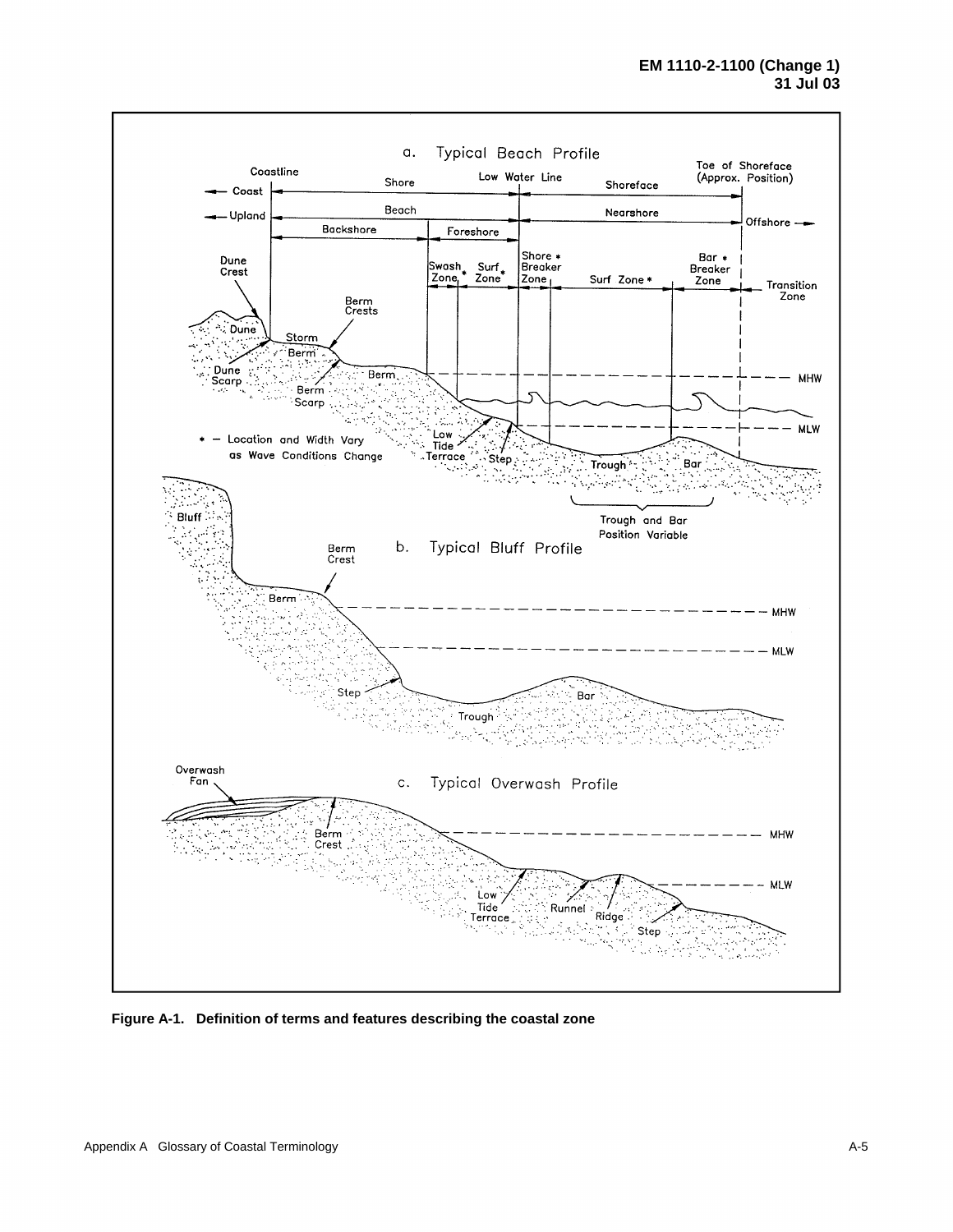**Figure A-1. Definition of terms and features describing the coastal zone**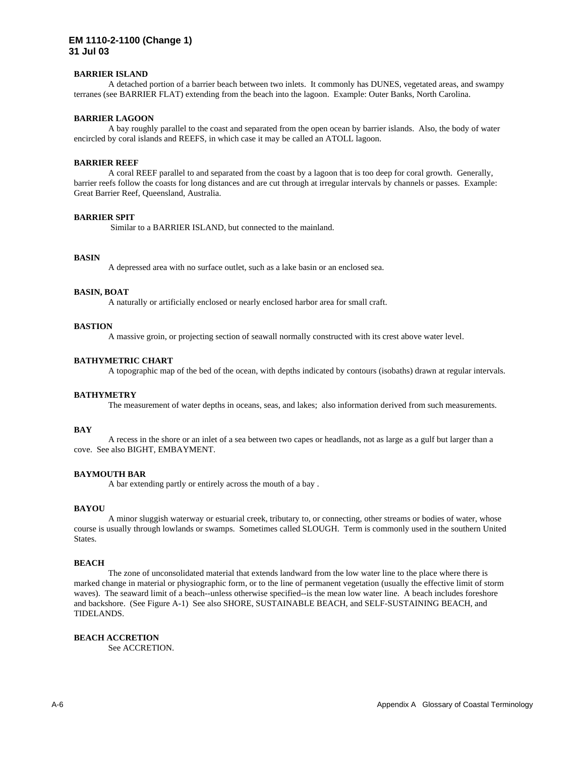**BARRIER ISLAND**

A detached portion of a barrier beach between two inlets. It commonly has DUNES, vegetated areas, and swampy terranes (see BARRIER FLAT) extending from the beach into the lagoon. Example: Outer Banks, North Carolina.

**BARRIER LAGOON**

A bay roughly parallel to the coast and separated from the open ocean by barrier islands. Also, the body of water encircled by coral islands and REEFS, in which case it may be called an ATOLL lagoon.

**BARRIER REEF**

A coral REEF parallel to and separated from the coast by a lagoon that is too deep for coral growth. Generally, barrier reefs follow the coasts for long distances and are cut through at irregular intervals by channels or passes. Example: Great Barrier Reef, Queensland, Australia.

**BARRIER SPIT**

Similar to a BARRIER ISLAND, but connected to the mainland.

**BASIN**

A depressed area with no surface outlet, such as a lake basin or an enclosed sea.

**BASIN, BOAT**

A naturally or artificially enclosed or nearly enclosed harbor area for small craft.

**BASTION**

A massive groin, or projecting section of seawall normally constructed with its crest above water level.

**BATHYMETRIC CHART**

A topographic map of the bed of the ocean, with depths indicated by contours (isobaths) drawn at regular intervals.

**BATHYMETRY**

The measurement of water depths in oceans, seas, and lakes; also information derived from such measurements.

**BAY**

A recess in the shore or an inlet of a sea between two capes or headlands, not as large as a gulf but larger than a cove. See also BIGHT, EMBAYMENT.

**BAYMOUTH BAR**

A bar extending partly or entirely across the mouth of a bay .

**BAYOU**

A minor sluggish waterway or estuarial creek, tributary to, or connecting, other streams or bodies of water, whose course is usually through lowlands or swamps. Sometimes called SLOUGH. Term is commonly used in the southern United States.

**BEACH**

The zone of unconsolidated material that extends landward from the low water line to the place where there is marked change in material or physiographic form, or to the line of permanent vegetation (usually the effective limit of storm waves). The seaward limit of a beach--unless otherwise specified--is the mean low water line. A beach includes foreshore and backshore. (See Figure A-1) See also SHORE, SUSTAINABLE BEACH, and SELF-SUSTAINING BEACH, and TIDELANDS.

**BEACH ACCRETION**

See ACCRETION.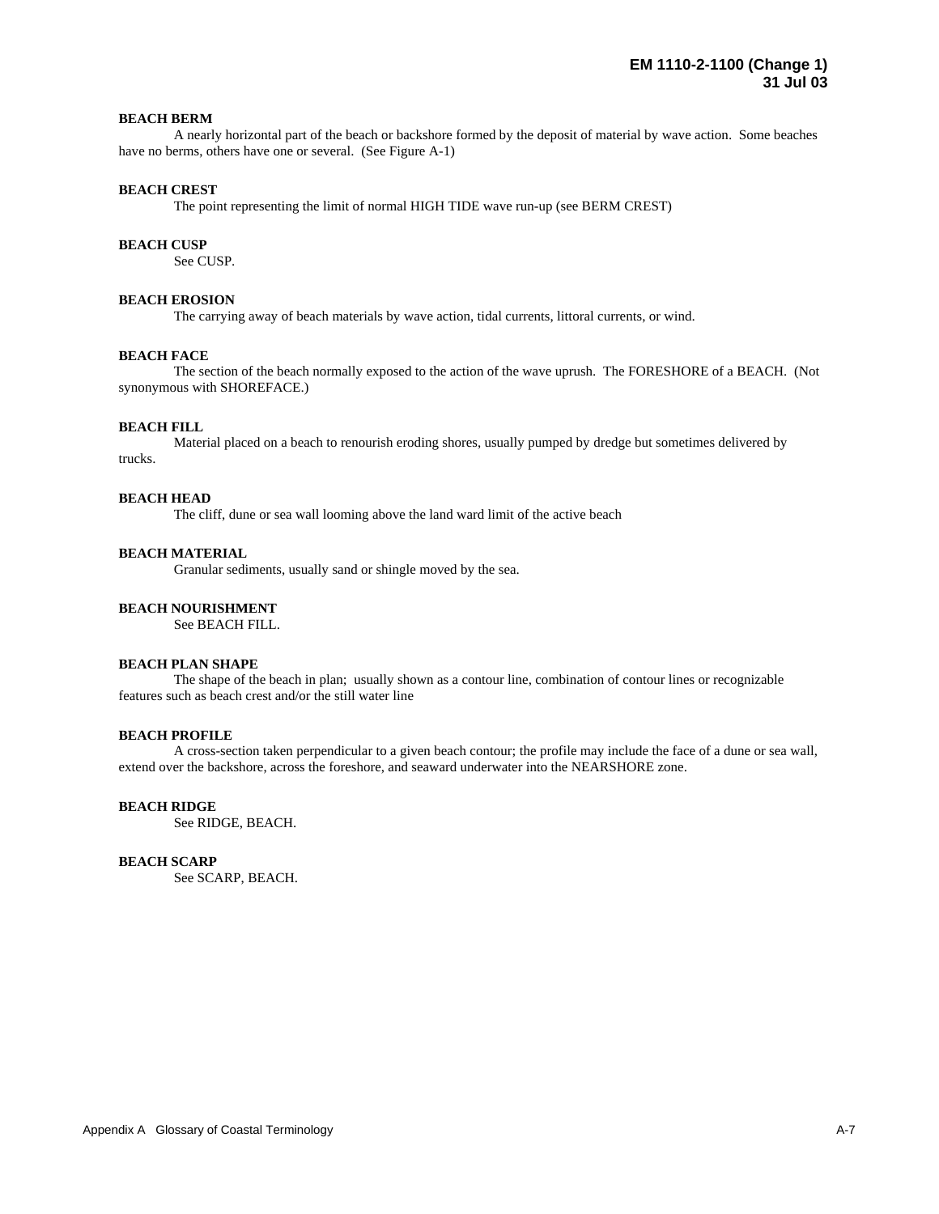**BEACH BERM**

A nearly horizontal part of the beach or backshore formed by the deposit of material by wave action. Some beaches have no berms, others have one or several. (See Figure A-1)

**BEACH CREST**

The point representing the limit of normal HIGH TIDE wave run-up (see BERM CREST)

**BEACH CUSP**

See CUSP.

**BEACH EROSION**

The carrying away of beach materials by wave action, tidal currents, littoral currents, or wind.

**BEACH FACE**

The section of the beach normally exposed to the action of the wave uprush. The FORESHORE of a BEACH. (Not synonymous with SHOREFACE.)

**BEACH FILL**

Material placed on a beach to renourish eroding shores, usually pumped by dredge but sometimes delivered by trucks.

**BEACH HEAD**

The cliff, dune or sea wall looming above the land ward limit of the active beach

**BEACH MATERIAL**

Granular sediments, usually sand or shingle moved by the sea.

**BEACH NOURISHMENT**

See BEACH FILL.

**BEACH PLAN SHAPE**

The shape of the beach in plan; usually shown as a contour line, combination of contour lines or recognizable features such as beach crest and/or the still water line

**BEACH PROFILE**

A cross-section taken perpendicular to a given beach contour; the profile may include the face of a dune or sea wall, extend over the backshore, across the foreshore, and seaward underwater into the NEARSHORE zone.

**BEACH RIDGE**

See RIDGE, BEACH.

**BEACH SCARP**

See SCARP, BEACH.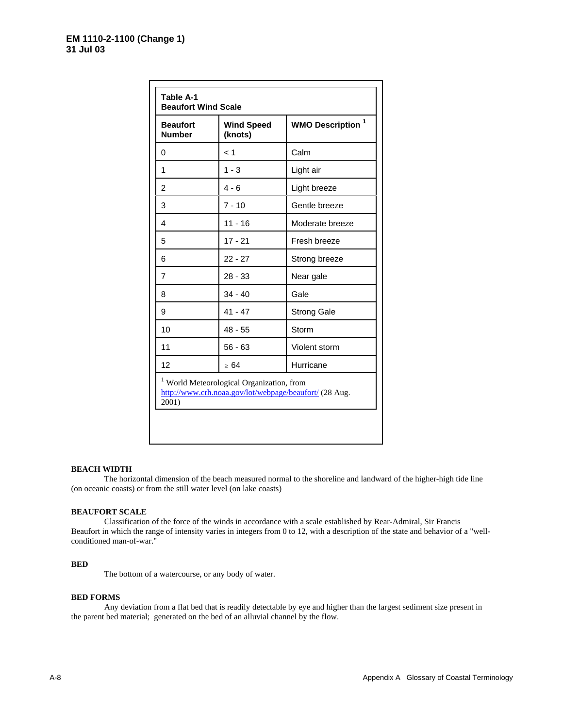**Table A-1**
**Beaufort Wind Scale**

| Beaufort Number | Wind Speed (knots) | WMO Description [1] |
|---|---|---|
| 0 | < 1 | Calm |
| 1 | 1 - 3 | Light air |
| 2 | 4 - 6 | Light breeze |
| 3 | 7 - 10 | Gentle breeze |
| 4 | 11 - 16 | Moderate breeze |
| 5 | 17 - 21 | Fresh breeze |
| 6 | 22 - 27 | Strong breeze |
| 7 | 28 - 33 | Near gale |
| 8 | 34 - 40 | Gale |
| 9 | 41 - 47 | Strong Gale |
| 10 | 48 - 55 | Storm |
| 11 | 56 - 63 | Violent storm |
| 12 | ≥ 64 | Hurricane |

[1] World Meteorological Organization, from http://www.crh.noaa.gov/lot/webpage/beaufort/ (28 Aug. 2001)

**BEACH WIDTH**

The horizontal dimension of the beach measured normal to the shoreline and landward of the higher-high tide line (on oceanic coasts) or from the still water level (on lake coasts)

**BEAUFORT SCALE**

Classification of the force of the winds in accordance with a scale established by Rear-Admiral, Sir Francis Beaufort in which the range of intensity varies in integers from 0 to 12, with a description of the state and behavior of a "well-conditioned man-of-war."

**BED**

The bottom of a watercourse, or any body of water.

**BED FORMS**

Any deviation from a flat bed that is readily detectable by eye and higher than the largest sediment size present in the parent bed material; generated on the bed of an alluvial channel by the flow.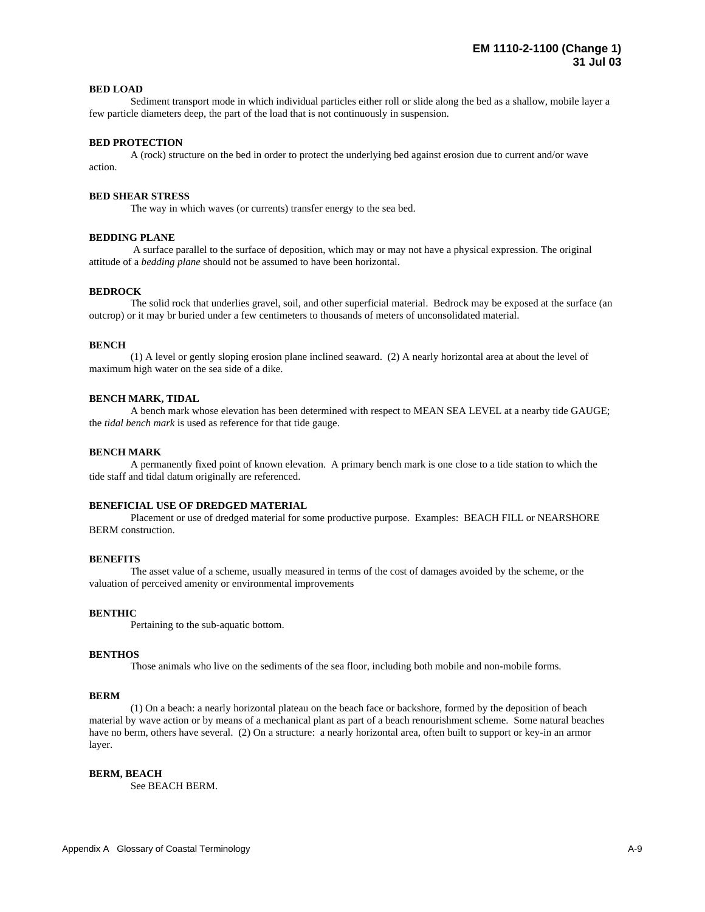**BED LOAD**

Sediment transport mode in which individual particles either roll or slide along the bed as a shallow, mobile layer a few particle diameters deep, the part of the load that is not continuously in suspension.

**BED PROTECTION**

A (rock) structure on the bed in order to protect the underlying bed against erosion due to current and/or wave action.

**BED SHEAR STRESS**

The way in which waves (or currents) transfer energy to the sea bed.

**BEDDING PLANE**

A surface parallel to the surface of deposition, which may or may not have a physical expression. The original attitude of a *bedding plane* should not be assumed to have been horizontal.

**BEDROCK**

The solid rock that underlies gravel, soil, and other superficial material. Bedrock may be exposed at the surface (an outcrop) or it may br buried under a few centimeters to thousands of meters of unconsolidated material.

**BENCH**

(1) A level or gently sloping erosion plane inclined seaward. (2) A nearly horizontal area at about the level of maximum high water on the sea side of a dike.

**BENCH MARK, TIDAL**

A bench mark whose elevation has been determined with respect to MEAN SEA LEVEL at a nearby tide GAUGE; the *tidal bench mark* is used as reference for that tide gauge.

**BENCH MARK**

A permanently fixed point of known elevation. A primary bench mark is one close to a tide station to which the tide staff and tidal datum originally are referenced.

**BENEFICIAL USE OF DREDGED MATERIAL**

Placement or use of dredged material for some productive purpose. Examples: BEACH FILL or NEARSHORE BERM construction.

**BENEFITS**

The asset value of a scheme, usually measured in terms of the cost of damages avoided by the scheme, or the valuation of perceived amenity or environmental improvements

**BENTHIC**

Pertaining to the sub-aquatic bottom.

**BENTHOS**

Those animals who live on the sediments of the sea floor, including both mobile and non-mobile forms.

**BERM**

(1) On a beach: a nearly horizontal plateau on the beach face or backshore, formed by the deposition of beach material by wave action or by means of a mechanical plant as part of a beach renourishment scheme. Some natural beaches have no berm, others have several. (2) On a structure: a nearly horizontal area, often built to support or key-in an armor layer.

**BERM, BEACH**

See BEACH BERM.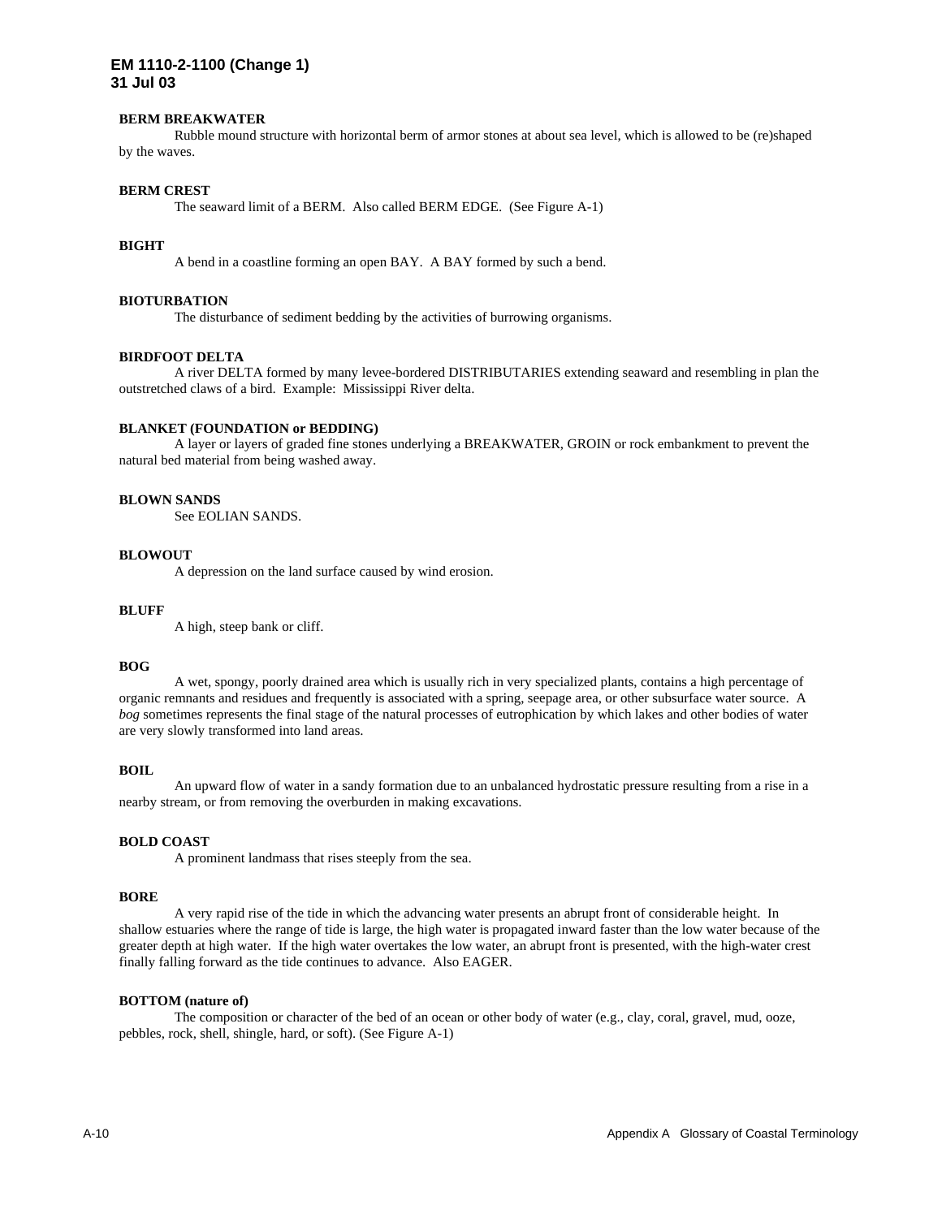**BERM BREAKWATER**

Rubble mound structure with horizontal berm of armor stones at about sea level, which is allowed to be (re)shaped by the waves.

**BERM CREST**

The seaward limit of a BERM. Also called BERM EDGE. (See Figure A-1)

**BIGHT**

A bend in a coastline forming an open BAY. A BAY formed by such a bend.

**BIOTURBATION**

The disturbance of sediment bedding by the activities of burrowing organisms.

**BIRDFOOT DELTA**

A river DELTA formed by many levee-bordered DISTRIBUTARIES extending seaward and resembling in plan the outstretched claws of a bird. Example: Mississippi River delta.

**BLANKET (FOUNDATION or BEDDING)**

A layer or layers of graded fine stones underlying a BREAKWATER, GROIN or rock embankment to prevent the natural bed material from being washed away.

**BLOWN SANDS**

See EOLIAN SANDS.

**BLOWOUT**

A depression on the land surface caused by wind erosion.

**BLUFF**

A high, steep bank or cliff.

**BOG**

A wet, spongy, poorly drained area which is usually rich in very specialized plants, contains a high percentage of organic remnants and residues and frequently is associated with a spring, seepage area, or other subsurface water source. A *bog* sometimes represents the final stage of the natural processes of eutrophication by which lakes and other bodies of water are very slowly transformed into land areas.

**BOIL**

An upward flow of water in a sandy formation due to an unbalanced hydrostatic pressure resulting from a rise in a nearby stream, or from removing the overburden in making excavations.

**BOLD COAST**

A prominent landmass that rises steeply from the sea.

**BORE**

A very rapid rise of the tide in which the advancing water presents an abrupt front of considerable height. In shallow estuaries where the range of tide is large, the high water is propagated inward faster than the low water because of the greater depth at high water. If the high water overtakes the low water, an abrupt front is presented, with the high-water crest finally falling forward as the tide continues to advance. Also EAGER.

**BOTTOM (nature of)**

The composition or character of the bed of an ocean or other body of water (e.g., clay, coral, gravel, mud, ooze, pebbles, rock, shell, shingle, hard, or soft). (See Figure A-1)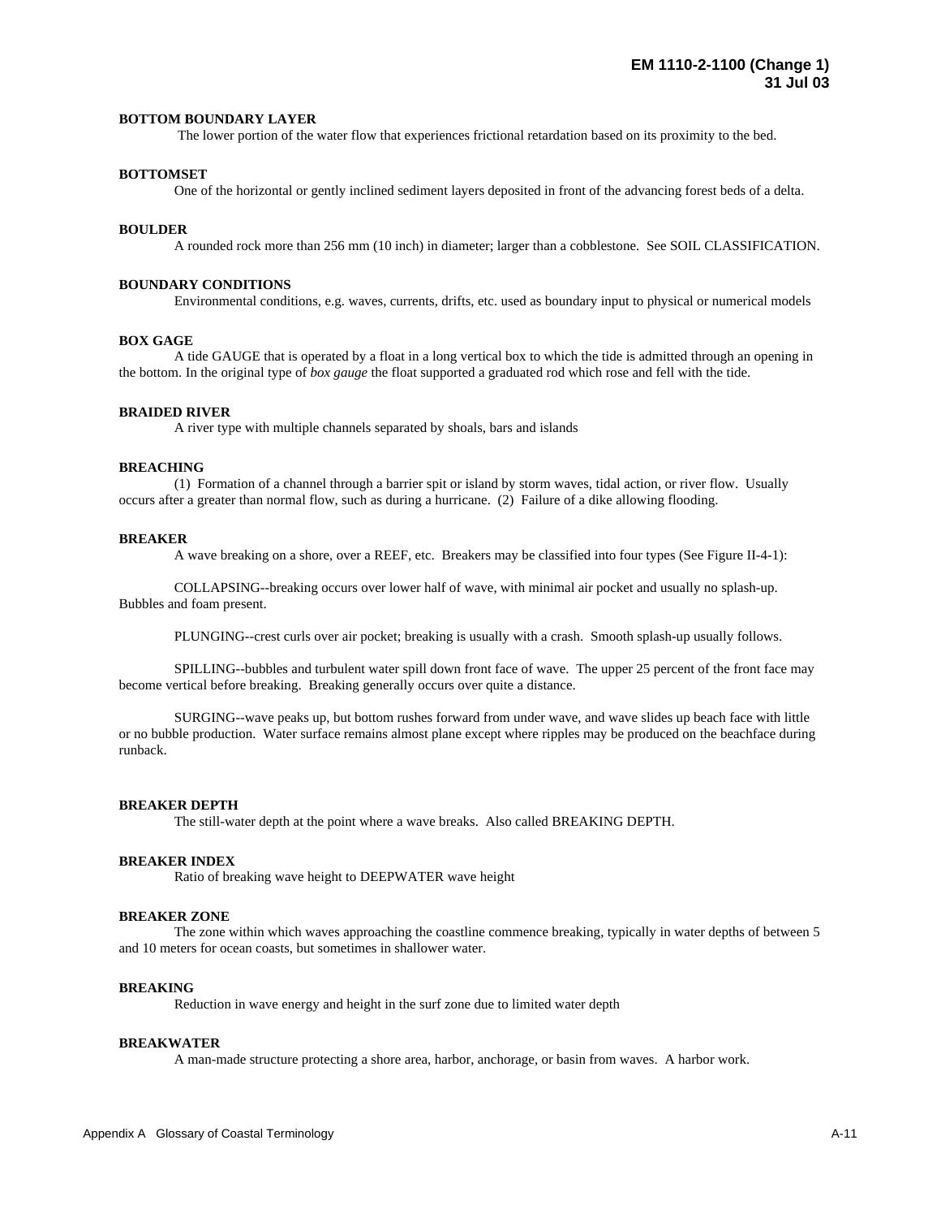**BOTTOM BOUNDARY LAYER**

The lower portion of the water flow that experiences frictional retardation based on its proximity to the bed.

**BOTTOMSET**

One of the horizontal or gently inclined sediment layers deposited in front of the advancing forest beds of a delta.

**BOULDER**

A rounded rock more than 256 mm (10 inch) in diameter; larger than a cobblestone. See SOIL CLASSIFICATION.

**BOUNDARY CONDITIONS**

Environmental conditions, e.g. waves, currents, drifts, etc. used as boundary input to physical or numerical models

**BOX GAGE**

A tide GAUGE that is operated by a float in a long vertical box to which the tide is admitted through an opening in the bottom. In the original type of *box gauge* the float supported a graduated rod which rose and fell with the tide.

**BRAIDED RIVER**

A river type with multiple channels separated by shoals, bars and islands

**BREACHING**

(1) Formation of a channel through a barrier spit or island by storm waves, tidal action, or river flow. Usually occurs after a greater than normal flow, such as during a hurricane. (2) Failure of a dike allowing flooding.

**BREAKER**

A wave breaking on a shore, over a REEF, etc. Breakers may be classified into four types (See Figure II-4-1):

COLLAPSING--breaking occurs over lower half of wave, with minimal air pocket and usually no splash-up. Bubbles and foam present.

PLUNGING--crest curls over air pocket; breaking is usually with a crash. Smooth splash-up usually follows.

SPILLING--bubbles and turbulent water spill down front face of wave. The upper 25 percent of the front face may become vertical before breaking. Breaking generally occurs over quite a distance.

SURGING--wave peaks up, but bottom rushes forward from under wave, and wave slides up beach face with little or no bubble production. Water surface remains almost plane except where ripples may be produced on the beachface during runback.

**BREAKER DEPTH**

The still-water depth at the point where a wave breaks. Also called BREAKING DEPTH.

**BREAKER INDEX**

Ratio of breaking wave height to DEEPWATER wave height

**BREAKER ZONE**

The zone within which waves approaching the coastline commence breaking, typically in water depths of between 5 and 10 meters for ocean coasts, but sometimes in shallower water.

**BREAKING**

Reduction in wave energy and height in the surf zone due to limited water depth

**BREAKWATER**

A man-made structure protecting a shore area, harbor, anchorage, or basin from waves. A harbor work.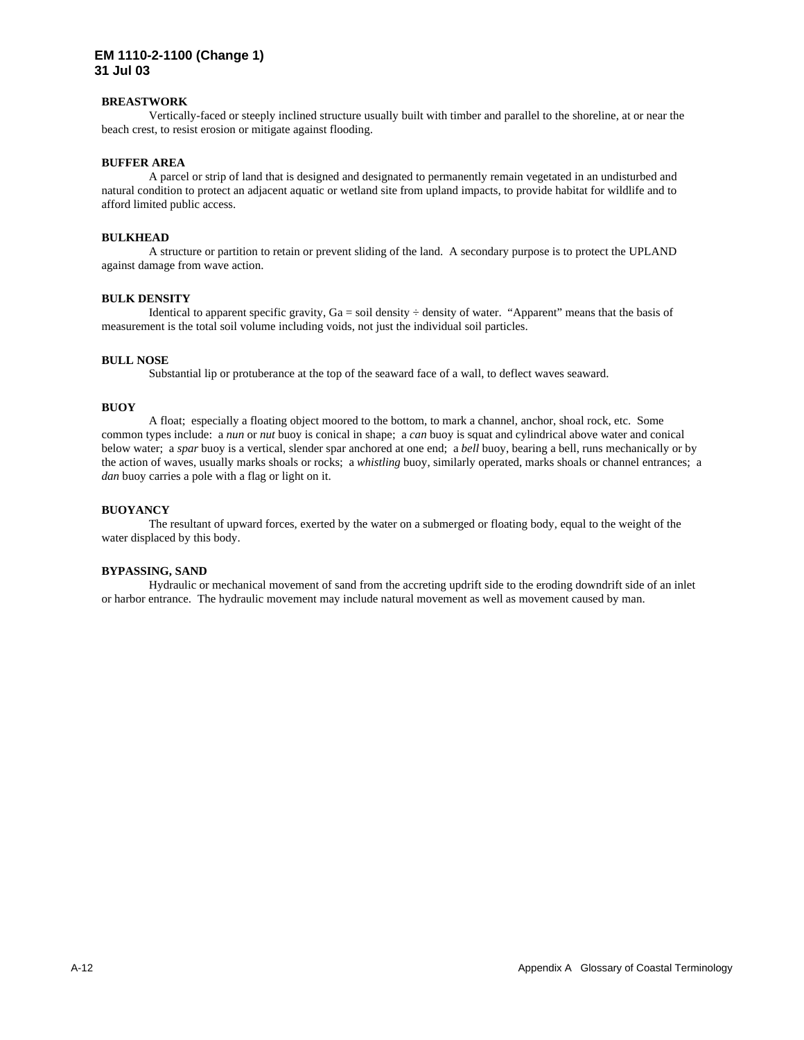**BREASTWORK**

Vertically-faced or steeply inclined structure usually built with timber and parallel to the shoreline, at or near the beach crest, to resist erosion or mitigate against flooding.

**BUFFER AREA**

A parcel or strip of land that is designed and designated to permanently remain vegetated in an undisturbed and natural condition to protect an adjacent aquatic or wetland site from upland impacts, to provide habitat for wildlife and to afford limited public access.

**BULKHEAD**

A structure or partition to retain or prevent sliding of the land. A secondary purpose is to protect the UPLAND against damage from wave action.

**BULK DENSITY**

Identical to apparent specific gravity, Ga = soil density ÷ density of water. "Apparent" means that the basis of measurement is the total soil volume including voids, not just the individual soil particles.

**BULL NOSE**

Substantial lip or protuberance at the top of the seaward face of a wall, to deflect waves seaward.

**BUOY**

A float; especially a floating object moored to the bottom, to mark a channel, anchor, shoal rock, etc. Some common types include: a *nun* or *nut* buoy is conical in shape; a *can* buoy is squat and cylindrical above water and conical below water; a *spar* buoy is a vertical, slender spar anchored at one end; a *bell* buoy, bearing a bell, runs mechanically or by the action of waves, usually marks shoals or rocks; a *whistling* buoy, similarly operated, marks shoals or channel entrances; a *dan* buoy carries a pole with a flag or light on it.

**BUOYANCY**

The resultant of upward forces, exerted by the water on a submerged or floating body, equal to the weight of the water displaced by this body.

**BYPASSING, SAND**

Hydraulic or mechanical movement of sand from the accreting updrift side to the eroding downdrift side of an inlet or harbor entrance. The hydraulic movement may include natural movement as well as movement caused by man.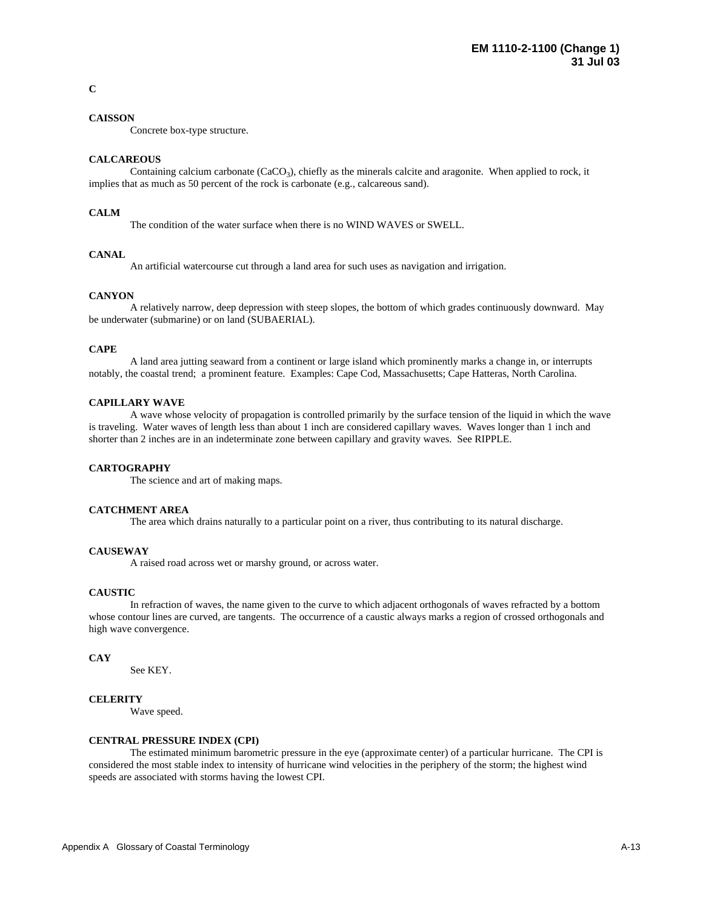## C

**CAISSON**

Concrete box-type structure.

**CALCAREOUS**

Containing calcium carbonate ($CaCO_3$), chiefly as the minerals calcite and aragonite. When applied to rock, it implies that as much as 50 percent of the rock is carbonate (e.g., calcareous sand).

**CALM**

The condition of the water surface when there is no WIND WAVES or SWELL.

**CANAL**

An artificial watercourse cut through a land area for such uses as navigation and irrigation.

**CANYON**

A relatively narrow, deep depression with steep slopes, the bottom of which grades continuously downward. May be underwater (submarine) or on land (SUBAERIAL).

**CAPE**

A land area jutting seaward from a continent or large island which prominently marks a change in, or interrupts notably, the coastal trend; a prominent feature. Examples: Cape Cod, Massachusetts; Cape Hatteras, North Carolina.

**CAPILLARY WAVE**

A wave whose velocity of propagation is controlled primarily by the surface tension of the liquid in which the wave is traveling. Water waves of length less than about 1 inch are considered capillary waves. Waves longer than 1 inch and shorter than 2 inches are in an indeterminate zone between capillary and gravity waves. See RIPPLE.

**CARTOGRAPHY**

The science and art of making maps.

**CATCHMENT AREA**

The area which drains naturally to a particular point on a river, thus contributing to its natural discharge.

**CAUSEWAY**

A raised road across wet or marshy ground, or across water.

**CAUSTIC**

In refraction of waves, the name given to the curve to which adjacent orthogonals of waves refracted by a bottom whose contour lines are curved, are tangents. The occurrence of a caustic always marks a region of crossed orthogonals and high wave convergence.

**CAY**

See KEY.

**CELERITY**

Wave speed.

**CENTRAL PRESSURE INDEX (CPI)**

The estimated minimum barometric pressure in the eye (approximate center) of a particular hurricane. The CPI is considered the most stable index to intensity of hurricane wind velocities in the periphery of the storm; the highest wind speeds are associated with storms having the lowest CPI.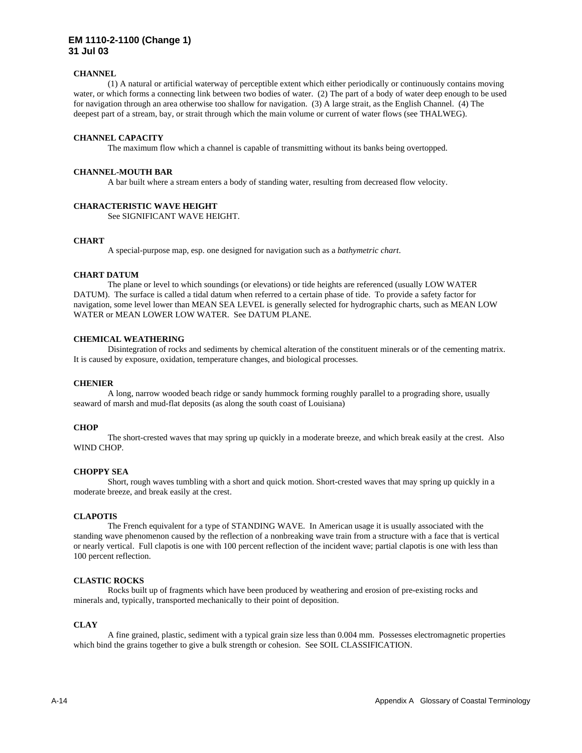**CHANNEL**

(1) A natural or artificial waterway of perceptible extent which either periodically or continuously contains moving water, or which forms a connecting link between two bodies of water. (2) The part of a body of water deep enough to be used for navigation through an area otherwise too shallow for navigation. (3) A large strait, as the English Channel. (4) The deepest part of a stream, bay, or strait through which the main volume or current of water flows (see THALWEG).

**CHANNEL CAPACITY**

The maximum flow which a channel is capable of transmitting without its banks being overtopped.

**CHANNEL-MOUTH BAR**

A bar built where a stream enters a body of standing water, resulting from decreased flow velocity.

**CHARACTERISTIC WAVE HEIGHT**

See SIGNIFICANT WAVE HEIGHT.

**CHART**

A special-purpose map, esp. one designed for navigation such as a *bathymetric chart*.

**CHART DATUM**

The plane or level to which soundings (or elevations) or tide heights are referenced (usually LOW WATER DATUM). The surface is called a tidal datum when referred to a certain phase of tide. To provide a safety factor for navigation, some level lower than MEAN SEA LEVEL is generally selected for hydrographic charts, such as MEAN LOW WATER or MEAN LOWER LOW WATER. See DATUM PLANE.

**CHEMICAL WEATHERING**

Disintegration of rocks and sediments by chemical alteration of the constituent minerals or of the cementing matrix. It is caused by exposure, oxidation, temperature changes, and biological processes.

**CHENIER**

A long, narrow wooded beach ridge or sandy hummock forming roughly parallel to a prograding shore, usually seaward of marsh and mud-flat deposits (as along the south coast of Louisiana)

**CHOP**

The short-crested waves that may spring up quickly in a moderate breeze, and which break easily at the crest. Also WIND CHOP.

**CHOPPY SEA**

Short, rough waves tumbling with a short and quick motion. Short-crested waves that may spring up quickly in a moderate breeze, and break easily at the crest.

**CLAPOTIS**

The French equivalent for a type of STANDING WAVE. In American usage it is usually associated with the standing wave phenomenon caused by the reflection of a nonbreaking wave train from a structure with a face that is vertical or nearly vertical. Full clapotis is one with 100 percent reflection of the incident wave; partial clapotis is one with less than 100 percent reflection.

**CLASTIC ROCKS**

Rocks built up of fragments which have been produced by weathering and erosion of pre-existing rocks and minerals and, typically, transported mechanically to their point of deposition.

**CLAY**

A fine grained, plastic, sediment with a typical grain size less than 0.004 mm. Possesses electromagnetic properties which bind the grains together to give a bulk strength or cohesion. See SOIL CLASSIFICATION.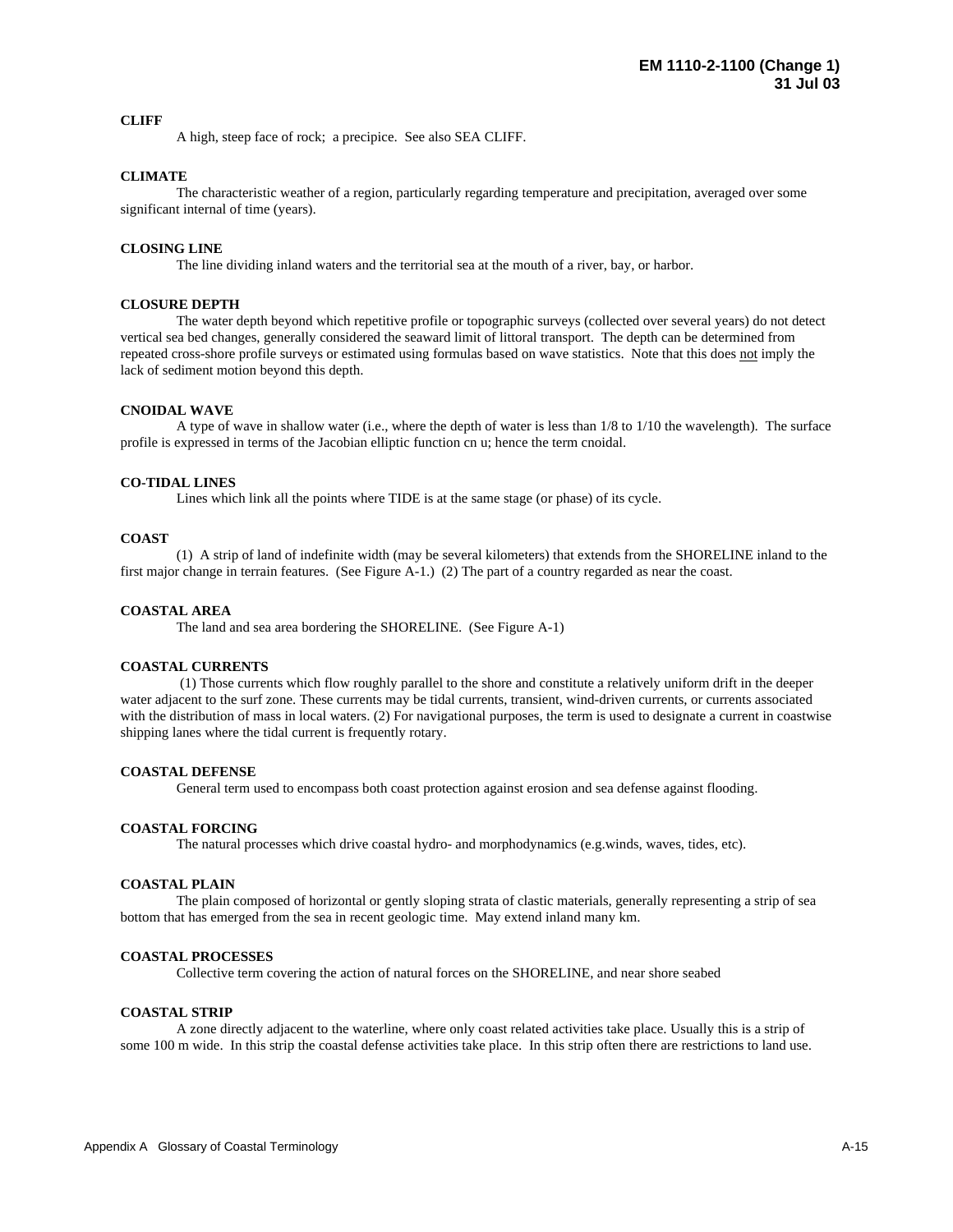**CLIFF**

A high, steep face of rock; a precipice. See also SEA CLIFF.

**CLIMATE**

The characteristic weather of a region, particularly regarding temperature and precipitation, averaged over some significant internal of time (years).

**CLOSING LINE**

The line dividing inland waters and the territorial sea at the mouth of a river, bay, or harbor.

**CLOSURE DEPTH**

The water depth beyond which repetitive profile or topographic surveys (collected over several years) do not detect vertical sea bed changes, generally considered the seaward limit of littoral transport. The depth can be determined from repeated cross-shore profile surveys or estimated using formulas based on wave statistics. Note that this does not imply the lack of sediment motion beyond this depth.

**CNOIDAL WAVE**

A type of wave in shallow water (i.e., where the depth of water is less than 1/8 to 1/10 the wavelength). The surface profile is expressed in terms of the Jacobian elliptic function cn u; hence the term cnoidal.

**CO-TIDAL LINES**

Lines which link all the points where TIDE is at the same stage (or phase) of its cycle.

**COAST**

(1) A strip of land of indefinite width (may be several kilometers) that extends from the SHORELINE inland to the first major change in terrain features. (See Figure A-1.) (2) The part of a country regarded as near the coast.

**COASTAL AREA**

The land and sea area bordering the SHORELINE. (See Figure A-1)

**COASTAL CURRENTS**

(1) Those currents which flow roughly parallel to the shore and constitute a relatively uniform drift in the deeper water adjacent to the surf zone. These currents may be tidal currents, transient, wind-driven currents, or currents associated with the distribution of mass in local waters. (2) For navigational purposes, the term is used to designate a current in coastwise shipping lanes where the tidal current is frequently rotary.

**COASTAL DEFENSE**

General term used to encompass both coast protection against erosion and sea defense against flooding.

**COASTAL FORCING**

The natural processes which drive coastal hydro- and morphodynamics (e.g.winds, waves, tides, etc).

**COASTAL PLAIN**

The plain composed of horizontal or gently sloping strata of clastic materials, generally representing a strip of sea bottom that has emerged from the sea in recent geologic time. May extend inland many km.

**COASTAL PROCESSES**

Collective term covering the action of natural forces on the SHORELINE, and near shore seabed

**COASTAL STRIP**

A zone directly adjacent to the waterline, where only coast related activities take place. Usually this is a strip of some 100 m wide. In this strip the coastal defense activities take place. In this strip often there are restrictions to land use.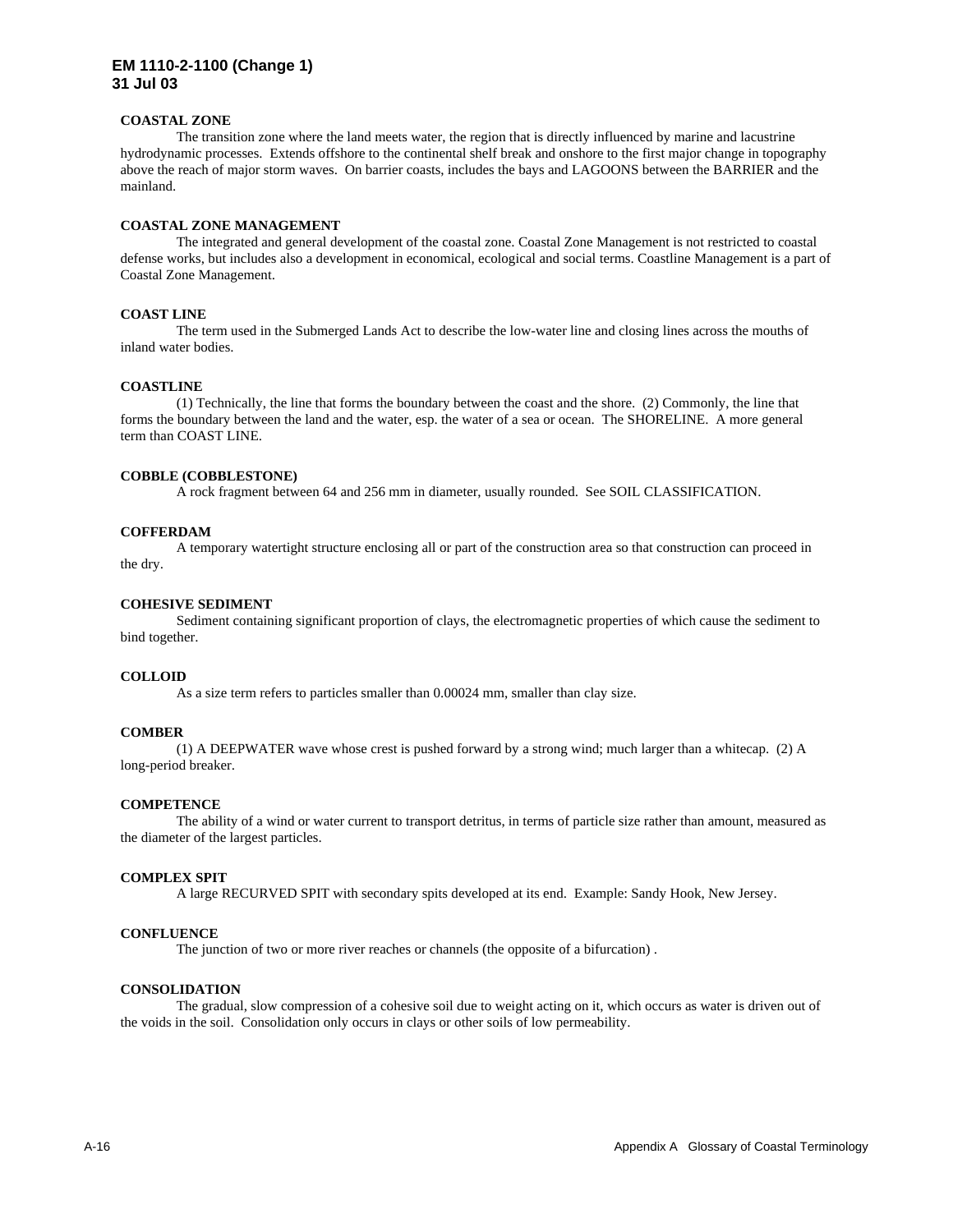**COASTAL ZONE**

The transition zone where the land meets water, the region that is directly influenced by marine and lacustrine hydrodynamic processes. Extends offshore to the continental shelf break and onshore to the first major change in topography above the reach of major storm waves. On barrier coasts, includes the bays and LAGOONS between the BARRIER and the mainland.

**COASTAL ZONE MANAGEMENT**

The integrated and general development of the coastal zone. Coastal Zone Management is not restricted to coastal defense works, but includes also a development in economical, ecological and social terms. Coastline Management is a part of Coastal Zone Management.

**COAST LINE**

The term used in the Submerged Lands Act to describe the low-water line and closing lines across the mouths of inland water bodies.

**COASTLINE**

(1) Technically, the line that forms the boundary between the coast and the shore. (2) Commonly, the line that forms the boundary between the land and the water, esp. the water of a sea or ocean. The SHORELINE. A more general term than COAST LINE.

**COBBLE (COBBLESTONE)**

A rock fragment between 64 and 256 mm in diameter, usually rounded. See SOIL CLASSIFICATION.

**COFFERDAM**

A temporary watertight structure enclosing all or part of the construction area so that construction can proceed in the dry.

**COHESIVE SEDIMENT**

Sediment containing significant proportion of clays, the electromagnetic properties of which cause the sediment to bind together.

**COLLOID**

As a size term refers to particles smaller than 0.00024 mm, smaller than clay size.

**COMBER**

(1) A DEEPWATER wave whose crest is pushed forward by a strong wind; much larger than a whitecap. (2) A long-period breaker.

**COMPETENCE**

The ability of a wind or water current to transport detritus, in terms of particle size rather than amount, measured as the diameter of the largest particles.

**COMPLEX SPIT**

A large RECURVED SPIT with secondary spits developed at its end. Example: Sandy Hook, New Jersey.

**CONFLUENCE**

The junction of two or more river reaches or channels (the opposite of a bifurcation) .

**CONSOLIDATION**

The gradual, slow compression of a cohesive soil due to weight acting on it, which occurs as water is driven out of the voids in the soil. Consolidation only occurs in clays or other soils of low permeability.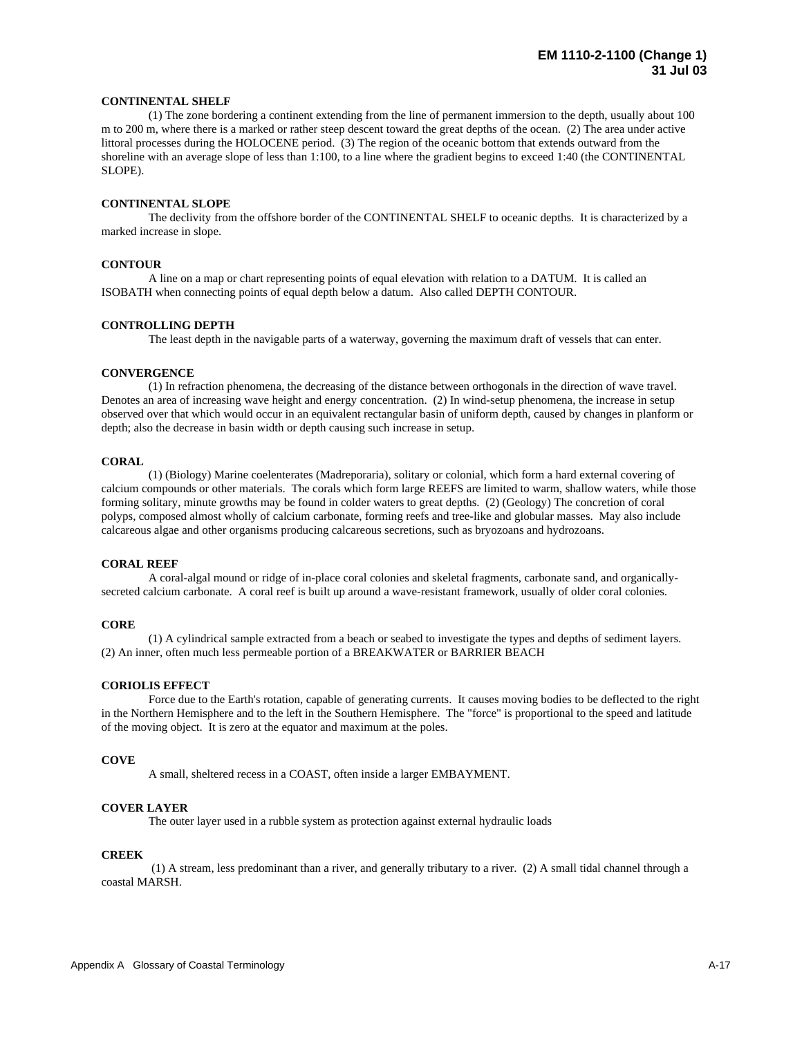**CONTINENTAL SHELF**

(1) The zone bordering a continent extending from the line of permanent immersion to the depth, usually about 100 m to 200 m, where there is a marked or rather steep descent toward the great depths of the ocean. (2) The area under active littoral processes during the HOLOCENE period. (3) The region of the oceanic bottom that extends outward from the shoreline with an average slope of less than 1:100, to a line where the gradient begins to exceed 1:40 (the CONTINENTAL SLOPE).

**CONTINENTAL SLOPE**

The declivity from the offshore border of the CONTINENTAL SHELF to oceanic depths. It is characterized by a marked increase in slope.

**CONTOUR**

A line on a map or chart representing points of equal elevation with relation to a DATUM. It is called an ISOBATH when connecting points of equal depth below a datum. Also called DEPTH CONTOUR.

**CONTROLLING DEPTH**

The least depth in the navigable parts of a waterway, governing the maximum draft of vessels that can enter.

**CONVERGENCE**

(1) In refraction phenomena, the decreasing of the distance between orthogonals in the direction of wave travel. Denotes an area of increasing wave height and energy concentration. (2) In wind-setup phenomena, the increase in setup observed over that which would occur in an equivalent rectangular basin of uniform depth, caused by changes in planform or depth; also the decrease in basin width or depth causing such increase in setup.

**CORAL**

(1) (Biology) Marine coelenterates (Madreporaria), solitary or colonial, which form a hard external covering of calcium compounds or other materials. The corals which form large REEFS are limited to warm, shallow waters, while those forming solitary, minute growths may be found in colder waters to great depths. (2) (Geology) The concretion of coral polyps, composed almost wholly of calcium carbonate, forming reefs and tree-like and globular masses. May also include calcareous algae and other organisms producing calcareous secretions, such as bryozoans and hydrozoans.

**CORAL REEF**

A coral-algal mound or ridge of in-place coral colonies and skeletal fragments, carbonate sand, and organically-secreted calcium carbonate. A coral reef is built up around a wave-resistant framework, usually of older coral colonies.

**CORE**

(1) A cylindrical sample extracted from a beach or seabed to investigate the types and depths of sediment layers. (2) An inner, often much less permeable portion of a BREAKWATER or BARRIER BEACH

**CORIOLIS EFFECT**

Force due to the Earth's rotation, capable of generating currents. It causes moving bodies to be deflected to the right in the Northern Hemisphere and to the left in the Southern Hemisphere. The "force" is proportional to the speed and latitude of the moving object. It is zero at the equator and maximum at the poles.

**COVE**

A small, sheltered recess in a COAST, often inside a larger EMBAYMENT.

**COVER LAYER**

The outer layer used in a rubble system as protection against external hydraulic loads

**CREEK**

(1) A stream, less predominant than a river, and generally tributary to a river. (2) A small tidal channel through a coastal MARSH.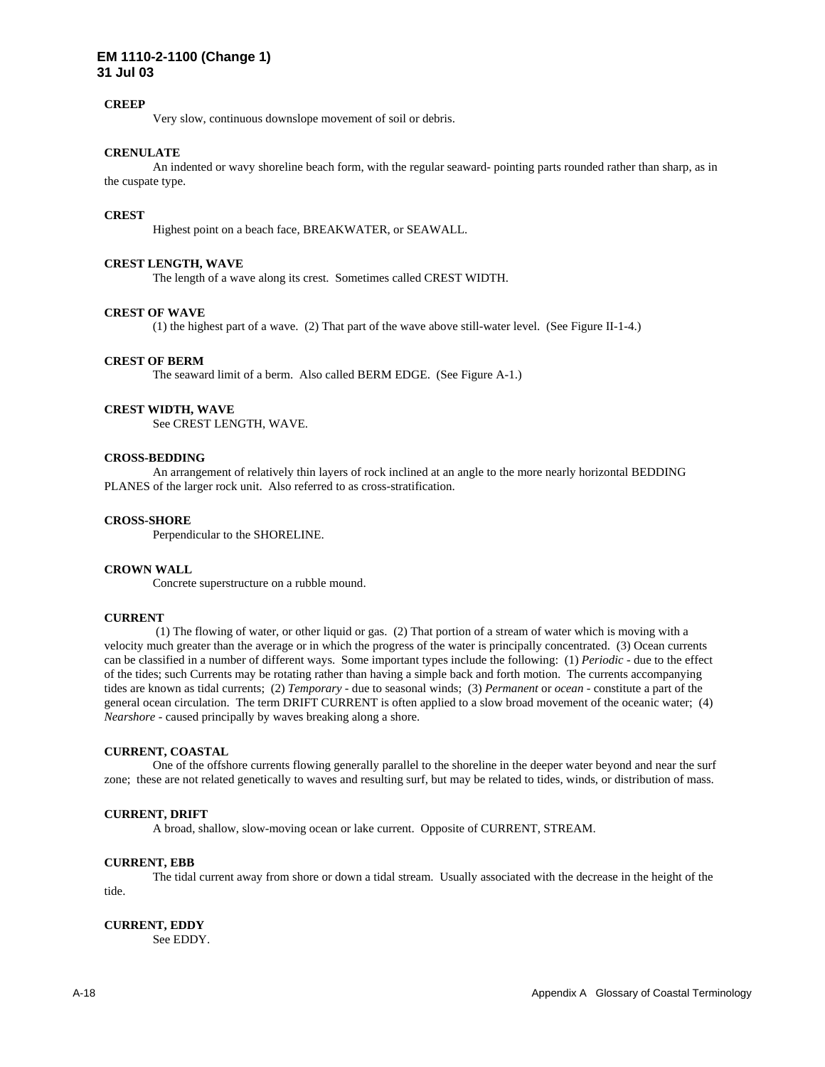**CREEP**

Very slow, continuous downslope movement of soil or debris.

**CRENULATE**

An indented or wavy shoreline beach form, with the regular seaward- pointing parts rounded rather than sharp, as in the cuspate type.

**CREST**

Highest point on a beach face, BREAKWATER, or SEAWALL.

**CREST LENGTH, WAVE**

The length of a wave along its crest. Sometimes called CREST WIDTH.

**CREST OF WAVE**

(1) the highest part of a wave. (2) That part of the wave above still-water level. (See Figure II-1-4.)

**CREST OF BERM**

The seaward limit of a berm. Also called BERM EDGE. (See Figure A-1.)

**CREST WIDTH, WAVE**

See CREST LENGTH, WAVE.

**CROSS-BEDDING**

An arrangement of relatively thin layers of rock inclined at an angle to the more nearly horizontal BEDDING PLANES of the larger rock unit. Also referred to as cross-stratification.

**CROSS-SHORE**

Perpendicular to the SHORELINE.

**CROWN WALL**

Concrete superstructure on a rubble mound.

**CURRENT**

(1) The flowing of water, or other liquid or gas. (2) That portion of a stream of water which is moving with a velocity much greater than the average or in which the progress of the water is principally concentrated. (3) Ocean currents can be classified in a number of different ways. Some important types include the following: (1) *Periodic* - due to the effect of the tides; such Currents may be rotating rather than having a simple back and forth motion. The currents accompanying tides are known as tidal currents; (2) *Temporary* - due to seasonal winds; (3) *Permanent* or *ocean* - constitute a part of the general ocean circulation. The term DRIFT CURRENT is often applied to a slow broad movement of the oceanic water; (4) *Nearshore* - caused principally by waves breaking along a shore.

**CURRENT, COASTAL**

One of the offshore currents flowing generally parallel to the shoreline in the deeper water beyond and near the surf zone; these are not related genetically to waves and resulting surf, but may be related to tides, winds, or distribution of mass.

**CURRENT, DRIFT**

A broad, shallow, slow-moving ocean or lake current. Opposite of CURRENT, STREAM.

**CURRENT, EBB**

The tidal current away from shore or down a tidal stream. Usually associated with the decrease in the height of the tide.

**CURRENT, EDDY**

See EDDY.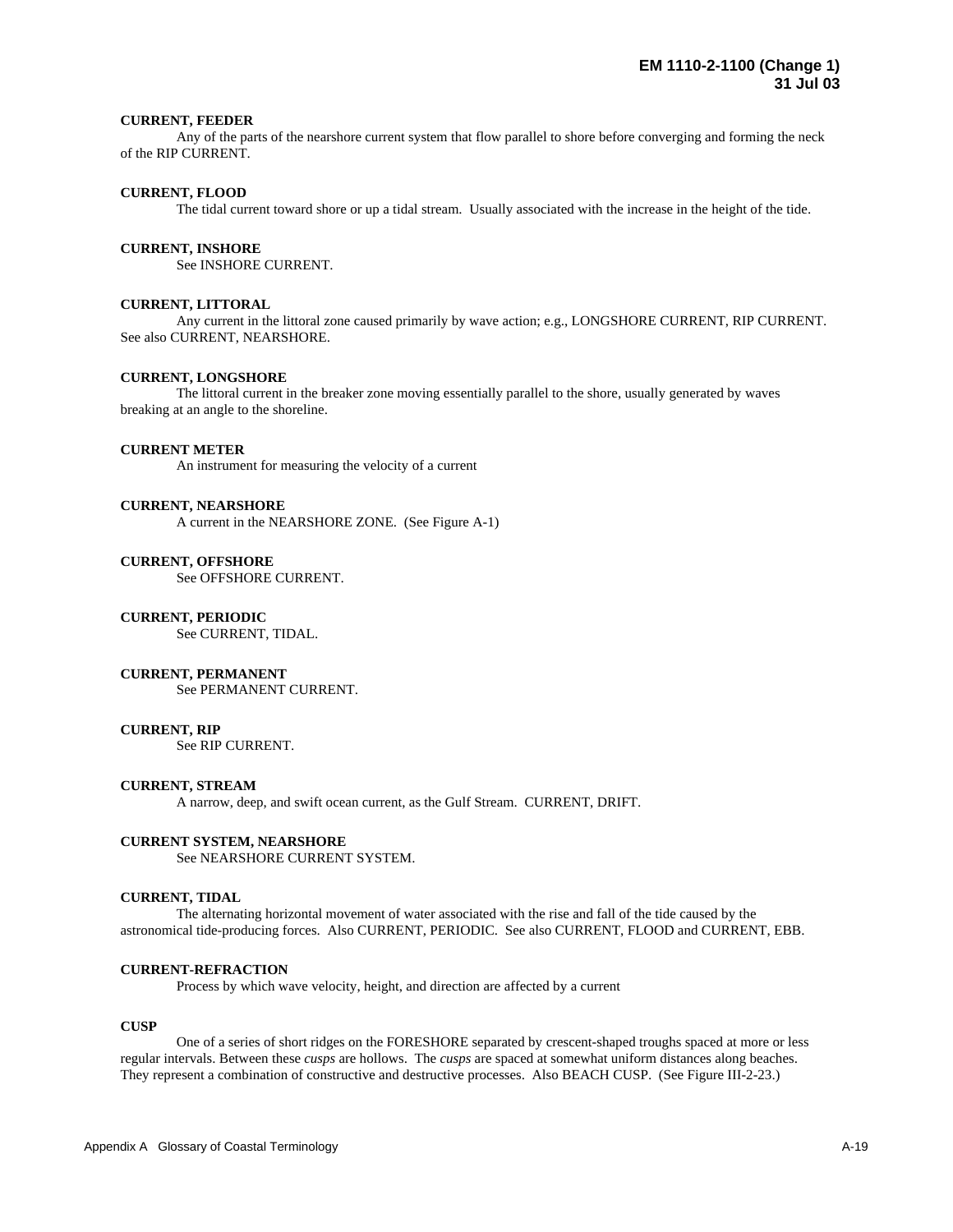**CURRENT, FEEDER**
Any of the parts of the nearshore current system that flow parallel to shore before converging and forming the neck of the RIP CURRENT.

**CURRENT, FLOOD**
The tidal current toward shore or up a tidal stream. Usually associated with the increase in the height of the tide.

**CURRENT, INSHORE**
See INSHORE CURRENT.

**CURRENT, LITTORAL**
Any current in the littoral zone caused primarily by wave action; e.g., LONGSHORE CURRENT, RIP CURRENT. See also CURRENT, NEARSHORE.

**CURRENT, LONGSHORE**
The littoral current in the breaker zone moving essentially parallel to the shore, usually generated by waves breaking at an angle to the shoreline.

**CURRENT METER**
An instrument for measuring the velocity of a current

**CURRENT, NEARSHORE**
A current in the NEARSHORE ZONE. (See Figure A-1)

**CURRENT, OFFSHORE**
See OFFSHORE CURRENT.

**CURRENT, PERIODIC**
See CURRENT, TIDAL.

**CURRENT, PERMANENT**
See PERMANENT CURRENT.

**CURRENT, RIP**
See RIP CURRENT.

**CURRENT, STREAM**
A narrow, deep, and swift ocean current, as the Gulf Stream. CURRENT, DRIFT.

**CURRENT SYSTEM, NEARSHORE**
See NEARSHORE CURRENT SYSTEM.

**CURRENT, TIDAL**
The alternating horizontal movement of water associated with the rise and fall of the tide caused by the astronomical tide-producing forces. Also CURRENT, PERIODIC. See also CURRENT, FLOOD and CURRENT, EBB.

**CURRENT-REFRACTION**
Process by which wave velocity, height, and direction are affected by a current

**CUSP**
One of a series of short ridges on the FORESHORE separated by crescent-shaped troughs spaced at more or less regular intervals. Between these *cusps* are hollows. The *cusps* are spaced at somewhat uniform distances along beaches. They represent a combination of constructive and destructive processes. Also BEACH CUSP. (See Figure III-2-23.)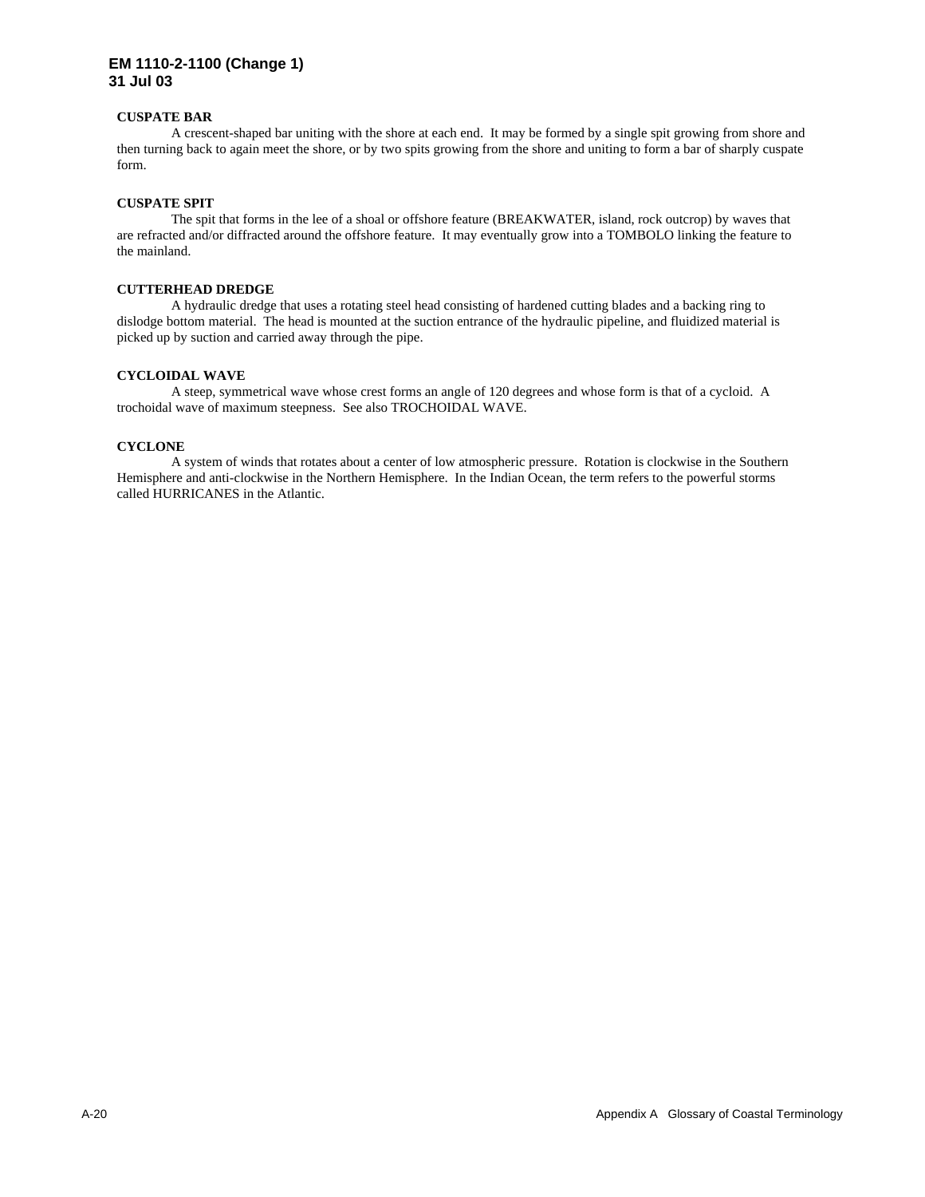**CUSPATE BAR**

A crescent-shaped bar uniting with the shore at each end. It may be formed by a single spit growing from shore and then turning back to again meet the shore, or by two spits growing from the shore and uniting to form a bar of sharply cuspate form.

**CUSPATE SPIT**

The spit that forms in the lee of a shoal or offshore feature (BREAKWATER, island, rock outcrop) by waves that are refracted and/or diffracted around the offshore feature. It may eventually grow into a TOMBOLO linking the feature to the mainland.

**CUTTERHEAD DREDGE**

A hydraulic dredge that uses a rotating steel head consisting of hardened cutting blades and a backing ring to dislodge bottom material. The head is mounted at the suction entrance of the hydraulic pipeline, and fluidized material is picked up by suction and carried away through the pipe.

**CYCLOIDAL WAVE**

A steep, symmetrical wave whose crest forms an angle of 120 degrees and whose form is that of a cycloid. A trochoidal wave of maximum steepness. See also TROCHOIDAL WAVE.

**CYCLONE**

A system of winds that rotates about a center of low atmospheric pressure. Rotation is clockwise in the Southern Hemisphere and anti-clockwise in the Northern Hemisphere. In the Indian Ocean, the term refers to the powerful storms called HURRICANES in the Atlantic.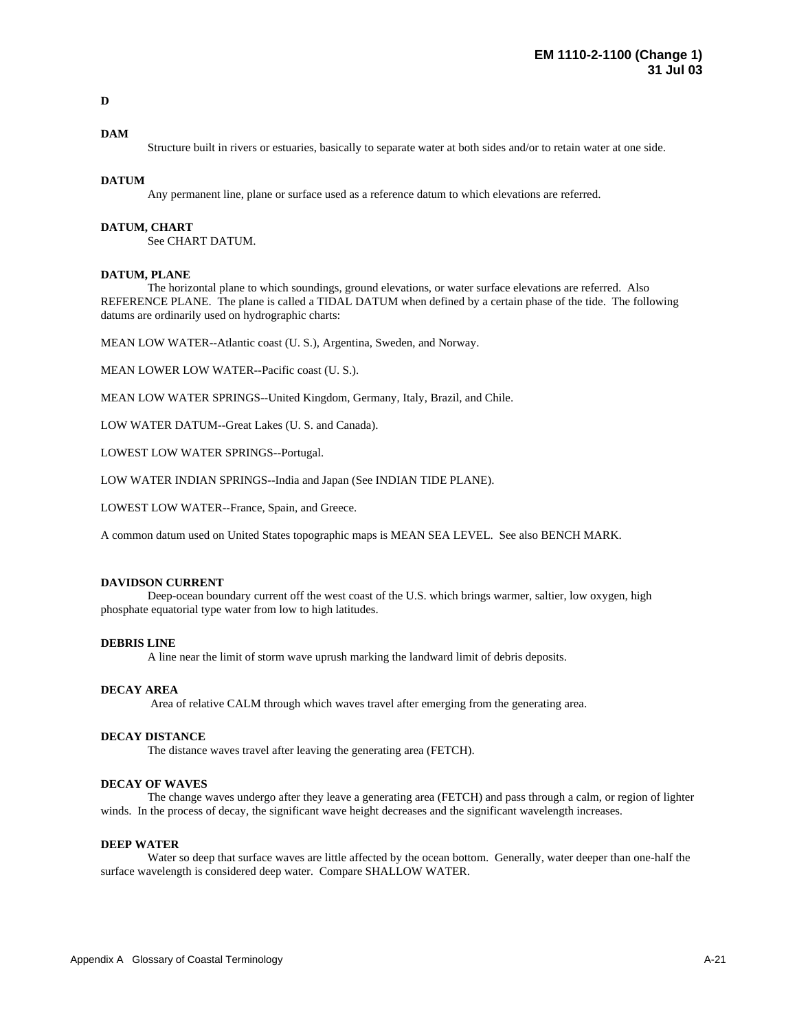## D

**DAM**

Structure built in rivers or estuaries, basically to separate water at both sides and/or to retain water at one side.

**DATUM**

Any permanent line, plane or surface used as a reference datum to which elevations are referred.

**DATUM, CHART**

See CHART DATUM.

**DATUM, PLANE**

The horizontal plane to which soundings, ground elevations, or water surface elevations are referred. Also REFERENCE PLANE. The plane is called a TIDAL DATUM when defined by a certain phase of the tide. The following datums are ordinarily used on hydrographic charts:

MEAN LOW WATER--Atlantic coast (U. S.), Argentina, Sweden, and Norway.

MEAN LOWER LOW WATER--Pacific coast (U. S.).

MEAN LOW WATER SPRINGS--United Kingdom, Germany, Italy, Brazil, and Chile.

LOW WATER DATUM--Great Lakes (U. S. and Canada).

LOWEST LOW WATER SPRINGS--Portugal.

LOW WATER INDIAN SPRINGS--India and Japan (See INDIAN TIDE PLANE).

LOWEST LOW WATER--France, Spain, and Greece.

A common datum used on United States topographic maps is MEAN SEA LEVEL. See also BENCH MARK.

**DAVIDSON CURRENT**

Deep-ocean boundary current off the west coast of the U.S. which brings warmer, saltier, low oxygen, high phosphate equatorial type water from low to high latitudes.

**DEBRIS LINE**

A line near the limit of storm wave uprush marking the landward limit of debris deposits.

**DECAY AREA**

Area of relative CALM through which waves travel after emerging from the generating area.

**DECAY DISTANCE**

The distance waves travel after leaving the generating area (FETCH).

**DECAY OF WAVES**

The change waves undergo after they leave a generating area (FETCH) and pass through a calm, or region of lighter winds. In the process of decay, the significant wave height decreases and the significant wavelength increases.

**DEEP WATER**

Water so deep that surface waves are little affected by the ocean bottom. Generally, water deeper than one-half the surface wavelength is considered deep water. Compare SHALLOW WATER.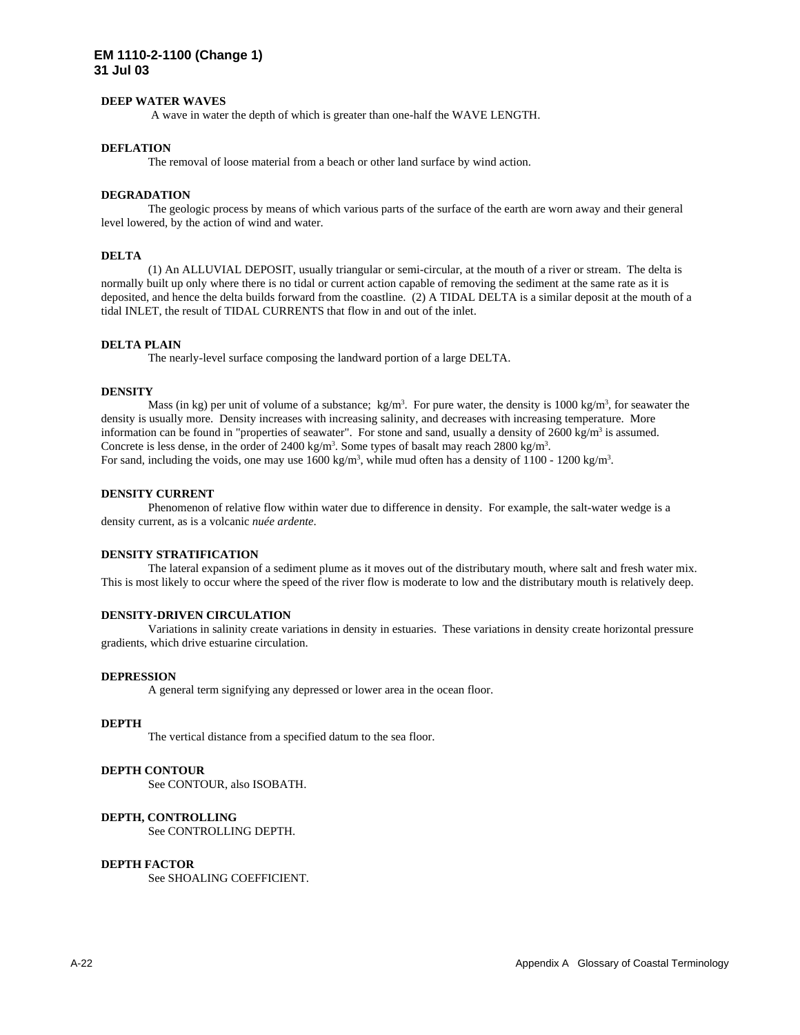**DEEP WATER WAVES**

A wave in water the depth of which is greater than one-half the WAVE LENGTH.

**DEFLATION**

The removal of loose material from a beach or other land surface by wind action.

**DEGRADATION**

The geologic process by means of which various parts of the surface of the earth are worn away and their general level lowered, by the action of wind and water.

**DELTA**

(1) An ALLUVIAL DEPOSIT, usually triangular or semi-circular, at the mouth of a river or stream. The delta is normally built up only where there is no tidal or current action capable of removing the sediment at the same rate as it is deposited, and hence the delta builds forward from the coastline. (2) A TIDAL DELTA is a similar deposit at the mouth of a tidal INLET, the result of TIDAL CURRENTS that flow in and out of the inlet.

**DELTA PLAIN**

The nearly-level surface composing the landward portion of a large DELTA.

**DENSITY**

Mass (in kg) per unit of volume of a substance; $kg/m^3$. For pure water, the density is 1000 $kg/m^3$, for seawater the density is usually more. Density increases with increasing salinity, and decreases with increasing temperature. More information can be found in "properties of seawater". For stone and sand, usually a density of 2600 $kg/m^3$ is assumed. Concrete is less dense, in the order of 2400 $kg/m^3$. Some types of basalt may reach 2800 $kg/m^3$.
For sand, including the voids, one may use 1600 $kg/m^3$, while mud often has a density of 1100 - 1200 $kg/m^3$.

**DENSITY CURRENT**

Phenomenon of relative flow within water due to difference in density. For example, the salt-water wedge is a density current, as is a volcanic *nuée ardente*.

**DENSITY STRATIFICATION**

The lateral expansion of a sediment plume as it moves out of the distributary mouth, where salt and fresh water mix. This is most likely to occur where the speed of the river flow is moderate to low and the distributary mouth is relatively deep.

**DENSITY-DRIVEN CIRCULATION**

Variations in salinity create variations in density in estuaries. These variations in density create horizontal pressure gradients, which drive estuarine circulation.

**DEPRESSION**

A general term signifying any depressed or lower area in the ocean floor.

**DEPTH**

The vertical distance from a specified datum to the sea floor.

**DEPTH CONTOUR**

See CONTOUR, also ISOBATH.

**DEPTH, CONTROLLING**

See CONTROLLING DEPTH.

**DEPTH FACTOR**

See SHOALING COEFFICIENT.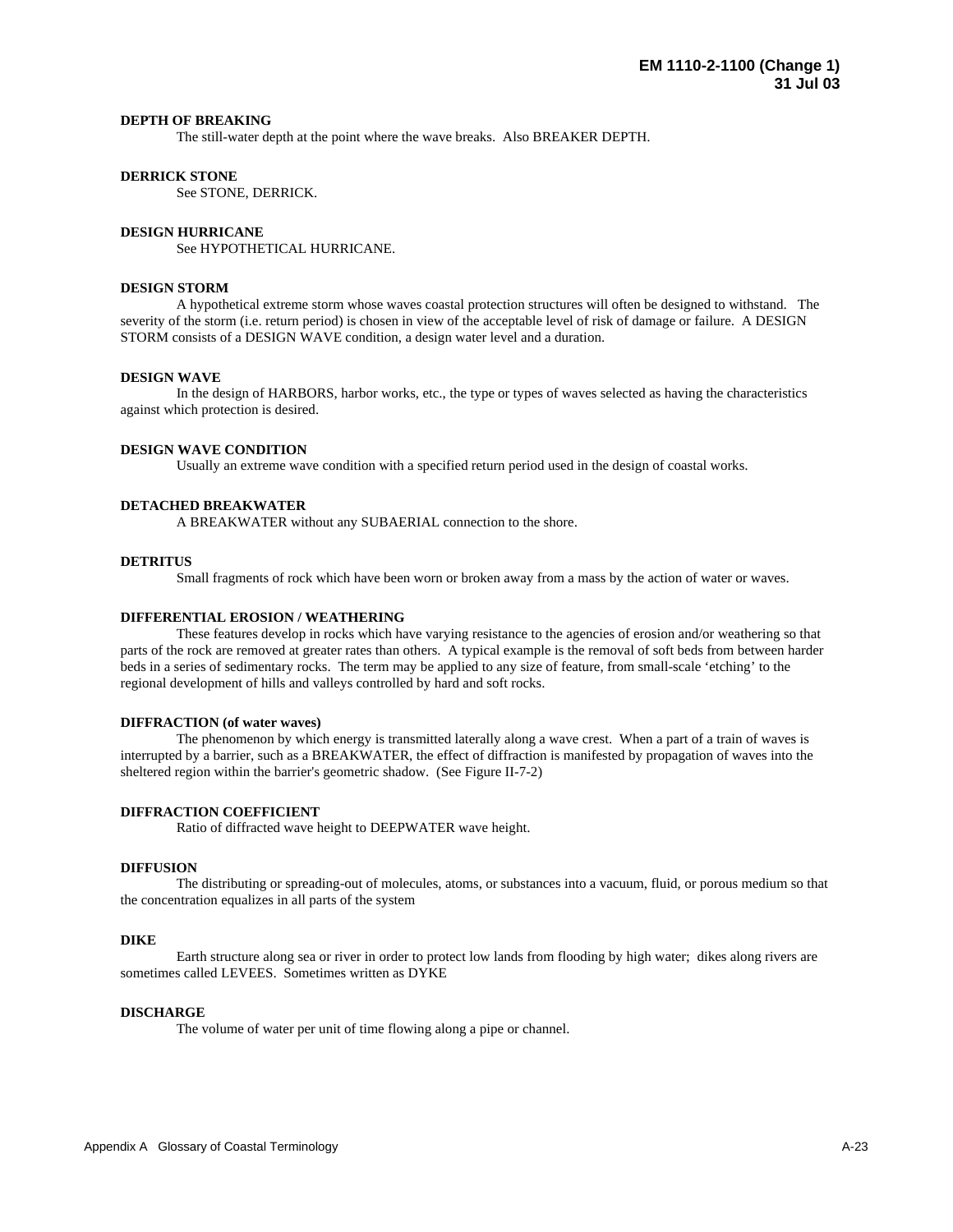**DEPTH OF BREAKING**

The still-water depth at the point where the wave breaks. Also BREAKER DEPTH.

**DERRICK STONE**

See STONE, DERRICK.

**DESIGN HURRICANE**

See HYPOTHETICAL HURRICANE.

**DESIGN STORM**

A hypothetical extreme storm whose waves coastal protection structures will often be designed to withstand. The severity of the storm (i.e. return period) is chosen in view of the acceptable level of risk of damage or failure. A DESIGN STORM consists of a DESIGN WAVE condition, a design water level and a duration.

**DESIGN WAVE**

In the design of HARBORS, harbor works, etc., the type or types of waves selected as having the characteristics against which protection is desired.

**DESIGN WAVE CONDITION**

Usually an extreme wave condition with a specified return period used in the design of coastal works.

**DETACHED BREAKWATER**

A BREAKWATER without any SUBAERIAL connection to the shore.

**DETRITUS**

Small fragments of rock which have been worn or broken away from a mass by the action of water or waves.

**DIFFERENTIAL EROSION / WEATHERING**

These features develop in rocks which have varying resistance to the agencies of erosion and/or weathering so that parts of the rock are removed at greater rates than others. A typical example is the removal of soft beds from between harder beds in a series of sedimentary rocks. The term may be applied to any size of feature, from small-scale 'etching' to the regional development of hills and valleys controlled by hard and soft rocks.

**DIFFRACTION (of water waves)**

The phenomenon by which energy is transmitted laterally along a wave crest. When a part of a train of waves is interrupted by a barrier, such as a BREAKWATER, the effect of diffraction is manifested by propagation of waves into the sheltered region within the barrier's geometric shadow. (See Figure II-7-2)

**DIFFRACTION COEFFICIENT**

Ratio of diffracted wave height to DEEPWATER wave height.

**DIFFUSION**

The distributing or spreading-out of molecules, atoms, or substances into a vacuum, fluid, or porous medium so that the concentration equalizes in all parts of the system

**DIKE**

Earth structure along sea or river in order to protect low lands from flooding by high water; dikes along rivers are sometimes called LEVEES. Sometimes written as DYKE

**DISCHARGE**

The volume of water per unit of time flowing along a pipe or channel.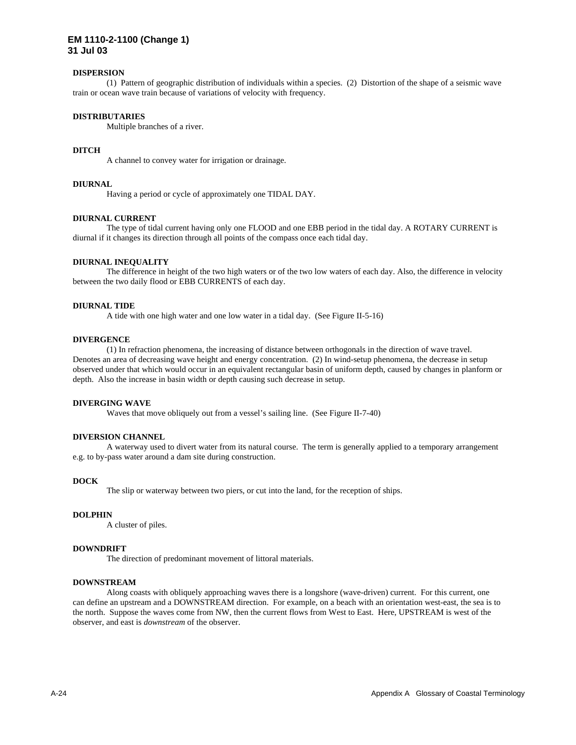**DISPERSION**

(1) Pattern of geographic distribution of individuals within a species. (2) Distortion of the shape of a seismic wave train or ocean wave train because of variations of velocity with frequency.

**DISTRIBUTARIES**

Multiple branches of a river.

**DITCH**

A channel to convey water for irrigation or drainage.

**DIURNAL**

Having a period or cycle of approximately one TIDAL DAY.

**DIURNAL CURRENT**

The type of tidal current having only one FLOOD and one EBB period in the tidal day. A ROTARY CURRENT is diurnal if it changes its direction through all points of the compass once each tidal day.

**DIURNAL INEQUALITY**

The difference in height of the two high waters or of the two low waters of each day. Also, the difference in velocity between the two daily flood or EBB CURRENTS of each day.

**DIURNAL TIDE**

A tide with one high water and one low water in a tidal day. (See Figure II-5-16)

**DIVERGENCE**

(1) In refraction phenomena, the increasing of distance between orthogonals in the direction of wave travel. Denotes an area of decreasing wave height and energy concentration. (2) In wind-setup phenomena, the decrease in setup observed under that which would occur in an equivalent rectangular basin of uniform depth, caused by changes in planform or depth. Also the increase in basin width or depth causing such decrease in setup.

**DIVERGING WAVE**

Waves that move obliquely out from a vessel's sailing line. (See Figure II-7-40)

**DIVERSION CHANNEL**

A waterway used to divert water from its natural course. The term is generally applied to a temporary arrangement e.g. to by-pass water around a dam site during construction.

**DOCK**

The slip or waterway between two piers, or cut into the land, for the reception of ships.

**DOLPHIN**

A cluster of piles.

**DOWNDRIFT**

The direction of predominant movement of littoral materials.

**DOWNSTREAM**

Along coasts with obliquely approaching waves there is a longshore (wave-driven) current. For this current, one can define an upstream and a DOWNSTREAM direction. For example, on a beach with an orientation west-east, the sea is to the north. Suppose the waves come from NW, then the current flows from West to East. Here, UPSTREAM is west of the observer, and east is *downstream* of the observer.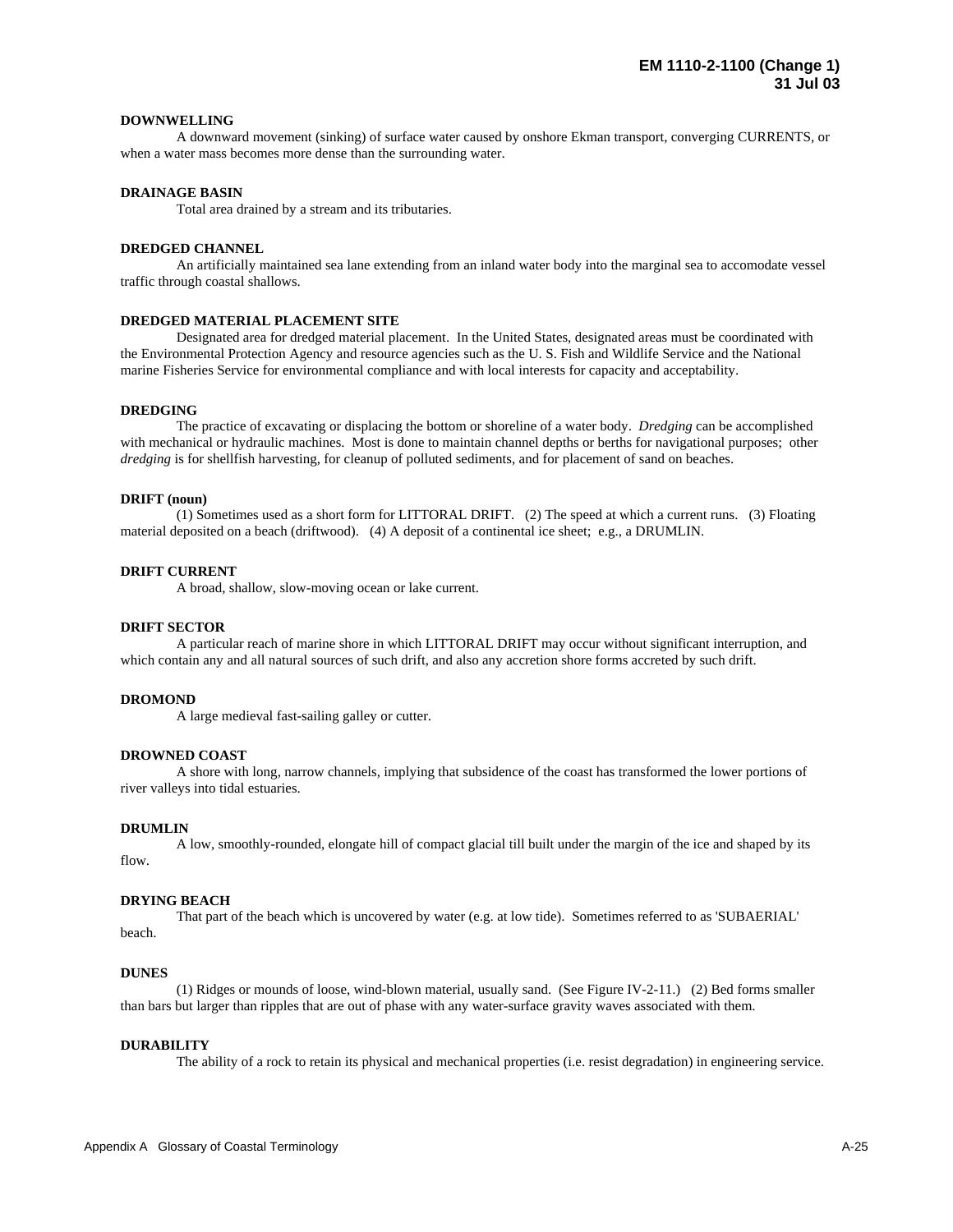**DOWNWELLING**

A downward movement (sinking) of surface water caused by onshore Ekman transport, converging CURRENTS, or when a water mass becomes more dense than the surrounding water.

**DRAINAGE BASIN**

Total area drained by a stream and its tributaries.

**DREDGED CHANNEL**

An artificially maintained sea lane extending from an inland water body into the marginal sea to accomodate vessel traffic through coastal shallows.

**DREDGED MATERIAL PLACEMENT SITE**

Designated area for dredged material placement. In the United States, designated areas must be coordinated with the Environmental Protection Agency and resource agencies such as the U. S. Fish and Wildlife Service and the National marine Fisheries Service for environmental compliance and with local interests for capacity and acceptability.

**DREDGING**

The practice of excavating or displacing the bottom or shoreline of a water body. *Dredging* can be accomplished with mechanical or hydraulic machines. Most is done to maintain channel depths or berths for navigational purposes; other *dredging* is for shellfish harvesting, for cleanup of polluted sediments, and for placement of sand on beaches.

**DRIFT (noun)**

(1) Sometimes used as a short form for LITTORAL DRIFT. (2) The speed at which a current runs. (3) Floating material deposited on a beach (driftwood). (4) A deposit of a continental ice sheet; e.g., a DRUMLIN.

**DRIFT CURRENT**

A broad, shallow, slow-moving ocean or lake current.

**DRIFT SECTOR**

A particular reach of marine shore in which LITTORAL DRIFT may occur without significant interruption, and which contain any and all natural sources of such drift, and also any accretion shore forms accreted by such drift.

**DROMOND**

A large medieval fast-sailing galley or cutter.

**DROWNED COAST**

A shore with long, narrow channels, implying that subsidence of the coast has transformed the lower portions of river valleys into tidal estuaries.

**DRUMLIN**

A low, smoothly-rounded, elongate hill of compact glacial till built under the margin of the ice and shaped by its flow.

**DRYING BEACH**

That part of the beach which is uncovered by water (e.g. at low tide). Sometimes referred to as 'SUBAERIAL' beach.

**DUNES**

(1) Ridges or mounds of loose, wind-blown material, usually sand. (See Figure IV-2-11.) (2) Bed forms smaller than bars but larger than ripples that are out of phase with any water-surface gravity waves associated with them.

**DURABILITY**

The ability of a rock to retain its physical and mechanical properties (i.e. resist degradation) in engineering service.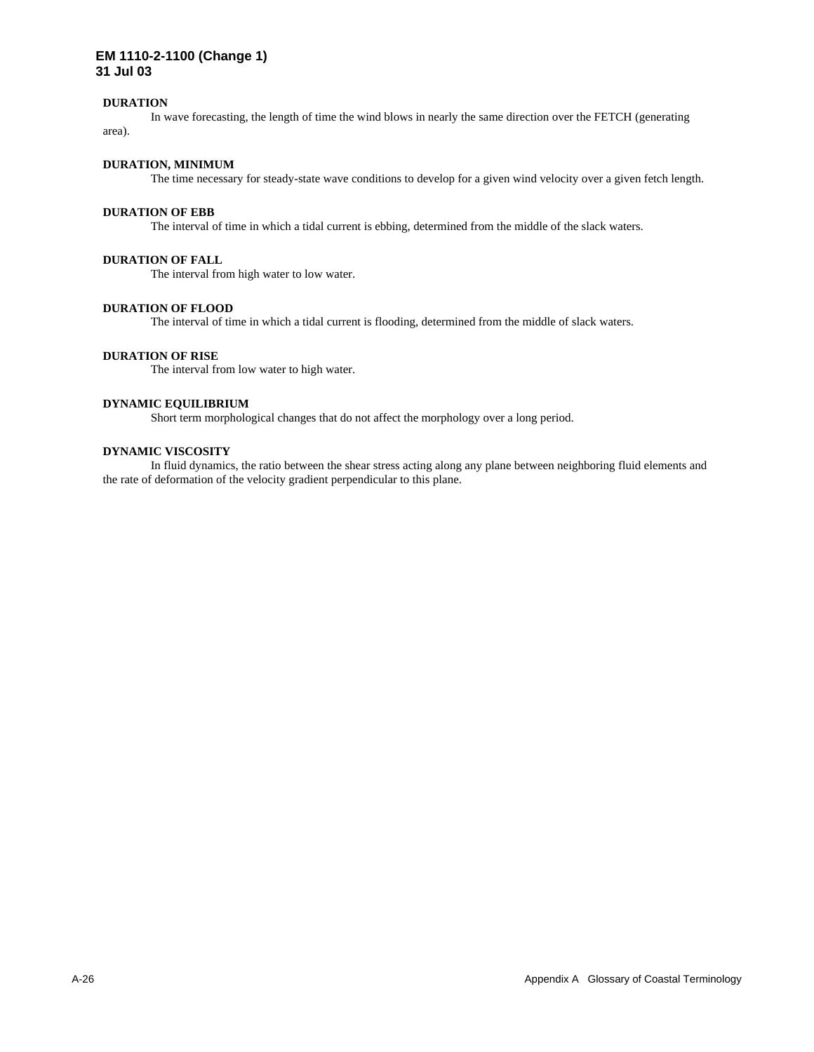**DURATION**

In wave forecasting, the length of time the wind blows in nearly the same direction over the FETCH (generating area).

**DURATION, MINIMUM**

The time necessary for steady-state wave conditions to develop for a given wind velocity over a given fetch length.

**DURATION OF EBB**

The interval of time in which a tidal current is ebbing, determined from the middle of the slack waters.

**DURATION OF FALL**

The interval from high water to low water.

**DURATION OF FLOOD**

The interval of time in which a tidal current is flooding, determined from the middle of slack waters.

**DURATION OF RISE**

The interval from low water to high water.

**DYNAMIC EQUILIBRIUM**

Short term morphological changes that do not affect the morphology over a long period.

**DYNAMIC VISCOSITY**

In fluid dynamics, the ratio between the shear stress acting along any plane between neighboring fluid elements and the rate of deformation of the velocity gradient perpendicular to this plane.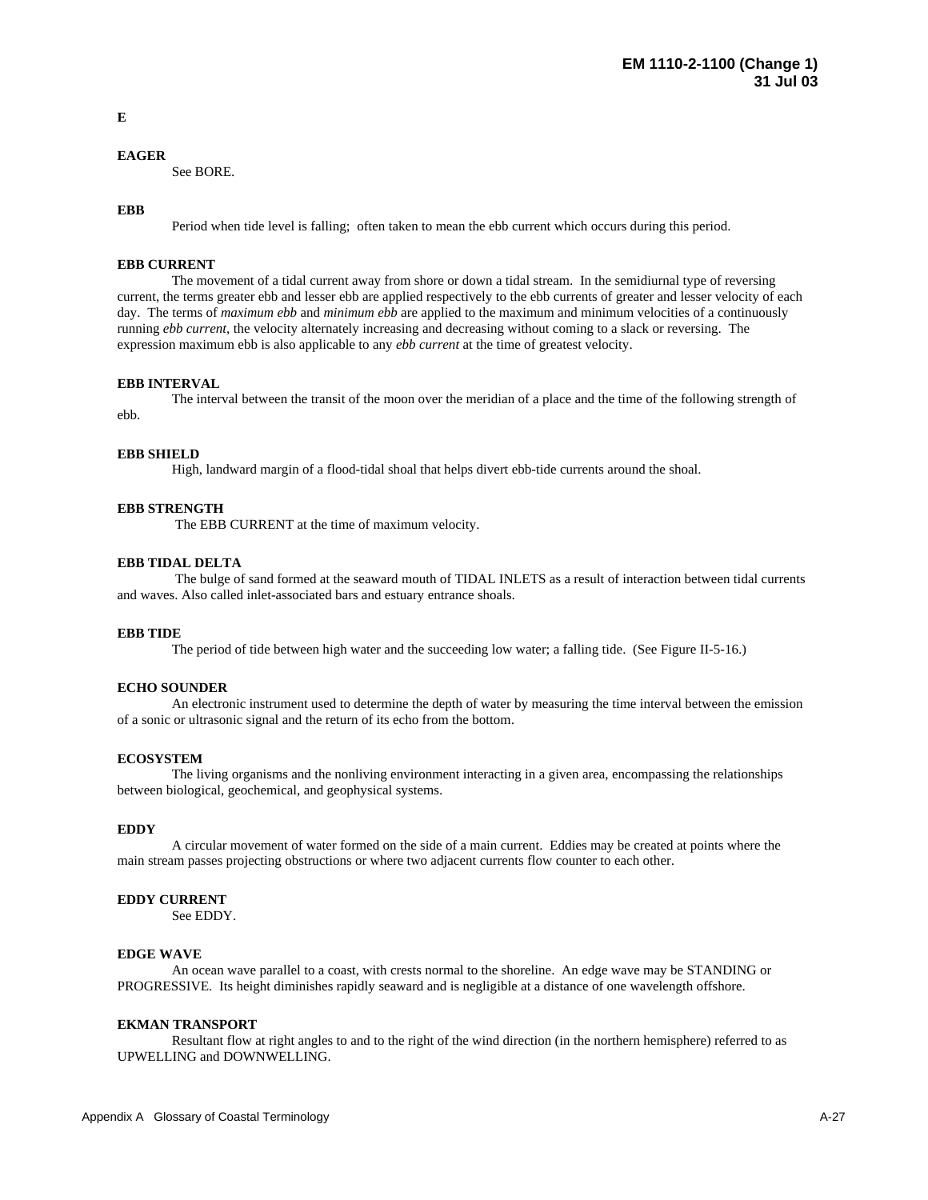**E**

**EAGER**

See BORE.

**EBB**

Period when tide level is falling; often taken to mean the ebb current which occurs during this period.

**EBB CURRENT**

The movement of a tidal current away from shore or down a tidal stream. In the semidiurnal type of reversing current, the terms greater ebb and lesser ebb are applied respectively to the ebb currents of greater and lesser velocity of each day. The terms of *maximum ebb* and *minimum ebb* are applied to the maximum and minimum velocities of a continuously running *ebb current*, the velocity alternately increasing and decreasing without coming to a slack or reversing. The expression maximum ebb is also applicable to any *ebb current* at the time of greatest velocity.

**EBB INTERVAL**

The interval between the transit of the moon over the meridian of a place and the time of the following strength of ebb.

**EBB SHIELD**

High, landward margin of a flood-tidal shoal that helps divert ebb-tide currents around the shoal.

**EBB STRENGTH**

The EBB CURRENT at the time of maximum velocity.

**EBB TIDAL DELTA**

The bulge of sand formed at the seaward mouth of TIDAL INLETS as a result of interaction between tidal currents and waves. Also called inlet-associated bars and estuary entrance shoals.

**EBB TIDE**

The period of tide between high water and the succeeding low water; a falling tide. (See Figure II-5-16.)

**ECHO SOUNDER**

An electronic instrument used to determine the depth of water by measuring the time interval between the emission of a sonic or ultrasonic signal and the return of its echo from the bottom.

**ECOSYSTEM**

The living organisms and the nonliving environment interacting in a given area, encompassing the relationships between biological, geochemical, and geophysical systems.

**EDDY**

A circular movement of water formed on the side of a main current. Eddies may be created at points where the main stream passes projecting obstructions or where two adjacent currents flow counter to each other.

**EDDY CURRENT**

See EDDY.

**EDGE WAVE**

An ocean wave parallel to a coast, with crests normal to the shoreline. An edge wave may be STANDING or PROGRESSIVE. Its height diminishes rapidly seaward and is negligible at a distance of one wavelength offshore.

**EKMAN TRANSPORT**

Resultant flow at right angles to and to the right of the wind direction (in the northern hemisphere) referred to as UPWELLING and DOWNWELLING.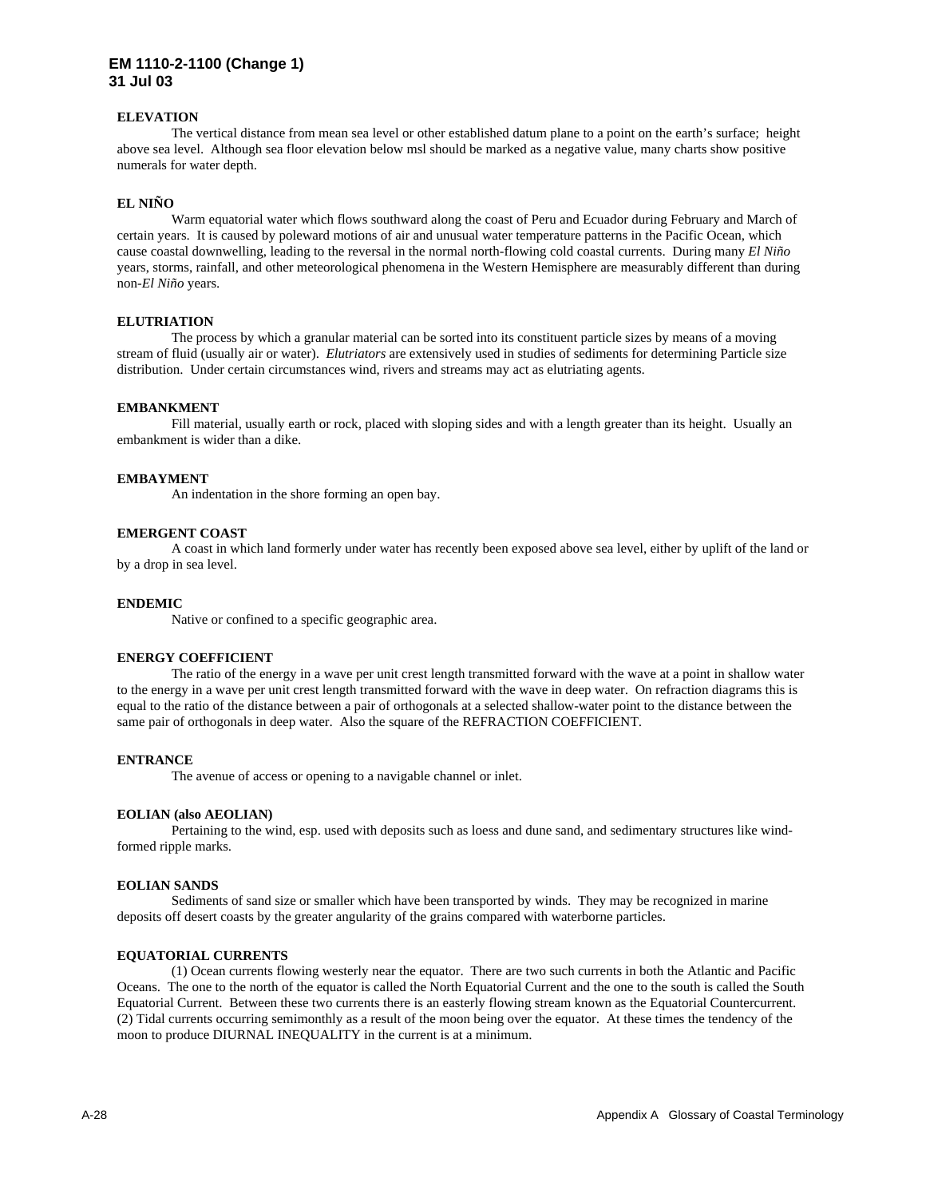**ELEVATION**

The vertical distance from mean sea level or other established datum plane to a point on the earth's surface; height above sea level. Although sea floor elevation below msl should be marked as a negative value, many charts show positive numerals for water depth.

**EL NIÑO**

Warm equatorial water which flows southward along the coast of Peru and Ecuador during February and March of certain years. It is caused by poleward motions of air and unusual water temperature patterns in the Pacific Ocean, which cause coastal downwelling, leading to the reversal in the normal north-flowing cold coastal currents. During many *El Niño* years, storms, rainfall, and other meteorological phenomena in the Western Hemisphere are measurably different than during non-*El Niño* years.

**ELUTRIATION**

The process by which a granular material can be sorted into its constituent particle sizes by means of a moving stream of fluid (usually air or water). *Elutriators* are extensively used in studies of sediments for determining Particle size distribution. Under certain circumstances wind, rivers and streams may act as elutriating agents.

**EMBANKMENT**

Fill material, usually earth or rock, placed with sloping sides and with a length greater than its height. Usually an embankment is wider than a dike.

**EMBAYMENT**

An indentation in the shore forming an open bay.

**EMERGENT COAST**

A coast in which land formerly under water has recently been exposed above sea level, either by uplift of the land or by a drop in sea level.

**ENDEMIC**

Native or confined to a specific geographic area.

**ENERGY COEFFICIENT**

The ratio of the energy in a wave per unit crest length transmitted forward with the wave at a point in shallow water to the energy in a wave per unit crest length transmitted forward with the wave in deep water. On refraction diagrams this is equal to the ratio of the distance between a pair of orthogonals at a selected shallow-water point to the distance between the same pair of orthogonals in deep water. Also the square of the REFRACTION COEFFICIENT.

**ENTRANCE**

The avenue of access or opening to a navigable channel or inlet.

**EOLIAN (also AEOLIAN)**

Pertaining to the wind, esp. used with deposits such as loess and dune sand, and sedimentary structures like wind-formed ripple marks.

**EOLIAN SANDS**

Sediments of sand size or smaller which have been transported by winds. They may be recognized in marine deposits off desert coasts by the greater angularity of the grains compared with waterborne particles.

**EQUATORIAL CURRENTS**

(1) Ocean currents flowing westerly near the equator. There are two such currents in both the Atlantic and Pacific Oceans. The one to the north of the equator is called the North Equatorial Current and the one to the south is called the South Equatorial Current. Between these two currents there is an easterly flowing stream known as the Equatorial Countercurrent. (2) Tidal currents occurring semimonthly as a result of the moon being over the equator. At these times the tendency of the moon to produce DIURNAL INEQUALITY in the current is at a minimum.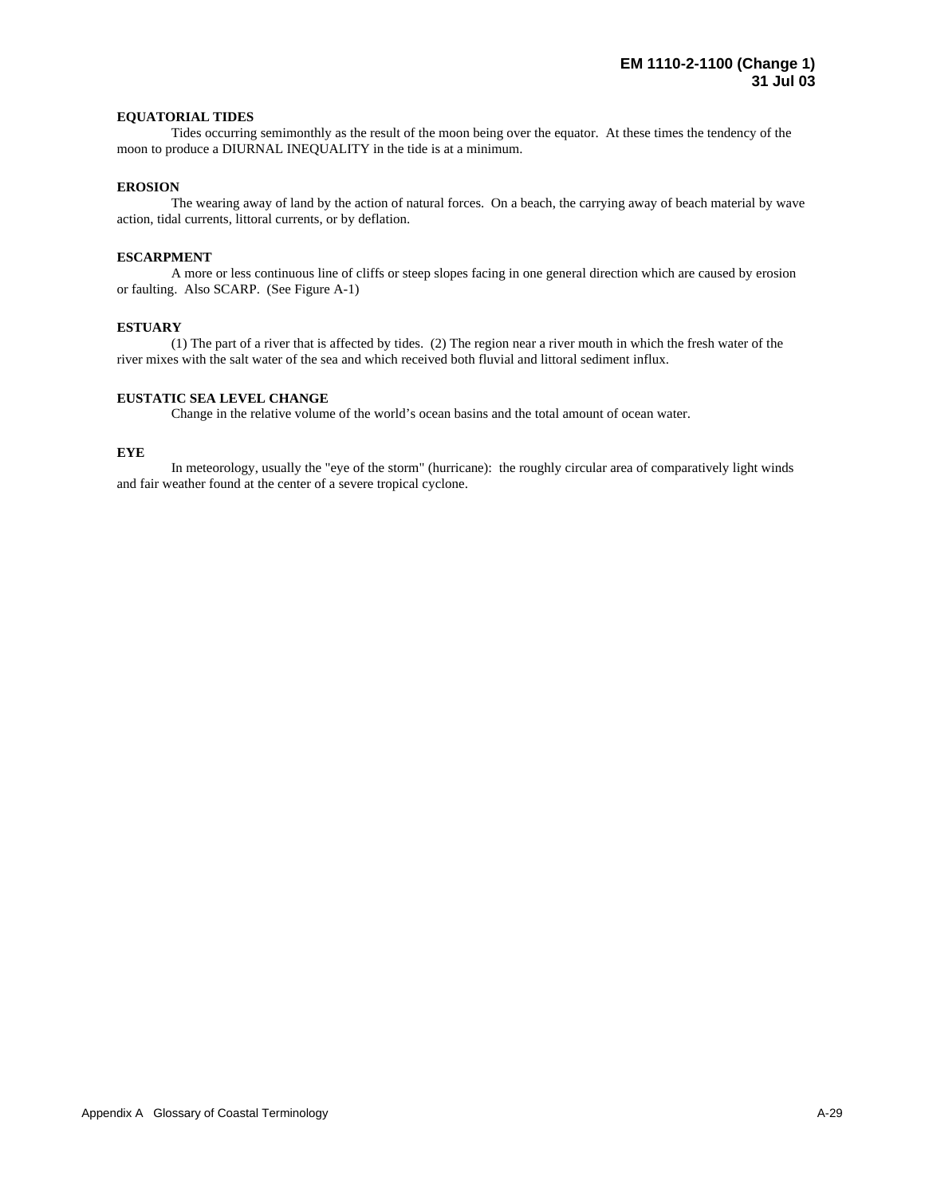**EQUATORIAL TIDES**

Tides occurring semimonthly as the result of the moon being over the equator. At these times the tendency of the moon to produce a DIURNAL INEQUALITY in the tide is at a minimum.

**EROSION**

The wearing away of land by the action of natural forces. On a beach, the carrying away of beach material by wave action, tidal currents, littoral currents, or by deflation.

**ESCARPMENT**

A more or less continuous line of cliffs or steep slopes facing in one general direction which are caused by erosion or faulting. Also SCARP. (See Figure A-1)

**ESTUARY**

(1) The part of a river that is affected by tides. (2) The region near a river mouth in which the fresh water of the river mixes with the salt water of the sea and which received both fluvial and littoral sediment influx.

**EUSTATIC SEA LEVEL CHANGE**

Change in the relative volume of the world's ocean basins and the total amount of ocean water.

**EYE**

In meteorology, usually the "eye of the storm" (hurricane): the roughly circular area of comparatively light winds and fair weather found at the center of a severe tropical cyclone.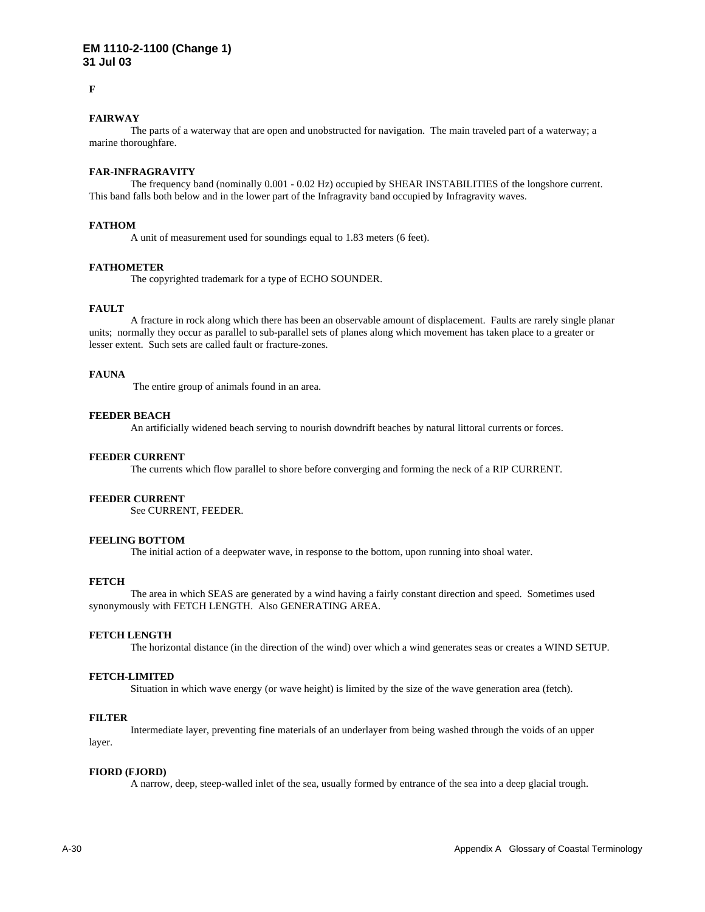**F**

**FAIRWAY**

The parts of a waterway that are open and unobstructed for navigation. The main traveled part of a waterway; a marine thoroughfare.

**FAR-INFRAGRAVITY**

The frequency band (nominally 0.001 - 0.02 Hz) occupied by SHEAR INSTABILITIES of the longshore current. This band falls both below and in the lower part of the Infragravity band occupied by Infragravity waves.

**FATHOM**

A unit of measurement used for soundings equal to 1.83 meters (6 feet).

**FATHOMETER**

The copyrighted trademark for a type of ECHO SOUNDER.

**FAULT**

A fracture in rock along which there has been an observable amount of displacement. Faults are rarely single planar units; normally they occur as parallel to sub-parallel sets of planes along which movement has taken place to a greater or lesser extent. Such sets are called fault or fracture-zones.

**FAUNA**

The entire group of animals found in an area.

**FEEDER BEACH**

An artificially widened beach serving to nourish downdrift beaches by natural littoral currents or forces.

**FEEDER CURRENT**

The currents which flow parallel to shore before converging and forming the neck of a RIP CURRENT.

**FEEDER CURRENT**

See CURRENT, FEEDER.

**FEELING BOTTOM**

The initial action of a deepwater wave, in response to the bottom, upon running into shoal water.

**FETCH**

The area in which SEAS are generated by a wind having a fairly constant direction and speed. Sometimes used synonymously with FETCH LENGTH. Also GENERATING AREA.

**FETCH LENGTH**

The horizontal distance (in the direction of the wind) over which a wind generates seas or creates a WIND SETUP.

**FETCH-LIMITED**

Situation in which wave energy (or wave height) is limited by the size of the wave generation area (fetch).

**FILTER**

Intermediate layer, preventing fine materials of an underlayer from being washed through the voids of an upper layer.

**FIORD (FJORD)**

A narrow, deep, steep-walled inlet of the sea, usually formed by entrance of the sea into a deep glacial trough.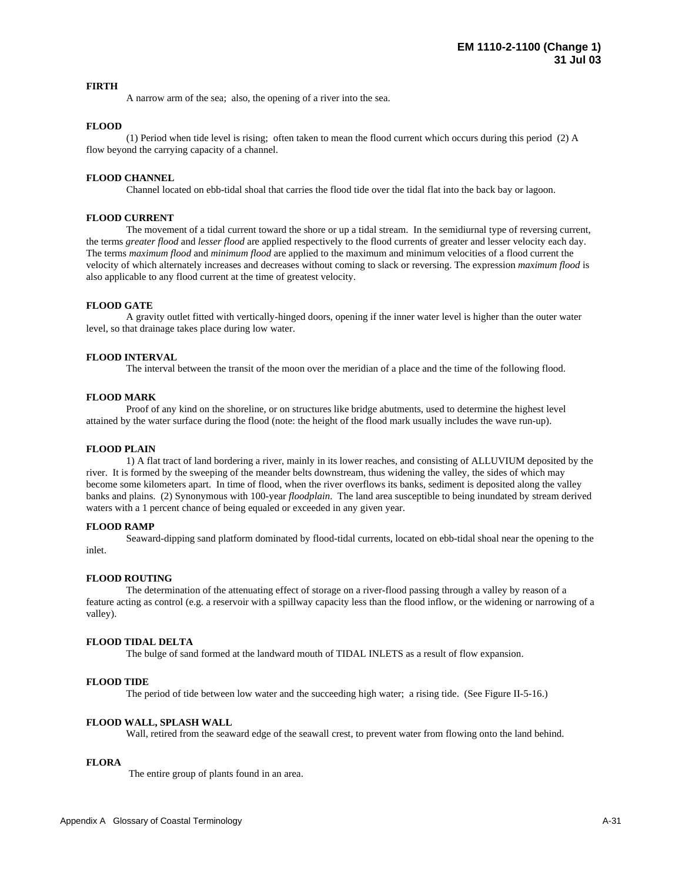**FIRTH**

A narrow arm of the sea;  also, the opening of a river into the sea.

**FLOOD**

(1) Period when tide level is rising;  often taken to mean the flood current which occurs during this period  (2) A flow beyond the carrying capacity of a channel.

**FLOOD CHANNEL**

Channel located on ebb-tidal shoal that carries the flood tide over the tidal flat into the back bay or lagoon.

**FLOOD CURRENT**

The movement of a tidal current toward the shore or up a tidal stream.  In the semidiurnal type of reversing current, the terms *greater flood* and *lesser flood* are applied respectively to the flood currents of greater and lesser velocity each day.  The terms *maximum flood* and *minimum flood* are applied to the maximum and minimum velocities of a flood current the velocity of which alternately increases and decreases without coming to slack or reversing. The expression *maximum flood* is also applicable to any flood current at the time of greatest velocity.

**FLOOD GATE**

A gravity outlet fitted with vertically-hinged doors, opening if the inner water level is higher than the outer water level, so that drainage takes place during low water.

**FLOOD INTERVAL**

The interval between the transit of the moon over the meridian of a place and the time of the following flood.

**FLOOD MARK**

Proof of any kind on the shoreline, or on structures like bridge abutments, used to determine the highest level attained by the water surface during the flood (note: the height of the flood mark usually includes the wave run-up).

**FLOOD PLAIN**

1) A flat tract of land bordering a river, mainly in its lower reaches, and consisting of ALLUVIUM deposited by the river.  It is formed by the sweeping of the meander belts downstream, thus widening the valley, the sides of which may become some kilometers apart.  In time of flood, when the river overflows its banks, sediment is deposited along the valley banks and plains.  (2) Synonymous with 100-year *floodplain*.  The land area susceptible to being inundated by stream derived waters with a 1 percent chance of being equaled or exceeded in any given year.

**FLOOD RAMP**

Seaward-dipping sand platform dominated by flood-tidal currents, located on ebb-tidal shoal near the opening to the inlet.

**FLOOD ROUTING**

The determination of the attenuating effect of storage on a river-flood passing through a valley by reason of a feature acting as control (e.g. a reservoir with a spillway capacity less than the flood inflow, or the widening or narrowing of a valley).

**FLOOD TIDAL DELTA**

The bulge of sand formed at the landward mouth of TIDAL INLETS as a result of flow expansion.

**FLOOD TIDE**

The period of tide between low water and the succeeding high water;  a rising tide.  (See Figure II-5-16.)

**FLOOD WALL, SPLASH WALL**

Wall, retired from the seaward edge of the seawall crest, to prevent water from flowing onto the land behind.

**FLORA**

The entire group of plants found in an area.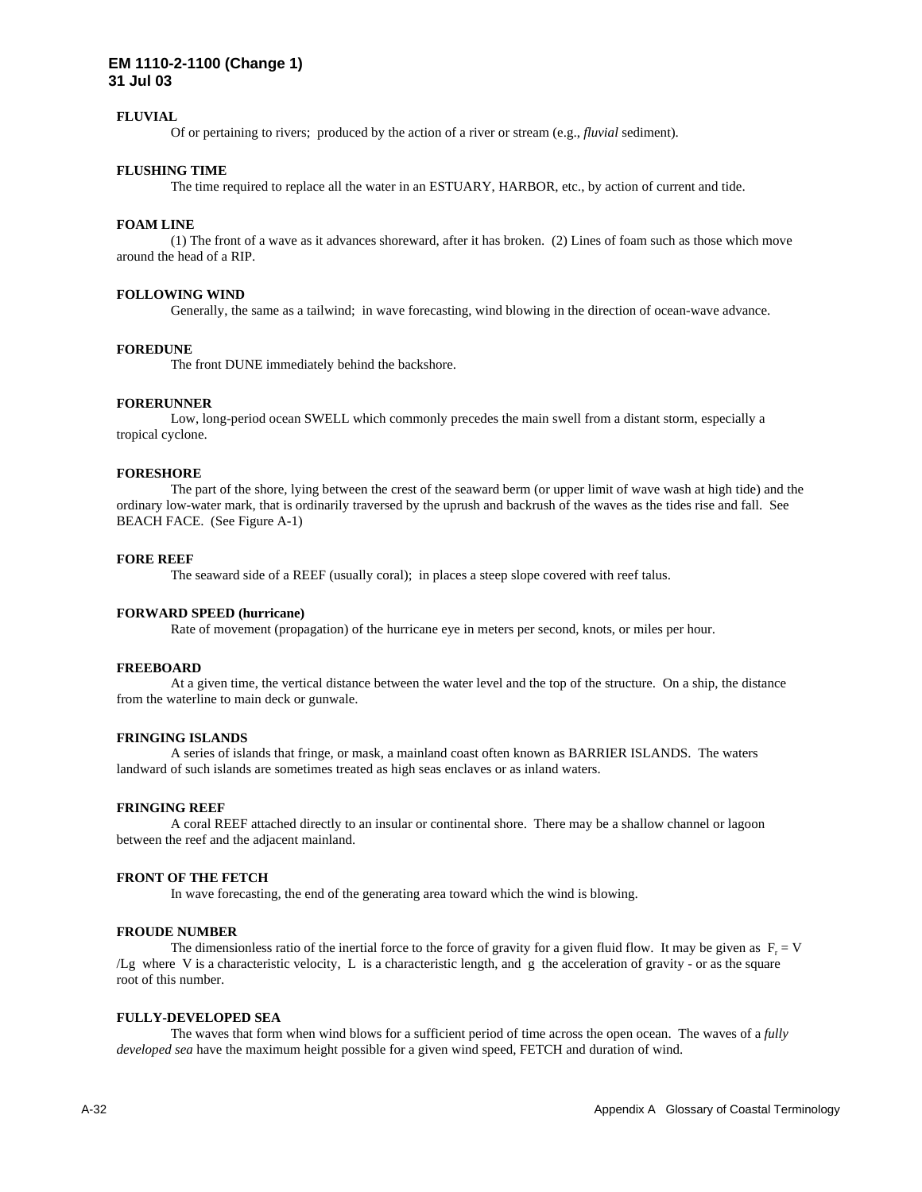**FLUVIAL**

Of or pertaining to rivers; produced by the action of a river or stream (e.g., *fluvial* sediment).

**FLUSHING TIME**

The time required to replace all the water in an ESTUARY, HARBOR, etc., by action of current and tide.

**FOAM LINE**

(1) The front of a wave as it advances shoreward, after it has broken. (2) Lines of foam such as those which move around the head of a RIP.

**FOLLOWING WIND**

Generally, the same as a tailwind; in wave forecasting, wind blowing in the direction of ocean-wave advance.

**FOREDUNE**

The front DUNE immediately behind the backshore.

**FORERUNNER**

Low, long-period ocean SWELL which commonly precedes the main swell from a distant storm, especially a tropical cyclone.

**FORESHORE**

The part of the shore, lying between the crest of the seaward berm (or upper limit of wave wash at high tide) and the ordinary low-water mark, that is ordinarily traversed by the uprush and backrush of the waves as the tides rise and fall. See BEACH FACE. (See Figure A-1)

**FORE REEF**

The seaward side of a REEF (usually coral); in places a steep slope covered with reef talus.

**FORWARD SPEED (hurricane)**

Rate of movement (propagation) of the hurricane eye in meters per second, knots, or miles per hour.

**FREEBOARD**

At a given time, the vertical distance between the water level and the top of the structure. On a ship, the distance from the waterline to main deck or gunwale.

**FRINGING ISLANDS**

A series of islands that fringe, or mask, a mainland coast often known as BARRIER ISLANDS. The waters landward of such islands are sometimes treated as high seas enclaves or as inland waters.

**FRINGING REEF**

A coral REEF attached directly to an insular or continental shore. There may be a shallow channel or lagoon between the reef and the adjacent mainland.

**FRONT OF THE FETCH**

In wave forecasting, the end of the generating area toward which the wind is blowing.

**FROUDE NUMBER**

The dimensionless ratio of the inertial force to the force of gravity for a given fluid flow. It may be given as $F_r = V/Lg$ where $V$ is a characteristic velocity, $L$ is a characteristic length, and $g$ the acceleration of gravity - or as the square root of this number.

**FULLY-DEVELOPED SEA**

The waves that form when wind blows for a sufficient period of time across the open ocean. The waves of a *fully developed sea* have the maximum height possible for a given wind speed, FETCH and duration of wind.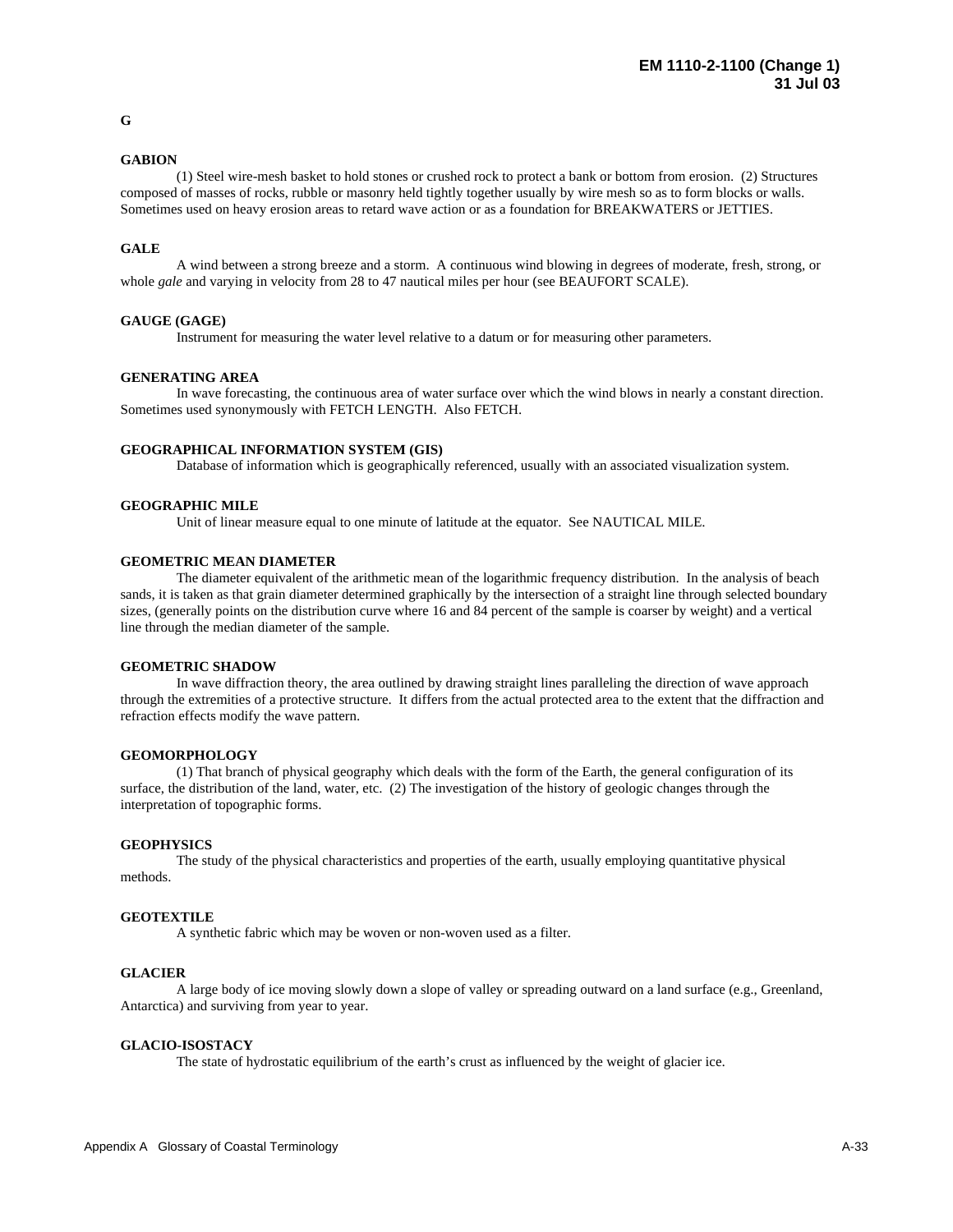# G

### GABION

(1) Steel wire-mesh basket to hold stones or crushed rock to protect a bank or bottom from erosion. (2) Structures composed of masses of rocks, rubble or masonry held tightly together usually by wire mesh so as to form blocks or walls. Sometimes used on heavy erosion areas to retard wave action or as a foundation for BREAKWATERS or JETTIES.

### GALE

A wind between a strong breeze and a storm. A continuous wind blowing in degrees of moderate, fresh, strong, or whole *gale* and varying in velocity from 28 to 47 nautical miles per hour (see BEAUFORT SCALE).

### GAUGE (GAGE)

Instrument for measuring the water level relative to a datum or for measuring other parameters.

### GENERATING AREA

In wave forecasting, the continuous area of water surface over which the wind blows in nearly a constant direction. Sometimes used synonymously with FETCH LENGTH. Also FETCH.

### GEOGRAPHICAL INFORMATION SYSTEM (GIS)

Database of information which is geographically referenced, usually with an associated visualization system.

### GEOGRAPHIC MILE

Unit of linear measure equal to one minute of latitude at the equator. See NAUTICAL MILE.

### GEOMETRIC MEAN DIAMETER

The diameter equivalent of the arithmetic mean of the logarithmic frequency distribution. In the analysis of beach sands, it is taken as that grain diameter determined graphically by the intersection of a straight line through selected boundary sizes, (generally points on the distribution curve where 16 and 84 percent of the sample is coarser by weight) and a vertical line through the median diameter of the sample.

### GEOMETRIC SHADOW

In wave diffraction theory, the area outlined by drawing straight lines paralleling the direction of wave approach through the extremities of a protective structure. It differs from the actual protected area to the extent that the diffraction and refraction effects modify the wave pattern.

### GEOMORPHOLOGY

(1) That branch of physical geography which deals with the form of the Earth, the general configuration of its surface, the distribution of the land, water, etc. (2) The investigation of the history of geologic changes through the interpretation of topographic forms.

### GEOPHYSICS

The study of the physical characteristics and properties of the earth, usually employing quantitative physical methods.

### GEOTEXTILE

A synthetic fabric which may be woven or non-woven used as a filter.

### GLACIER

A large body of ice moving slowly down a slope of valley or spreading outward on a land surface (e.g., Greenland, Antarctica) and surviving from year to year.

### GLACIO-ISOSTACY

The state of hydrostatic equilibrium of the earth's crust as influenced by the weight of glacier ice.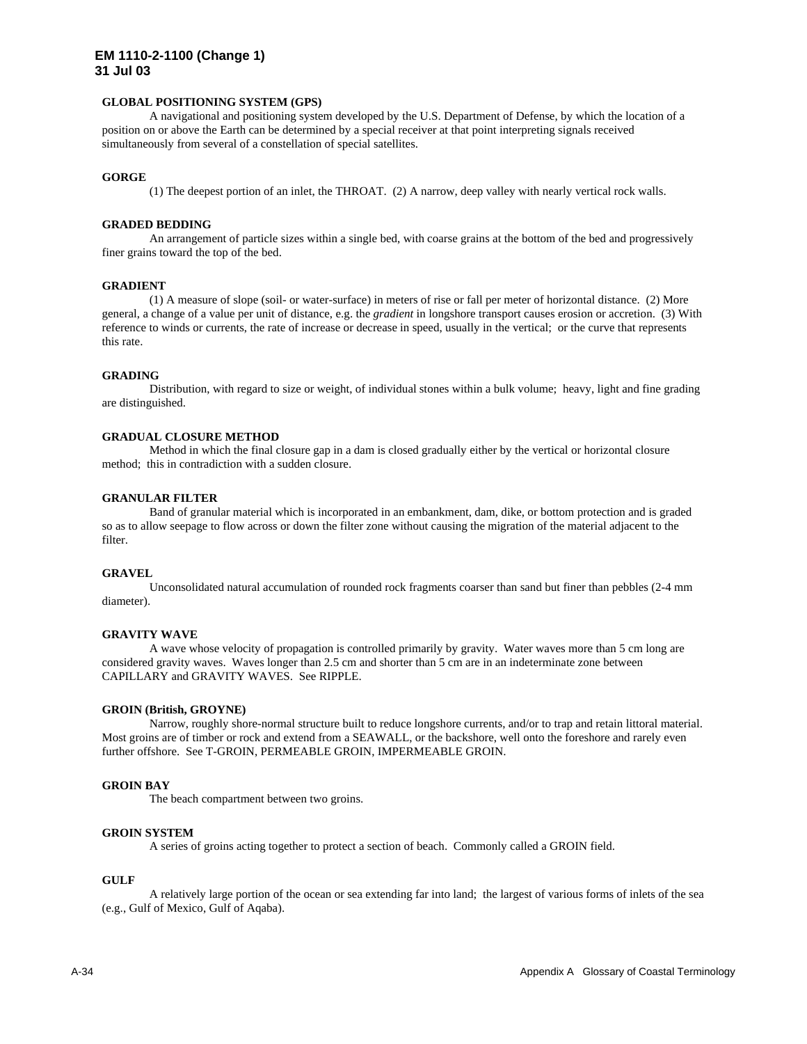**GLOBAL POSITIONING SYSTEM (GPS)**

A navigational and positioning system developed by the U.S. Department of Defense, by which the location of a position on or above the Earth can be determined by a special receiver at that point interpreting signals received simultaneously from several of a constellation of special satellites.

**GORGE**

(1) The deepest portion of an inlet, the THROAT. (2) A narrow, deep valley with nearly vertical rock walls.

**GRADED BEDDING**

An arrangement of particle sizes within a single bed, with coarse grains at the bottom of the bed and progressively finer grains toward the top of the bed.

**GRADIENT**

(1) A measure of slope (soil- or water-surface) in meters of rise or fall per meter of horizontal distance. (2) More general, a change of a value per unit of distance, e.g. the *gradient* in longshore transport causes erosion or accretion. (3) With reference to winds or currents, the rate of increase or decrease in speed, usually in the vertical; or the curve that represents this rate.

**GRADING**

Distribution, with regard to size or weight, of individual stones within a bulk volume; heavy, light and fine grading are distinguished.

**GRADUAL CLOSURE METHOD**

Method in which the final closure gap in a dam is closed gradually either by the vertical or horizontal closure method; this in contradiction with a sudden closure.

**GRANULAR FILTER**

Band of granular material which is incorporated in an embankment, dam, dike, or bottom protection and is graded so as to allow seepage to flow across or down the filter zone without causing the migration of the material adjacent to the filter.

**GRAVEL**

Unconsolidated natural accumulation of rounded rock fragments coarser than sand but finer than pebbles (2-4 mm diameter).

**GRAVITY WAVE**

A wave whose velocity of propagation is controlled primarily by gravity. Water waves more than 5 cm long are considered gravity waves. Waves longer than 2.5 cm and shorter than 5 cm are in an indeterminate zone between CAPILLARY and GRAVITY WAVES. See RIPPLE.

**GROIN (British, GROYNE)**

Narrow, roughly shore-normal structure built to reduce longshore currents, and/or to trap and retain littoral material. Most groins are of timber or rock and extend from a SEAWALL, or the backshore, well onto the foreshore and rarely even further offshore. See T-GROIN, PERMEABLE GROIN, IMPERMEABLE GROIN.

**GROIN BAY**

The beach compartment between two groins.

**GROIN SYSTEM**

A series of groins acting together to protect a section of beach. Commonly called a GROIN field.

**GULF**

A relatively large portion of the ocean or sea extending far into land; the largest of various forms of inlets of the sea (e.g., Gulf of Mexico, Gulf of Aqaba).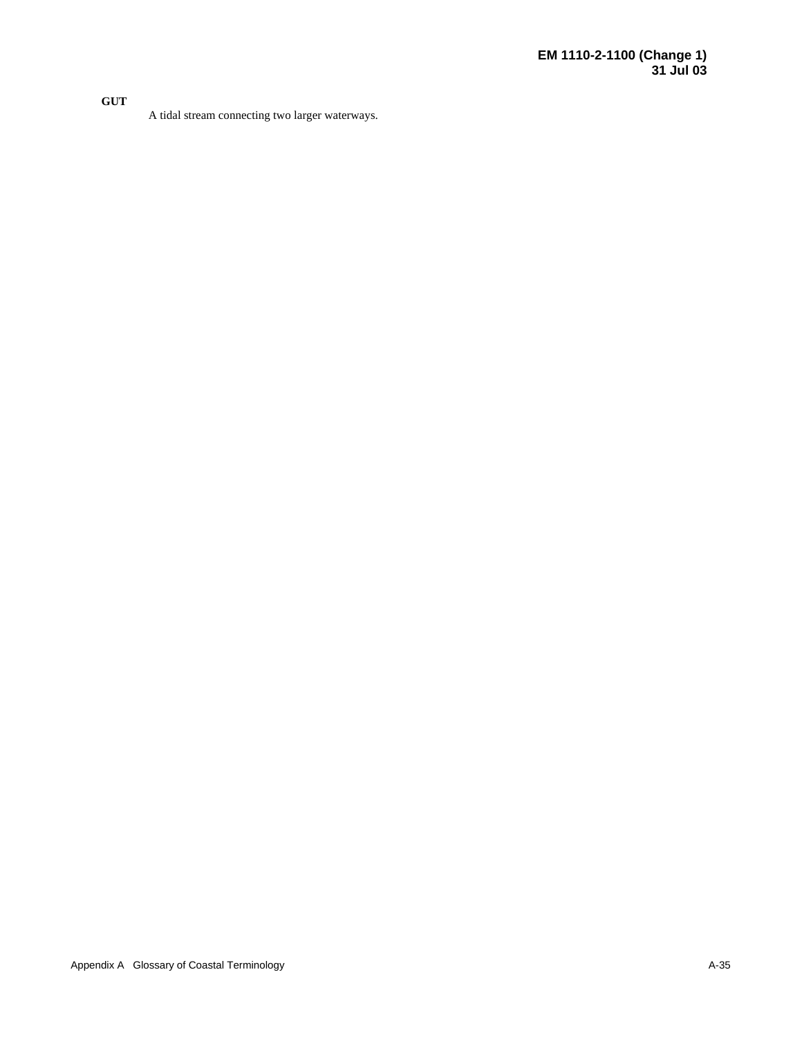**GUT**

A tidal stream connecting two larger waterways.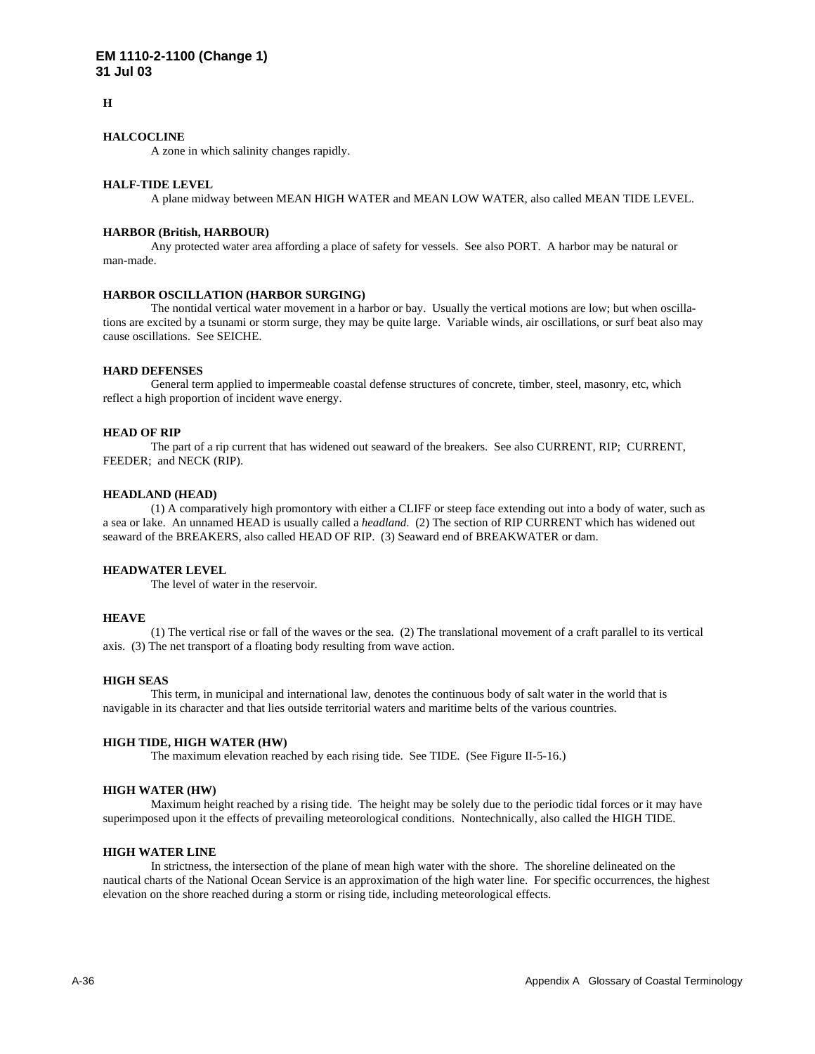## H

**HALCOCLINE**
A zone in which salinity changes rapidly.

**HALF-TIDE LEVEL**
A plane midway between MEAN HIGH WATER and MEAN LOW WATER, also called MEAN TIDE LEVEL.

**HARBOR (British, HARBOUR)**
Any protected water area affording a place of safety for vessels. See also PORT. A harbor may be natural or man-made.

**HARBOR OSCILLATION (HARBOR SURGING)**
The nontidal vertical water movement in a harbor or bay. Usually the vertical motions are low; but when oscillations are excited by a tsunami or storm surge, they may be quite large. Variable winds, air oscillations, or surf beat also may cause oscillations. See SEICHE.

**HARD DEFENSES**
General term applied to impermeable coastal defense structures of concrete, timber, steel, masonry, etc, which reflect a high proportion of incident wave energy.

**HEAD OF RIP**
The part of a rip current that has widened out seaward of the breakers. See also CURRENT, RIP; CURRENT, FEEDER; and NECK (RIP).

**HEADLAND (HEAD)**
(1) A comparatively high promontory with either a CLIFF or steep face extending out into a body of water, such as a sea or lake. An unnamed HEAD is usually called a *headland*. (2) The section of RIP CURRENT which has widened out seaward of the BREAKERS, also called HEAD OF RIP. (3) Seaward end of BREAKWATER or dam.

**HEADWATER LEVEL**
The level of water in the reservoir.

**HEAVE**
(1) The vertical rise or fall of the waves or the sea. (2) The translational movement of a craft parallel to its vertical axis. (3) The net transport of a floating body resulting from wave action.

**HIGH SEAS**
This term, in municipal and international law, denotes the continuous body of salt water in the world that is navigable in its character and that lies outside territorial waters and maritime belts of the various countries.

**HIGH TIDE, HIGH WATER (HW)**
The maximum elevation reached by each rising tide. See TIDE. (See Figure II-5-16.)

**HIGH WATER (HW)**
Maximum height reached by a rising tide. The height may be solely due to the periodic tidal forces or it may have superimposed upon it the effects of prevailing meteorological conditions. Nontechnically, also called the HIGH TIDE.

**HIGH WATER LINE**
In strictness, the intersection of the plane of mean high water with the shore. The shoreline delineated on the nautical charts of the National Ocean Service is an approximation of the high water line. For specific occurrences, the highest elevation on the shore reached during a storm or rising tide, including meteorological effects.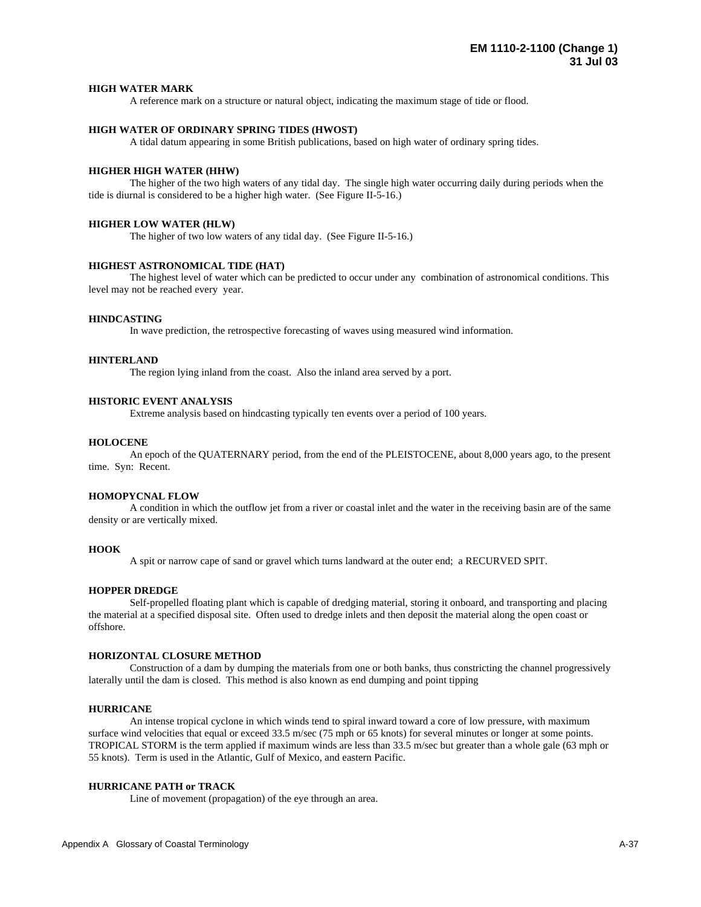**HIGH WATER MARK**

A reference mark on a structure or natural object, indicating the maximum stage of tide or flood.

**HIGH WATER OF ORDINARY SPRING TIDES (HWOST)**

A tidal datum appearing in some British publications, based on high water of ordinary spring tides.

**HIGHER HIGH WATER (HHW)**

The higher of the two high waters of any tidal day. The single high water occurring daily during periods when the tide is diurnal is considered to be a higher high water. (See Figure II-5-16.)

**HIGHER LOW WATER (HLW)**

The higher of two low waters of any tidal day. (See Figure II-5-16.)

**HIGHEST ASTRONOMICAL TIDE (HAT)**

The highest level of water which can be predicted to occur under any combination of astronomical conditions. This level may not be reached every year.

**HINDCASTING**

In wave prediction, the retrospective forecasting of waves using measured wind information.

**HINTERLAND**

The region lying inland from the coast. Also the inland area served by a port.

**HISTORIC EVENT ANALYSIS**

Extreme analysis based on hindcasting typically ten events over a period of 100 years.

**HOLOCENE**

An epoch of the QUATERNARY period, from the end of the PLEISTOCENE, about 8,000 years ago, to the present time. Syn: Recent.

**HOMOPYCNAL FLOW**

A condition in which the outflow jet from a river or coastal inlet and the water in the receiving basin are of the same density or are vertically mixed.

**HOOK**

A spit or narrow cape of sand or gravel which turns landward at the outer end; a RECURVED SPIT.

**HOPPER DREDGE**

Self-propelled floating plant which is capable of dredging material, storing it onboard, and transporting and placing the material at a specified disposal site. Often used to dredge inlets and then deposit the material along the open coast or offshore.

**HORIZONTAL CLOSURE METHOD**

Construction of a dam by dumping the materials from one or both banks, thus constricting the channel progressively laterally until the dam is closed. This method is also known as end dumping and point tipping

**HURRICANE**

An intense tropical cyclone in which winds tend to spiral inward toward a core of low pressure, with maximum surface wind velocities that equal or exceed 33.5 m/sec (75 mph or 65 knots) for several minutes or longer at some points. TROPICAL STORM is the term applied if maximum winds are less than 33.5 m/sec but greater than a whole gale (63 mph or 55 knots). Term is used in the Atlantic, Gulf of Mexico, and eastern Pacific.

**HURRICANE PATH or TRACK**

Line of movement (propagation) of the eye through an area.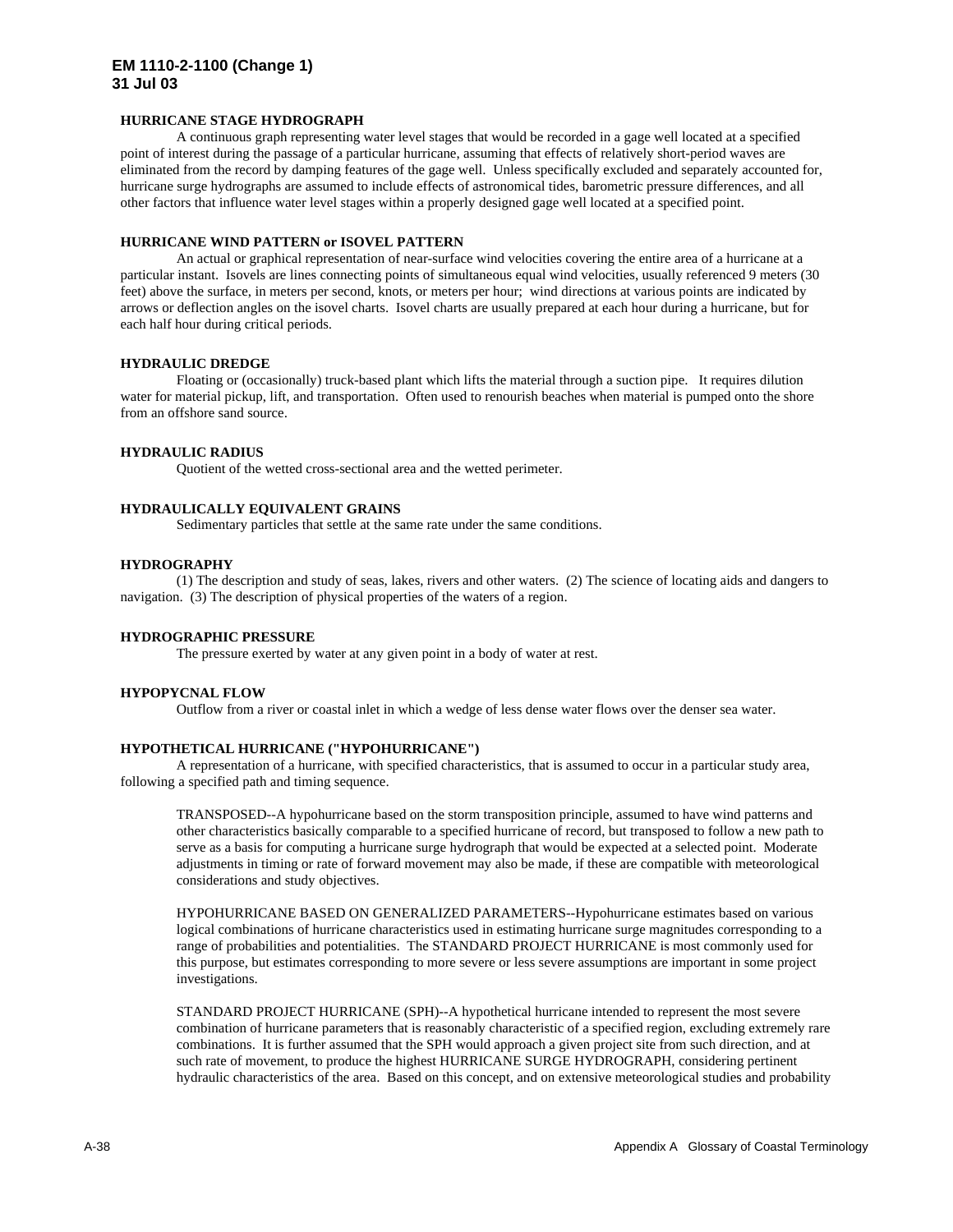**HURRICANE STAGE HYDROGRAPH**

A continuous graph representing water level stages that would be recorded in a gage well located at a specified point of interest during the passage of a particular hurricane, assuming that effects of relatively short-period waves are eliminated from the record by damping features of the gage well. Unless specifically excluded and separately accounted for, hurricane surge hydrographs are assumed to include effects of astronomical tides, barometric pressure differences, and all other factors that influence water level stages within a properly designed gage well located at a specified point.

**HURRICANE WIND PATTERN or ISOVEL PATTERN**

An actual or graphical representation of near-surface wind velocities covering the entire area of a hurricane at a particular instant. Isovels are lines connecting points of simultaneous equal wind velocities, usually referenced 9 meters (30 feet) above the surface, in meters per second, knots, or meters per hour; wind directions at various points are indicated by arrows or deflection angles on the isovel charts. Isovel charts are usually prepared at each hour during a hurricane, but for each half hour during critical periods.

**HYDRAULIC DREDGE**

Floating or (occasionally) truck-based plant which lifts the material through a suction pipe. It requires dilution water for material pickup, lift, and transportation. Often used to renourish beaches when material is pumped onto the shore from an offshore sand source.

**HYDRAULIC RADIUS**

Quotient of the wetted cross-sectional area and the wetted perimeter.

**HYDRAULICALLY EQUIVALENT GRAINS**

Sedimentary particles that settle at the same rate under the same conditions.

**HYDROGRAPHY**

(1) The description and study of seas, lakes, rivers and other waters. (2) The science of locating aids and dangers to navigation. (3) The description of physical properties of the waters of a region.

**HYDROGRAPHIC PRESSURE**

The pressure exerted by water at any given point in a body of water at rest.

**HYPOPYCNAL FLOW**

Outflow from a river or coastal inlet in which a wedge of less dense water flows over the denser sea water.

**HYPOTHETICAL HURRICANE ("HYPOHURRICANE")**

A representation of a hurricane, with specified characteristics, that is assumed to occur in a particular study area, following a specified path and timing sequence.

TRANSPOSED--A hypohurricane based on the storm transposition principle, assumed to have wind patterns and other characteristics basically comparable to a specified hurricane of record, but transposed to follow a new path to serve as a basis for computing a hurricane surge hydrograph that would be expected at a selected point. Moderate adjustments in timing or rate of forward movement may also be made, if these are compatible with meteorological considerations and study objectives.

HYPOHURRICANE BASED ON GENERALIZED PARAMETERS--Hypohurricane estimates based on various logical combinations of hurricane characteristics used in estimating hurricane surge magnitudes corresponding to a range of probabilities and potentialities. The STANDARD PROJECT HURRICANE is most commonly used for this purpose, but estimates corresponding to more severe or less severe assumptions are important in some project investigations.

STANDARD PROJECT HURRICANE (SPH)--A hypothetical hurricane intended to represent the most severe combination of hurricane parameters that is reasonably characteristic of a specified region, excluding extremely rare combinations. It is further assumed that the SPH would approach a given project site from such direction, and at such rate of movement, to produce the highest HURRICANE SURGE HYDROGRAPH, considering pertinent hydraulic characteristics of the area. Based on this concept, and on extensive meteorological studies and probability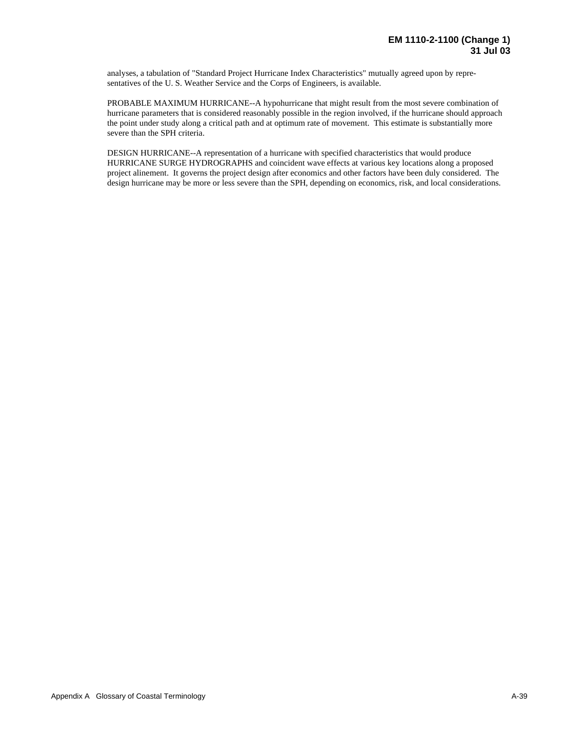analyses, a tabulation of "Standard Project Hurricane Index Characteristics" mutually agreed upon by representatives of the U. S. Weather Service and the Corps of Engineers, is available.

PROBABLE MAXIMUM HURRICANE--A hypohurricane that might result from the most severe combination of hurricane parameters that is considered reasonably possible in the region involved, if the hurricane should approach the point under study along a critical path and at optimum rate of movement. This estimate is substantially more severe than the SPH criteria.

DESIGN HURRICANE--A representation of a hurricane with specified characteristics that would produce HURRICANE SURGE HYDROGRAPHS and coincident wave effects at various key locations along a proposed project alinement. It governs the project design after economics and other factors have been duly considered. The design hurricane may be more or less severe than the SPH, depending on economics, risk, and local considerations.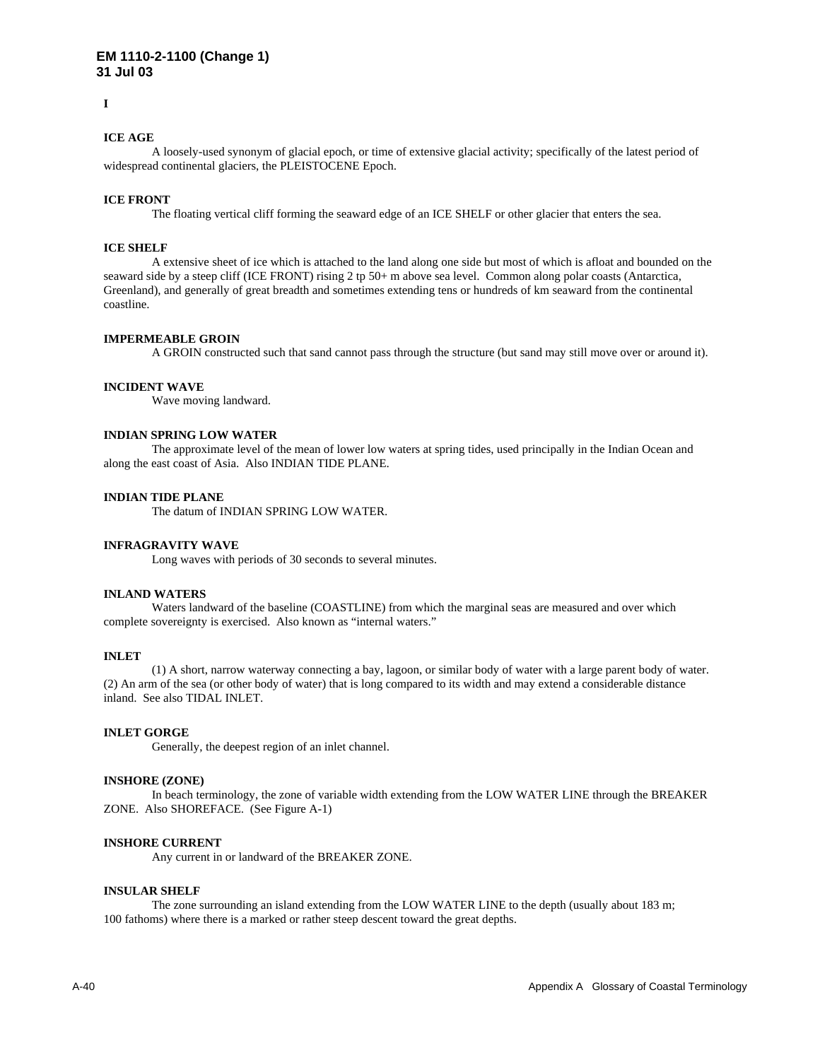**I**

**ICE AGE**

A loosely-used synonym of glacial epoch, or time of extensive glacial activity; specifically of the latest period of widespread continental glaciers, the PLEISTOCENE Epoch.

**ICE FRONT**

The floating vertical cliff forming the seaward edge of an ICE SHELF or other glacier that enters the sea.

**ICE SHELF**

A extensive sheet of ice which is attached to the land along one side but most of which is afloat and bounded on the seaward side by a steep cliff (ICE FRONT) rising 2 tp 50+ m above sea level. Common along polar coasts (Antarctica, Greenland), and generally of great breadth and sometimes extending tens or hundreds of km seaward from the continental coastline.

**IMPERMEABLE GROIN**

A GROIN constructed such that sand cannot pass through the structure (but sand may still move over or around it).

**INCIDENT WAVE**

Wave moving landward.

**INDIAN SPRING LOW WATER**

The approximate level of the mean of lower low waters at spring tides, used principally in the Indian Ocean and along the east coast of Asia. Also INDIAN TIDE PLANE.

**INDIAN TIDE PLANE**

The datum of INDIAN SPRING LOW WATER.

**INFRAGRAVITY WAVE**

Long waves with periods of 30 seconds to several minutes.

**INLAND WATERS**

Waters landward of the baseline (COASTLINE) from which the marginal seas are measured and over which complete sovereignty is exercised. Also known as "internal waters."

**INLET**

(1) A short, narrow waterway connecting a bay, lagoon, or similar body of water with a large parent body of water. (2) An arm of the sea (or other body of water) that is long compared to its width and may extend a considerable distance inland. See also TIDAL INLET.

**INLET GORGE**

Generally, the deepest region of an inlet channel.

**INSHORE (ZONE)**

In beach terminology, the zone of variable width extending from the LOW WATER LINE through the BREAKER ZONE. Also SHOREFACE. (See Figure A-1)

**INSHORE CURRENT**

Any current in or landward of the BREAKER ZONE.

**INSULAR SHELF**

The zone surrounding an island extending from the LOW WATER LINE to the depth (usually about 183 m; 100 fathoms) where there is a marked or rather steep descent toward the great depths.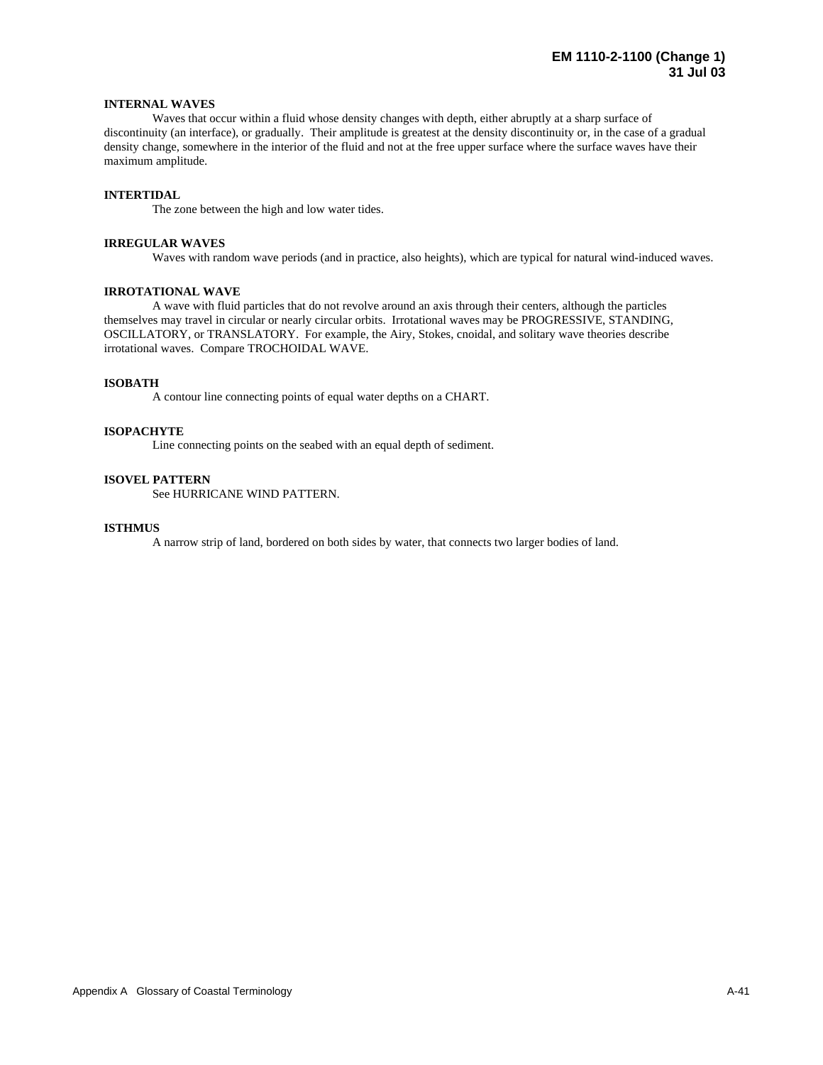**INTERNAL WAVES**

Waves that occur within a fluid whose density changes with depth, either abruptly at a sharp surface of discontinuity (an interface), or gradually. Their amplitude is greatest at the density discontinuity or, in the case of a gradual density change, somewhere in the interior of the fluid and not at the free upper surface where the surface waves have their maximum amplitude.

**INTERTIDAL**

The zone between the high and low water tides.

**IRREGULAR WAVES**

Waves with random wave periods (and in practice, also heights), which are typical for natural wind-induced waves.

**IRROTATIONAL WAVE**

A wave with fluid particles that do not revolve around an axis through their centers, although the particles themselves may travel in circular or nearly circular orbits. Irrotational waves may be PROGRESSIVE, STANDING, OSCILLATORY, or TRANSLATORY. For example, the Airy, Stokes, cnoidal, and solitary wave theories describe irrotational waves. Compare TROCHOIDAL WAVE.

**ISOBATH**

A contour line connecting points of equal water depths on a CHART.

**ISOPACHYTE**

Line connecting points on the seabed with an equal depth of sediment.

**ISOVEL PATTERN**

See HURRICANE WIND PATTERN.

**ISTHMUS**

A narrow strip of land, bordered on both sides by water, that connects two larger bodies of land.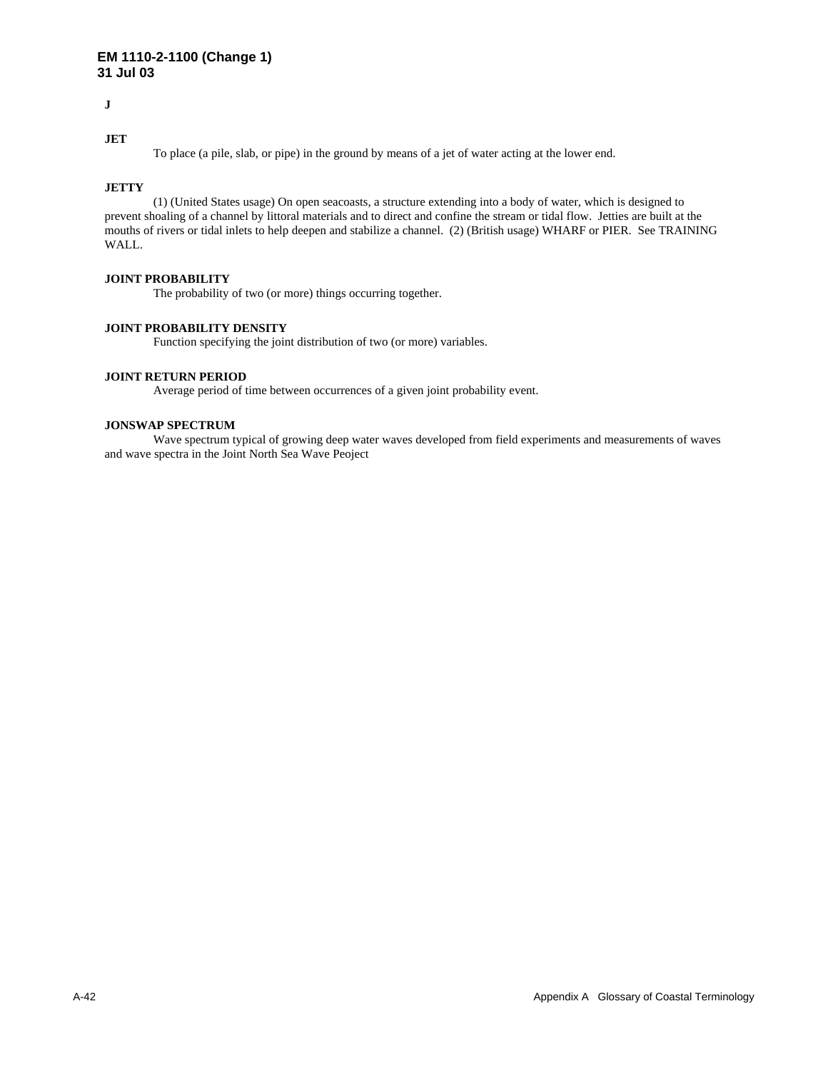**J**

**JET**

To place (a pile, slab, or pipe) in the ground by means of a jet of water acting at the lower end.

**JETTY**

(1) (United States usage) On open seacoasts, a structure extending into a body of water, which is designed to prevent shoaling of a channel by littoral materials and to direct and confine the stream or tidal flow. Jetties are built at the mouths of rivers or tidal inlets to help deepen and stabilize a channel. (2) (British usage) WHARF or PIER. See TRAINING WALL.

**JOINT PROBABILITY**

The probability of two (or more) things occurring together.

**JOINT PROBABILITY DENSITY**

Function specifying the joint distribution of two (or more) variables.

**JOINT RETURN PERIOD**

Average period of time between occurrences of a given joint probability event.

**JONSWAP SPECTRUM**

Wave spectrum typical of growing deep water waves developed from field experiments and measurements of waves and wave spectra in the Joint North Sea Wave Peoject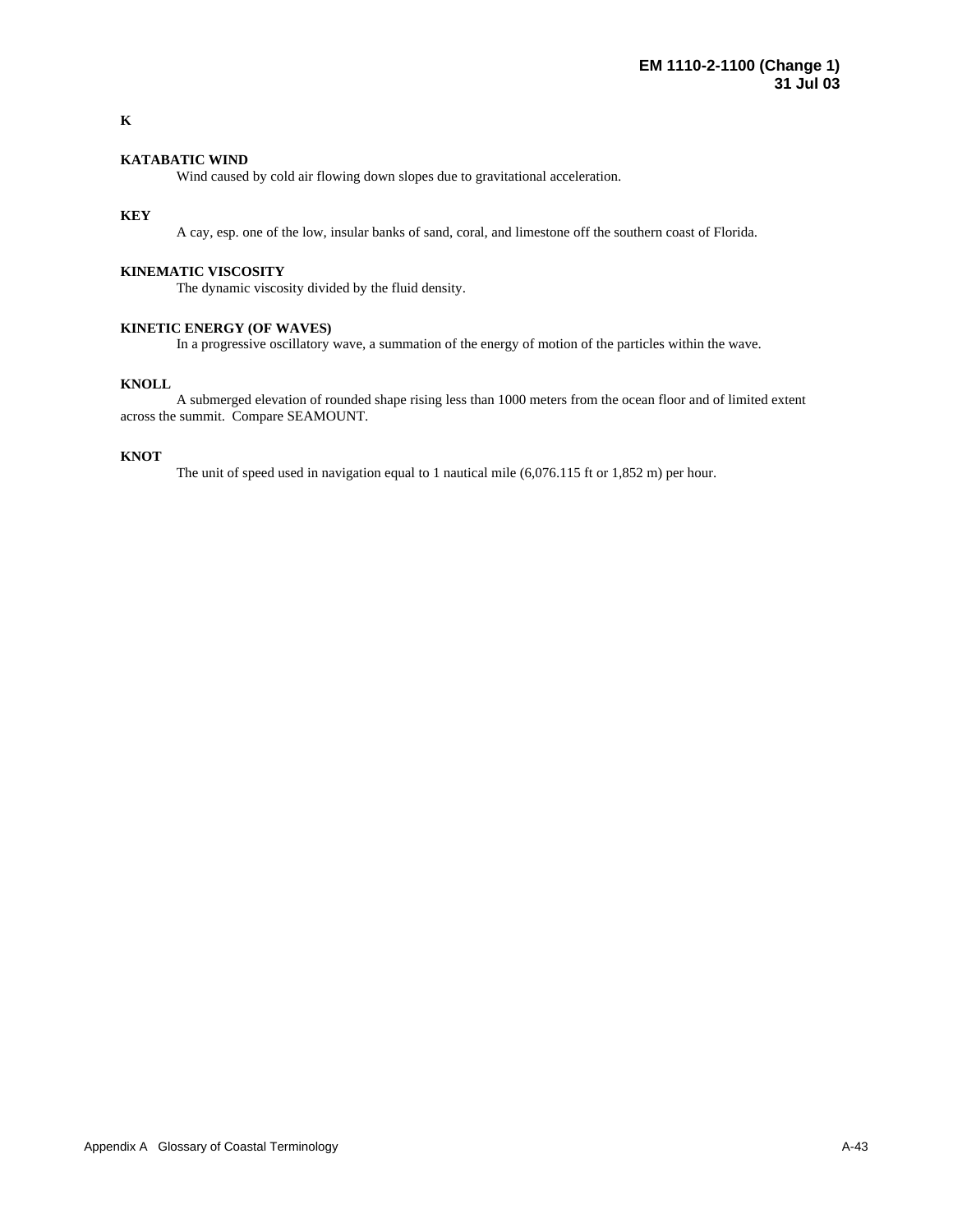## K

**KATABATIC WIND**
Wind caused by cold air flowing down slopes due to gravitational acceleration.

**KEY**
A cay, esp. one of the low, insular banks of sand, coral, and limestone off the southern coast of Florida.

**KINEMATIC VISCOSITY**
The dynamic viscosity divided by the fluid density.

**KINETIC ENERGY (OF WAVES)**
In a progressive oscillatory wave, a summation of the energy of motion of the particles within the wave.

**KNOLL**
A submerged elevation of rounded shape rising less than 1000 meters from the ocean floor and of limited extent across the summit. Compare SEAMOUNT.

**KNOT**
The unit of speed used in navigation equal to 1 nautical mile (6,076.115 ft or 1,852 m) per hour.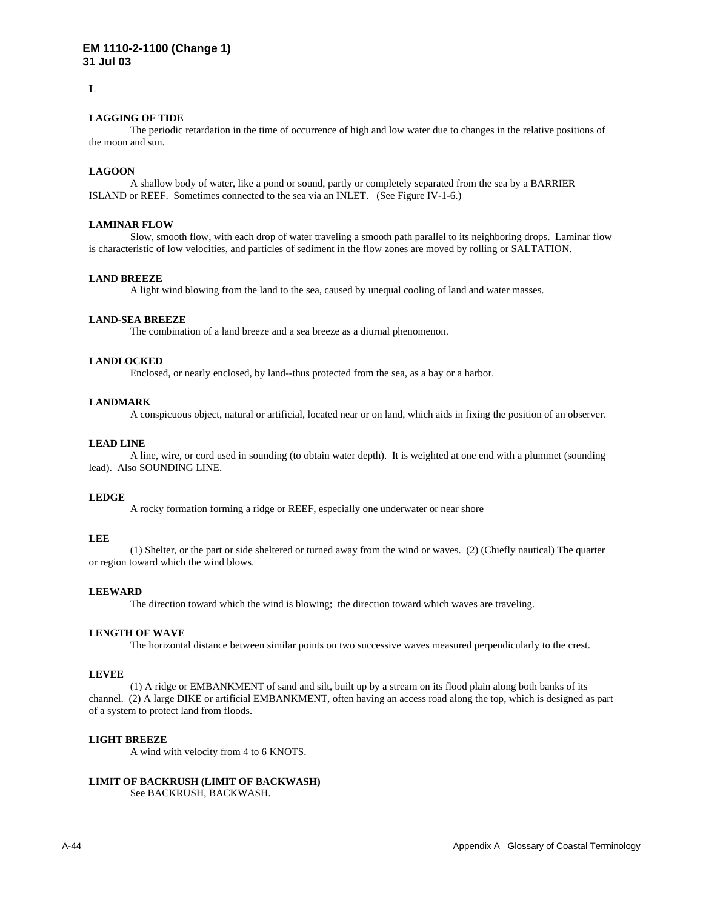## L

**LAGGING OF TIDE**

The periodic retardation in the time of occurrence of high and low water due to changes in the relative positions of the moon and sun.

**LAGOON**

A shallow body of water, like a pond or sound, partly or completely separated from the sea by a BARRIER ISLAND or REEF. Sometimes connected to the sea via an INLET. (See Figure IV-1-6.)

**LAMINAR FLOW**

Slow, smooth flow, with each drop of water traveling a smooth path parallel to its neighboring drops. Laminar flow is characteristic of low velocities, and particles of sediment in the flow zones are moved by rolling or SALTATION.

**LAND BREEZE**

A light wind blowing from the land to the sea, caused by unequal cooling of land and water masses.

**LAND-SEA BREEZE**

The combination of a land breeze and a sea breeze as a diurnal phenomenon.

**LANDLOCKED**

Enclosed, or nearly enclosed, by land--thus protected from the sea, as a bay or a harbor.

**LANDMARK**

A conspicuous object, natural or artificial, located near or on land, which aids in fixing the position of an observer.

**LEAD LINE**

A line, wire, or cord used in sounding (to obtain water depth). It is weighted at one end with a plummet (sounding lead). Also SOUNDING LINE.

**LEDGE**

A rocky formation forming a ridge or REEF, especially one underwater or near shore

**LEE**

(1) Shelter, or the part or side sheltered or turned away from the wind or waves. (2) (Chiefly nautical) The quarter or region toward which the wind blows.

**LEEWARD**

The direction toward which the wind is blowing; the direction toward which waves are traveling.

**LENGTH OF WAVE**

The horizontal distance between similar points on two successive waves measured perpendicularly to the crest.

**LEVEE**

(1) A ridge or EMBANKMENT of sand and silt, built up by a stream on its flood plain along both banks of its channel. (2) A large DIKE or artificial EMBANKMENT, often having an access road along the top, which is designed as part of a system to protect land from floods.

**LIGHT BREEZE**

A wind with velocity from 4 to 6 KNOTS.

**LIMIT OF BACKRUSH (LIMIT OF BACKWASH)**

See BACKRUSH, BACKWASH.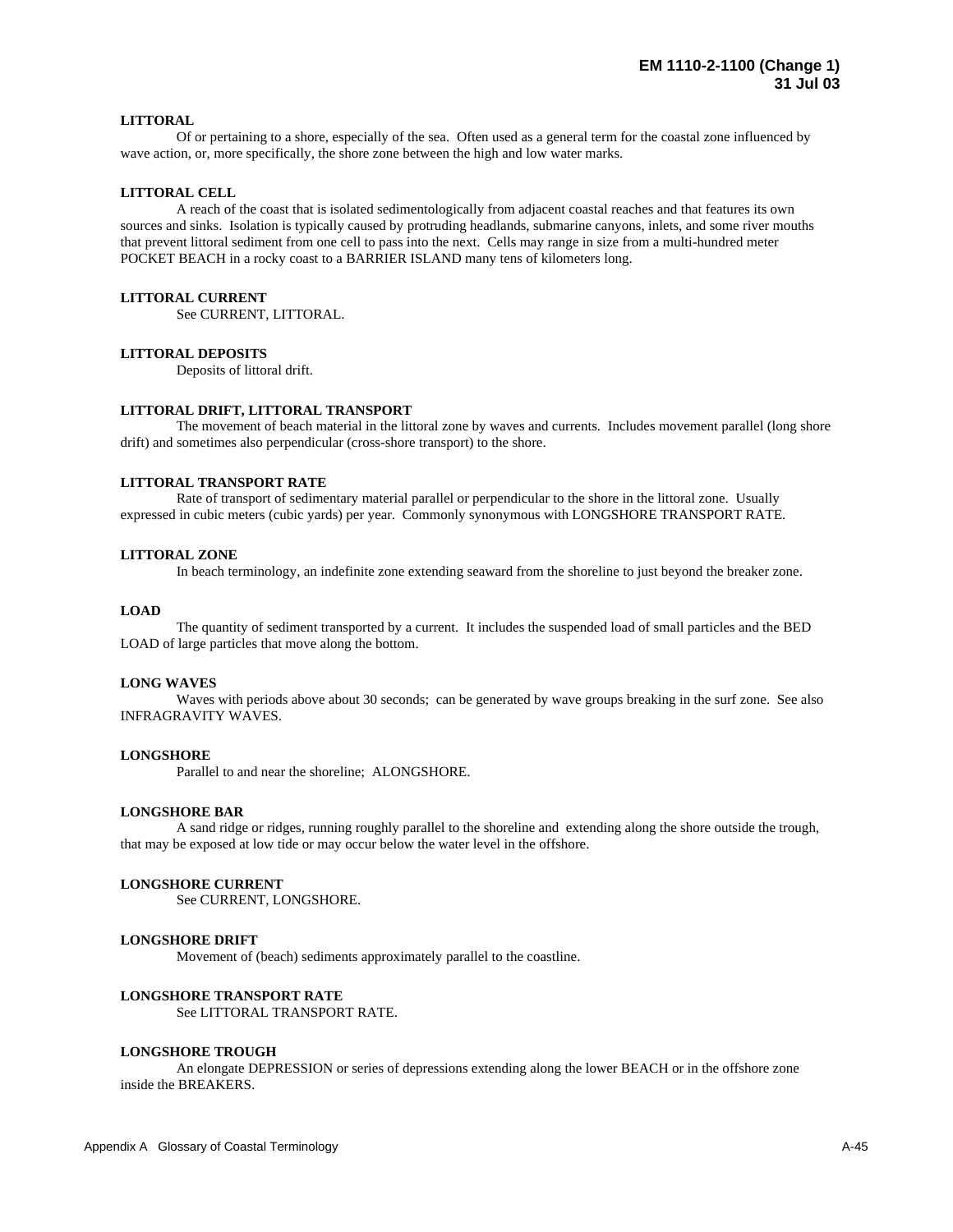**LITTORAL**

Of or pertaining to a shore, especially of the sea. Often used as a general term for the coastal zone influenced by wave action, or, more specifically, the shore zone between the high and low water marks.

**LITTORAL CELL**

A reach of the coast that is isolated sedimentologically from adjacent coastal reaches and that features its own sources and sinks. Isolation is typically caused by protruding headlands, submarine canyons, inlets, and some river mouths that prevent littoral sediment from one cell to pass into the next. Cells may range in size from a multi-hundred meter POCKET BEACH in a rocky coast to a BARRIER ISLAND many tens of kilometers long.

**LITTORAL CURRENT**

See CURRENT, LITTORAL.

**LITTORAL DEPOSITS**

Deposits of littoral drift.

**LITTORAL DRIFT, LITTORAL TRANSPORT**

The movement of beach material in the littoral zone by waves and currents. Includes movement parallel (long shore drift) and sometimes also perpendicular (cross-shore transport) to the shore.

**LITTORAL TRANSPORT RATE**

Rate of transport of sedimentary material parallel or perpendicular to the shore in the littoral zone. Usually expressed in cubic meters (cubic yards) per year. Commonly synonymous with LONGSHORE TRANSPORT RATE.

**LITTORAL ZONE**

In beach terminology, an indefinite zone extending seaward from the shoreline to just beyond the breaker zone.

**LOAD**

The quantity of sediment transported by a current. It includes the suspended load of small particles and the BED LOAD of large particles that move along the bottom.

**LONG WAVES**

Waves with periods above about 30 seconds; can be generated by wave groups breaking in the surf zone. See also INFRAGRAVITY WAVES.

**LONGSHORE**

Parallel to and near the shoreline; ALONGSHORE.

**LONGSHORE BAR**

A sand ridge or ridges, running roughly parallel to the shoreline and extending along the shore outside the trough, that may be exposed at low tide or may occur below the water level in the offshore.

**LONGSHORE CURRENT**

See CURRENT, LONGSHORE.

**LONGSHORE DRIFT**

Movement of (beach) sediments approximately parallel to the coastline.

**LONGSHORE TRANSPORT RATE**

See LITTORAL TRANSPORT RATE.

**LONGSHORE TROUGH**

An elongate DEPRESSION or series of depressions extending along the lower BEACH or in the offshore zone inside the BREAKERS.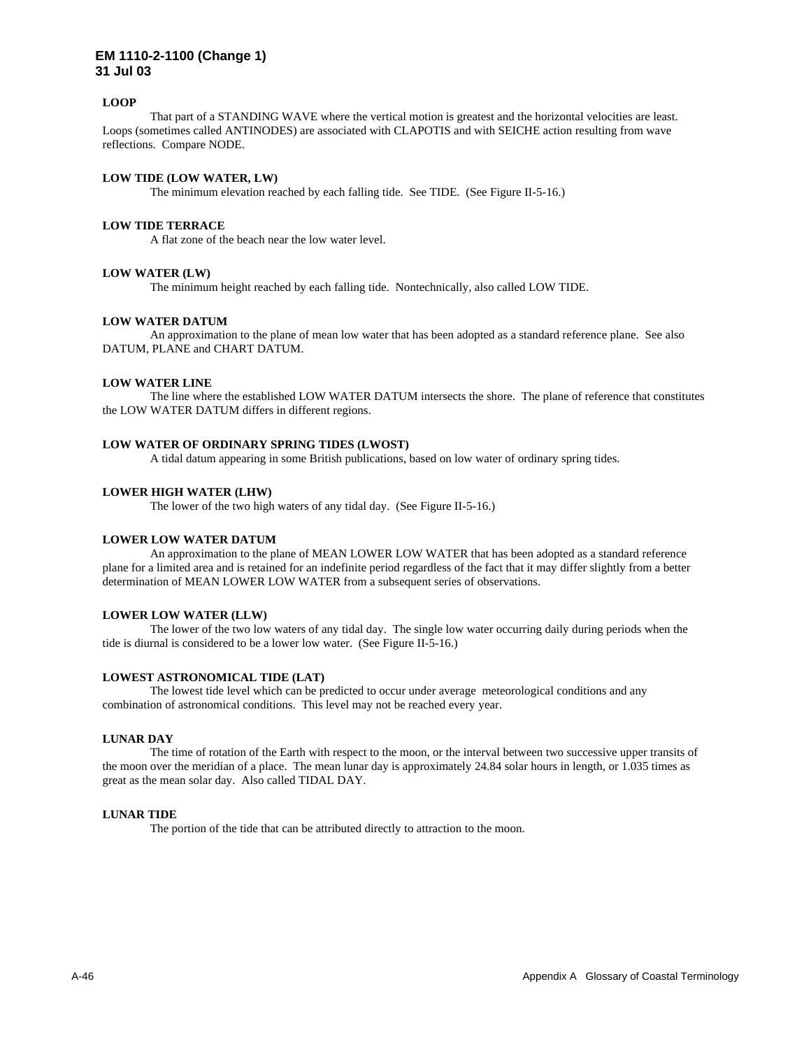**LOOP**

That part of a STANDING WAVE where the vertical motion is greatest and the horizontal velocities are least. Loops (sometimes called ANTINODES) are associated with CLAPOTIS and with SEICHE action resulting from wave reflections. Compare NODE.

**LOW TIDE (LOW WATER, LW)**

The minimum elevation reached by each falling tide. See TIDE. (See Figure II-5-16.)

**LOW TIDE TERRACE**

A flat zone of the beach near the low water level.

**LOW WATER (LW)**

The minimum height reached by each falling tide. Nontechnically, also called LOW TIDE.

**LOW WATER DATUM**

An approximation to the plane of mean low water that has been adopted as a standard reference plane. See also DATUM, PLANE and CHART DATUM.

**LOW WATER LINE**

The line where the established LOW WATER DATUM intersects the shore. The plane of reference that constitutes the LOW WATER DATUM differs in different regions.

**LOW WATER OF ORDINARY SPRING TIDES (LWOST)**

A tidal datum appearing in some British publications, based on low water of ordinary spring tides.

**LOWER HIGH WATER (LHW)**

The lower of the two high waters of any tidal day. (See Figure II-5-16.)

**LOWER LOW WATER DATUM**

An approximation to the plane of MEAN LOWER LOW WATER that has been adopted as a standard reference plane for a limited area and is retained for an indefinite period regardless of the fact that it may differ slightly from a better determination of MEAN LOWER LOW WATER from a subsequent series of observations.

**LOWER LOW WATER (LLW)**

The lower of the two low waters of any tidal day. The single low water occurring daily during periods when the tide is diurnal is considered to be a lower low water. (See Figure II-5-16.)

**LOWEST ASTRONOMICAL TIDE (LAT)**

The lowest tide level which can be predicted to occur under average meteorological conditions and any combination of astronomical conditions. This level may not be reached every year.

**LUNAR DAY**

The time of rotation of the Earth with respect to the moon, or the interval between two successive upper transits of the moon over the meridian of a place. The mean lunar day is approximately 24.84 solar hours in length, or 1.035 times as great as the mean solar day. Also called TIDAL DAY.

**LUNAR TIDE**

The portion of the tide that can be attributed directly to attraction to the moon.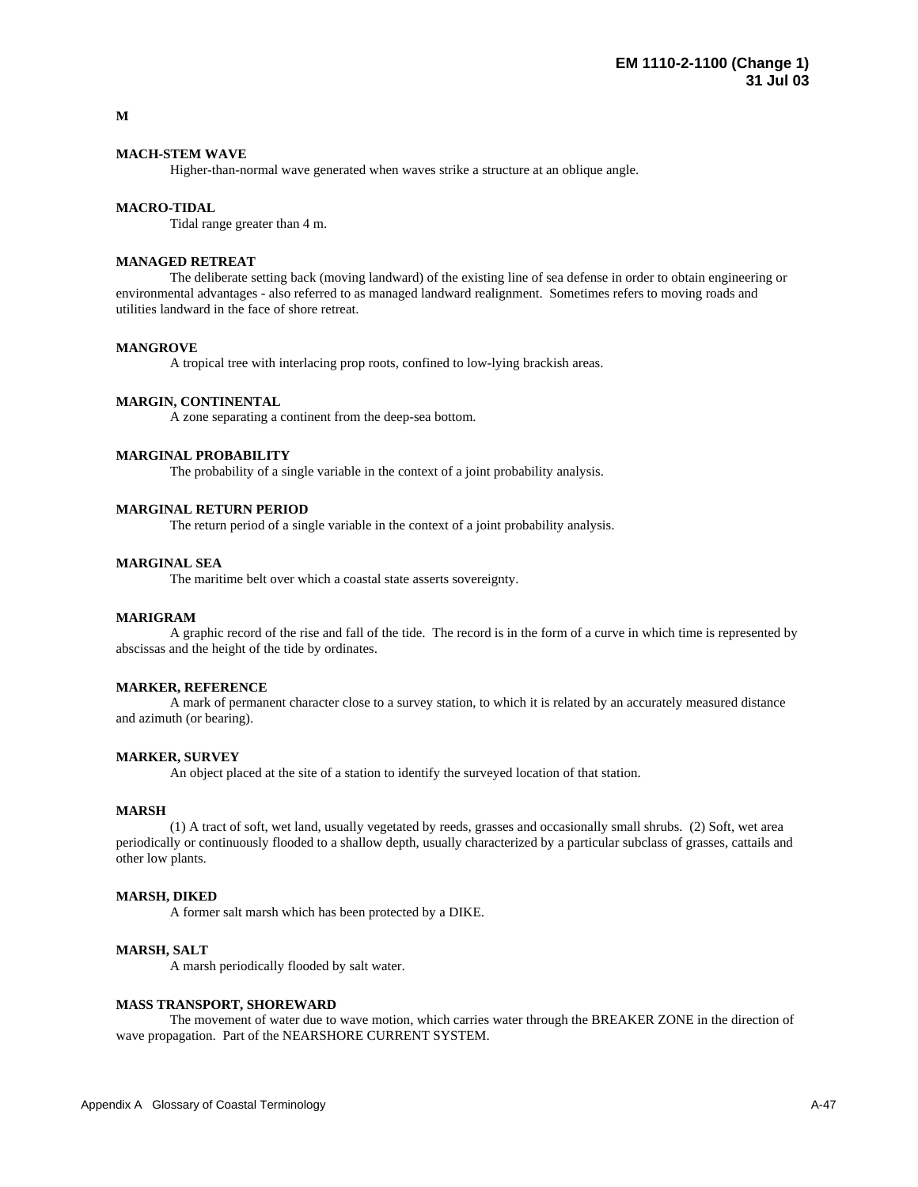## M

**MACH-STEM WAVE**
Higher-than-normal wave generated when waves strike a structure at an oblique angle.

**MACRO-TIDAL**
Tidal range greater than 4 m.

**MANAGED RETREAT**
The deliberate setting back (moving landward) of the existing line of sea defense in order to obtain engineering or environmental advantages - also referred to as managed landward realignment. Sometimes refers to moving roads and utilities landward in the face of shore retreat.

**MANGROVE**
A tropical tree with interlacing prop roots, confined to low-lying brackish areas.

**MARGIN, CONTINENTAL**
A zone separating a continent from the deep-sea bottom.

**MARGINAL PROBABILITY**
The probability of a single variable in the context of a joint probability analysis.

**MARGINAL RETURN PERIOD**
The return period of a single variable in the context of a joint probability analysis.

**MARGINAL SEA**
The maritime belt over which a coastal state asserts sovereignty.

**MARIGRAM**
A graphic record of the rise and fall of the tide. The record is in the form of a curve in which time is represented by abscissas and the height of the tide by ordinates.

**MARKER, REFERENCE**
A mark of permanent character close to a survey station, to which it is related by an accurately measured distance and azimuth (or bearing).

**MARKER, SURVEY**
An object placed at the site of a station to identify the surveyed location of that station.

**MARSH**
(1) A tract of soft, wet land, usually vegetated by reeds, grasses and occasionally small shrubs. (2) Soft, wet area periodically or continuously flooded to a shallow depth, usually characterized by a particular subclass of grasses, cattails and other low plants.

**MARSH, DIKED**
A former salt marsh which has been protected by a DIKE.

**MARSH, SALT**
A marsh periodically flooded by salt water.

**MASS TRANSPORT, SHOREWARD**
The movement of water due to wave motion, which carries water through the BREAKER ZONE in the direction of wave propagation. Part of the NEARSHORE CURRENT SYSTEM.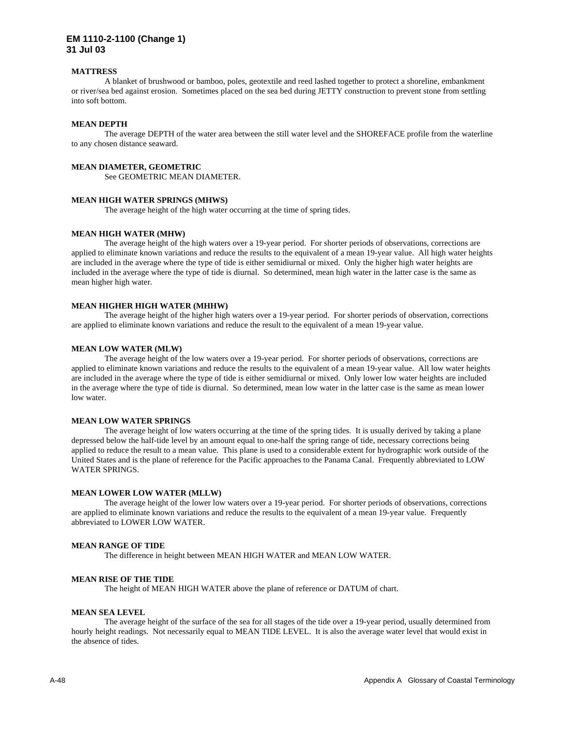**MATTRESS**

A blanket of brushwood or bamboo, poles, geotextile and reed lashed together to protect a shoreline, embankment or river/sea bed against erosion. Sometimes placed on the sea bed during JETTY construction to prevent stone from settling into soft bottom.

**MEAN DEPTH**

The average DEPTH of the water area between the still water level and the SHOREFACE profile from the waterline to any chosen distance seaward.

**MEAN DIAMETER, GEOMETRIC**

See GEOMETRIC MEAN DIAMETER.

**MEAN HIGH WATER SPRINGS (MHWS)**

The average height of the high water occurring at the time of spring tides.

**MEAN HIGH WATER (MHW)**

The average height of the high waters over a 19-year period. For shorter periods of observations, corrections are applied to eliminate known variations and reduce the results to the equivalent of a mean 19-year value. All high water heights are included in the average where the type of tide is either semidiurnal or mixed. Only the higher high water heights are included in the average where the type of tide is diurnal. So determined, mean high water in the latter case is the same as mean higher high water.

**MEAN HIGHER HIGH WATER (MHHW)**

The average height of the higher high waters over a 19-year period. For shorter periods of observation, corrections are applied to eliminate known variations and reduce the result to the equivalent of a mean 19-year value.

**MEAN LOW WATER (MLW)**

The average height of the low waters over a 19-year period. For shorter periods of observations, corrections are applied to eliminate known variations and reduce the results to the equivalent of a mean 19-year value. All low water heights are included in the average where the type of tide is either semidiurnal or mixed. Only lower low water heights are included in the average where the type of tide is diurnal. So determined, mean low water in the latter case is the same as mean lower low water.

**MEAN LOW WATER SPRINGS**

The average height of low waters occurring at the time of the spring tides. It is usually derived by taking a plane depressed below the half-tide level by an amount equal to one-half the spring range of tide, necessary corrections being applied to reduce the result to a mean value. This plane is used to a considerable extent for hydrographic work outside of the United States and is the plane of reference for the Pacific approaches to the Panama Canal. Frequently abbreviated to LOW WATER SPRINGS.

**MEAN LOWER LOW WATER (MLLW)**

The average height of the lower low waters over a 19-year period. For shorter periods of observations, corrections are applied to eliminate known variations and reduce the results to the equivalent of a mean 19-year value. Frequently abbreviated to LOWER LOW WATER.

**MEAN RANGE OF TIDE**

The difference in height between MEAN HIGH WATER and MEAN LOW WATER.

**MEAN RISE OF THE TIDE**

The height of MEAN HIGH WATER above the plane of reference or DATUM of chart.

**MEAN SEA LEVEL**

The average height of the surface of the sea for all stages of the tide over a 19-year period, usually determined from hourly height readings. Not necessarily equal to MEAN TIDE LEVEL. It is also the average water level that would exist in the absence of tides.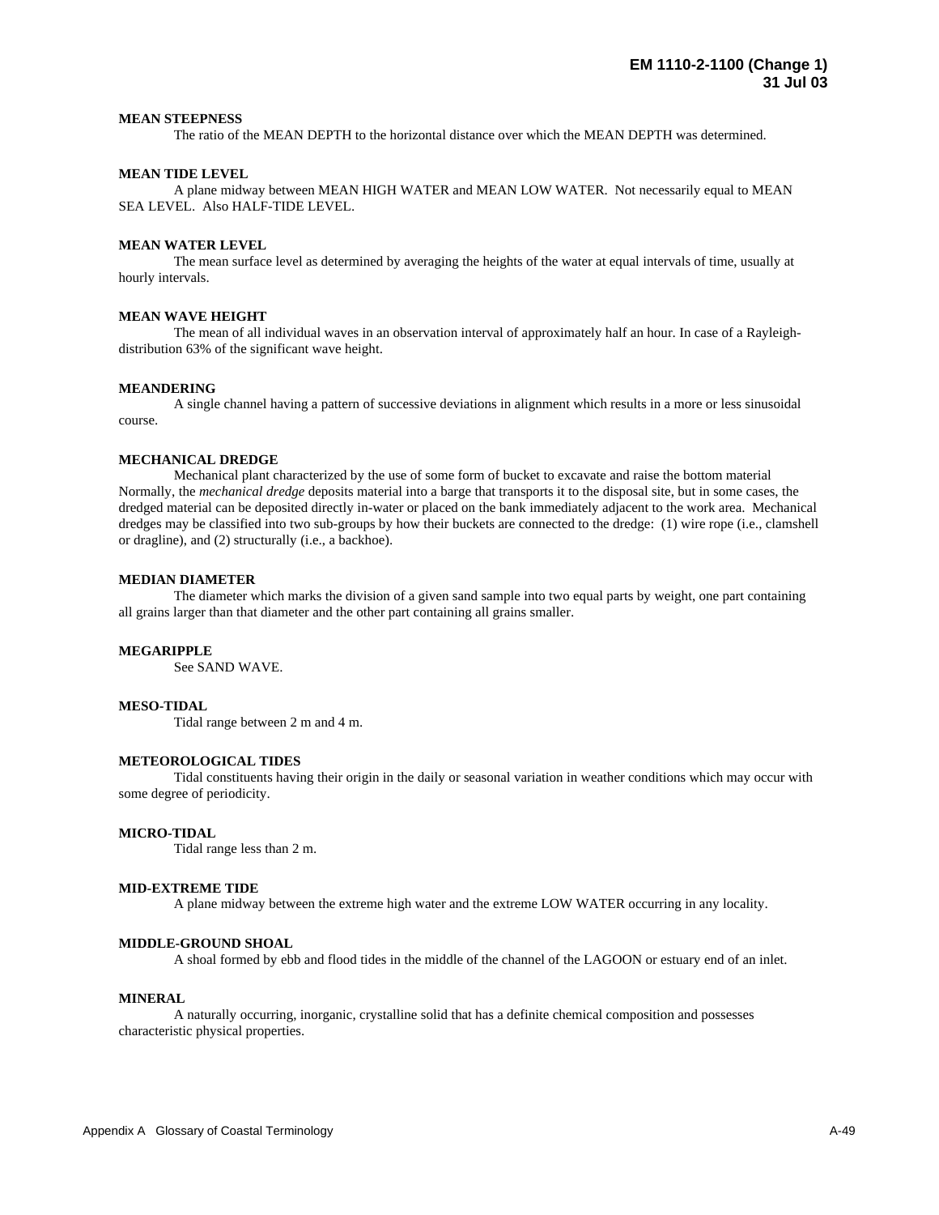**MEAN STEEPNESS**

The ratio of the MEAN DEPTH to the horizontal distance over which the MEAN DEPTH was determined.

**MEAN TIDE LEVEL**

A plane midway between MEAN HIGH WATER and MEAN LOW WATER. Not necessarily equal to MEAN SEA LEVEL. Also HALF-TIDE LEVEL.

**MEAN WATER LEVEL**

The mean surface level as determined by averaging the heights of the water at equal intervals of time, usually at hourly intervals.

**MEAN WAVE HEIGHT**

The mean of all individual waves in an observation interval of approximately half an hour. In case of a Rayleigh-distribution 63% of the significant wave height.

**MEANDERING**

A single channel having a pattern of successive deviations in alignment which results in a more or less sinusoidal course.

**MECHANICAL DREDGE**

Mechanical plant characterized by the use of some form of bucket to excavate and raise the bottom material Normally, the *mechanical dredge* deposits material into a barge that transports it to the disposal site, but in some cases, the dredged material can be deposited directly in-water or placed on the bank immediately adjacent to the work area. Mechanical dredges may be classified into two sub-groups by how their buckets are connected to the dredge: (1) wire rope (i.e., clamshell or dragline), and (2) structurally (i.e., a backhoe).

**MEDIAN DIAMETER**

The diameter which marks the division of a given sand sample into two equal parts by weight, one part containing all grains larger than that diameter and the other part containing all grains smaller.

**MEGARIPPLE**

See SAND WAVE.

**MESO-TIDAL**

Tidal range between 2 m and 4 m.

**METEOROLOGICAL TIDES**

Tidal constituents having their origin in the daily or seasonal variation in weather conditions which may occur with some degree of periodicity.

**MICRO-TIDAL**

Tidal range less than 2 m.

**MID-EXTREME TIDE**

A plane midway between the extreme high water and the extreme LOW WATER occurring in any locality.

**MIDDLE-GROUND SHOAL**

A shoal formed by ebb and flood tides in the middle of the channel of the LAGOON or estuary end of an inlet.

**MINERAL**

A naturally occurring, inorganic, crystalline solid that has a definite chemical composition and possesses characteristic physical properties.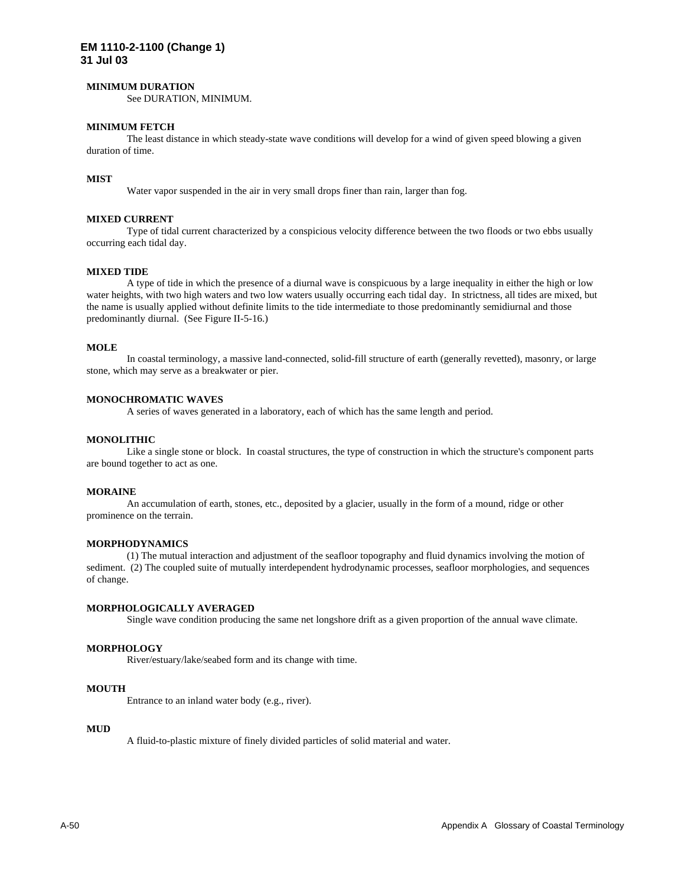**MINIMUM DURATION**

See DURATION, MINIMUM.

**MINIMUM FETCH**

The least distance in which steady-state wave conditions will develop for a wind of given speed blowing a given duration of time.

**MIST**

Water vapor suspended in the air in very small drops finer than rain, larger than fog.

**MIXED CURRENT**

Type of tidal current characterized by a conspicious velocity difference between the two floods or two ebbs usually occurring each tidal day.

**MIXED TIDE**

A type of tide in which the presence of a diurnal wave is conspicuous by a large inequality in either the high or low water heights, with two high waters and two low waters usually occurring each tidal day. In strictness, all tides are mixed, but the name is usually applied without definite limits to the tide intermediate to those predominantly semidiurnal and those predominantly diurnal. (See Figure II-5-16.)

**MOLE**

In coastal terminology, a massive land-connected, solid-fill structure of earth (generally revetted), masonry, or large stone, which may serve as a breakwater or pier.

**MONOCHROMATIC WAVES**

A series of waves generated in a laboratory, each of which has the same length and period.

**MONOLITHIC**

Like a single stone or block. In coastal structures, the type of construction in which the structure's component parts are bound together to act as one.

**MORAINE**

An accumulation of earth, stones, etc., deposited by a glacier, usually in the form of a mound, ridge or other prominence on the terrain.

**MORPHODYNAMICS**

(1) The mutual interaction and adjustment of the seafloor topography and fluid dynamics involving the motion of sediment. (2) The coupled suite of mutually interdependent hydrodynamic processes, seafloor morphologies, and sequences of change.

**MORPHOLOGICALLY AVERAGED**

Single wave condition producing the same net longshore drift as a given proportion of the annual wave climate.

**MORPHOLOGY**

River/estuary/lake/seabed form and its change with time.

**MOUTH**

Entrance to an inland water body (e.g., river).

**MUD**

A fluid-to-plastic mixture of finely divided particles of solid material and water.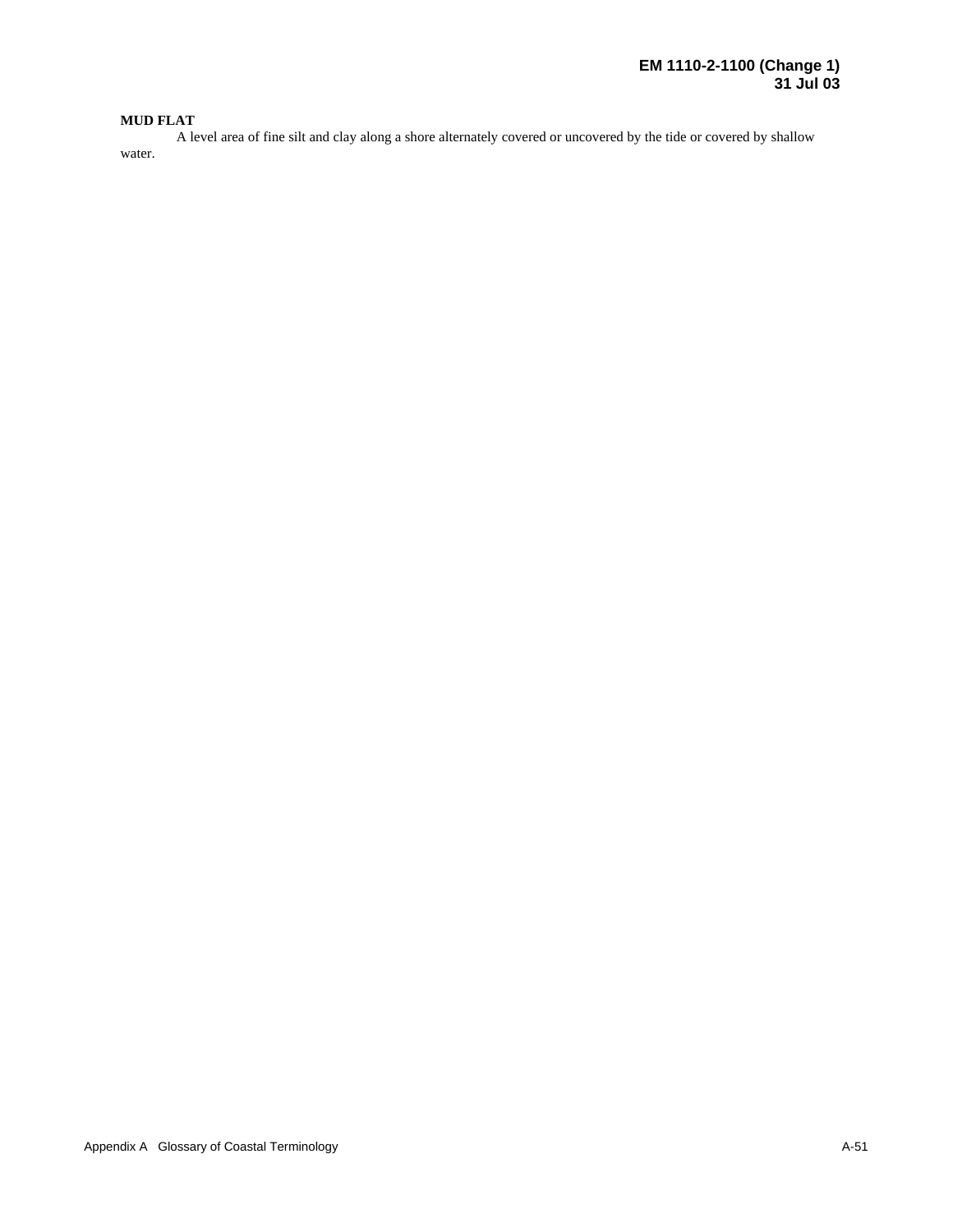**MUD FLAT**

A level area of fine silt and clay along a shore alternately covered or uncovered by the tide or covered by shallow water.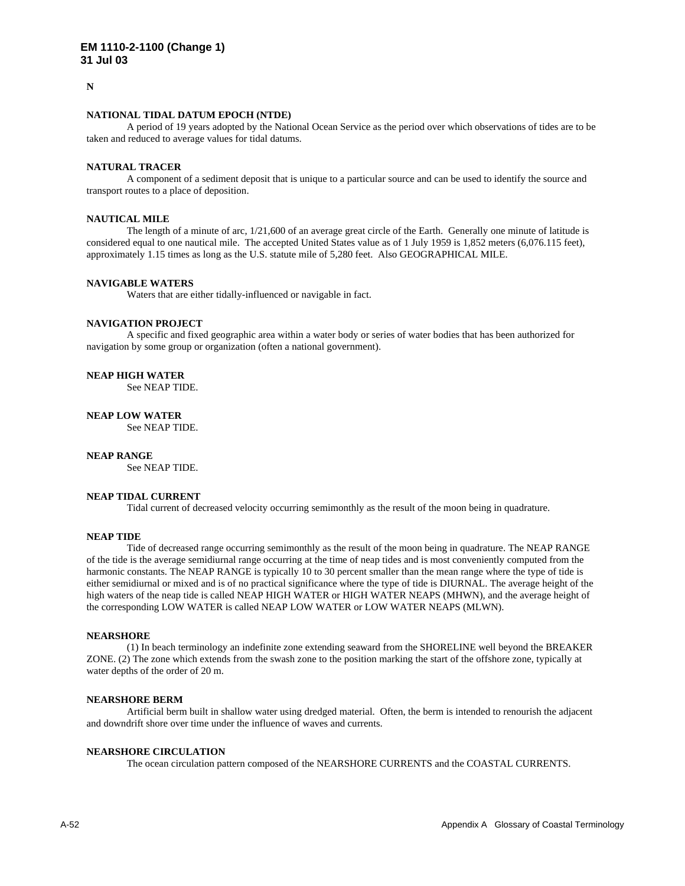**N**

**NATIONAL TIDAL DATUM EPOCH (NTDE)**

A period of 19 years adopted by the National Ocean Service as the period over which observations of tides are to be taken and reduced to average values for tidal datums.

**NATURAL TRACER**

A component of a sediment deposit that is unique to a particular source and can be used to identify the source and transport routes to a place of deposition.

**NAUTICAL MILE**

The length of a minute of arc, 1/21,600 of an average great circle of the Earth. Generally one minute of latitude is considered equal to one nautical mile. The accepted United States value as of 1 July 1959 is 1,852 meters (6,076.115 feet), approximately 1.15 times as long as the U.S. statute mile of 5,280 feet. Also GEOGRAPHICAL MILE.

**NAVIGABLE WATERS**

Waters that are either tidally-influenced or navigable in fact.

**NAVIGATION PROJECT**

A specific and fixed geographic area within a water body or series of water bodies that has been authorized for navigation by some group or organization (often a national government).

**NEAP HIGH WATER**

See NEAP TIDE.

**NEAP LOW WATER**

See NEAP TIDE.

**NEAP RANGE**

See NEAP TIDE.

**NEAP TIDAL CURRENT**

Tidal current of decreased velocity occurring semimonthly as the result of the moon being in quadrature.

**NEAP TIDE**

Tide of decreased range occurring semimonthly as the result of the moon being in quadrature. The NEAP RANGE of the tide is the average semidiurnal range occurring at the time of neap tides and is most conveniently computed from the harmonic constants. The NEAP RANGE is typically 10 to 30 percent smaller than the mean range where the type of tide is either semidiurnal or mixed and is of no practical significance where the type of tide is DIURNAL. The average height of the high waters of the neap tide is called NEAP HIGH WATER or HIGH WATER NEAPS (MHWN), and the average height of the corresponding LOW WATER is called NEAP LOW WATER or LOW WATER NEAPS (MLWN).

**NEARSHORE**

(1) In beach terminology an indefinite zone extending seaward from the SHORELINE well beyond the BREAKER ZONE. (2) The zone which extends from the swash zone to the position marking the start of the offshore zone, typically at water depths of the order of 20 m.

**NEARSHORE BERM**

Artificial berm built in shallow water using dredged material. Often, the berm is intended to renourish the adjacent and downdrift shore over time under the influence of waves and currents.

**NEARSHORE CIRCULATION**

The ocean circulation pattern composed of the NEARSHORE CURRENTS and the COASTAL CURRENTS.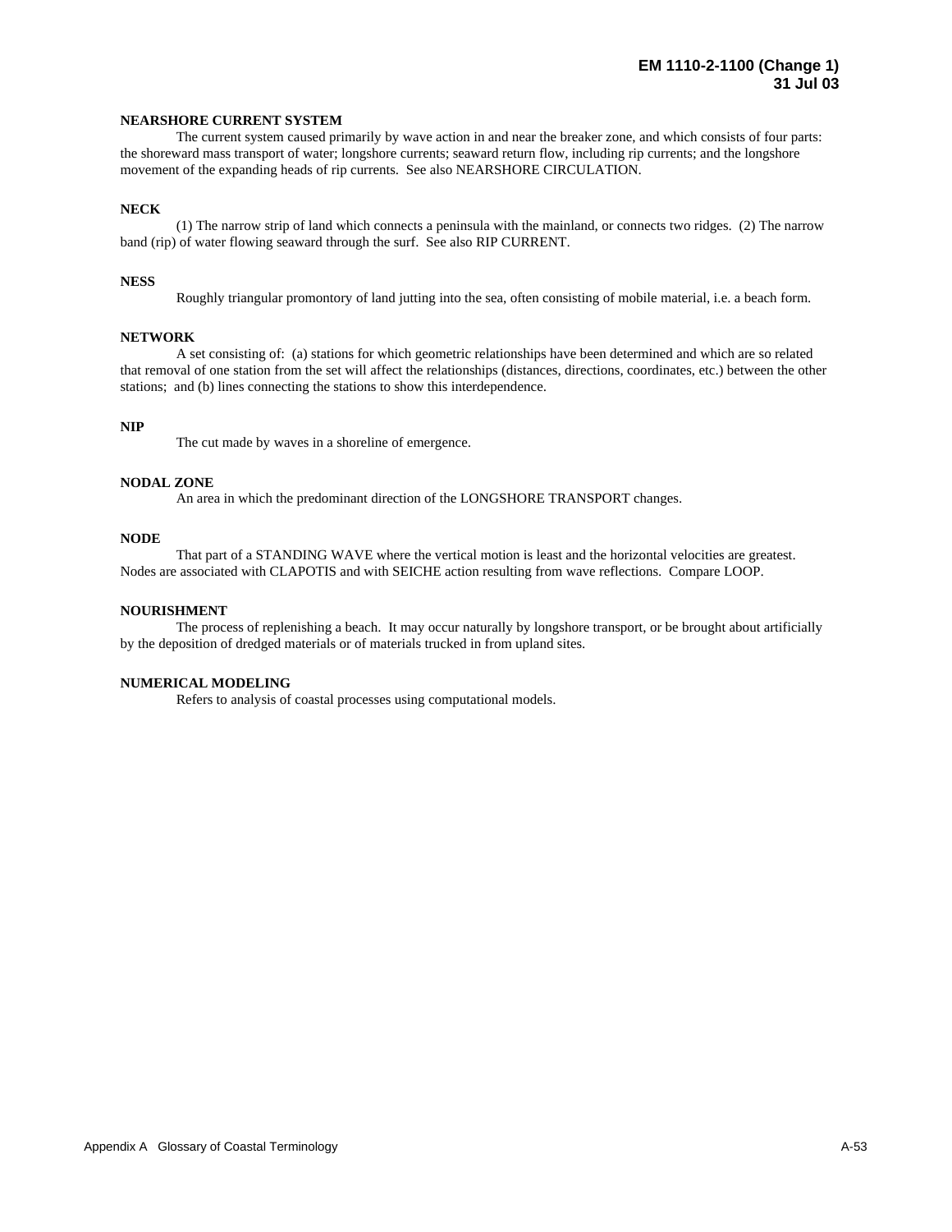**NEARSHORE CURRENT SYSTEM**

The current system caused primarily by wave action in and near the breaker zone, and which consists of four parts: the shoreward mass transport of water; longshore currents; seaward return flow, including rip currents; and the longshore movement of the expanding heads of rip currents. See also NEARSHORE CIRCULATION.

**NECK**

(1) The narrow strip of land which connects a peninsula with the mainland, or connects two ridges. (2) The narrow band (rip) of water flowing seaward through the surf. See also RIP CURRENT.

**NESS**

Roughly triangular promontory of land jutting into the sea, often consisting of mobile material, i.e. a beach form.

**NETWORK**

A set consisting of: (a) stations for which geometric relationships have been determined and which are so related that removal of one station from the set will affect the relationships (distances, directions, coordinates, etc.) between the other stations; and (b) lines connecting the stations to show this interdependence.

**NIP**

The cut made by waves in a shoreline of emergence.

**NODAL ZONE**

An area in which the predominant direction of the LONGSHORE TRANSPORT changes.

**NODE**

That part of a STANDING WAVE where the vertical motion is least and the horizontal velocities are greatest. Nodes are associated with CLAPOTIS and with SEICHE action resulting from wave reflections. Compare LOOP.

**NOURISHMENT**

The process of replenishing a beach. It may occur naturally by longshore transport, or be brought about artificially by the deposition of dredged materials or of materials trucked in from upland sites.

**NUMERICAL MODELING**

Refers to analysis of coastal processes using computational models.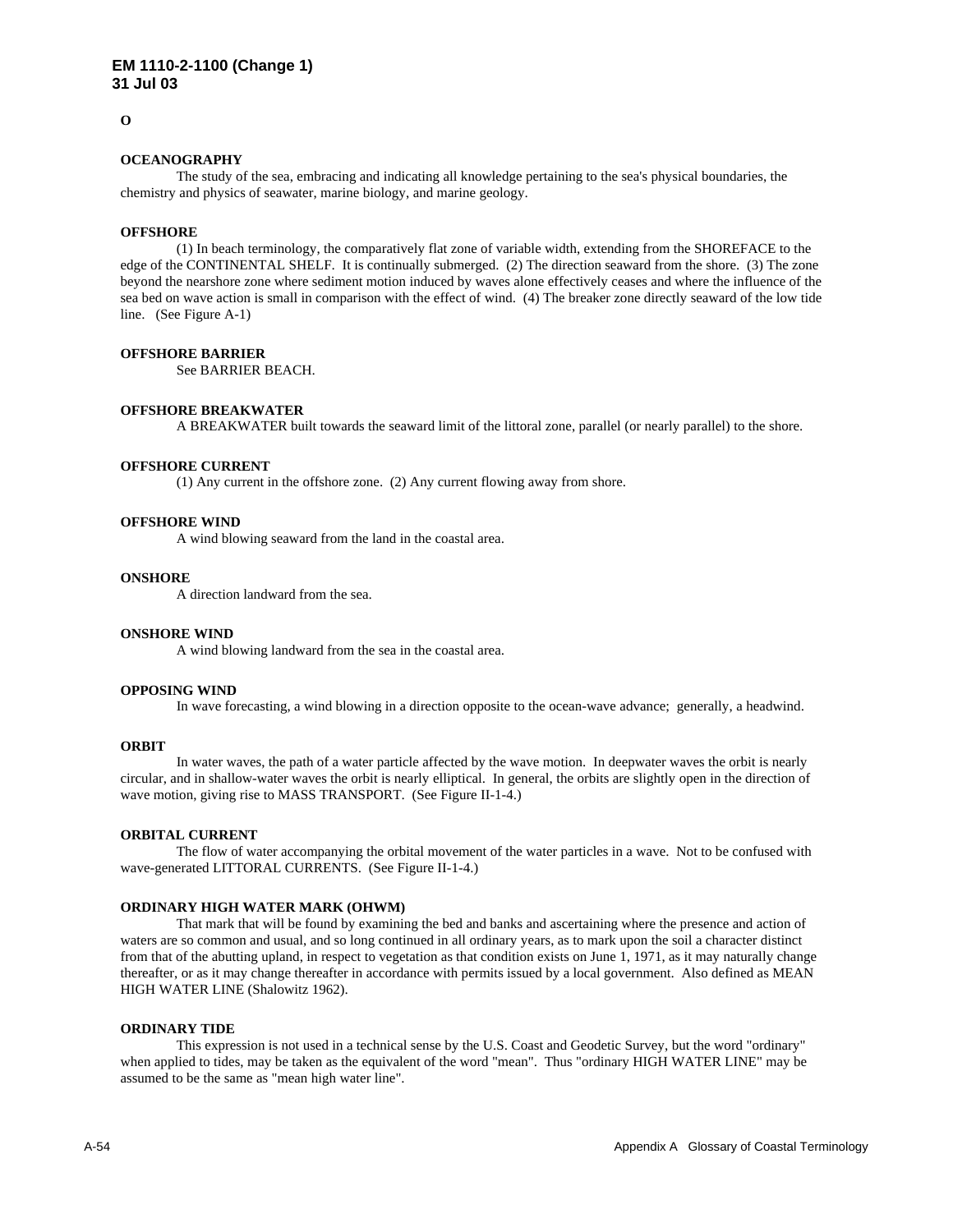## O

### OCEANOGRAPHY

The study of the sea, embracing and indicating all knowledge pertaining to the sea's physical boundaries, the chemistry and physics of seawater, marine biology, and marine geology.

### OFFSHORE

(1) In beach terminology, the comparatively flat zone of variable width, extending from the SHOREFACE to the edge of the CONTINENTAL SHELF. It is continually submerged. (2) The direction seaward from the shore. (3) The zone beyond the nearshore zone where sediment motion induced by waves alone effectively ceases and where the influence of the sea bed on wave action is small in comparison with the effect of wind. (4) The breaker zone directly seaward of the low tide line. (See Figure A-1)

### OFFSHORE BARRIER

See BARRIER BEACH.

### OFFSHORE BREAKWATER

A BREAKWATER built towards the seaward limit of the littoral zone, parallel (or nearly parallel) to the shore.

### OFFSHORE CURRENT

(1) Any current in the offshore zone. (2) Any current flowing away from shore.

### OFFSHORE WIND

A wind blowing seaward from the land in the coastal area.

### ONSHORE

A direction landward from the sea.

### ONSHORE WIND

A wind blowing landward from the sea in the coastal area.

### OPPOSING WIND

In wave forecasting, a wind blowing in a direction opposite to the ocean-wave advance; generally, a headwind.

### ORBIT

In water waves, the path of a water particle affected by the wave motion. In deepwater waves the orbit is nearly circular, and in shallow-water waves the orbit is nearly elliptical. In general, the orbits are slightly open in the direction of wave motion, giving rise to MASS TRANSPORT. (See Figure II-1-4.)

### ORBITAL CURRENT

The flow of water accompanying the orbital movement of the water particles in a wave. Not to be confused with wave-generated LITTORAL CURRENTS. (See Figure II-1-4.)

### ORDINARY HIGH WATER MARK (OHWM)

That mark that will be found by examining the bed and banks and ascertaining where the presence and action of waters are so common and usual, and so long continued in all ordinary years, as to mark upon the soil a character distinct from that of the abutting upland, in respect to vegetation as that condition exists on June 1, 1971, as it may naturally change thereafter, or as it may change thereafter in accordance with permits issued by a local government. Also defined as MEAN HIGH WATER LINE (Shalowitz 1962).

### ORDINARY TIDE

This expression is not used in a technical sense by the U.S. Coast and Geodetic Survey, but the word "ordinary" when applied to tides, may be taken as the equivalent of the word "mean". Thus "ordinary HIGH WATER LINE" may be assumed to be the same as "mean high water line".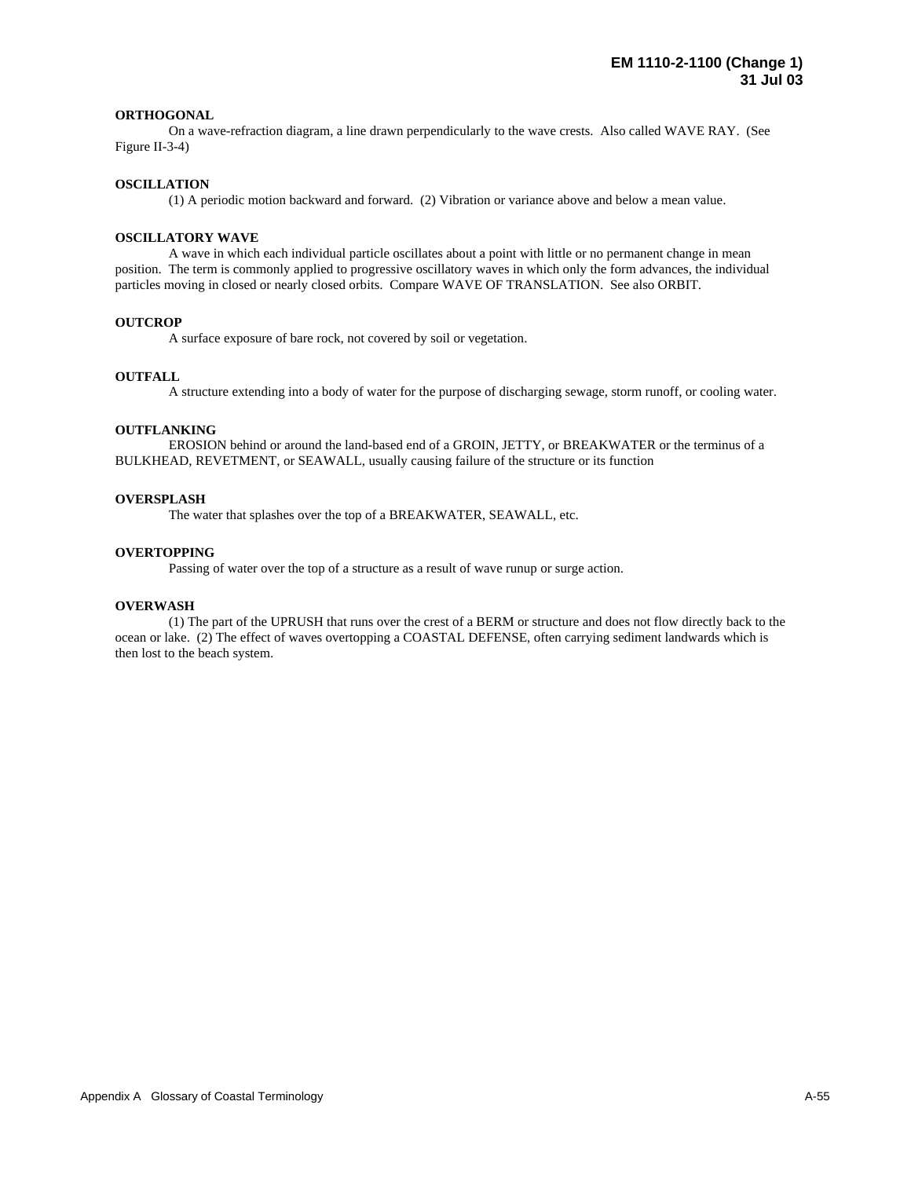**ORTHOGONAL**

On a wave-refraction diagram, a line drawn perpendicularly to the wave crests. Also called WAVE RAY. (See Figure II-3-4)

**OSCILLATION**

(1) A periodic motion backward and forward. (2) Vibration or variance above and below a mean value.

**OSCILLATORY WAVE**

A wave in which each individual particle oscillates about a point with little or no permanent change in mean position. The term is commonly applied to progressive oscillatory waves in which only the form advances, the individual particles moving in closed or nearly closed orbits. Compare WAVE OF TRANSLATION. See also ORBIT.

**OUTCROP**

A surface exposure of bare rock, not covered by soil or vegetation.

**OUTFALL**

A structure extending into a body of water for the purpose of discharging sewage, storm runoff, or cooling water.

**OUTFLANKING**

EROSION behind or around the land-based end of a GROIN, JETTY, or BREAKWATER or the terminus of a BULKHEAD, REVETMENT, or SEAWALL, usually causing failure of the structure or its function

**OVERSPLASH**

The water that splashes over the top of a BREAKWATER, SEAWALL, etc.

**OVERTOPPING**

Passing of water over the top of a structure as a result of wave runup or surge action.

**OVERWASH**

(1) The part of the UPRUSH that runs over the crest of a BERM or structure and does not flow directly back to the ocean or lake. (2) The effect of waves overtopping a COASTAL DEFENSE, often carrying sediment landwards which is then lost to the beach system.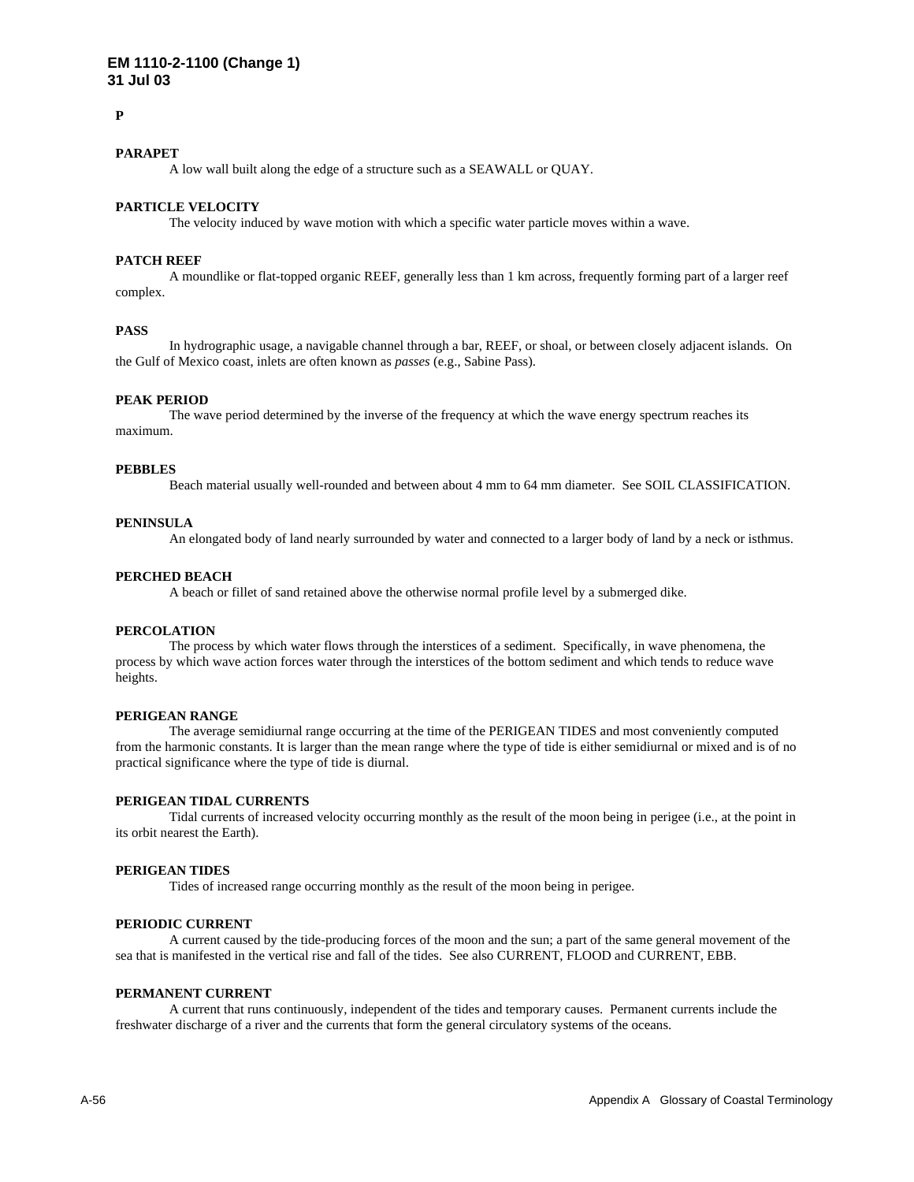**P**

**PARAPET**

A low wall built along the edge of a structure such as a SEAWALL or QUAY.

**PARTICLE VELOCITY**

The velocity induced by wave motion with which a specific water particle moves within a wave.

**PATCH REEF**

A moundlike or flat-topped organic REEF, generally less than 1 km across, frequently forming part of a larger reef complex.

**PASS**

In hydrographic usage, a navigable channel through a bar, REEF, or shoal, or between closely adjacent islands. On the Gulf of Mexico coast, inlets are often known as *passes* (e.g., Sabine Pass).

**PEAK PERIOD**

The wave period determined by the inverse of the frequency at which the wave energy spectrum reaches its maximum.

**PEBBLES**

Beach material usually well-rounded and between about 4 mm to 64 mm diameter. See SOIL CLASSIFICATION.

**PENINSULA**

An elongated body of land nearly surrounded by water and connected to a larger body of land by a neck or isthmus.

**PERCHED BEACH**

A beach or fillet of sand retained above the otherwise normal profile level by a submerged dike.

**PERCOLATION**

The process by which water flows through the interstices of a sediment. Specifically, in wave phenomena, the process by which wave action forces water through the interstices of the bottom sediment and which tends to reduce wave heights.

**PERIGEAN RANGE**

The average semidiurnal range occurring at the time of the PERIGEAN TIDES and most conveniently computed from the harmonic constants. It is larger than the mean range where the type of tide is either semidiurnal or mixed and is of no practical significance where the type of tide is diurnal.

**PERIGEAN TIDAL CURRENTS**

Tidal currents of increased velocity occurring monthly as the result of the moon being in perigee (i.e., at the point in its orbit nearest the Earth).

**PERIGEAN TIDES**

Tides of increased range occurring monthly as the result of the moon being in perigee.

**PERIODIC CURRENT**

A current caused by the tide-producing forces of the moon and the sun; a part of the same general movement of the sea that is manifested in the vertical rise and fall of the tides. See also CURRENT, FLOOD and CURRENT, EBB.

**PERMANENT CURRENT**

A current that runs continuously, independent of the tides and temporary causes. Permanent currents include the freshwater discharge of a river and the currents that form the general circulatory systems of the oceans.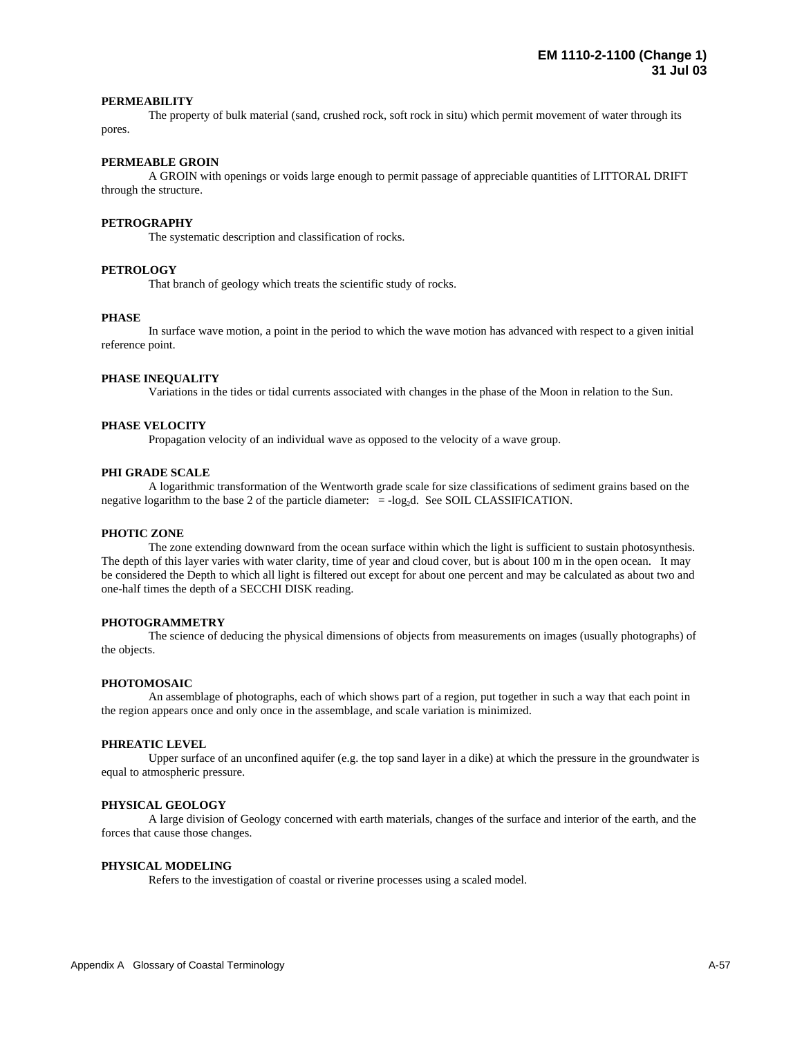**PERMEABILITY**

The property of bulk material (sand, crushed rock, soft rock in situ) which permit movement of water through its pores.

**PERMEABLE GROIN**

A GROIN with openings or voids large enough to permit passage of appreciable quantities of LITTORAL DRIFT through the structure.

**PETROGRAPHY**

The systematic description and classification of rocks.

**PETROLOGY**

That branch of geology which treats the scientific study of rocks.

**PHASE**

In surface wave motion, a point in the period to which the wave motion has advanced with respect to a given initial reference point.

**PHASE INEQUALITY**

Variations in the tides or tidal currents associated with changes in the phase of the Moon in relation to the Sun.

**PHASE VELOCITY**

Propagation velocity of an individual wave as opposed to the velocity of a wave group.

**PHI GRADE SCALE**

A logarithmic transformation of the Wentworth grade scale for size classifications of sediment grains based on the negative logarithm to the base 2 of the particle diameter: $= -\log_2 d$. See SOIL CLASSIFICATION.

**PHOTIC ZONE**

The zone extending downward from the ocean surface within which the light is sufficient to sustain photosynthesis. The depth of this layer varies with water clarity, time of year and cloud cover, but is about 100 m in the open ocean. It may be considered the Depth to which all light is filtered out except for about one percent and may be calculated as about two and one-half times the depth of a SECCHI DISK reading.

**PHOTOGRAMMETRY**

The science of deducing the physical dimensions of objects from measurements on images (usually photographs) of the objects.

**PHOTOMOSAIC**

An assemblage of photographs, each of which shows part of a region, put together in such a way that each point in the region appears once and only once in the assemblage, and scale variation is minimized.

**PHREATIC LEVEL**

Upper surface of an unconfined aquifer (e.g. the top sand layer in a dike) at which the pressure in the groundwater is equal to atmospheric pressure.

**PHYSICAL GEOLOGY**

A large division of Geology concerned with earth materials, changes of the surface and interior of the earth, and the forces that cause those changes.

**PHYSICAL MODELING**

Refers to the investigation of coastal or riverine processes using a scaled model.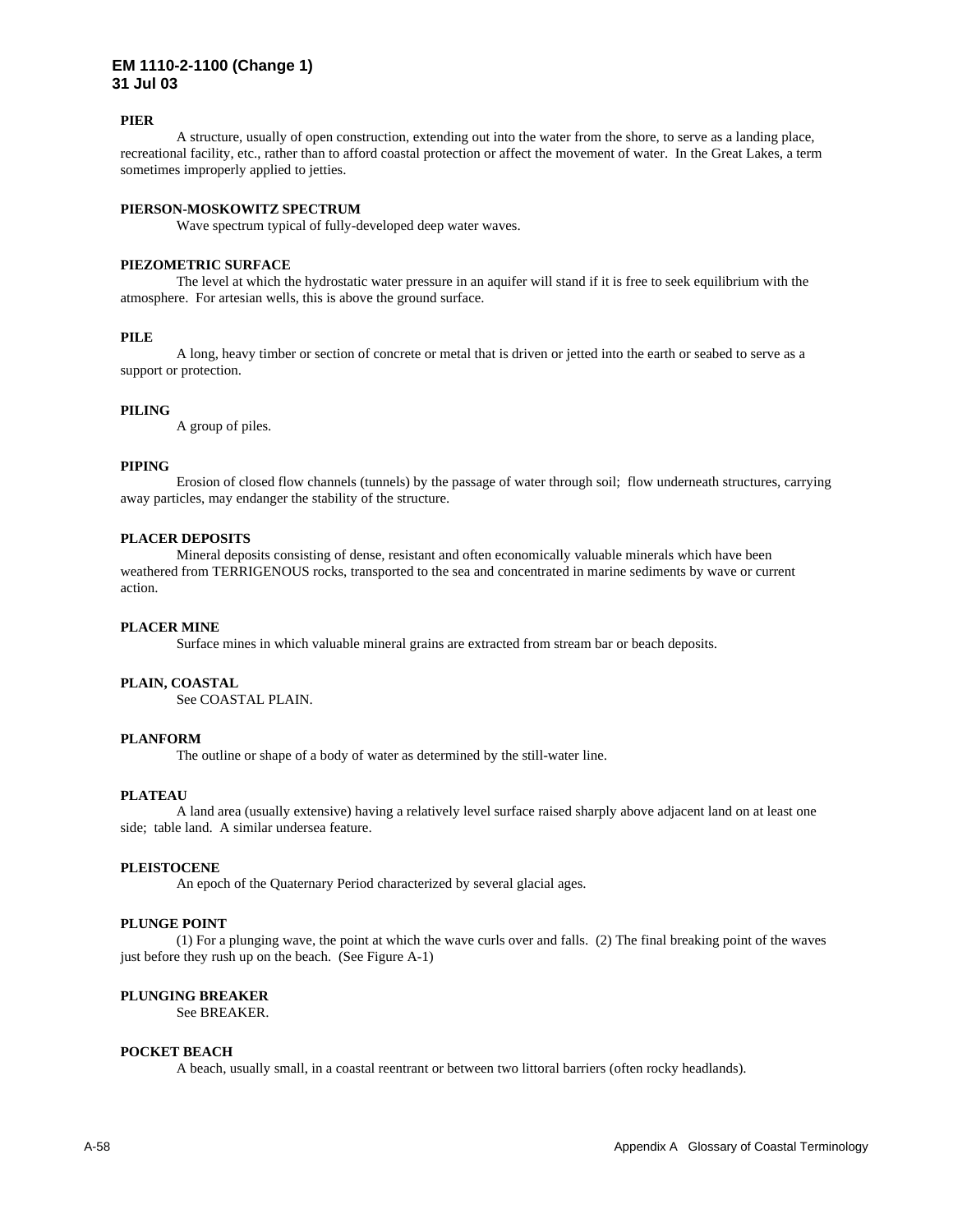**PIER**

A structure, usually of open construction, extending out into the water from the shore, to serve as a landing place, recreational facility, etc., rather than to afford coastal protection or affect the movement of water. In the Great Lakes, a term sometimes improperly applied to jetties.

**PIERSON-MOSKOWITZ SPECTRUM**

Wave spectrum typical of fully-developed deep water waves.

**PIEZOMETRIC SURFACE**

The level at which the hydrostatic water pressure in an aquifer will stand if it is free to seek equilibrium with the atmosphere. For artesian wells, this is above the ground surface.

**PILE**

A long, heavy timber or section of concrete or metal that is driven or jetted into the earth or seabed to serve as a support or protection.

**PILING**

A group of piles.

**PIPING**

Erosion of closed flow channels (tunnels) by the passage of water through soil; flow underneath structures, carrying away particles, may endanger the stability of the structure.

**PLACER DEPOSITS**

Mineral deposits consisting of dense, resistant and often economically valuable minerals which have been weathered from TERRIGENOUS rocks, transported to the sea and concentrated in marine sediments by wave or current action.

**PLACER MINE**

Surface mines in which valuable mineral grains are extracted from stream bar or beach deposits.

**PLAIN, COASTAL**

See COASTAL PLAIN.

**PLANFORM**

The outline or shape of a body of water as determined by the still-water line.

**PLATEAU**

A land area (usually extensive) having a relatively level surface raised sharply above adjacent land on at least one side; table land. A similar undersea feature.

**PLEISTOCENE**

An epoch of the Quaternary Period characterized by several glacial ages.

**PLUNGE POINT**

(1) For a plunging wave, the point at which the wave curls over and falls. (2) The final breaking point of the waves just before they rush up on the beach. (See Figure A-1)

**PLUNGING BREAKER**

See BREAKER.

**POCKET BEACH**

A beach, usually small, in a coastal reentrant or between two littoral barriers (often rocky headlands).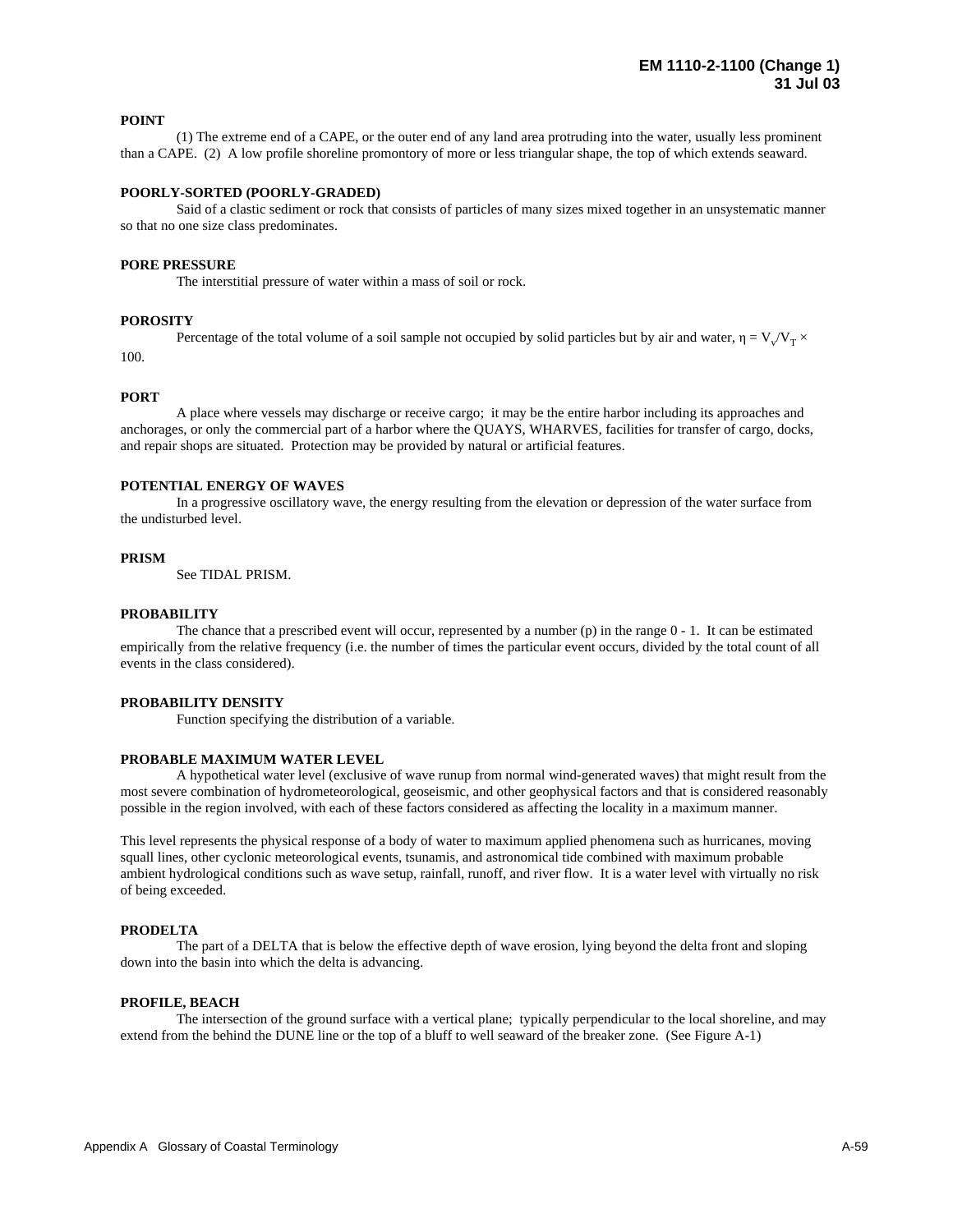**POINT**

(1) The extreme end of a CAPE, or the outer end of any land area protruding into the water, usually less prominent than a CAPE. (2) A low profile shoreline promontory of more or less triangular shape, the top of which extends seaward.

**POORLY-SORTED (POORLY-GRADED)**

Said of a clastic sediment or rock that consists of particles of many sizes mixed together in an unsystematic manner so that no one size class predominates.

**PORE PRESSURE**

The interstitial pressure of water within a mass of soil or rock.

**POROSITY**

Percentage of the total volume of a soil sample not occupied by solid particles but by air and water, $\eta = V_v/V_T \times 100$.

**PORT**

A place where vessels may discharge or receive cargo; it may be the entire harbor including its approaches and anchorages, or only the commercial part of a harbor where the QUAYS, WHARVES, facilities for transfer of cargo, docks, and repair shops are situated. Protection may be provided by natural or artificial features.

**POTENTIAL ENERGY OF WAVES**

In a progressive oscillatory wave, the energy resulting from the elevation or depression of the water surface from the undisturbed level.

**PRISM**

See TIDAL PRISM.

**PROBABILITY**

The chance that a prescribed event will occur, represented by a number (p) in the range 0 - 1. It can be estimated empirically from the relative frequency (i.e. the number of times the particular event occurs, divided by the total count of all events in the class considered).

**PROBABILITY DENSITY**

Function specifying the distribution of a variable.

**PROBABLE MAXIMUM WATER LEVEL**

A hypothetical water level (exclusive of wave runup from normal wind-generated waves) that might result from the most severe combination of hydrometeorological, geoseismic, and other geophysical factors and that is considered reasonably possible in the region involved, with each of these factors considered as affecting the locality in a maximum manner.

This level represents the physical response of a body of water to maximum applied phenomena such as hurricanes, moving squall lines, other cyclonic meteorological events, tsunamis, and astronomical tide combined with maximum probable ambient hydrological conditions such as wave setup, rainfall, runoff, and river flow. It is a water level with virtually no risk of being exceeded.

**PRODELTA**

The part of a DELTA that is below the effective depth of wave erosion, lying beyond the delta front and sloping down into the basin into which the delta is advancing.

**PROFILE, BEACH**

The intersection of the ground surface with a vertical plane; typically perpendicular to the local shoreline, and may extend from the behind the DUNE line or the top of a bluff to well seaward of the breaker zone. (See Figure A-1)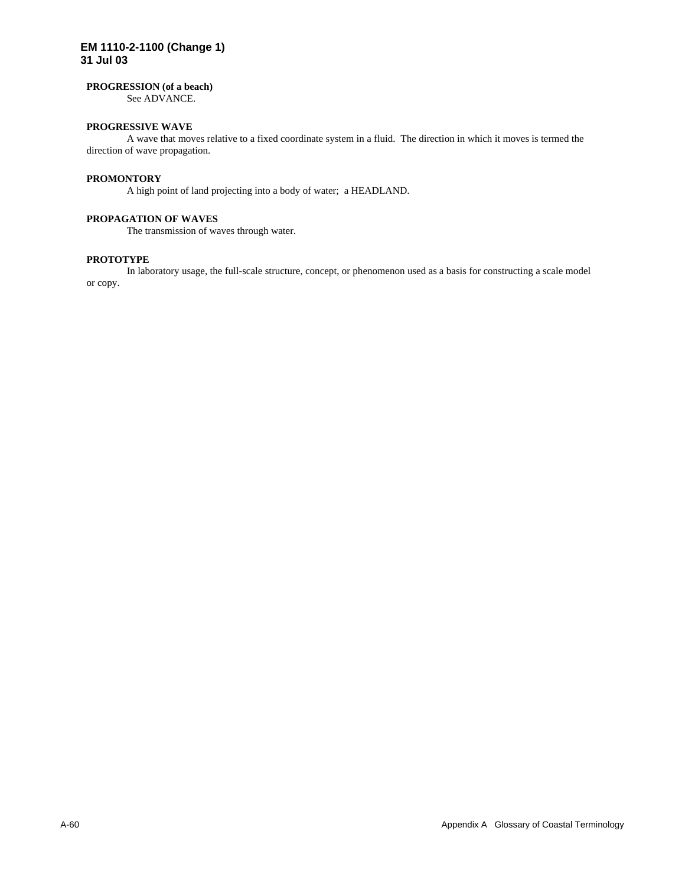**PROGRESSION (of a beach)**

See ADVANCE.

**PROGRESSIVE WAVE**

A wave that moves relative to a fixed coordinate system in a fluid. The direction in which it moves is termed the direction of wave propagation.

**PROMONTORY**

A high point of land projecting into a body of water; a HEADLAND.

**PROPAGATION OF WAVES**

The transmission of waves through water.

**PROTOTYPE**

In laboratory usage, the full-scale structure, concept, or phenomenon used as a basis for constructing a scale model or copy.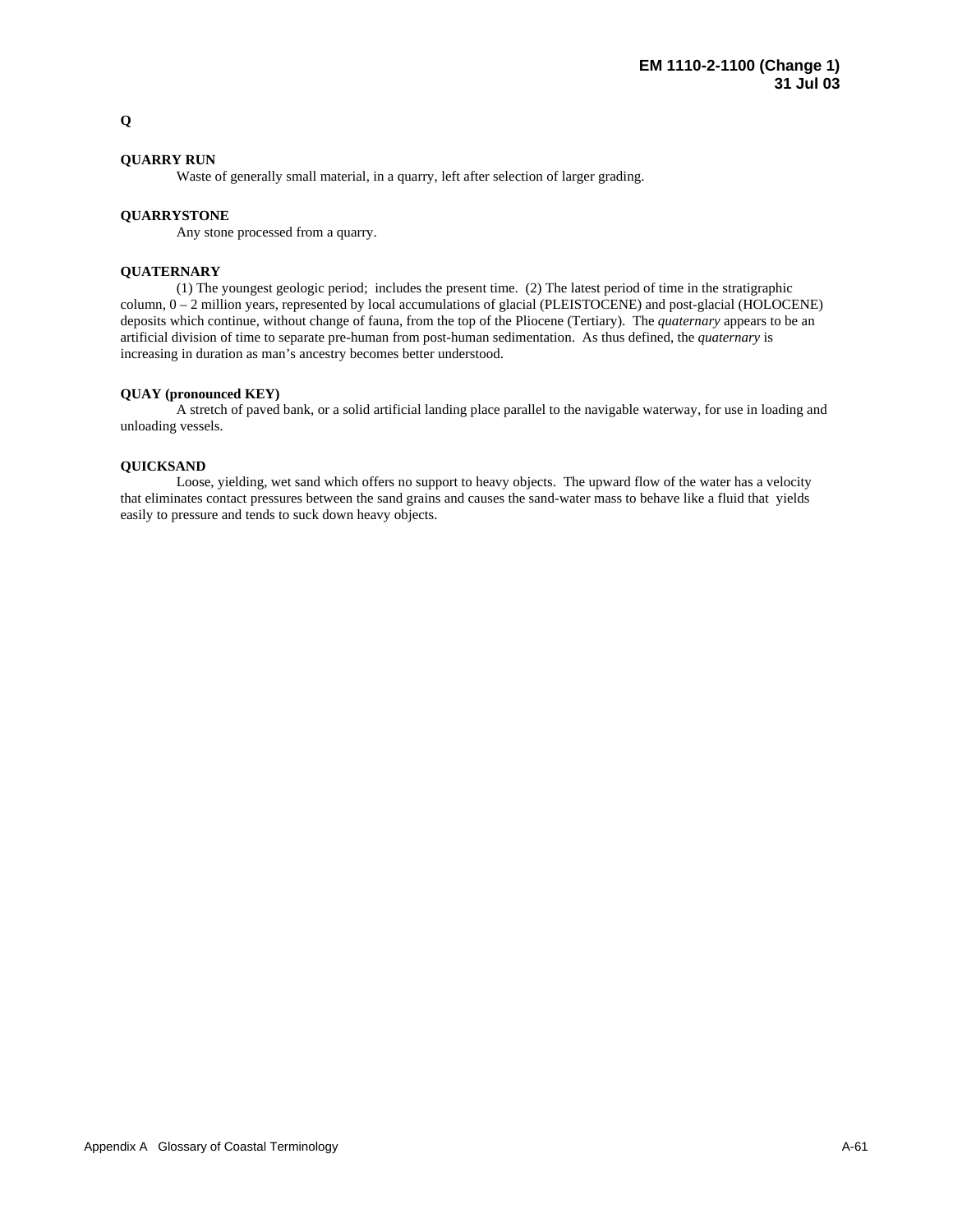# Q

**QUARRY RUN**

Waste of generally small material, in a quarry, left after selection of larger grading.

**QUARRYSTONE**

Any stone processed from a quarry.

**QUATERNARY**

(1) The youngest geologic period; includes the present time. (2) The latest period of time in the stratigraphic column, 0 – 2 million years, represented by local accumulations of glacial (PLEISTOCENE) and post-glacial (HOLOCENE) deposits which continue, without change of fauna, from the top of the Pliocene (Tertiary). The *quaternary* appears to be an artificial division of time to separate pre-human from post-human sedimentation. As thus defined, the *quaternary* is increasing in duration as man's ancestry becomes better understood.

**QUAY (pronounced KEY)**

A stretch of paved bank, or a solid artificial landing place parallel to the navigable waterway, for use in loading and unloading vessels.

**QUICKSAND**

Loose, yielding, wet sand which offers no support to heavy objects. The upward flow of the water has a velocity that eliminates contact pressures between the sand grains and causes the sand-water mass to behave like a fluid that yields easily to pressure and tends to suck down heavy objects.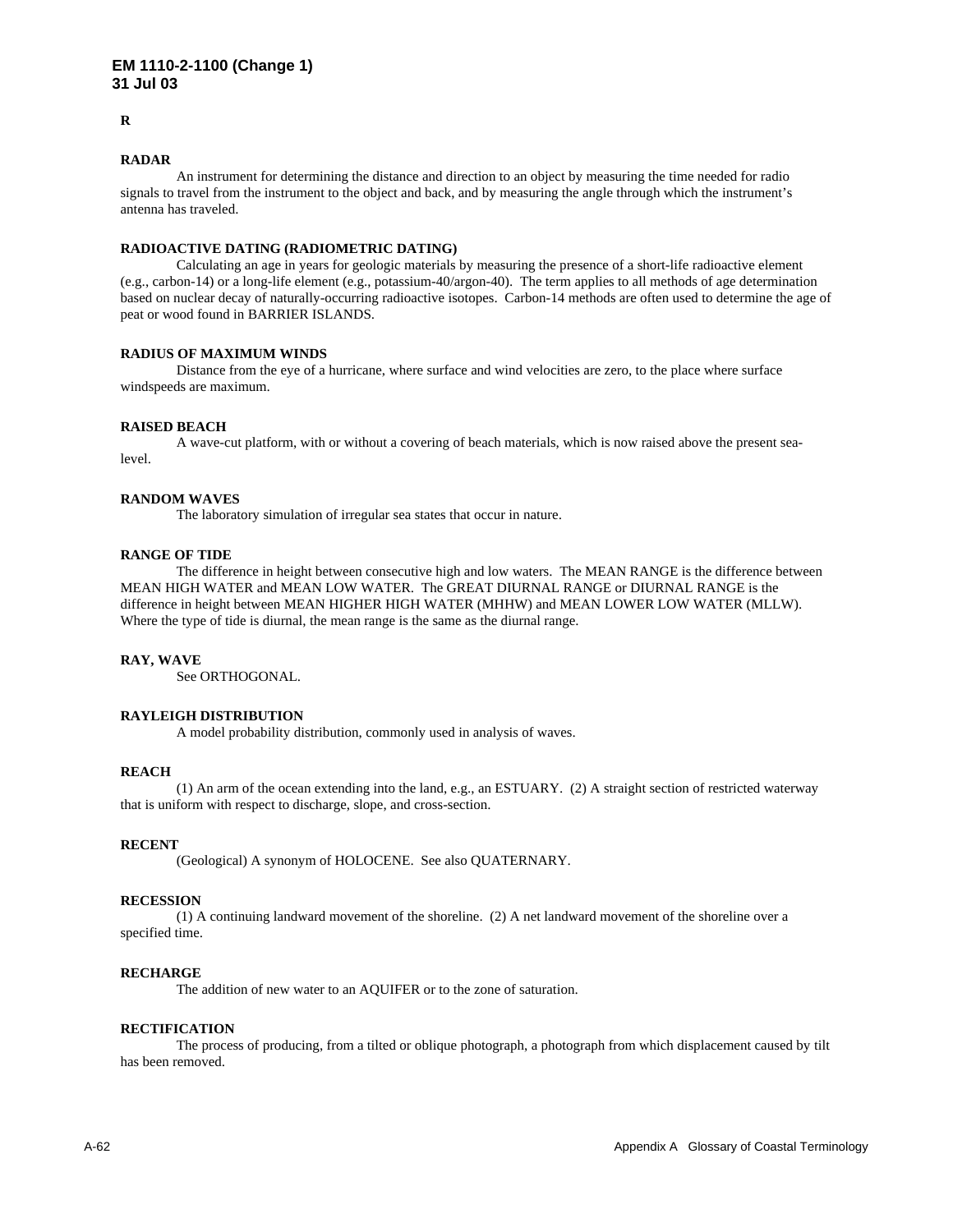## R

### RADAR

An instrument for determining the distance and direction to an object by measuring the time needed for radio signals to travel from the instrument to the object and back, and by measuring the angle through which the instrument's antenna has traveled.

### RADIOACTIVE DATING (RADIOMETRIC DATING)

Calculating an age in years for geologic materials by measuring the presence of a short-life radioactive element (e.g., carbon-14) or a long-life element (e.g., potassium-40/argon-40). The term applies to all methods of age determination based on nuclear decay of naturally-occurring radioactive isotopes. Carbon-14 methods are often used to determine the age of peat or wood found in BARRIER ISLANDS.

### RADIUS OF MAXIMUM WINDS

Distance from the eye of a hurricane, where surface and wind velocities are zero, to the place where surface windspeeds are maximum.

### RAISED BEACH

A wave-cut platform, with or without a covering of beach materials, which is now raised above the present sea-level.

### RANDOM WAVES

The laboratory simulation of irregular sea states that occur in nature.

### RANGE OF TIDE

The difference in height between consecutive high and low waters. The MEAN RANGE is the difference between MEAN HIGH WATER and MEAN LOW WATER. The GREAT DIURNAL RANGE or DIURNAL RANGE is the difference in height between MEAN HIGHER HIGH WATER (MHHW) and MEAN LOWER LOW WATER (MLLW). Where the type of tide is diurnal, the mean range is the same as the diurnal range.

### RAY, WAVE

See ORTHOGONAL.

### RAYLEIGH DISTRIBUTION

A model probability distribution, commonly used in analysis of waves.

### REACH

(1) An arm of the ocean extending into the land, e.g., an ESTUARY. (2) A straight section of restricted waterway that is uniform with respect to discharge, slope, and cross-section.

### RECENT

(Geological) A synonym of HOLOCENE. See also QUATERNARY.

### RECESSION

(1) A continuing landward movement of the shoreline. (2) A net landward movement of the shoreline over a specified time.

### RECHARGE

The addition of new water to an AQUIFER or to the zone of saturation.

### RECTIFICATION

The process of producing, from a tilted or oblique photograph, a photograph from which displacement caused by tilt has been removed.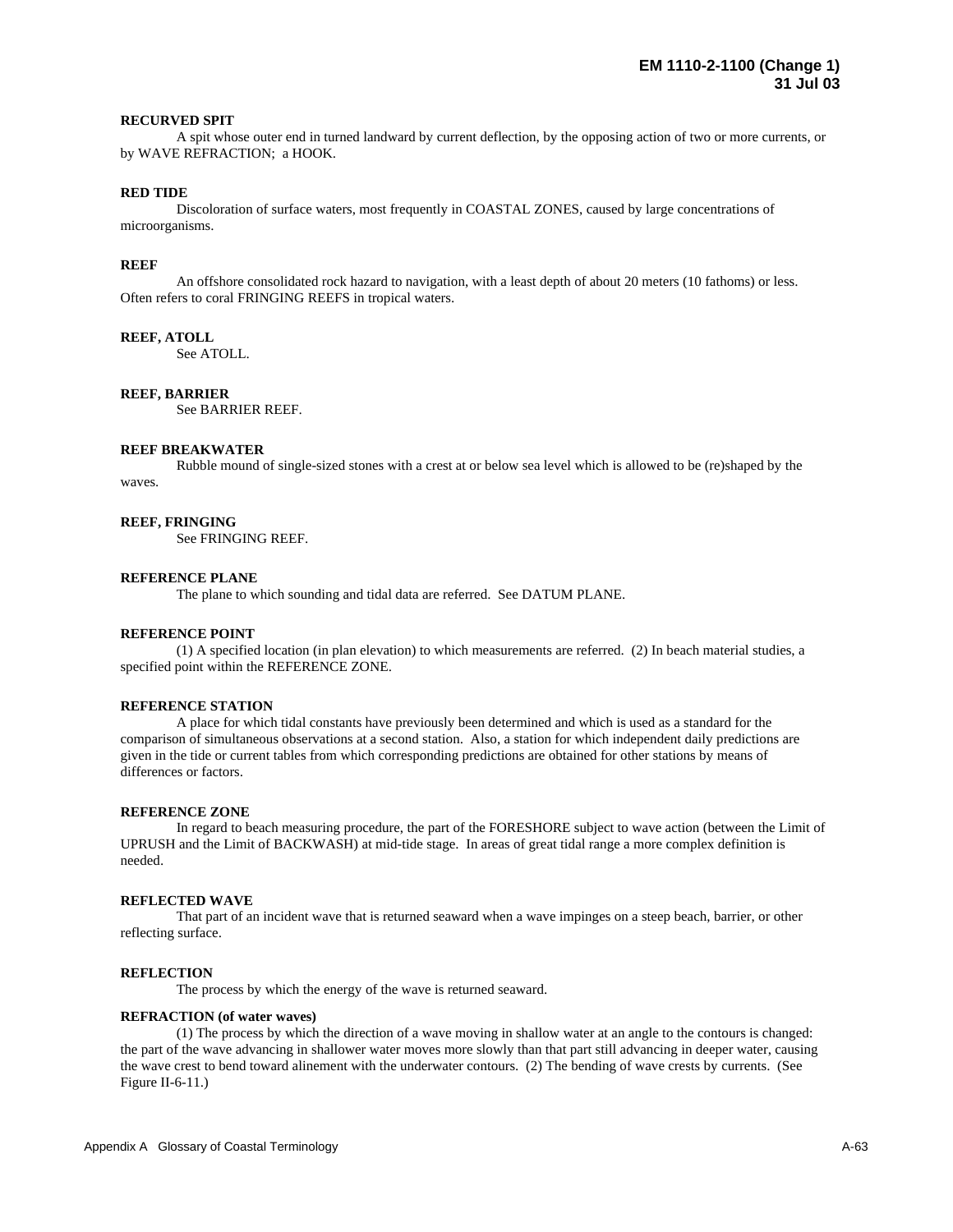**RECURVED SPIT**

A spit whose outer end in turned landward by current deflection, by the opposing action of two or more currents, or by WAVE REFRACTION; a HOOK.

**RED TIDE**

Discoloration of surface waters, most frequently in COASTAL ZONES, caused by large concentrations of microorganisms.

**REEF**

An offshore consolidated rock hazard to navigation, with a least depth of about 20 meters (10 fathoms) or less. Often refers to coral FRINGING REEFS in tropical waters.

**REEF, ATOLL**

See ATOLL.

**REEF, BARRIER**

See BARRIER REEF.

**REEF BREAKWATER**

Rubble mound of single-sized stones with a crest at or below sea level which is allowed to be (re)shaped by the waves.

**REEF, FRINGING**

See FRINGING REEF.

**REFERENCE PLANE**

The plane to which sounding and tidal data are referred. See DATUM PLANE.

**REFERENCE POINT**

(1) A specified location (in plan elevation) to which measurements are referred. (2) In beach material studies, a specified point within the REFERENCE ZONE.

**REFERENCE STATION**

A place for which tidal constants have previously been determined and which is used as a standard for the comparison of simultaneous observations at a second station. Also, a station for which independent daily predictions are given in the tide or current tables from which corresponding predictions are obtained for other stations by means of differences or factors.

**REFERENCE ZONE**

In regard to beach measuring procedure, the part of the FORESHORE subject to wave action (between the Limit of UPRUSH and the Limit of BACKWASH) at mid-tide stage. In areas of great tidal range a more complex definition is needed.

**REFLECTED WAVE**

That part of an incident wave that is returned seaward when a wave impinges on a steep beach, barrier, or other reflecting surface.

**REFLECTION**

The process by which the energy of the wave is returned seaward.

**REFRACTION (of water waves)**

(1) The process by which the direction of a wave moving in shallow water at an angle to the contours is changed: the part of the wave advancing in shallower water moves more slowly than that part still advancing in deeper water, causing the wave crest to bend toward alinement with the underwater contours. (2) The bending of wave crests by currents. (See Figure II-6-11.)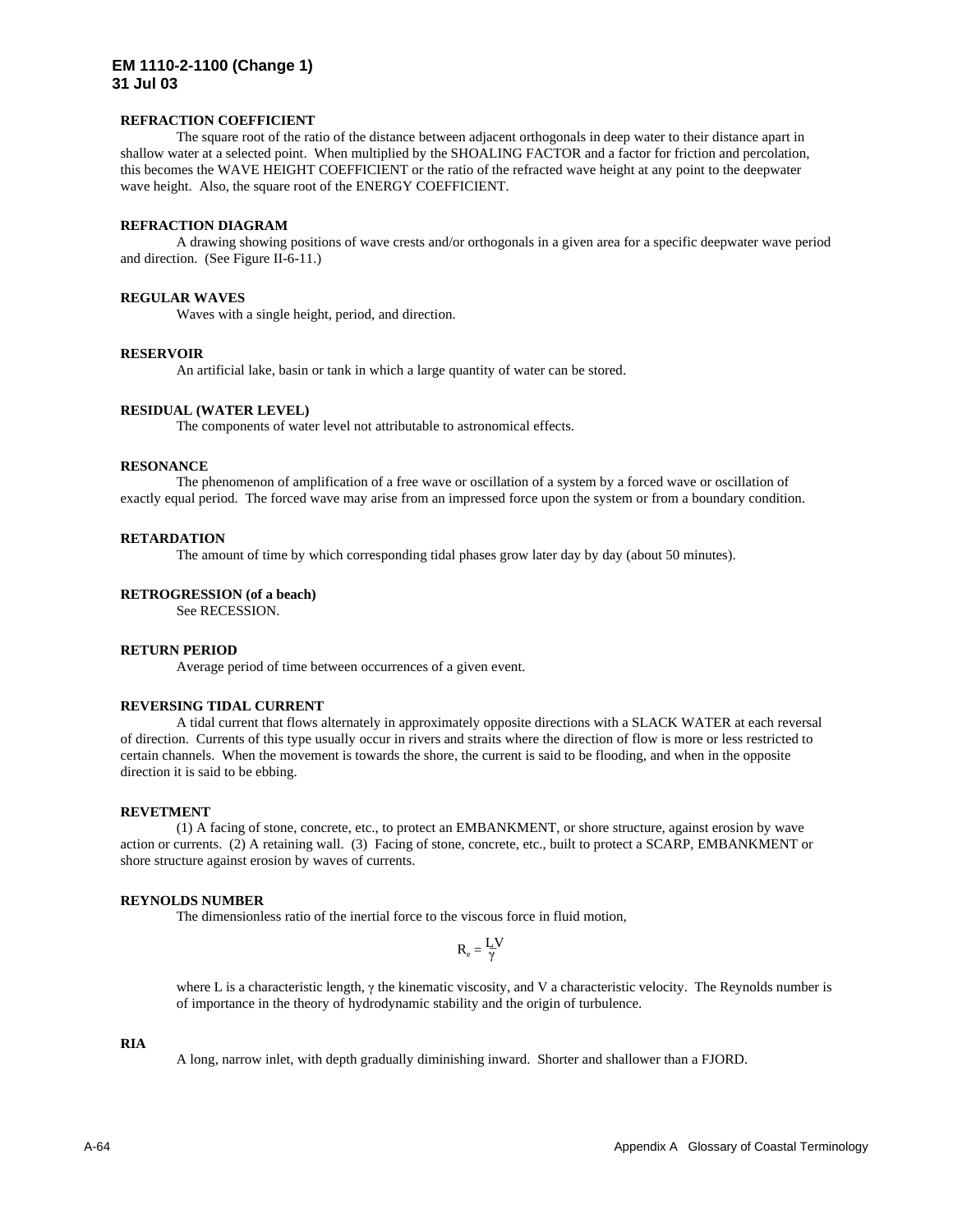**REFRACTION COEFFICIENT**

The square root of the ratio of the distance between adjacent orthogonals in deep water to their distance apart in shallow water at a selected point. When multiplied by the SHOALING FACTOR and a factor for friction and percolation, this becomes the WAVE HEIGHT COEFFICIENT or the ratio of the refracted wave height at any point to the deepwater wave height. Also, the square root of the ENERGY COEFFICIENT.

**REFRACTION DIAGRAM**

A drawing showing positions of wave crests and/or orthogonals in a given area for a specific deepwater wave period and direction. (See Figure II-6-11.)

**REGULAR WAVES**

Waves with a single height, period, and direction.

**RESERVOIR**

An artificial lake, basin or tank in which a large quantity of water can be stored.

**RESIDUAL (WATER LEVEL)**

The components of water level not attributable to astronomical effects.

**RESONANCE**

The phenomenon of amplification of a free wave or oscillation of a system by a forced wave or oscillation of exactly equal period. The forced wave may arise from an impressed force upon the system or from a boundary condition.

**RETARDATION**

The amount of time by which corresponding tidal phases grow later day by day (about 50 minutes).

**RETROGRESSION (of a beach)**

See RECESSION.

**RETURN PERIOD**

Average period of time between occurrences of a given event.

**REVERSING TIDAL CURRENT**

A tidal current that flows alternately in approximately opposite directions with a SLACK WATER at each reversal of direction. Currents of this type usually occur in rivers and straits where the direction of flow is more or less restricted to certain channels. When the movement is towards the shore, the current is said to be flooding, and when in the opposite direction it is said to be ebbing.

**REVETMENT**

(1) A facing of stone, concrete, etc., to protect an EMBANKMENT, or shore structure, against erosion by wave action or currents. (2) A retaining wall. (3) Facing of stone, concrete, etc., built to protect a SCARP, EMBANKMENT or shore structure against erosion by waves of currents.

**REYNOLDS NUMBER**

The dimensionless ratio of the inertial force to the viscous force in fluid motion,

$$R_e = \frac{LV}{\gamma}$$

where L is a characteristic length, $\gamma$ the kinematic viscosity, and V a characteristic velocity. The Reynolds number is of importance in the theory of hydrodynamic stability and the origin of turbulence.

**RIA**

A long, narrow inlet, with depth gradually diminishing inward. Shorter and shallower than a FJORD.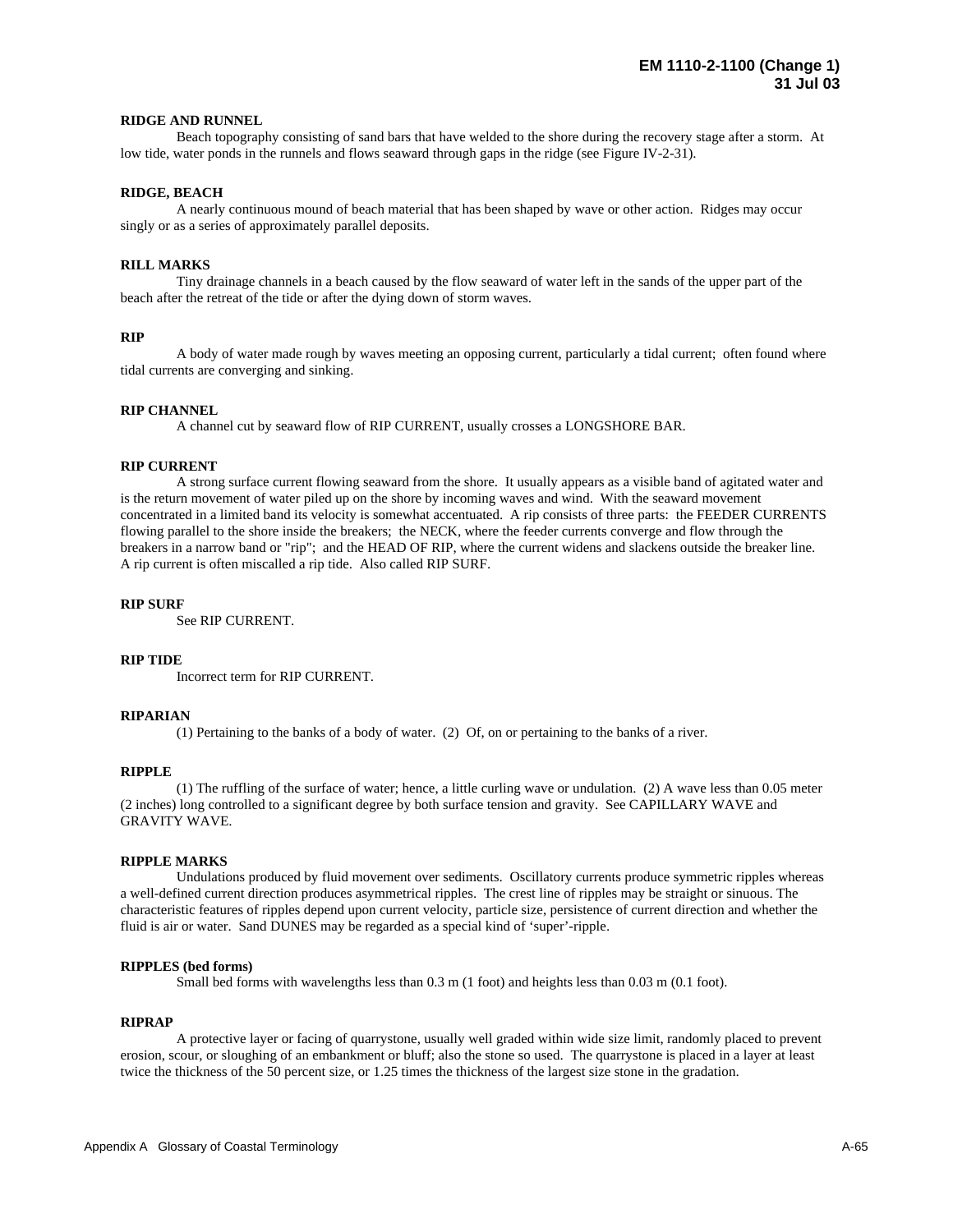**RIDGE AND RUNNEL**

Beach topography consisting of sand bars that have welded to the shore during the recovery stage after a storm. At low tide, water ponds in the runnels and flows seaward through gaps in the ridge (see Figure IV-2-31).

**RIDGE, BEACH**

A nearly continuous mound of beach material that has been shaped by wave or other action. Ridges may occur singly or as a series of approximately parallel deposits.

**RILL MARKS**

Tiny drainage channels in a beach caused by the flow seaward of water left in the sands of the upper part of the beach after the retreat of the tide or after the dying down of storm waves.

**RIP**

A body of water made rough by waves meeting an opposing current, particularly a tidal current; often found where tidal currents are converging and sinking.

**RIP CHANNEL**

A channel cut by seaward flow of RIP CURRENT, usually crosses a LONGSHORE BAR.

**RIP CURRENT**

A strong surface current flowing seaward from the shore. It usually appears as a visible band of agitated water and is the return movement of water piled up on the shore by incoming waves and wind. With the seaward movement concentrated in a limited band its velocity is somewhat accentuated. A rip consists of three parts: the FEEDER CURRENTS flowing parallel to the shore inside the breakers; the NECK, where the feeder currents converge and flow through the breakers in a narrow band or "rip"; and the HEAD OF RIP, where the current widens and slackens outside the breaker line. A rip current is often miscalled a rip tide. Also called RIP SURF.

**RIP SURF**

See RIP CURRENT.

**RIP TIDE**

Incorrect term for RIP CURRENT.

**RIPARIAN**

(1) Pertaining to the banks of a body of water. (2) Of, on or pertaining to the banks of a river.

**RIPPLE**

(1) The ruffling of the surface of water; hence, a little curling wave or undulation. (2) A wave less than 0.05 meter (2 inches) long controlled to a significant degree by both surface tension and gravity. See CAPILLARY WAVE and GRAVITY WAVE.

**RIPPLE MARKS**

Undulations produced by fluid movement over sediments. Oscillatory currents produce symmetric ripples whereas a well-defined current direction produces asymmetrical ripples. The crest line of ripples may be straight or sinuous. The characteristic features of ripples depend upon current velocity, particle size, persistence of current direction and whether the fluid is air or water. Sand DUNES may be regarded as a special kind of 'super'-ripple.

**RIPPLES (bed forms)**

Small bed forms with wavelengths less than 0.3 m (1 foot) and heights less than 0.03 m (0.1 foot).

**RIPRAP**

A protective layer or facing of quarrystone, usually well graded within wide size limit, randomly placed to prevent erosion, scour, or sloughing of an embankment or bluff; also the stone so used. The quarrystone is placed in a layer at least twice the thickness of the 50 percent size, or 1.25 times the thickness of the largest size stone in the gradation.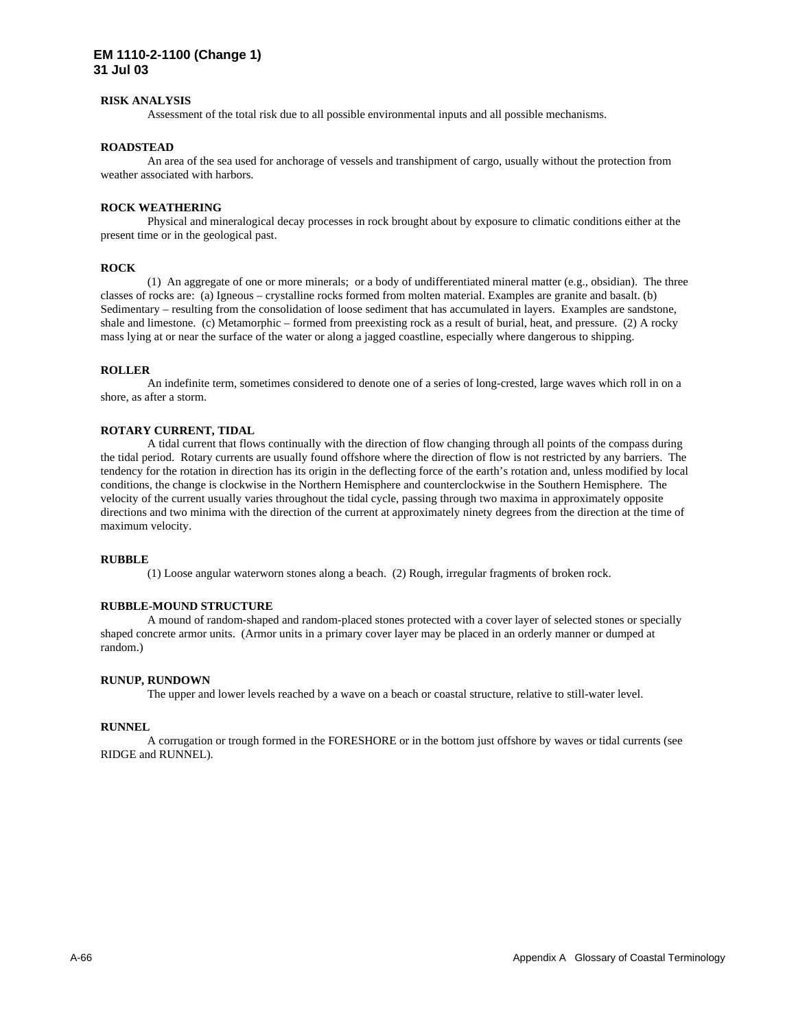**RISK ANALYSIS**

Assessment of the total risk due to all possible environmental inputs and all possible mechanisms.

**ROADSTEAD**

An area of the sea used for anchorage of vessels and transhipment of cargo, usually without the protection from weather associated with harbors.

**ROCK WEATHERING**

Physical and mineralogical decay processes in rock brought about by exposure to climatic conditions either at the present time or in the geological past.

**ROCK**

(1) An aggregate of one or more minerals; or a body of undifferentiated mineral matter (e.g., obsidian). The three classes of rocks are: (a) Igneous – crystalline rocks formed from molten material. Examples are granite and basalt. (b) Sedimentary – resulting from the consolidation of loose sediment that has accumulated in layers. Examples are sandstone, shale and limestone. (c) Metamorphic – formed from preexisting rock as a result of burial, heat, and pressure. (2) A rocky mass lying at or near the surface of the water or along a jagged coastline, especially where dangerous to shipping.

**ROLLER**

An indefinite term, sometimes considered to denote one of a series of long-crested, large waves which roll in on a shore, as after a storm.

**ROTARY CURRENT, TIDAL**

A tidal current that flows continually with the direction of flow changing through all points of the compass during the tidal period. Rotary currents are usually found offshore where the direction of flow is not restricted by any barriers. The tendency for the rotation in direction has its origin in the deflecting force of the earth's rotation and, unless modified by local conditions, the change is clockwise in the Northern Hemisphere and counterclockwise in the Southern Hemisphere. The velocity of the current usually varies throughout the tidal cycle, passing through two maxima in approximately opposite directions and two minima with the direction of the current at approximately ninety degrees from the direction at the time of maximum velocity.

**RUBBLE**

(1) Loose angular waterworn stones along a beach. (2) Rough, irregular fragments of broken rock.

**RUBBLE-MOUND STRUCTURE**

A mound of random-shaped and random-placed stones protected with a cover layer of selected stones or specially shaped concrete armor units. (Armor units in a primary cover layer may be placed in an orderly manner or dumped at random.)

**RUNUP, RUNDOWN**

The upper and lower levels reached by a wave on a beach or coastal structure, relative to still-water level.

**RUNNEL**

A corrugation or trough formed in the FORESHORE or in the bottom just offshore by waves or tidal currents (see RIDGE and RUNNEL).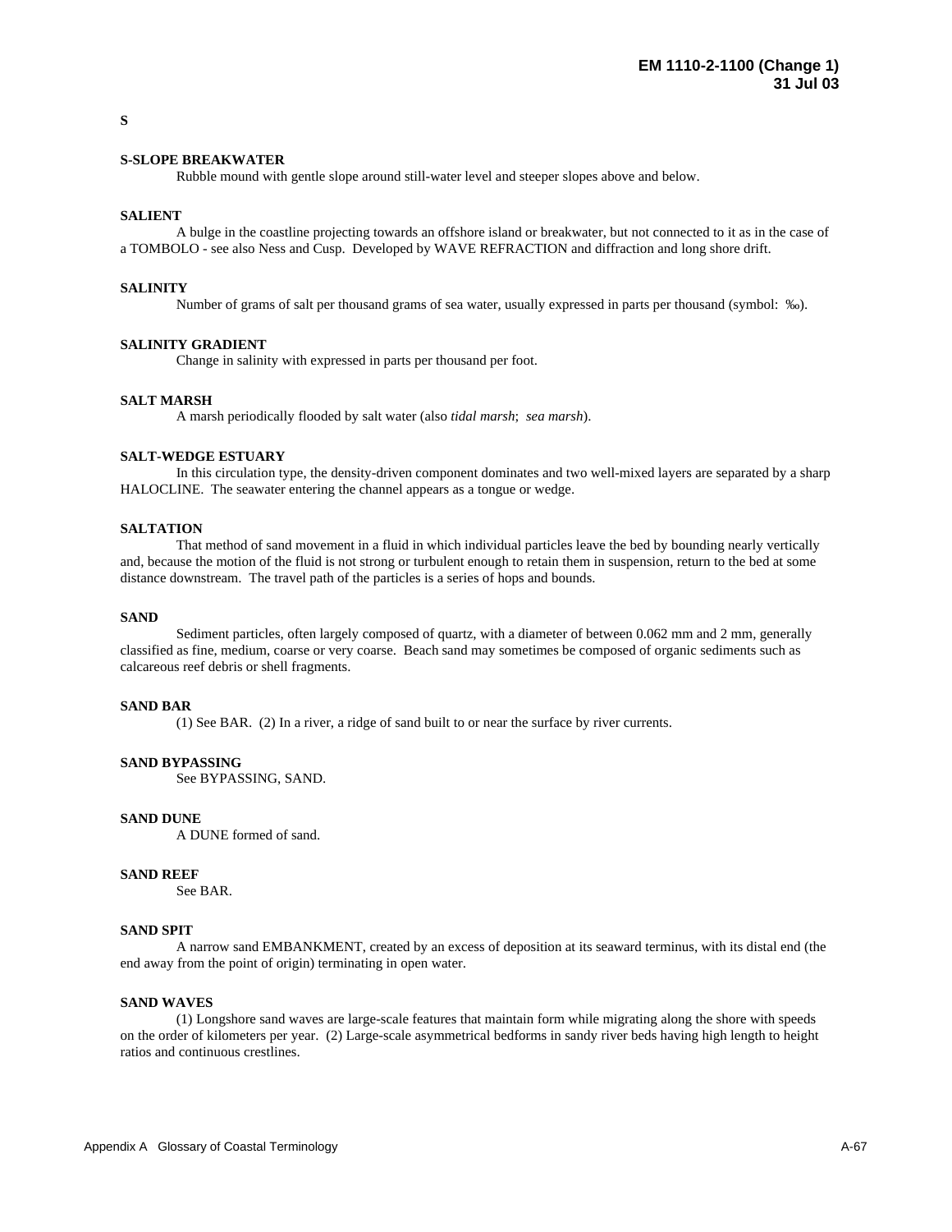**S**

**S-SLOPE BREAKWATER**

Rubble mound with gentle slope around still-water level and steeper slopes above and below.

**SALIENT**

A bulge in the coastline projecting towards an offshore island or breakwater, but not connected to it as in the case of a TOMBOLO - see also Ness and Cusp. Developed by WAVE REFRACTION and diffraction and long shore drift.

**SALINITY**

Number of grams of salt per thousand grams of sea water, usually expressed in parts per thousand (symbol: ‰).

**SALINITY GRADIENT**

Change in salinity with expressed in parts per thousand per foot.

**SALT MARSH**

A marsh periodically flooded by salt water (also *tidal marsh*; *sea marsh*).

**SALT-WEDGE ESTUARY**

In this circulation type, the density-driven component dominates and two well-mixed layers are separated by a sharp HALOCLINE. The seawater entering the channel appears as a tongue or wedge.

**SALTATION**

That method of sand movement in a fluid in which individual particles leave the bed by bounding nearly vertically and, because the motion of the fluid is not strong or turbulent enough to retain them in suspension, return to the bed at some distance downstream. The travel path of the particles is a series of hops and bounds.

**SAND**

Sediment particles, often largely composed of quartz, with a diameter of between 0.062 mm and 2 mm, generally classified as fine, medium, coarse or very coarse. Beach sand may sometimes be composed of organic sediments such as calcareous reef debris or shell fragments.

**SAND BAR**

(1) See BAR. (2) In a river, a ridge of sand built to or near the surface by river currents.

**SAND BYPASSING**

See BYPASSING, SAND.

**SAND DUNE**

A DUNE formed of sand.

**SAND REEF**

See BAR.

**SAND SPIT**

A narrow sand EMBANKMENT, created by an excess of deposition at its seaward terminus, with its distal end (the end away from the point of origin) terminating in open water.

**SAND WAVES**

(1) Longshore sand waves are large-scale features that maintain form while migrating along the shore with speeds on the order of kilometers per year. (2) Large-scale asymmetrical bedforms in sandy river beds having high length to height ratios and continuous crestlines.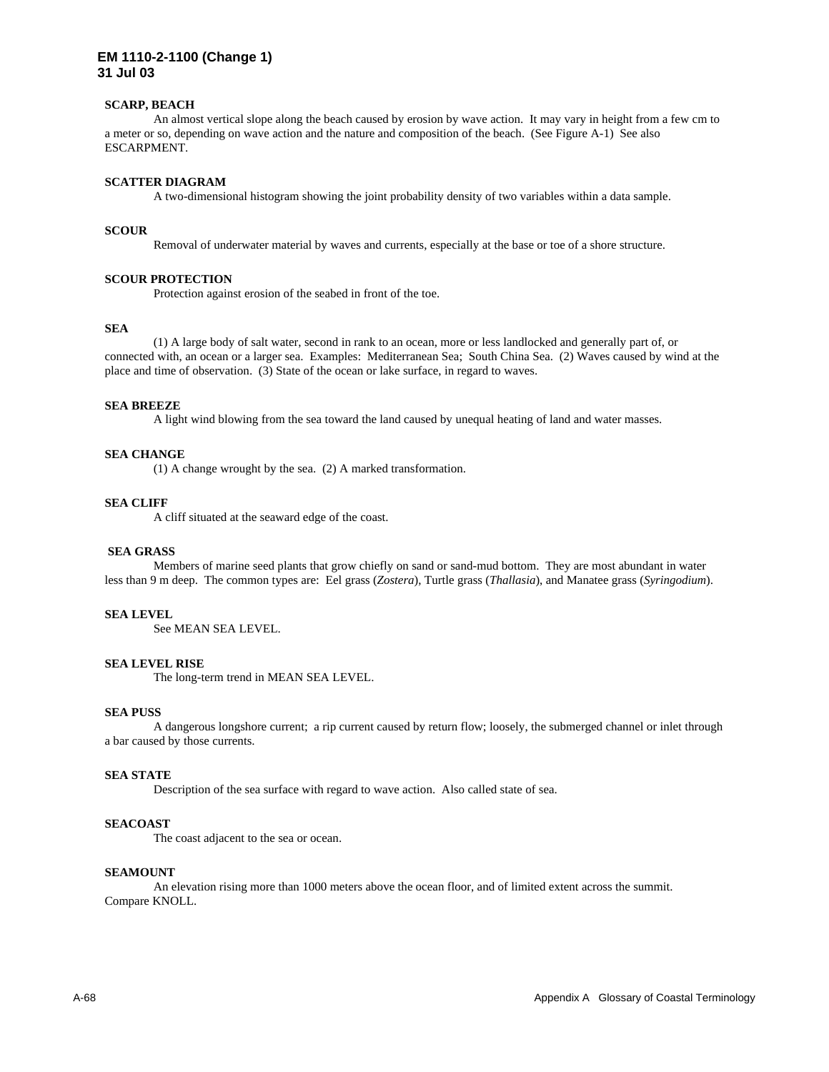**SCARP, BEACH**

An almost vertical slope along the beach caused by erosion by wave action. It may vary in height from a few cm to a meter or so, depending on wave action and the nature and composition of the beach. (See Figure A-1) See also ESCARPMENT.

**SCATTER DIAGRAM**

A two-dimensional histogram showing the joint probability density of two variables within a data sample.

**SCOUR**

Removal of underwater material by waves and currents, especially at the base or toe of a shore structure.

**SCOUR PROTECTION**

Protection against erosion of the seabed in front of the toe.

**SEA**

(1) A large body of salt water, second in rank to an ocean, more or less landlocked and generally part of, or connected with, an ocean or a larger sea. Examples: Mediterranean Sea; South China Sea. (2) Waves caused by wind at the place and time of observation. (3) State of the ocean or lake surface, in regard to waves.

**SEA BREEZE**

A light wind blowing from the sea toward the land caused by unequal heating of land and water masses.

**SEA CHANGE**

(1) A change wrought by the sea. (2) A marked transformation.

**SEA CLIFF**

A cliff situated at the seaward edge of the coast.

**SEA GRASS**

Members of marine seed plants that grow chiefly on sand or sand-mud bottom. They are most abundant in water less than 9 m deep. The common types are: Eel grass (*Zostera*), Turtle grass (*Thallasia*), and Manatee grass (*Syringodium*).

**SEA LEVEL**

See MEAN SEA LEVEL.

**SEA LEVEL RISE**

The long-term trend in MEAN SEA LEVEL.

**SEA PUSS**

A dangerous longshore current; a rip current caused by return flow; loosely, the submerged channel or inlet through a bar caused by those currents.

**SEA STATE**

Description of the sea surface with regard to wave action. Also called state of sea.

**SEACOAST**

The coast adjacent to the sea or ocean.

**SEAMOUNT**

An elevation rising more than 1000 meters above the ocean floor, and of limited extent across the summit. Compare KNOLL.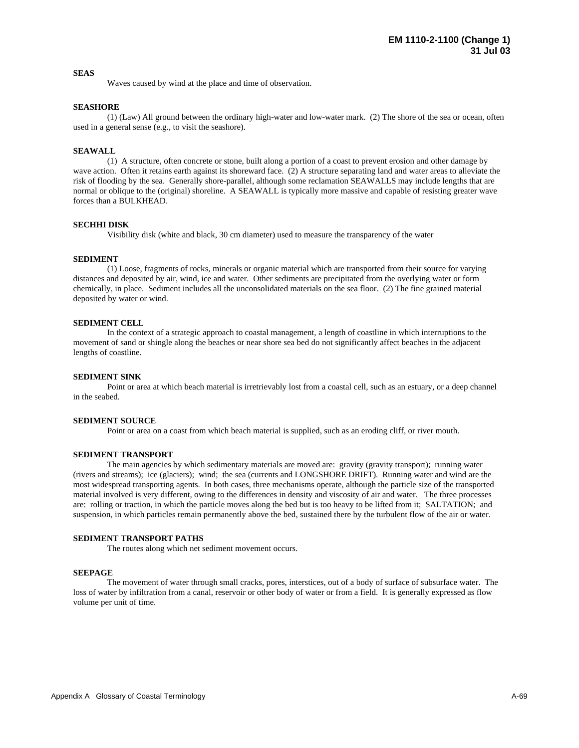**SEAS**

Waves caused by wind at the place and time of observation.

**SEASHORE**

(1) (Law) All ground between the ordinary high-water and low-water mark. (2) The shore of the sea or ocean, often used in a general sense (e.g., to visit the seashore).

**SEAWALL**

(1) A structure, often concrete or stone, built along a portion of a coast to prevent erosion and other damage by wave action. Often it retains earth against its shoreward face. (2) A structure separating land and water areas to alleviate the risk of flooding by the sea. Generally shore-parallel, although some reclamation SEAWALLS may include lengths that are normal or oblique to the (original) shoreline. A SEAWALL is typically more massive and capable of resisting greater wave forces than a BULKHEAD.

**SECHHI DISK**

Visibility disk (white and black, 30 cm diameter) used to measure the transparency of the water

**SEDIMENT**

(1) Loose, fragments of rocks, minerals or organic material which are transported from their source for varying distances and deposited by air, wind, ice and water. Other sediments are precipitated from the overlying water or form chemically, in place. Sediment includes all the unconsolidated materials on the sea floor. (2) The fine grained material deposited by water or wind.

**SEDIMENT CELL**

In the context of a strategic approach to coastal management, a length of coastline in which interruptions to the movement of sand or shingle along the beaches or near shore sea bed do not significantly affect beaches in the adjacent lengths of coastline.

**SEDIMENT SINK**

Point or area at which beach material is irretrievably lost from a coastal cell, such as an estuary, or a deep channel in the seabed.

**SEDIMENT SOURCE**

Point or area on a coast from which beach material is supplied, such as an eroding cliff, or river mouth.

**SEDIMENT TRANSPORT**

The main agencies by which sedimentary materials are moved are: gravity (gravity transport); running water (rivers and streams); ice (glaciers); wind; the sea (currents and LONGSHORE DRIFT). Running water and wind are the most widespread transporting agents. In both cases, three mechanisms operate, although the particle size of the transported material involved is very different, owing to the differences in density and viscosity of air and water. The three processes are: rolling or traction, in which the particle moves along the bed but is too heavy to be lifted from it; SALTATION; and suspension, in which particles remain permanently above the bed, sustained there by the turbulent flow of the air or water.

**SEDIMENT TRANSPORT PATHS**

The routes along which net sediment movement occurs.

**SEEPAGE**

The movement of water through small cracks, pores, interstices, out of a body of surface of subsurface water. The loss of water by infiltration from a canal, reservoir or other body of water or from a field. It is generally expressed as flow volume per unit of time.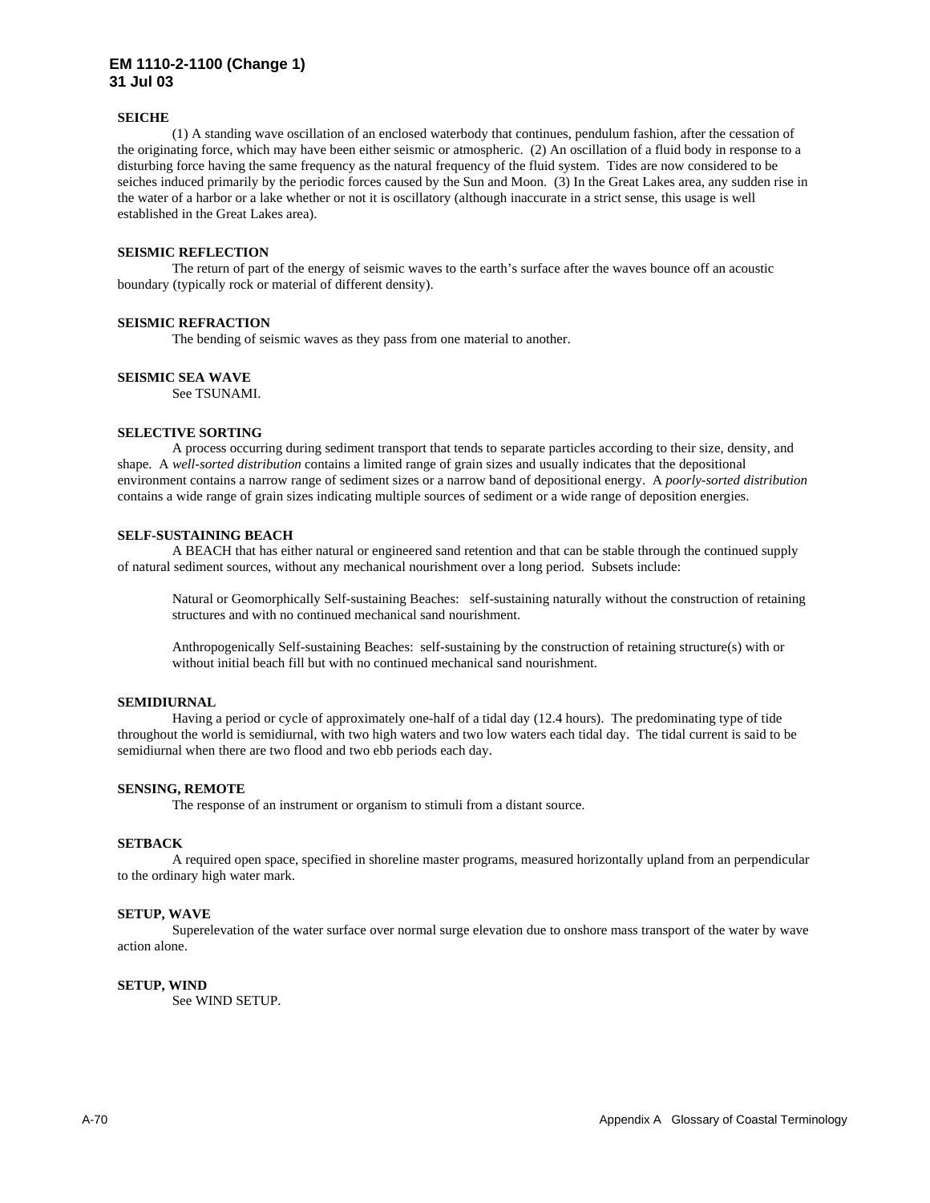**SEICHE**

(1) A standing wave oscillation of an enclosed waterbody that continues, pendulum fashion, after the cessation of the originating force, which may have been either seismic or atmospheric. (2) An oscillation of a fluid body in response to a disturbing force having the same frequency as the natural frequency of the fluid system. Tides are now considered to be seiches induced primarily by the periodic forces caused by the Sun and Moon. (3) In the Great Lakes area, any sudden rise in the water of a harbor or a lake whether or not it is oscillatory (although inaccurate in a strict sense, this usage is well established in the Great Lakes area).

**SEISMIC REFLECTION**

The return of part of the energy of seismic waves to the earth's surface after the waves bounce off an acoustic boundary (typically rock or material of different density).

**SEISMIC REFRACTION**

The bending of seismic waves as they pass from one material to another.

**SEISMIC SEA WAVE**

See TSUNAMI.

**SELECTIVE SORTING**

A process occurring during sediment transport that tends to separate particles according to their size, density, and shape. A *well-sorted distribution* contains a limited range of grain sizes and usually indicates that the depositional environment contains a narrow range of sediment sizes or a narrow band of depositional energy. A *poorly-sorted distribution* contains a wide range of grain sizes indicating multiple sources of sediment or a wide range of deposition energies.

**SELF-SUSTAINING BEACH**

A BEACH that has either natural or engineered sand retention and that can be stable through the continued supply of natural sediment sources, without any mechanical nourishment over a long period. Subsets include:

Natural or Geomorphically Self-sustaining Beaches: self-sustaining naturally without the construction of retaining structures and with no continued mechanical sand nourishment.

Anthropogenically Self-sustaining Beaches: self-sustaining by the construction of retaining structure(s) with or without initial beach fill but with no continued mechanical sand nourishment.

**SEMIDIURNAL**

Having a period or cycle of approximately one-half of a tidal day (12.4 hours). The predominating type of tide throughout the world is semidiurnal, with two high waters and two low waters each tidal day. The tidal current is said to be semidiurnal when there are two flood and two ebb periods each day.

**SENSING, REMOTE**

The response of an instrument or organism to stimuli from a distant source.

**SETBACK**

A required open space, specified in shoreline master programs, measured horizontally upland from an perpendicular to the ordinary high water mark.

**SETUP, WAVE**

Superelevation of the water surface over normal surge elevation due to onshore mass transport of the water by wave action alone.

**SETUP, WIND**

See WIND SETUP.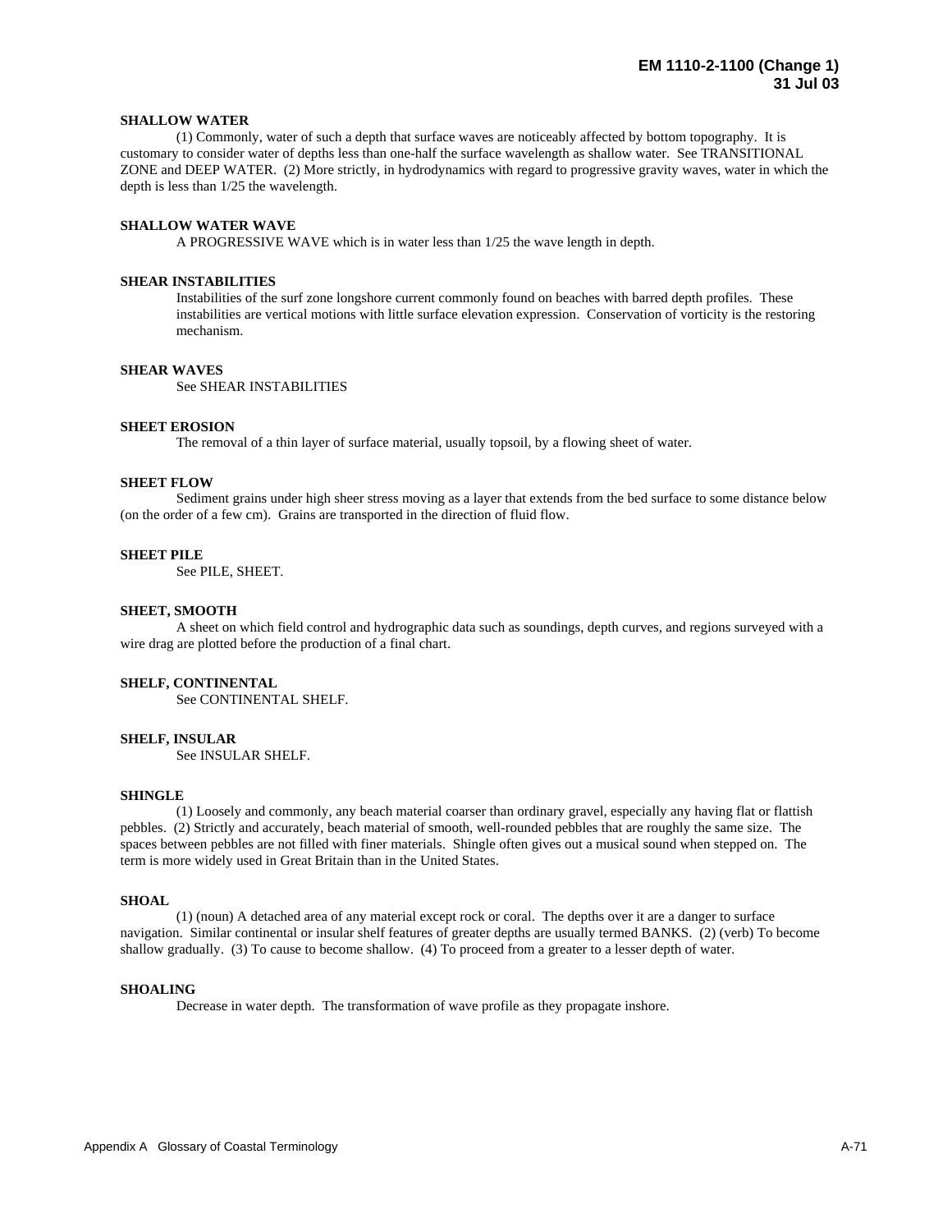**SHALLOW WATER**

(1) Commonly, water of such a depth that surface waves are noticeably affected by bottom topography. It is customary to consider water of depths less than one-half the surface wavelength as shallow water. See TRANSITIONAL ZONE and DEEP WATER. (2) More strictly, in hydrodynamics with regard to progressive gravity waves, water in which the depth is less than 1/25 the wavelength.

**SHALLOW WATER WAVE**

A PROGRESSIVE WAVE which is in water less than 1/25 the wave length in depth.

**SHEAR INSTABILITIES**

Instabilities of the surf zone longshore current commonly found on beaches with barred depth profiles. These instabilities are vertical motions with little surface elevation expression. Conservation of vorticity is the restoring mechanism.

**SHEAR WAVES**

See SHEAR INSTABILITIES

**SHEET EROSION**

The removal of a thin layer of surface material, usually topsoil, by a flowing sheet of water.

**SHEET FLOW**

Sediment grains under high sheer stress moving as a layer that extends from the bed surface to some distance below (on the order of a few cm). Grains are transported in the direction of fluid flow.

**SHEET PILE**

See PILE, SHEET.

**SHEET, SMOOTH**

A sheet on which field control and hydrographic data such as soundings, depth curves, and regions surveyed with a wire drag are plotted before the production of a final chart.

**SHELF, CONTINENTAL**

See CONTINENTAL SHELF.

**SHELF, INSULAR**

See INSULAR SHELF.

**SHINGLE**

(1) Loosely and commonly, any beach material coarser than ordinary gravel, especially any having flat or flattish pebbles. (2) Strictly and accurately, beach material of smooth, well-rounded pebbles that are roughly the same size. The spaces between pebbles are not filled with finer materials. Shingle often gives out a musical sound when stepped on. The term is more widely used in Great Britain than in the United States.

**SHOAL**

(1) (noun) A detached area of any material except rock or coral. The depths over it are a danger to surface navigation. Similar continental or insular shelf features of greater depths are usually termed BANKS. (2) (verb) To become shallow gradually. (3) To cause to become shallow. (4) To proceed from a greater to a lesser depth of water.

**SHOALING**

Decrease in water depth. The transformation of wave profile as they propagate inshore.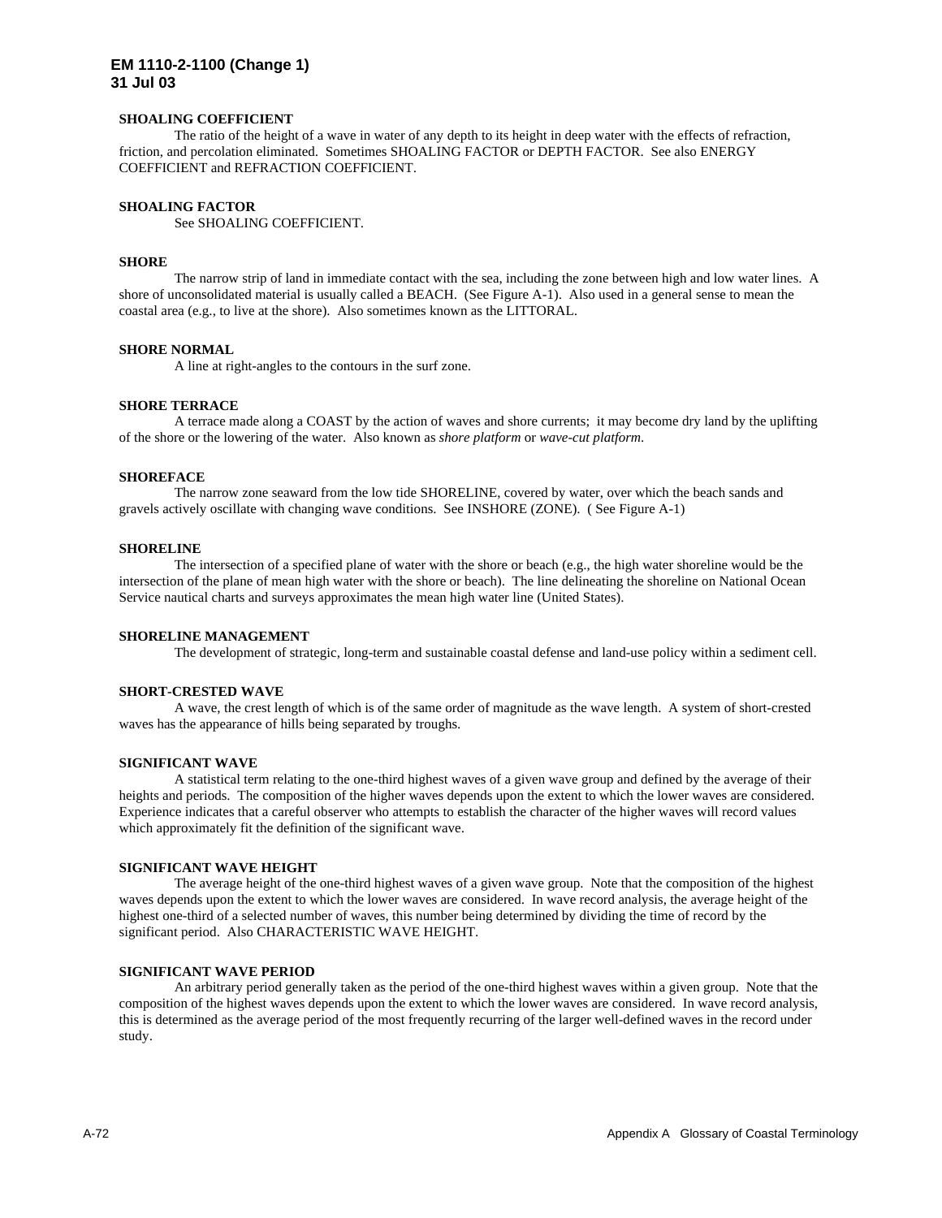**SHOALING COEFFICIENT**

The ratio of the height of a wave in water of any depth to its height in deep water with the effects of refraction, friction, and percolation eliminated. Sometimes SHOALING FACTOR or DEPTH FACTOR. See also ENERGY COEFFICIENT and REFRACTION COEFFICIENT.

**SHOALING FACTOR**

See SHOALING COEFFICIENT.

**SHORE**

The narrow strip of land in immediate contact with the sea, including the zone between high and low water lines. A shore of unconsolidated material is usually called a BEACH. (See Figure A-1). Also used in a general sense to mean the coastal area (e.g., to live at the shore). Also sometimes known as the LITTORAL.

**SHORE NORMAL**

A line at right-angles to the contours in the surf zone.

**SHORE TERRACE**

A terrace made along a COAST by the action of waves and shore currents; it may become dry land by the uplifting of the shore or the lowering of the water. Also known as *shore platform* or *wave-cut platform*.

**SHOREFACE**

The narrow zone seaward from the low tide SHORELINE, covered by water, over which the beach sands and gravels actively oscillate with changing wave conditions. See INSHORE (ZONE). ( See Figure A-1)

**SHORELINE**

The intersection of a specified plane of water with the shore or beach (e.g., the high water shoreline would be the intersection of the plane of mean high water with the shore or beach). The line delineating the shoreline on National Ocean Service nautical charts and surveys approximates the mean high water line (United States).

**SHORELINE MANAGEMENT**

The development of strategic, long-term and sustainable coastal defense and land-use policy within a sediment cell.

**SHORT-CRESTED WAVE**

A wave, the crest length of which is of the same order of magnitude as the wave length. A system of short-crested waves has the appearance of hills being separated by troughs.

**SIGNIFICANT WAVE**

A statistical term relating to the one-third highest waves of a given wave group and defined by the average of their heights and periods. The composition of the higher waves depends upon the extent to which the lower waves are considered. Experience indicates that a careful observer who attempts to establish the character of the higher waves will record values which approximately fit the definition of the significant wave.

**SIGNIFICANT WAVE HEIGHT**

The average height of the one-third highest waves of a given wave group. Note that the composition of the highest waves depends upon the extent to which the lower waves are considered. In wave record analysis, the average height of the highest one-third of a selected number of waves, this number being determined by dividing the time of record by the significant period. Also CHARACTERISTIC WAVE HEIGHT.

**SIGNIFICANT WAVE PERIOD**

An arbitrary period generally taken as the period of the one-third highest waves within a given group. Note that the composition of the highest waves depends upon the extent to which the lower waves are considered. In wave record analysis, this is determined as the average period of the most frequently recurring of the larger well-defined waves in the record under study.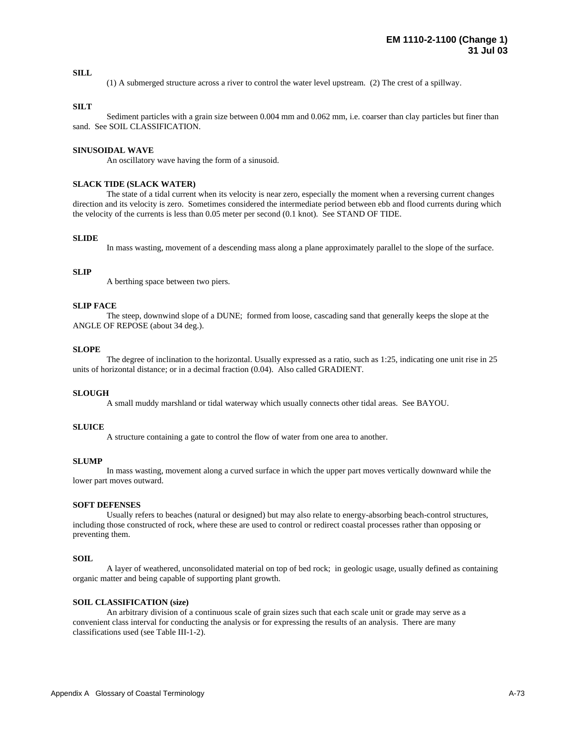**SILL**

(1) A submerged structure across a river to control the water level upstream. (2) The crest of a spillway.

**SILT**

Sediment particles with a grain size between 0.004 mm and 0.062 mm, i.e. coarser than clay particles but finer than sand. See SOIL CLASSIFICATION.

**SINUSOIDAL WAVE**

An oscillatory wave having the form of a sinusoid.

**SLACK TIDE (SLACK WATER)**

The state of a tidal current when its velocity is near zero, especially the moment when a reversing current changes direction and its velocity is zero. Sometimes considered the intermediate period between ebb and flood currents during which the velocity of the currents is less than 0.05 meter per second (0.1 knot). See STAND OF TIDE.

**SLIDE**

In mass wasting, movement of a descending mass along a plane approximately parallel to the slope of the surface.

**SLIP**

A berthing space between two piers.

**SLIP FACE**

The steep, downwind slope of a DUNE; formed from loose, cascading sand that generally keeps the slope at the ANGLE OF REPOSE (about 34 deg.).

**SLOPE**

The degree of inclination to the horizontal. Usually expressed as a ratio, such as 1:25, indicating one unit rise in 25 units of horizontal distance; or in a decimal fraction (0.04). Also called GRADIENT.

**SLOUGH**

A small muddy marshland or tidal waterway which usually connects other tidal areas. See BAYOU.

**SLUICE**

A structure containing a gate to control the flow of water from one area to another.

**SLUMP**

In mass wasting, movement along a curved surface in which the upper part moves vertically downward while the lower part moves outward.

**SOFT DEFENSES**

Usually refers to beaches (natural or designed) but may also relate to energy-absorbing beach-control structures, including those constructed of rock, where these are used to control or redirect coastal processes rather than opposing or preventing them.

**SOIL**

A layer of weathered, unconsolidated material on top of bed rock; in geologic usage, usually defined as containing organic matter and being capable of supporting plant growth.

**SOIL CLASSIFICATION (size)**

An arbitrary division of a continuous scale of grain sizes such that each scale unit or grade may serve as a convenient class interval for conducting the analysis or for expressing the results of an analysis. There are many classifications used (see Table III-1-2).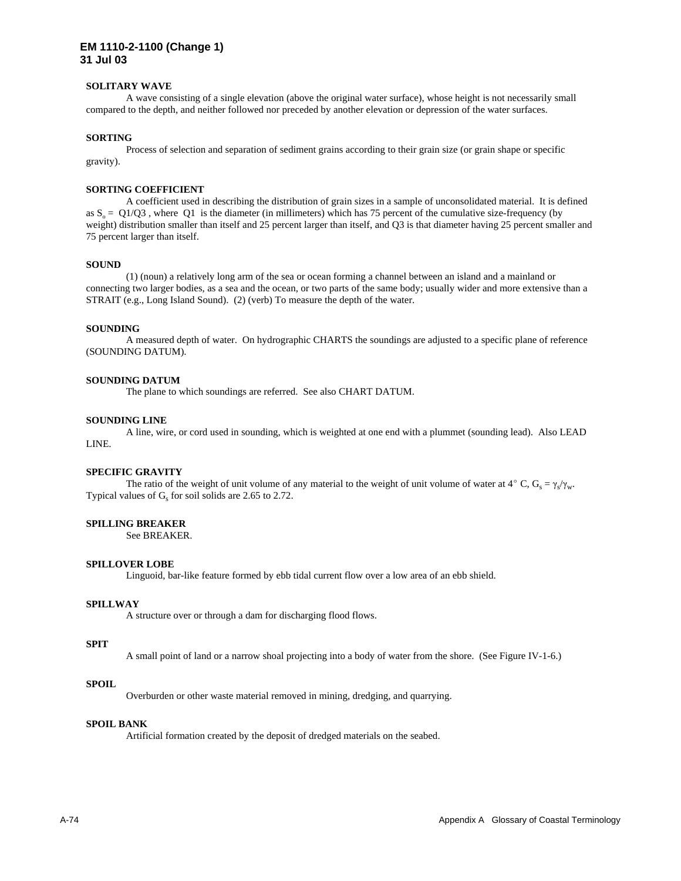**SOLITARY WAVE**

A wave consisting of a single elevation (above the original water surface), whose height is not necessarily small compared to the depth, and neither followed nor preceded by another elevation or depression of the water surfaces.

**SORTING**

Process of selection and separation of sediment grains according to their grain size (or grain shape or specific gravity).

**SORTING COEFFICIENT**

A coefficient used in describing the distribution of grain sizes in a sample of unconsolidated material. It is defined as $S_o = Q1/Q3$, where Q1 is the diameter (in millimeters) which has 75 percent of the cumulative size-frequency (by weight) distribution smaller than itself and 25 percent larger than itself, and Q3 is that diameter having 25 percent smaller and 75 percent larger than itself.

**SOUND**

(1) (noun) a relatively long arm of the sea or ocean forming a channel between an island and a mainland or connecting two larger bodies, as a sea and the ocean, or two parts of the same body; usually wider and more extensive than a STRAIT (e.g., Long Island Sound). (2) (verb) To measure the depth of the water.

**SOUNDING**

A measured depth of water. On hydrographic CHARTS the soundings are adjusted to a specific plane of reference (SOUNDING DATUM).

**SOUNDING DATUM**

The plane to which soundings are referred. See also CHART DATUM.

**SOUNDING LINE**

A line, wire, or cord used in sounding, which is weighted at one end with a plummet (sounding lead). Also LEAD LINE.

**SPECIFIC GRAVITY**

The ratio of the weight of unit volume of any material to the weight of unit volume of water at 4° C, $G_s = \gamma_s/\gamma_w$. Typical values of $G_s$ for soil solids are 2.65 to 2.72.

**SPILLING BREAKER**

See BREAKER.

**SPILLOVER LOBE**

Linguoid, bar-like feature formed by ebb tidal current flow over a low area of an ebb shield.

**SPILLWAY**

A structure over or through a dam for discharging flood flows.

**SPIT**

A small point of land or a narrow shoal projecting into a body of water from the shore. (See Figure IV-1-6.)

**SPOIL**

Overburden or other waste material removed in mining, dredging, and quarrying.

**SPOIL BANK**

Artificial formation created by the deposit of dredged materials on the seabed.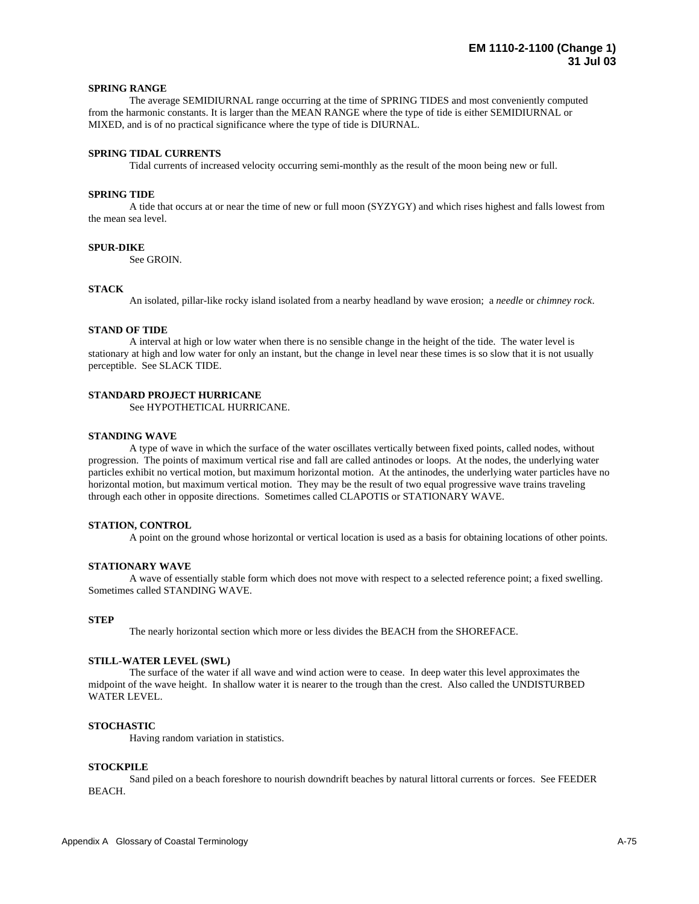**SPRING RANGE**

The average SEMIDIURNAL range occurring at the time of SPRING TIDES and most conveniently computed from the harmonic constants. It is larger than the MEAN RANGE where the type of tide is either SEMIDIURNAL or MIXED, and is of no practical significance where the type of tide is DIURNAL.

**SPRING TIDAL CURRENTS**

Tidal currents of increased velocity occurring semi-monthly as the result of the moon being new or full.

**SPRING TIDE**

A tide that occurs at or near the time of new or full moon (SYZYGY) and which rises highest and falls lowest from the mean sea level.

**SPUR-DIKE**

See GROIN.

**STACK**

An isolated, pillar-like rocky island isolated from a nearby headland by wave erosion; a *needle* or *chimney rock*.

**STAND OF TIDE**

A interval at high or low water when there is no sensible change in the height of the tide. The water level is stationary at high and low water for only an instant, but the change in level near these times is so slow that it is not usually perceptible. See SLACK TIDE.

**STANDARD PROJECT HURRICANE**

See HYPOTHETICAL HURRICANE.

**STANDING WAVE**

A type of wave in which the surface of the water oscillates vertically between fixed points, called nodes, without progression. The points of maximum vertical rise and fall are called antinodes or loops. At the nodes, the underlying water particles exhibit no vertical motion, but maximum horizontal motion. At the antinodes, the underlying water particles have no horizontal motion, but maximum vertical motion. They may be the result of two equal progressive wave trains traveling through each other in opposite directions. Sometimes called CLAPOTIS or STATIONARY WAVE.

**STATION, CONTROL**

A point on the ground whose horizontal or vertical location is used as a basis for obtaining locations of other points.

**STATIONARY WAVE**

A wave of essentially stable form which does not move with respect to a selected reference point; a fixed swelling. Sometimes called STANDING WAVE.

**STEP**

The nearly horizontal section which more or less divides the BEACH from the SHOREFACE.

**STILL-WATER LEVEL (SWL)**

The surface of the water if all wave and wind action were to cease. In deep water this level approximates the midpoint of the wave height. In shallow water it is nearer to the trough than the crest. Also called the UNDISTURBED WATER LEVEL.

**STOCHASTIC**

Having random variation in statistics.

**STOCKPILE**

Sand piled on a beach foreshore to nourish downdrift beaches by natural littoral currents or forces. See FEEDER BEACH.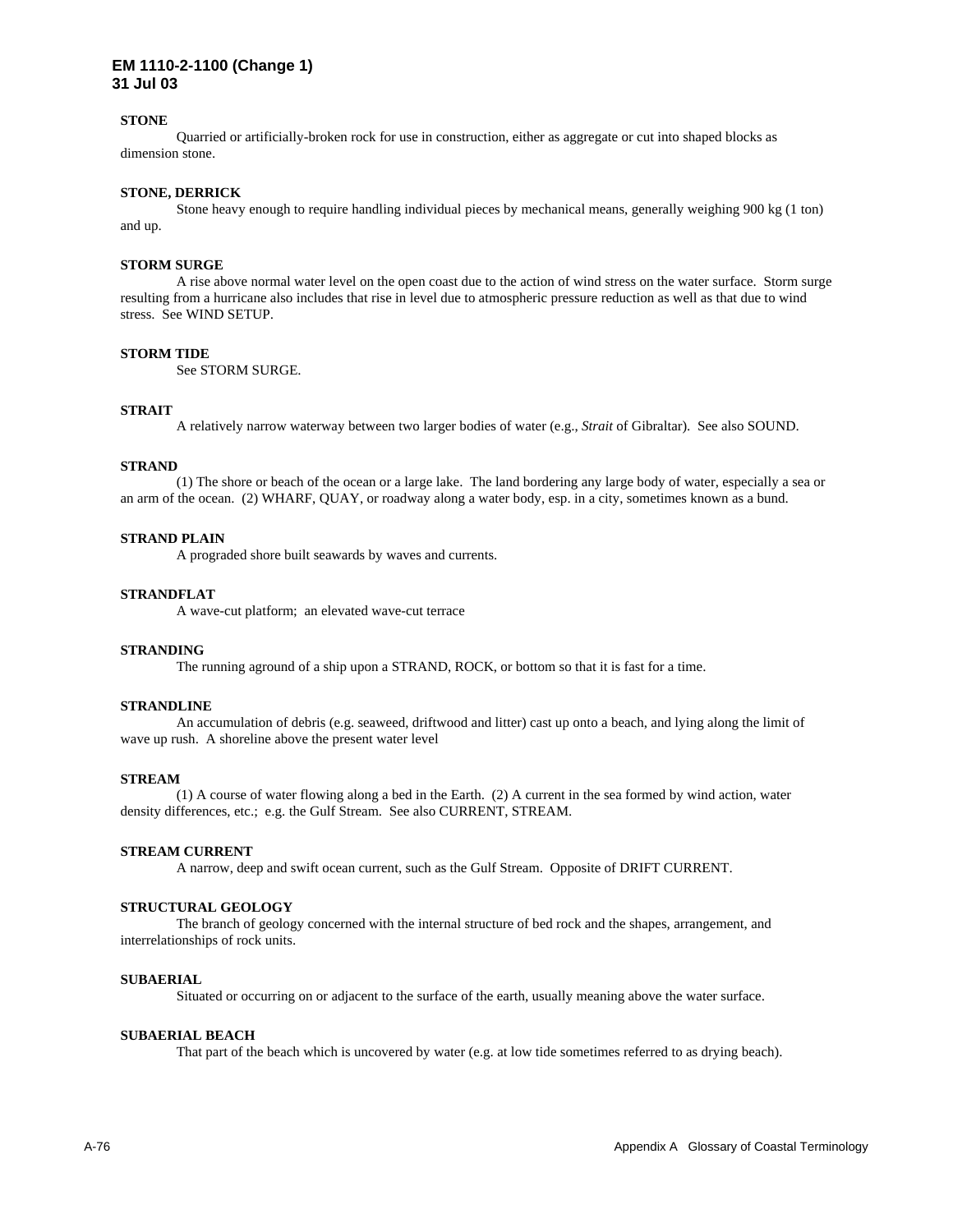**STONE**

Quarried or artificially-broken rock for use in construction, either as aggregate or cut into shaped blocks as dimension stone.

**STONE, DERRICK**

Stone heavy enough to require handling individual pieces by mechanical means, generally weighing 900 kg (1 ton) and up.

**STORM SURGE**

A rise above normal water level on the open coast due to the action of wind stress on the water surface. Storm surge resulting from a hurricane also includes that rise in level due to atmospheric pressure reduction as well as that due to wind stress. See WIND SETUP.

**STORM TIDE**

See STORM SURGE.

**STRAIT**

A relatively narrow waterway between two larger bodies of water (e.g., *Strait* of Gibraltar). See also SOUND.

**STRAND**

(1) The shore or beach of the ocean or a large lake. The land bordering any large body of water, especially a sea or an arm of the ocean. (2) WHARF, QUAY, or roadway along a water body, esp. in a city, sometimes known as a bund.

**STRAND PLAIN**

A prograded shore built seawards by waves and currents.

**STRANDFLAT**

A wave-cut platform; an elevated wave-cut terrace

**STRANDING**

The running aground of a ship upon a STRAND, ROCK, or bottom so that it is fast for a time.

**STRANDLINE**

An accumulation of debris (e.g. seaweed, driftwood and litter) cast up onto a beach, and lying along the limit of wave up rush. A shoreline above the present water level

**STREAM**

(1) A course of water flowing along a bed in the Earth. (2) A current in the sea formed by wind action, water density differences, etc.; e.g. the Gulf Stream. See also CURRENT, STREAM.

**STREAM CURRENT**

A narrow, deep and swift ocean current, such as the Gulf Stream. Opposite of DRIFT CURRENT.

**STRUCTURAL GEOLOGY**

The branch of geology concerned with the internal structure of bed rock and the shapes, arrangement, and interrelationships of rock units.

**SUBAERIAL**

Situated or occurring on or adjacent to the surface of the earth, usually meaning above the water surface.

**SUBAERIAL BEACH**

That part of the beach which is uncovered by water (e.g. at low tide sometimes referred to as drying beach).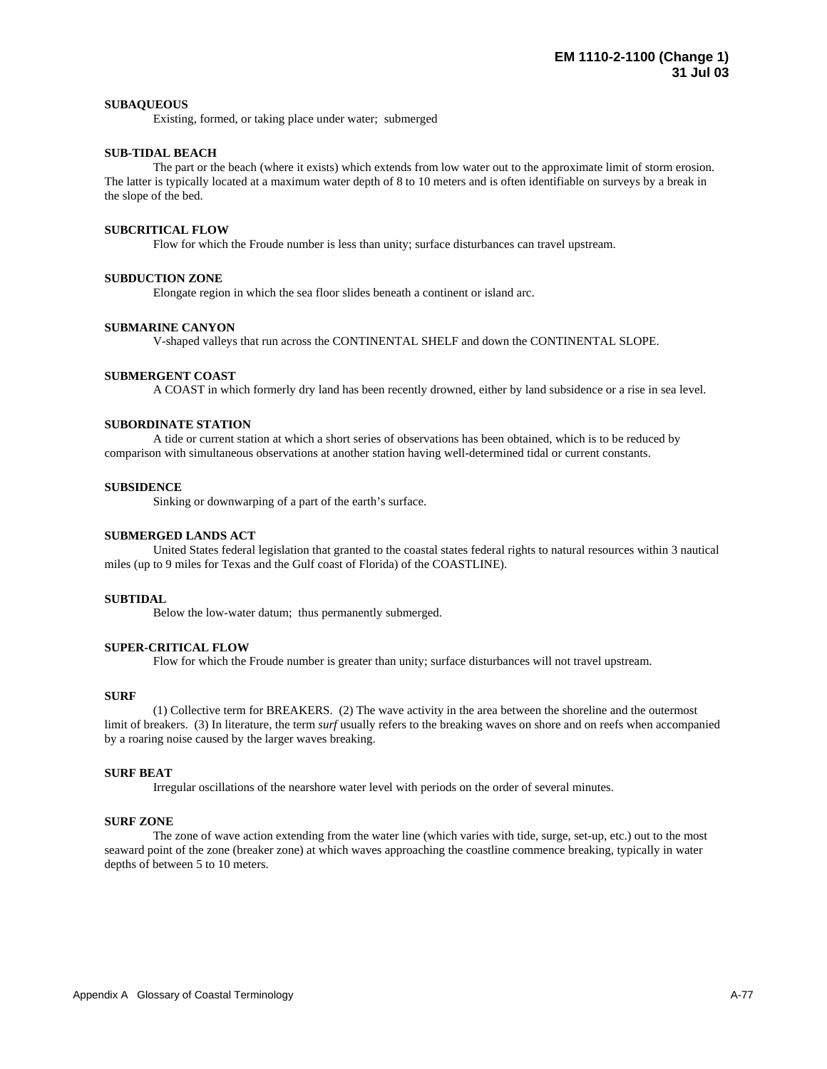**SUBAQUEOUS**

Existing, formed, or taking place under water; submerged

**SUB-TIDAL BEACH**

The part or the beach (where it exists) which extends from low water out to the approximate limit of storm erosion. The latter is typically located at a maximum water depth of 8 to 10 meters and is often identifiable on surveys by a break in the slope of the bed.

**SUBCRITICAL FLOW**

Flow for which the Froude number is less than unity; surface disturbances can travel upstream.

**SUBDUCTION ZONE**

Elongate region in which the sea floor slides beneath a continent or island arc.

**SUBMARINE CANYON**

V-shaped valleys that run across the CONTINENTAL SHELF and down the CONTINENTAL SLOPE.

**SUBMERGENT COAST**

A COAST in which formerly dry land has been recently drowned, either by land subsidence or a rise in sea level.

**SUBORDINATE STATION**

A tide or current station at which a short series of observations has been obtained, which is to be reduced by comparison with simultaneous observations at another station having well-determined tidal or current constants.

**SUBSIDENCE**

Sinking or downwarping of a part of the earth's surface.

**SUBMERGED LANDS ACT**

United States federal legislation that granted to the coastal states federal rights to natural resources within 3 nautical miles (up to 9 miles for Texas and the Gulf coast of Florida) of the COASTLINE).

**SUBTIDAL**

Below the low-water datum; thus permanently submerged.

**SUPER-CRITICAL FLOW**

Flow for which the Froude number is greater than unity; surface disturbances will not travel upstream.

**SURF**

(1) Collective term for BREAKERS. (2) The wave activity in the area between the shoreline and the outermost limit of breakers. (3) In literature, the term *surf* usually refers to the breaking waves on shore and on reefs when accompanied by a roaring noise caused by the larger waves breaking.

**SURF BEAT**

Irregular oscillations of the nearshore water level with periods on the order of several minutes.

**SURF ZONE**

The zone of wave action extending from the water line (which varies with tide, surge, set-up, etc.) out to the most seaward point of the zone (breaker zone) at which waves approaching the coastline commence breaking, typically in water depths of between 5 to 10 meters.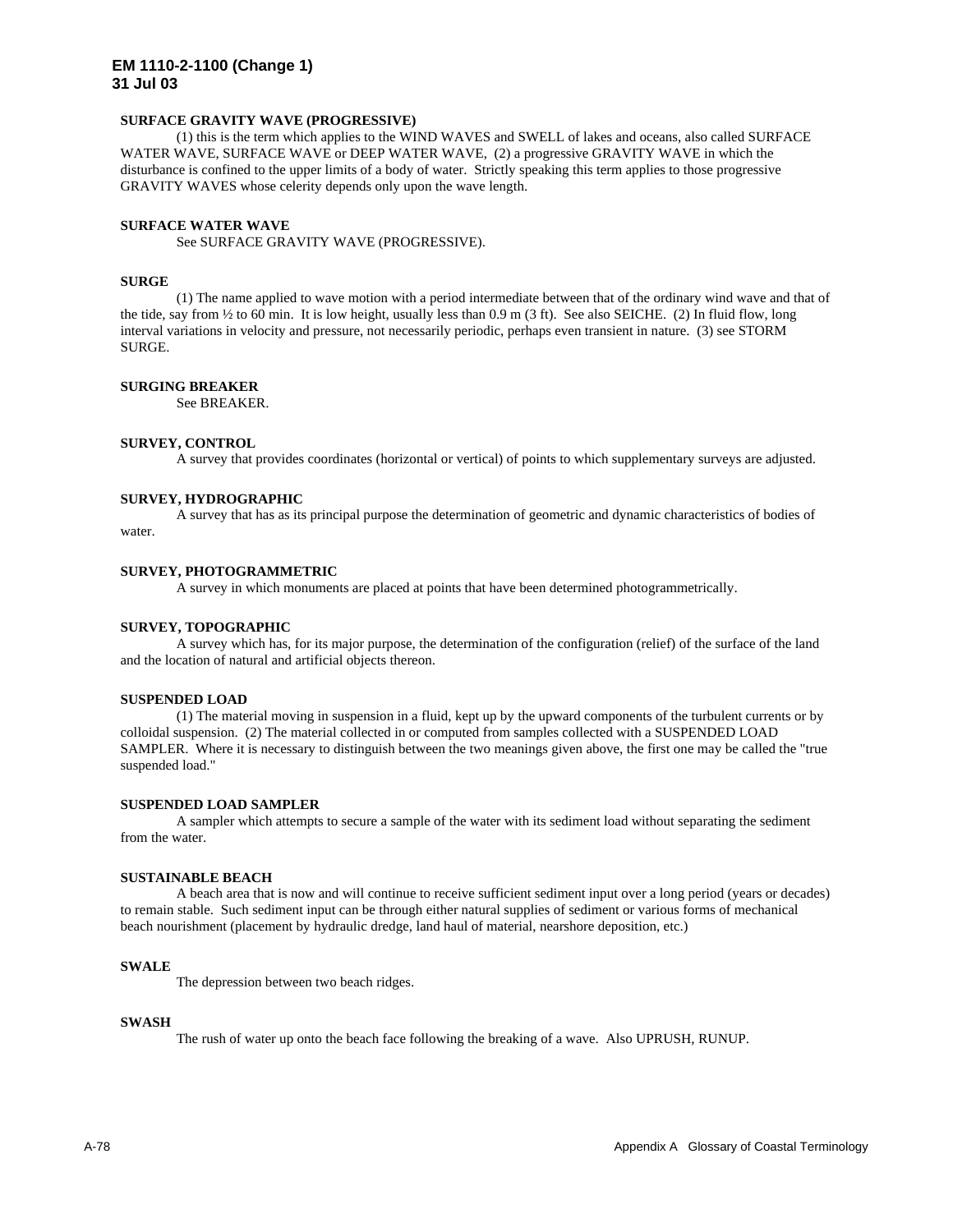**SURFACE GRAVITY WAVE (PROGRESSIVE)**

(1) this is the term which applies to the WIND WAVES and SWELL of lakes and oceans, also called SURFACE WATER WAVE, SURFACE WAVE or DEEP WATER WAVE, (2) a progressive GRAVITY WAVE in which the disturbance is confined to the upper limits of a body of water. Strictly speaking this term applies to those progressive GRAVITY WAVES whose celerity depends only upon the wave length.

**SURFACE WATER WAVE**

See SURFACE GRAVITY WAVE (PROGRESSIVE).

**SURGE**

(1) The name applied to wave motion with a period intermediate between that of the ordinary wind wave and that of the tide, say from ½ to 60 min. It is low height, usually less than 0.9 m (3 ft). See also SEICHE. (2) In fluid flow, long interval variations in velocity and pressure, not necessarily periodic, perhaps even transient in nature. (3) see STORM SURGE.

**SURGING BREAKER**

See BREAKER.

**SURVEY, CONTROL**

A survey that provides coordinates (horizontal or vertical) of points to which supplementary surveys are adjusted.

**SURVEY, HYDROGRAPHIC**

A survey that has as its principal purpose the determination of geometric and dynamic characteristics of bodies of water.

**SURVEY, PHOTOGRAMMETRIC**

A survey in which monuments are placed at points that have been determined photogrammetrically.

**SURVEY, TOPOGRAPHIC**

A survey which has, for its major purpose, the determination of the configuration (relief) of the surface of the land and the location of natural and artificial objects thereon.

**SUSPENDED LOAD**

(1) The material moving in suspension in a fluid, kept up by the upward components of the turbulent currents or by colloidal suspension. (2) The material collected in or computed from samples collected with a SUSPENDED LOAD SAMPLER. Where it is necessary to distinguish between the two meanings given above, the first one may be called the "true suspended load."

**SUSPENDED LOAD SAMPLER**

A sampler which attempts to secure a sample of the water with its sediment load without separating the sediment from the water.

**SUSTAINABLE BEACH**

A beach area that is now and will continue to receive sufficient sediment input over a long period (years or decades) to remain stable. Such sediment input can be through either natural supplies of sediment or various forms of mechanical beach nourishment (placement by hydraulic dredge, land haul of material, nearshore deposition, etc.)

**SWALE**

The depression between two beach ridges.

**SWASH**

The rush of water up onto the beach face following the breaking of a wave. Also UPRUSH, RUNUP.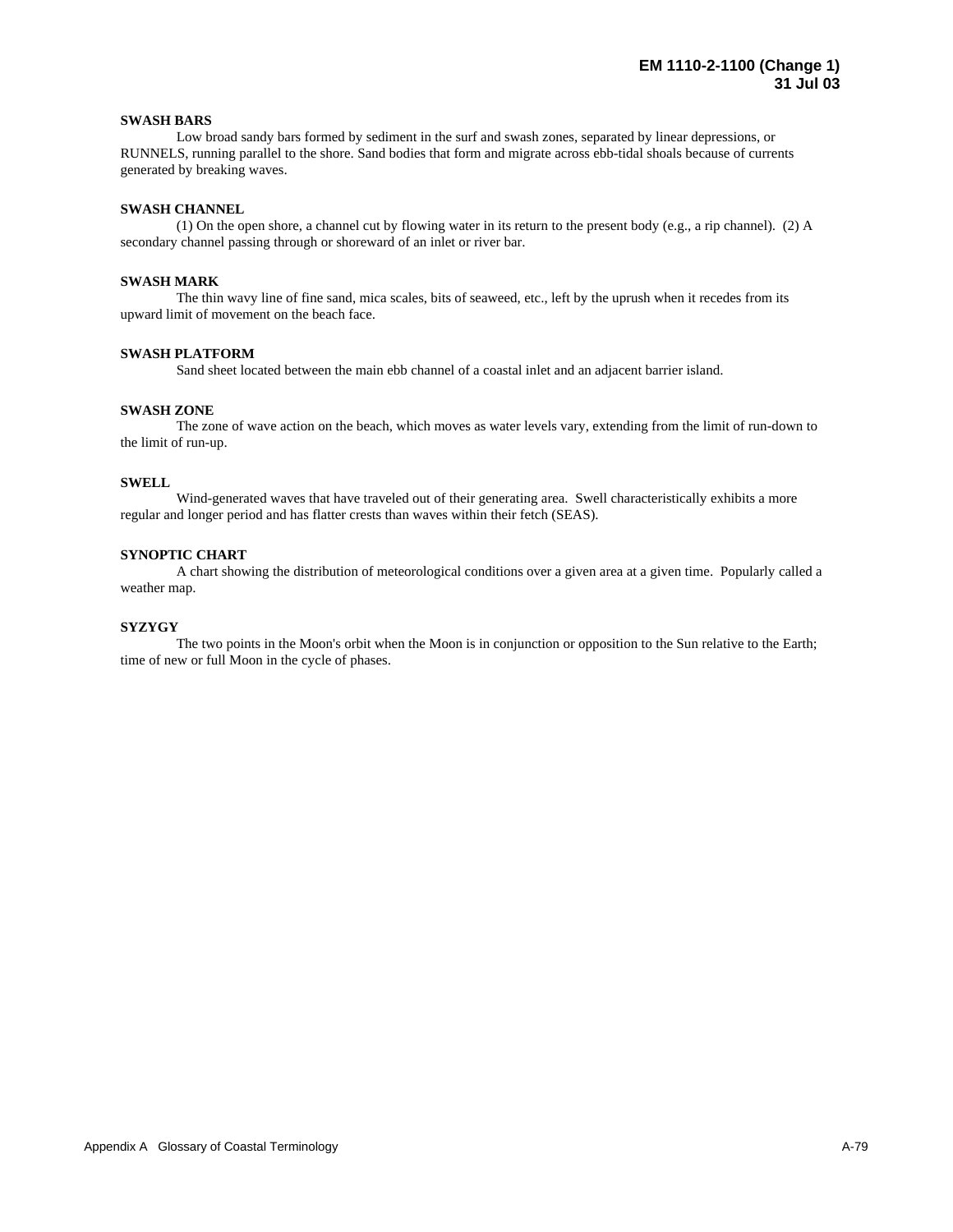**SWASH BARS**

Low broad sandy bars formed by sediment in the surf and swash zones, separated by linear depressions, or RUNNELS, running parallel to the shore. Sand bodies that form and migrate across ebb-tidal shoals because of currents generated by breaking waves.

**SWASH CHANNEL**

(1) On the open shore, a channel cut by flowing water in its return to the present body (e.g., a rip channel). (2) A secondary channel passing through or shoreward of an inlet or river bar.

**SWASH MARK**

The thin wavy line of fine sand, mica scales, bits of seaweed, etc., left by the uprush when it recedes from its upward limit of movement on the beach face.

**SWASH PLATFORM**

Sand sheet located between the main ebb channel of a coastal inlet and an adjacent barrier island.

**SWASH ZONE**

The zone of wave action on the beach, which moves as water levels vary, extending from the limit of run-down to the limit of run-up.

**SWELL**

Wind-generated waves that have traveled out of their generating area. Swell characteristically exhibits a more regular and longer period and has flatter crests than waves within their fetch (SEAS).

**SYNOPTIC CHART**

A chart showing the distribution of meteorological conditions over a given area at a given time. Popularly called a weather map.

**SYZYGY**

The two points in the Moon's orbit when the Moon is in conjunction or opposition to the Sun relative to the Earth; time of new or full Moon in the cycle of phases.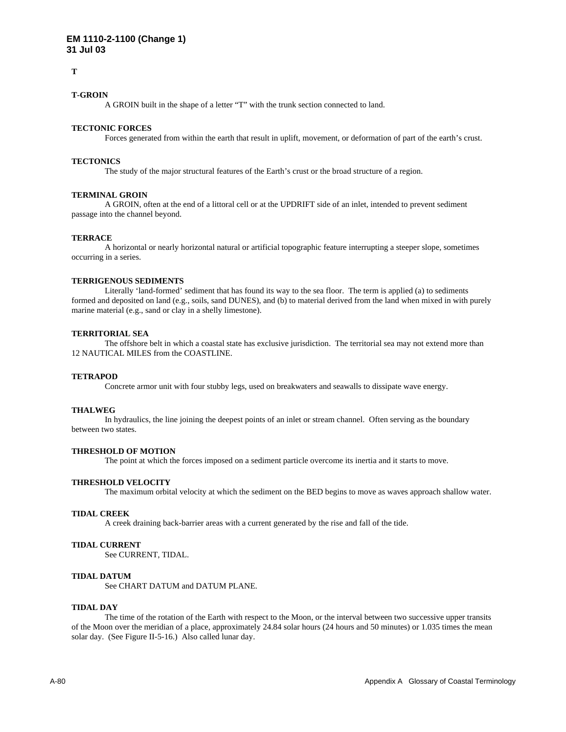# T

**T-GROIN**

A GROIN built in the shape of a letter "T" with the trunk section connected to land.

**TECTONIC FORCES**

Forces generated from within the earth that result in uplift, movement, or deformation of part of the earth's crust.

**TECTONICS**

The study of the major structural features of the Earth's crust or the broad structure of a region.

**TERMINAL GROIN**

A GROIN, often at the end of a littoral cell or at the UPDRIFT side of an inlet, intended to prevent sediment passage into the channel beyond.

**TERRACE**

A horizontal or nearly horizontal natural or artificial topographic feature interrupting a steeper slope, sometimes occurring in a series.

**TERRIGENOUS SEDIMENTS**

Literally 'land-formed' sediment that has found its way to the sea floor. The term is applied (a) to sediments formed and deposited on land (e.g., soils, sand DUNES), and (b) to material derived from the land when mixed in with purely marine material (e.g., sand or clay in a shelly limestone).

**TERRITORIAL SEA**

The offshore belt in which a coastal state has exclusive jurisdiction. The territorial sea may not extend more than 12 NAUTICAL MILES from the COASTLINE.

**TETRAPOD**

Concrete armor unit with four stubby legs, used on breakwaters and seawalls to dissipate wave energy.

**THALWEG**

In hydraulics, the line joining the deepest points of an inlet or stream channel. Often serving as the boundary between two states.

**THRESHOLD OF MOTION**

The point at which the forces imposed on a sediment particle overcome its inertia and it starts to move.

**THRESHOLD VELOCITY**

The maximum orbital velocity at which the sediment on the BED begins to move as waves approach shallow water.

**TIDAL CREEK**

A creek draining back-barrier areas with a current generated by the rise and fall of the tide.

**TIDAL CURRENT**

See CURRENT, TIDAL.

**TIDAL DATUM**

See CHART DATUM and DATUM PLANE.

**TIDAL DAY**

The time of the rotation of the Earth with respect to the Moon, or the interval between two successive upper transits of the Moon over the meridian of a place, approximately 24.84 solar hours (24 hours and 50 minutes) or 1.035 times the mean solar day. (See Figure II-5-16.) Also called lunar day.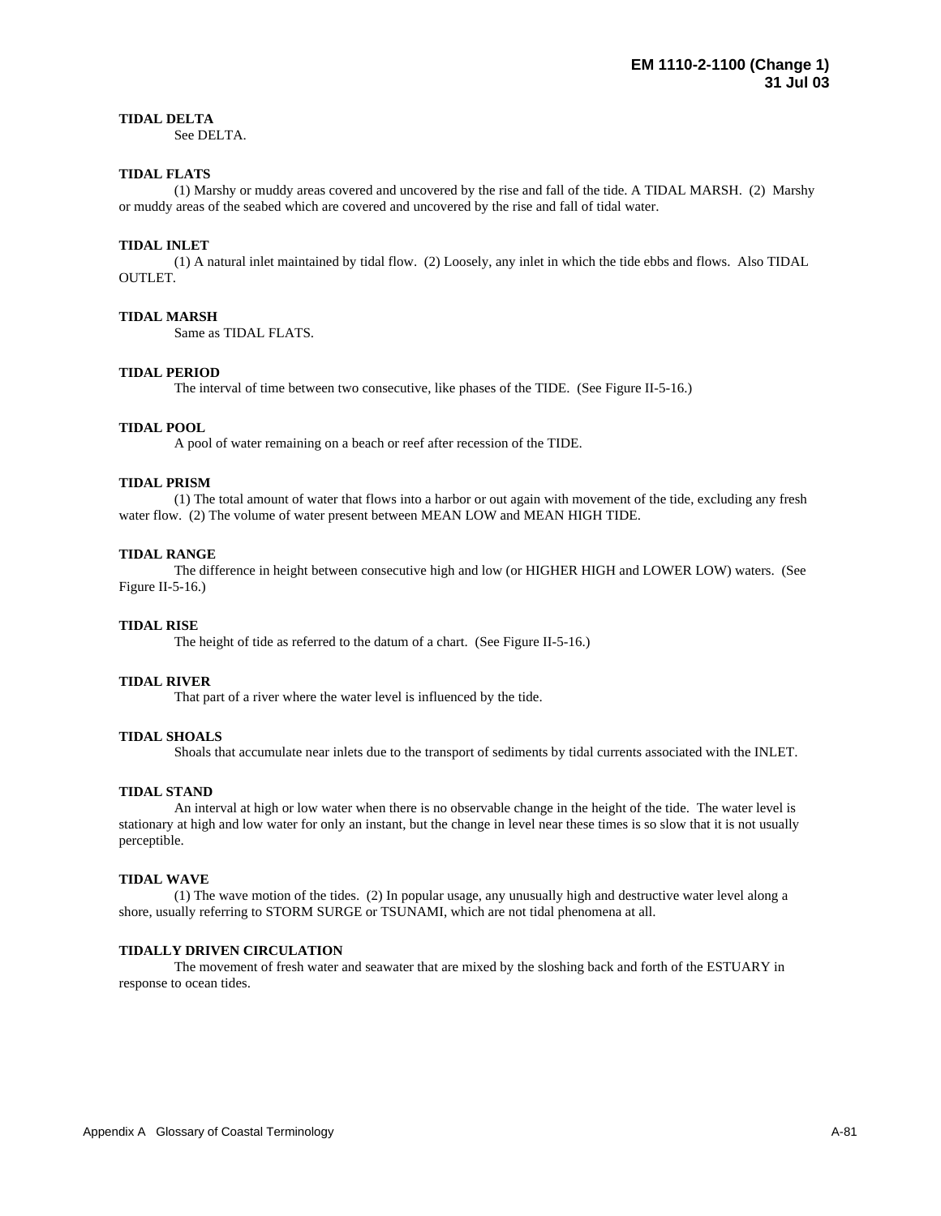**TIDAL DELTA**

See DELTA.

**TIDAL FLATS**

(1) Marshy or muddy areas covered and uncovered by the rise and fall of the tide. A TIDAL MARSH. (2) Marshy or muddy areas of the seabed which are covered and uncovered by the rise and fall of tidal water.

**TIDAL INLET**

(1) A natural inlet maintained by tidal flow. (2) Loosely, any inlet in which the tide ebbs and flows. Also TIDAL OUTLET.

**TIDAL MARSH**

Same as TIDAL FLATS.

**TIDAL PERIOD**

The interval of time between two consecutive, like phases of the TIDE. (See Figure II-5-16.)

**TIDAL POOL**

A pool of water remaining on a beach or reef after recession of the TIDE.

**TIDAL PRISM**

(1) The total amount of water that flows into a harbor or out again with movement of the tide, excluding any fresh water flow. (2) The volume of water present between MEAN LOW and MEAN HIGH TIDE.

**TIDAL RANGE**

The difference in height between consecutive high and low (or HIGHER HIGH and LOWER LOW) waters. (See Figure II-5-16.)

**TIDAL RISE**

The height of tide as referred to the datum of a chart. (See Figure II-5-16.)

**TIDAL RIVER**

That part of a river where the water level is influenced by the tide.

**TIDAL SHOALS**

Shoals that accumulate near inlets due to the transport of sediments by tidal currents associated with the INLET.

**TIDAL STAND**

An interval at high or low water when there is no observable change in the height of the tide. The water level is stationary at high and low water for only an instant, but the change in level near these times is so slow that it is not usually perceptible.

**TIDAL WAVE**

(1) The wave motion of the tides. (2) In popular usage, any unusually high and destructive water level along a shore, usually referring to STORM SURGE or TSUNAMI, which are not tidal phenomena at all.

**TIDALLY DRIVEN CIRCULATION**

The movement of fresh water and seawater that are mixed by the sloshing back and forth of the ESTUARY in response to ocean tides.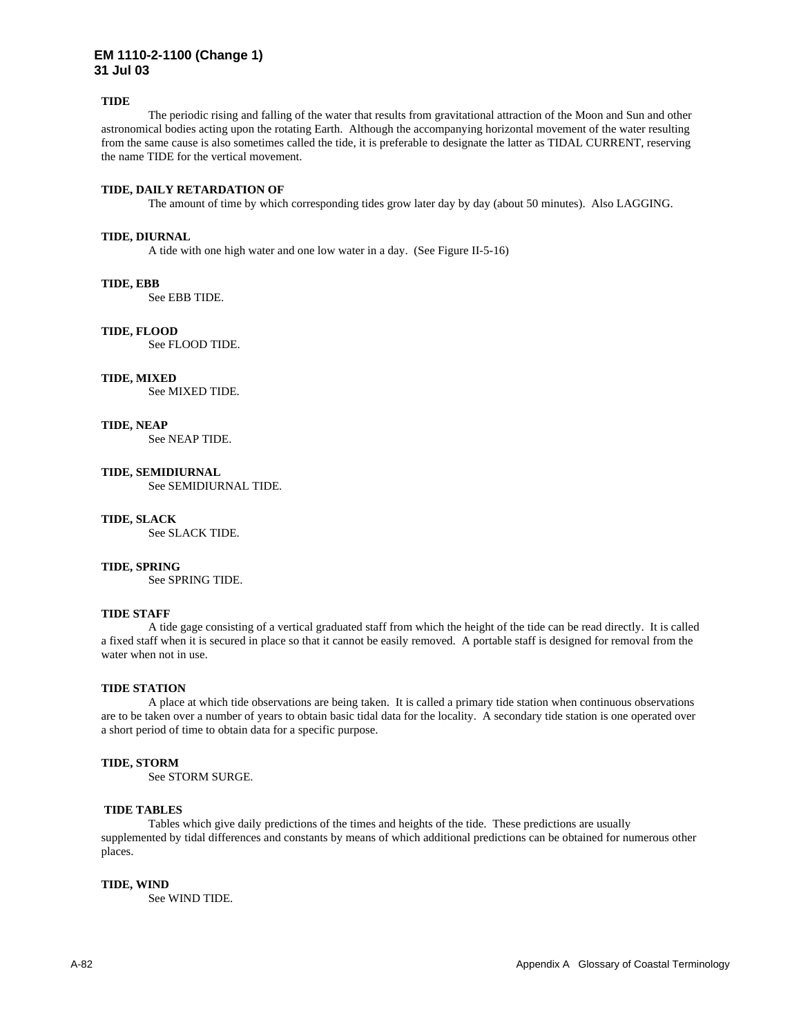**TIDE**

The periodic rising and falling of the water that results from gravitational attraction of the Moon and Sun and other astronomical bodies acting upon the rotating Earth. Although the accompanying horizontal movement of the water resulting from the same cause is also sometimes called the tide, it is preferable to designate the latter as TIDAL CURRENT, reserving the name TIDE for the vertical movement.

**TIDE, DAILY RETARDATION OF**

The amount of time by which corresponding tides grow later day by day (about 50 minutes). Also LAGGING.

**TIDE, DIURNAL**

A tide with one high water and one low water in a day. (See Figure II-5-16)

**TIDE, EBB**

See EBB TIDE.

**TIDE, FLOOD**

See FLOOD TIDE.

**TIDE, MIXED**

See MIXED TIDE.

**TIDE, NEAP**

See NEAP TIDE.

**TIDE, SEMIDIURNAL**

See SEMIDIURNAL TIDE.

**TIDE, SLACK**

See SLACK TIDE.

**TIDE, SPRING**

See SPRING TIDE.

**TIDE STAFF**

A tide gage consisting of a vertical graduated staff from which the height of the tide can be read directly. It is called a fixed staff when it is secured in place so that it cannot be easily removed. A portable staff is designed for removal from the water when not in use.

**TIDE STATION**

A place at which tide observations are being taken. It is called a primary tide station when continuous observations are to be taken over a number of years to obtain basic tidal data for the locality. A secondary tide station is one operated over a short period of time to obtain data for a specific purpose.

**TIDE, STORM**

See STORM SURGE.

**TIDE TABLES**

Tables which give daily predictions of the times and heights of the tide. These predictions are usually supplemented by tidal differences and constants by means of which additional predictions can be obtained for numerous other places.

**TIDE, WIND**

See WIND TIDE.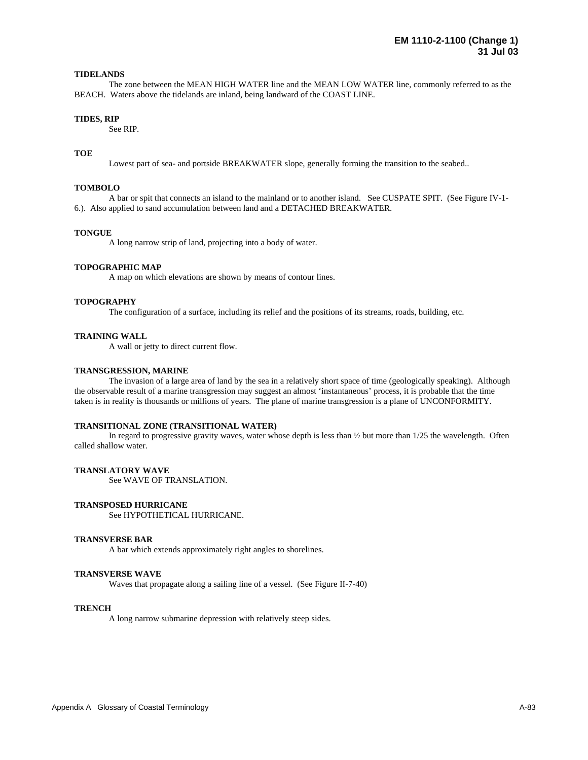**TIDELANDS**

The zone between the MEAN HIGH WATER line and the MEAN LOW WATER line, commonly referred to as the BEACH. Waters above the tidelands are inland, being landward of the COAST LINE.

**TIDES, RIP**

See RIP.

**TOE**

Lowest part of sea- and portside BREAKWATER slope, generally forming the transition to the seabed..

**TOMBOLO**

A bar or spit that connects an island to the mainland or to another island. See CUSPATE SPIT. (See Figure IV-1-6.). Also applied to sand accumulation between land and a DETACHED BREAKWATER.

**TONGUE**

A long narrow strip of land, projecting into a body of water.

**TOPOGRAPHIC MAP**

A map on which elevations are shown by means of contour lines.

**TOPOGRAPHY**

The configuration of a surface, including its relief and the positions of its streams, roads, building, etc.

**TRAINING WALL**

A wall or jetty to direct current flow.

**TRANSGRESSION, MARINE**

The invasion of a large area of land by the sea in a relatively short space of time (geologically speaking). Although the observable result of a marine transgression may suggest an almost 'instantaneous' process, it is probable that the time taken is in reality is thousands or millions of years. The plane of marine transgression is a plane of UNCONFORMITY.

**TRANSITIONAL ZONE (TRANSITIONAL WATER)**

In regard to progressive gravity waves, water whose depth is less than ½ but more than 1/25 the wavelength. Often called shallow water.

**TRANSLATORY WAVE**

See WAVE OF TRANSLATION.

**TRANSPOSED HURRICANE**

See HYPOTHETICAL HURRICANE.

**TRANSVERSE BAR**

A bar which extends approximately right angles to shorelines.

**TRANSVERSE WAVE**

Waves that propagate along a sailing line of a vessel. (See Figure II-7-40)

**TRENCH**

A long narrow submarine depression with relatively steep sides.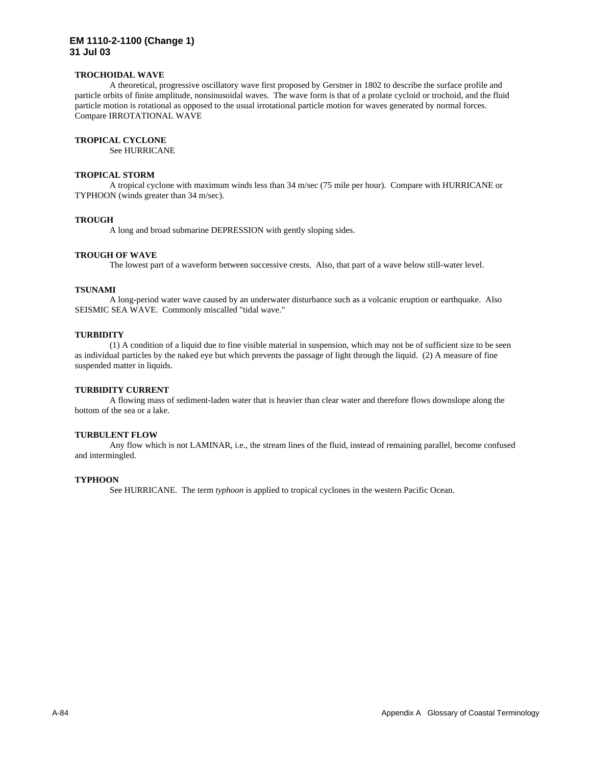**TROCHOIDAL WAVE**

A theoretical, progressive oscillatory wave first proposed by Gerstner in 1802 to describe the surface profile and particle orbits of finite amplitude, nonsinusoidal waves. The wave form is that of a prolate cycloid or trochoid, and the fluid particle motion is rotational as opposed to the usual irrotational particle motion for waves generated by normal forces. Compare IRROTATIONAL WAVE

**TROPICAL CYCLONE**

See HURRICANE

**TROPICAL STORM**

A tropical cyclone with maximum winds less than 34 m/sec (75 mile per hour). Compare with HURRICANE or TYPHOON (winds greater than 34 m/sec).

**TROUGH**

A long and broad submarine DEPRESSION with gently sloping sides.

**TROUGH OF WAVE**

The lowest part of a waveform between successive crests. Also, that part of a wave below still-water level.

**TSUNAMI**

A long-period water wave caused by an underwater disturbance such as a volcanic eruption or earthquake. Also SEISMIC SEA WAVE. Commonly miscalled "tidal wave."

**TURBIDITY**

(1) A condition of a liquid due to fine visible material in suspension, which may not be of sufficient size to be seen as individual particles by the naked eye but which prevents the passage of light through the liquid. (2) A measure of fine suspended matter in liquids.

**TURBIDITY CURRENT**

A flowing mass of sediment-laden water that is heavier than clear water and therefore flows downslope along the bottom of the sea or a lake.

**TURBULENT FLOW**

Any flow which is not LAMINAR, i.e., the stream lines of the fluid, instead of remaining parallel, become confused and intermingled.

**TYPHOON**

See HURRICANE. The term *typhoon* is applied to tropical cyclones in the western Pacific Ocean.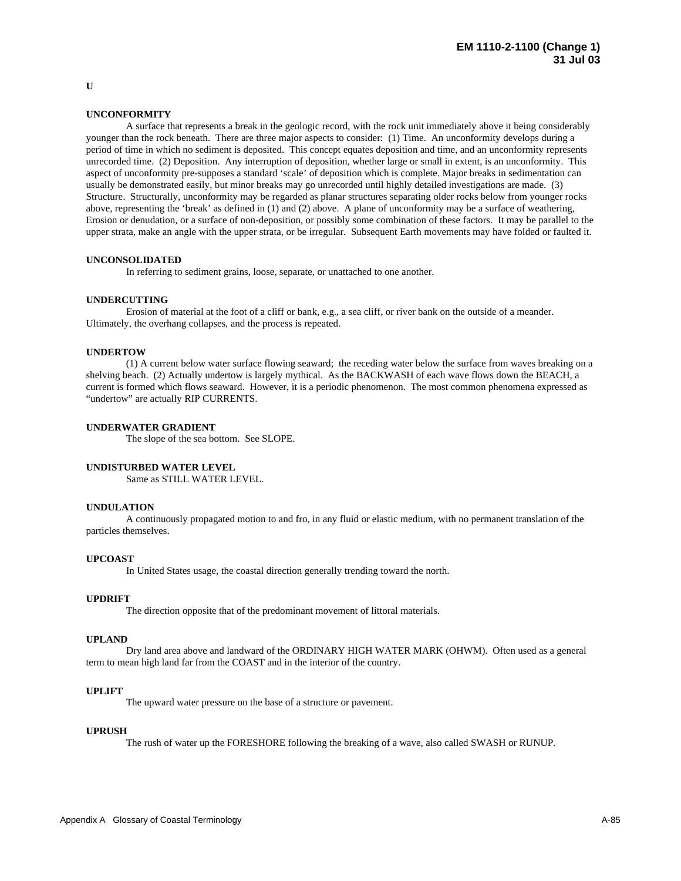## U

### UNCONFORMITY

A surface that represents a break in the geologic record, with the rock unit immediately above it being considerably younger than the rock beneath. There are three major aspects to consider: (1) Time. An unconformity develops during a period of time in which no sediment is deposited. This concept equates deposition and time, and an unconformity represents unrecorded time. (2) Deposition. Any interruption of deposition, whether large or small in extent, is an unconformity. This aspect of unconformity pre-supposes a standard 'scale' of deposition which is complete. Major breaks in sedimentation can usually be demonstrated easily, but minor breaks may go unrecorded until highly detailed investigations are made. (3) Structure. Structurally, unconformity may be regarded as planar structures separating older rocks below from younger rocks above, representing the 'break' as defined in (1) and (2) above. A plane of unconformity may be a surface of weathering, Erosion or denudation, or a surface of non-deposition, or possibly some combination of these factors. It may be parallel to the upper strata, make an angle with the upper strata, or be irregular. Subsequent Earth movements may have folded or faulted it.

### UNCONSOLIDATED

In referring to sediment grains, loose, separate, or unattached to one another.

### UNDERCUTTING

Erosion of material at the foot of a cliff or bank, e.g., a sea cliff, or river bank on the outside of a meander. Ultimately, the overhang collapses, and the process is repeated.

### UNDERTOW

(1) A current below water surface flowing seaward; the receding water below the surface from waves breaking on a shelving beach. (2) Actually undertow is largely mythical. As the BACKWASH of each wave flows down the BEACH, a current is formed which flows seaward. However, it is a periodic phenomenon. The most common phenomena expressed as "undertow" are actually RIP CURRENTS.

### UNDERWATER GRADIENT

The slope of the sea bottom. See SLOPE.

### UNDISTURBED WATER LEVEL

Same as STILL WATER LEVEL.

### UNDULATION

A continuously propagated motion to and fro, in any fluid or elastic medium, with no permanent translation of the particles themselves.

### UPCOAST

In United States usage, the coastal direction generally trending toward the north.

### UPDRIFT

The direction opposite that of the predominant movement of littoral materials.

### UPLAND

Dry land area above and landward of the ORDINARY HIGH WATER MARK (OHWM). Often used as a general term to mean high land far from the COAST and in the interior of the country.

### UPLIFT

The upward water pressure on the base of a structure or pavement.

### UPRUSH

The rush of water up the FORESHORE following the breaking of a wave, also called SWASH or RUNUP.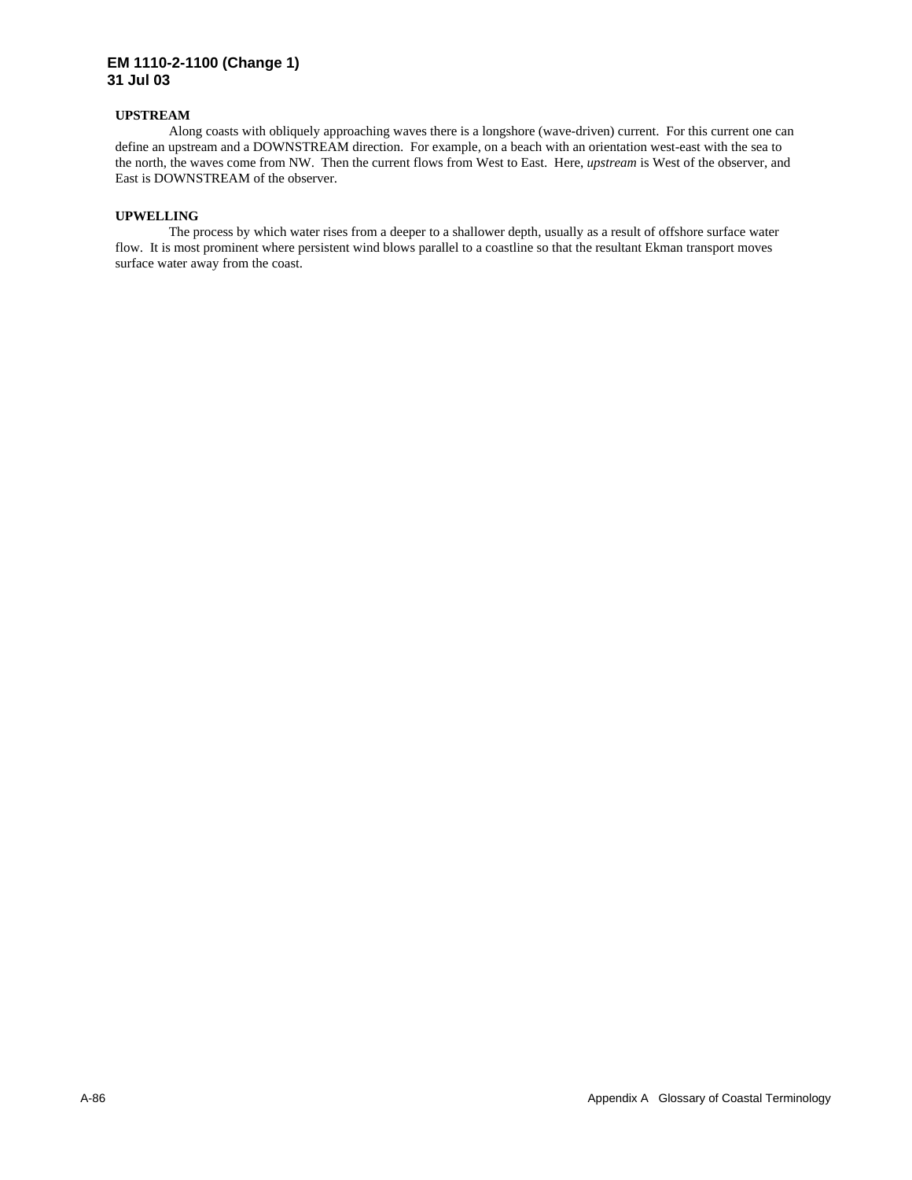**UPSTREAM**

Along coasts with obliquely approaching waves there is a longshore (wave-driven) current. For this current one can define an upstream and a DOWNSTREAM direction. For example, on a beach with an orientation west-east with the sea to the north, the waves come from NW. Then the current flows from West to East. Here, *upstream* is West of the observer, and East is DOWNSTREAM of the observer.

**UPWELLING**

The process by which water rises from a deeper to a shallower depth, usually as a result of offshore surface water flow. It is most prominent where persistent wind blows parallel to a coastline so that the resultant Ekman transport moves surface water away from the coast.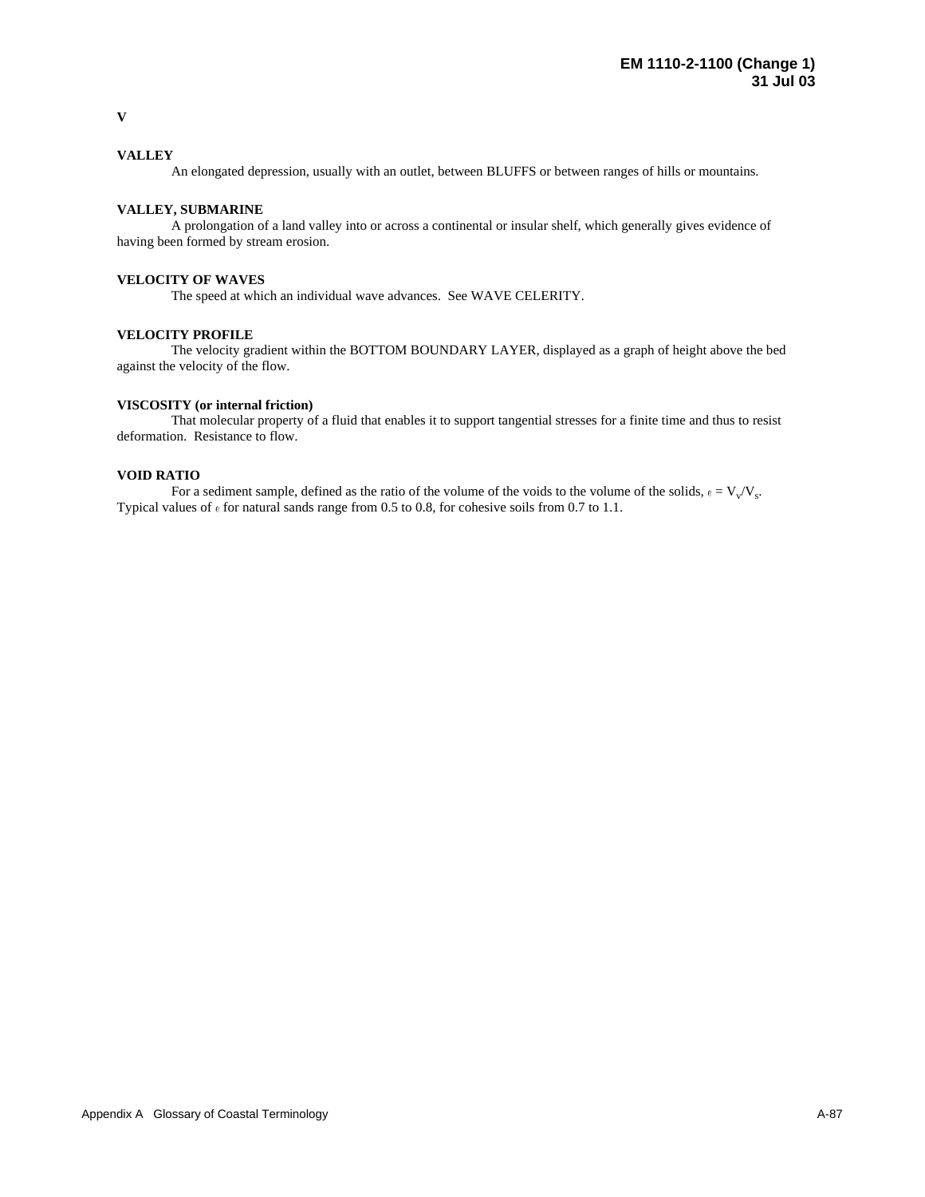## V

**VALLEY**

An elongated depression, usually with an outlet, between BLUFFS or between ranges of hills or mountains.

**VALLEY, SUBMARINE**

A prolongation of a land valley into or across a continental or insular shelf, which generally gives evidence of having been formed by stream erosion.

**VELOCITY OF WAVES**

The speed at which an individual wave advances. See WAVE CELERITY.

**VELOCITY PROFILE**

The velocity gradient within the BOTTOM BOUNDARY LAYER, displayed as a graph of height above the bed against the velocity of the flow.

**VISCOSITY (or internal friction)**

That molecular property of a fluid that enables it to support tangential stresses for a finite time and thus to resist deformation. Resistance to flow.

**VOID RATIO**

For a sediment sample, defined as the ratio of the volume of the voids to the volume of the solids, $e = V_v/V_s$. Typical values of $e$ for natural sands range from 0.5 to 0.8, for cohesive soils from 0.7 to 1.1.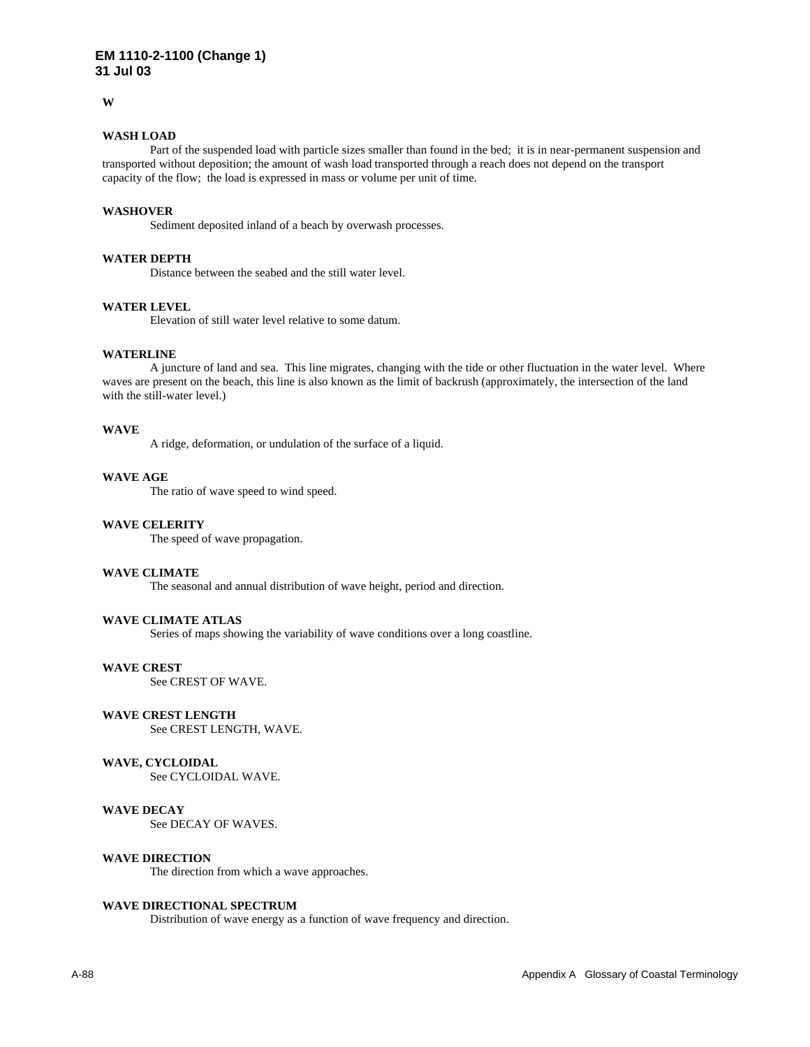## W

**WASH LOAD**

Part of the suspended load with particle sizes smaller than found in the bed; it is in near-permanent suspension and transported without deposition; the amount of wash load transported through a reach does not depend on the transport capacity of the flow; the load is expressed in mass or volume per unit of time.

**WASHOVER**

Sediment deposited inland of a beach by overwash processes.

**WATER DEPTH**

Distance between the seabed and the still water level.

**WATER LEVEL**

Elevation of still water level relative to some datum.

**WATERLINE**

A juncture of land and sea. This line migrates, changing with the tide or other fluctuation in the water level. Where waves are present on the beach, this line is also known as the limit of backrush (approximately, the intersection of the land with the still-water level.)

**WAVE**

A ridge, deformation, or undulation of the surface of a liquid.

**WAVE AGE**

The ratio of wave speed to wind speed.

**WAVE CELERITY**

The speed of wave propagation.

**WAVE CLIMATE**

The seasonal and annual distribution of wave height, period and direction.

**WAVE CLIMATE ATLAS**

Series of maps showing the variability of wave conditions over a long coastline.

**WAVE CREST**

See CREST OF WAVE.

**WAVE CREST LENGTH**

See CREST LENGTH, WAVE.

**WAVE, CYCLOIDAL**

See CYCLOIDAL WAVE.

**WAVE DECAY**

See DECAY OF WAVES.

**WAVE DIRECTION**

The direction from which a wave approaches.

**WAVE DIRECTIONAL SPECTRUM**

Distribution of wave energy as a function of wave frequency and direction.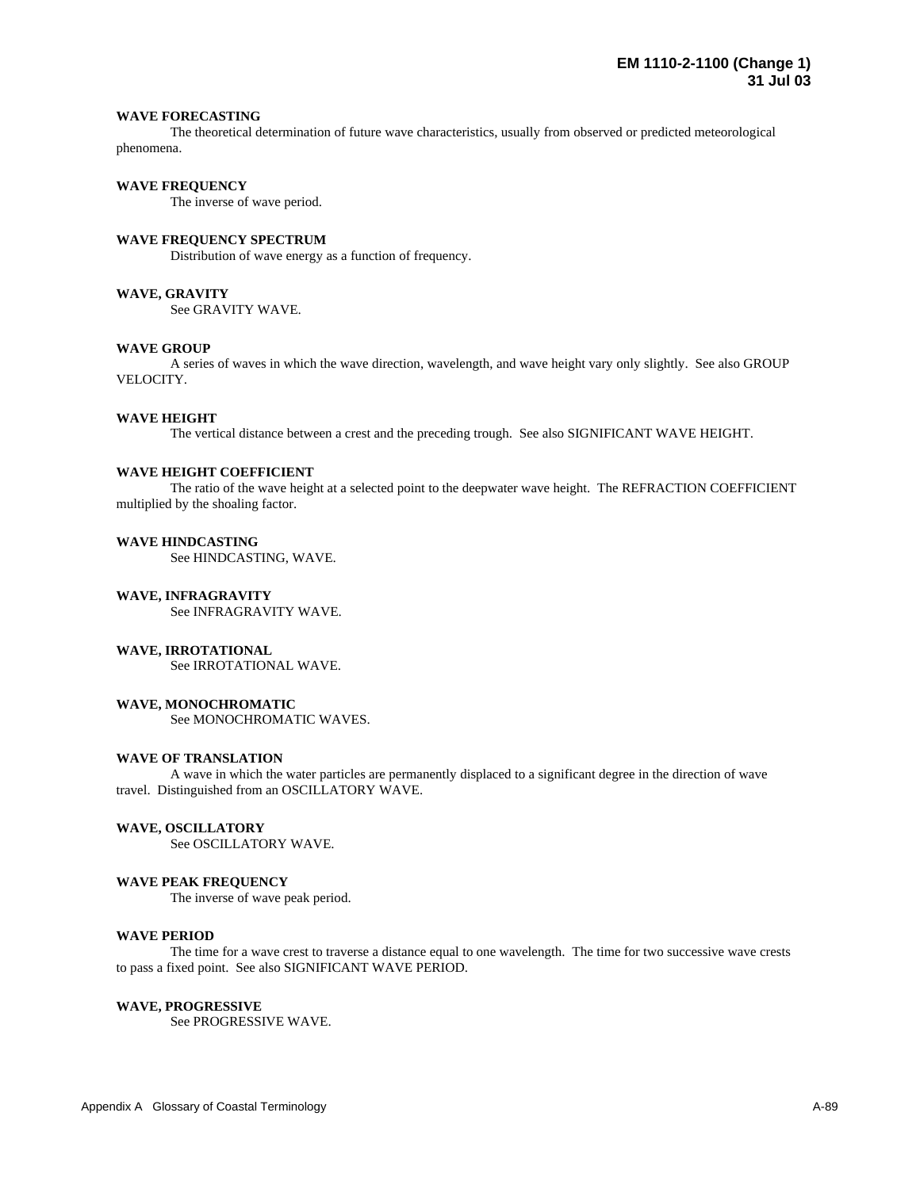**WAVE FORECASTING**

The theoretical determination of future wave characteristics, usually from observed or predicted meteorological phenomena.

**WAVE FREQUENCY**

The inverse of wave period.

**WAVE FREQUENCY SPECTRUM**

Distribution of wave energy as a function of frequency.

**WAVE, GRAVITY**

See GRAVITY WAVE.

**WAVE GROUP**

A series of waves in which the wave direction, wavelength, and wave height vary only slightly. See also GROUP VELOCITY.

**WAVE HEIGHT**

The vertical distance between a crest and the preceding trough. See also SIGNIFICANT WAVE HEIGHT.

**WAVE HEIGHT COEFFICIENT**

The ratio of the wave height at a selected point to the deepwater wave height. The REFRACTION COEFFICIENT multiplied by the shoaling factor.

**WAVE HINDCASTING**

See HINDCASTING, WAVE.

**WAVE, INFRAGRAVITY**

See INFRAGRAVITY WAVE.

**WAVE, IRROTATIONAL**

See IRROTATIONAL WAVE.

**WAVE, MONOCHROMATIC**

See MONOCHROMATIC WAVES.

**WAVE OF TRANSLATION**

A wave in which the water particles are permanently displaced to a significant degree in the direction of wave travel. Distinguished from an OSCILLATORY WAVE.

**WAVE, OSCILLATORY**

See OSCILLATORY WAVE.

**WAVE PEAK FREQUENCY**

The inverse of wave peak period.

**WAVE PERIOD**

The time for a wave crest to traverse a distance equal to one wavelength. The time for two successive wave crests to pass a fixed point. See also SIGNIFICANT WAVE PERIOD.

**WAVE, PROGRESSIVE**

See PROGRESSIVE WAVE.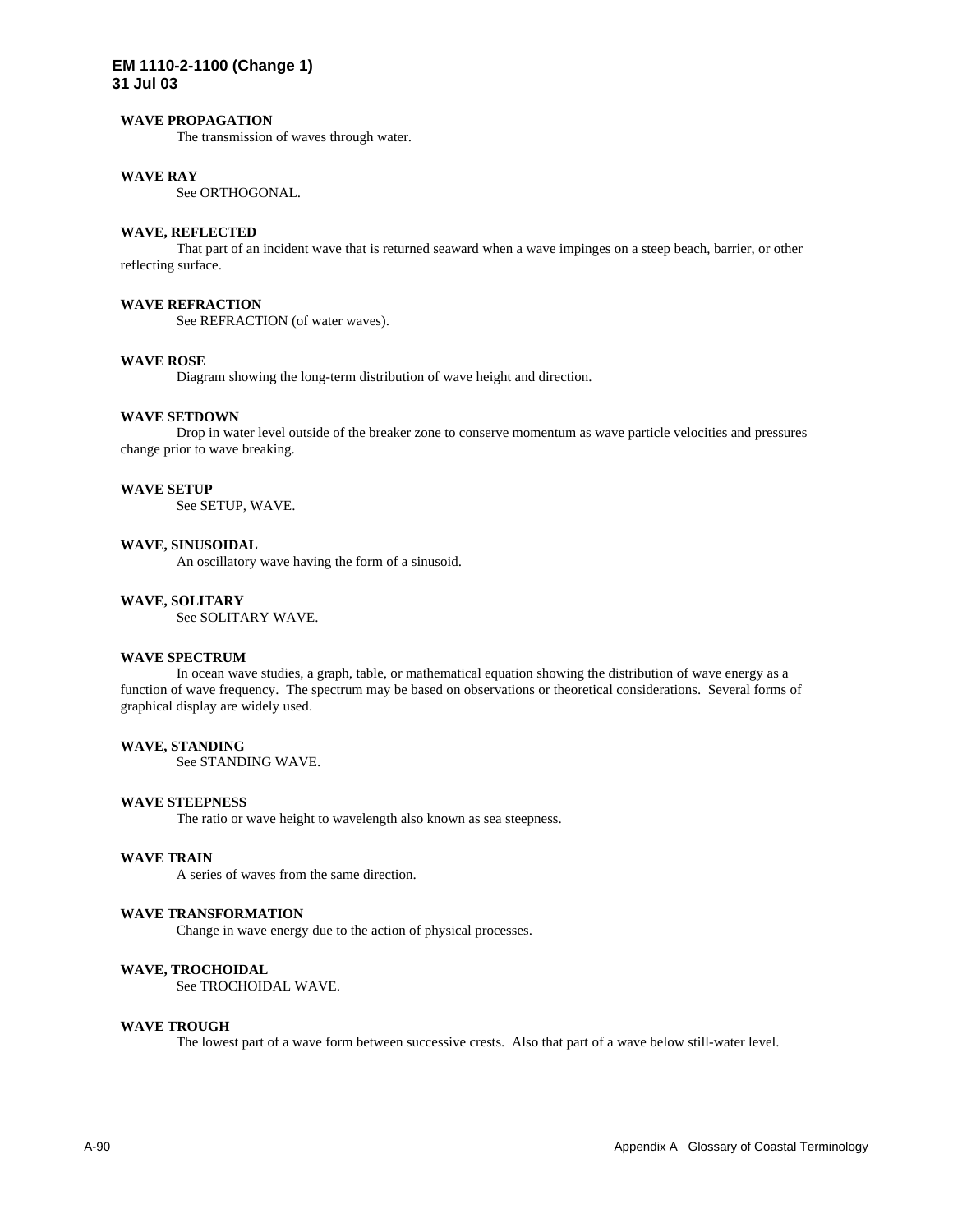**WAVE PROPAGATION**
The transmission of waves through water.

**WAVE RAY**
See ORTHOGONAL.

**WAVE, REFLECTED**
That part of an incident wave that is returned seaward when a wave impinges on a steep beach, barrier, or other reflecting surface.

**WAVE REFRACTION**
See REFRACTION (of water waves).

**WAVE ROSE**
Diagram showing the long-term distribution of wave height and direction.

**WAVE SETDOWN**
Drop in water level outside of the breaker zone to conserve momentum as wave particle velocities and pressures change prior to wave breaking.

**WAVE SETUP**
See SETUP, WAVE.

**WAVE, SINUSOIDAL**
An oscillatory wave having the form of a sinusoid.

**WAVE, SOLITARY**
See SOLITARY WAVE.

**WAVE SPECTRUM**
In ocean wave studies, a graph, table, or mathematical equation showing the distribution of wave energy as a function of wave frequency. The spectrum may be based on observations or theoretical considerations. Several forms of graphical display are widely used.

**WAVE, STANDING**
See STANDING WAVE.

**WAVE STEEPNESS**
The ratio or wave height to wavelength also known as sea steepness.

**WAVE TRAIN**
A series of waves from the same direction.

**WAVE TRANSFORMATION**
Change in wave energy due to the action of physical processes.

**WAVE, TROCHOIDAL**
See TROCHOIDAL WAVE.

**WAVE TROUGH**
The lowest part of a wave form between successive crests. Also that part of a wave below still-water level.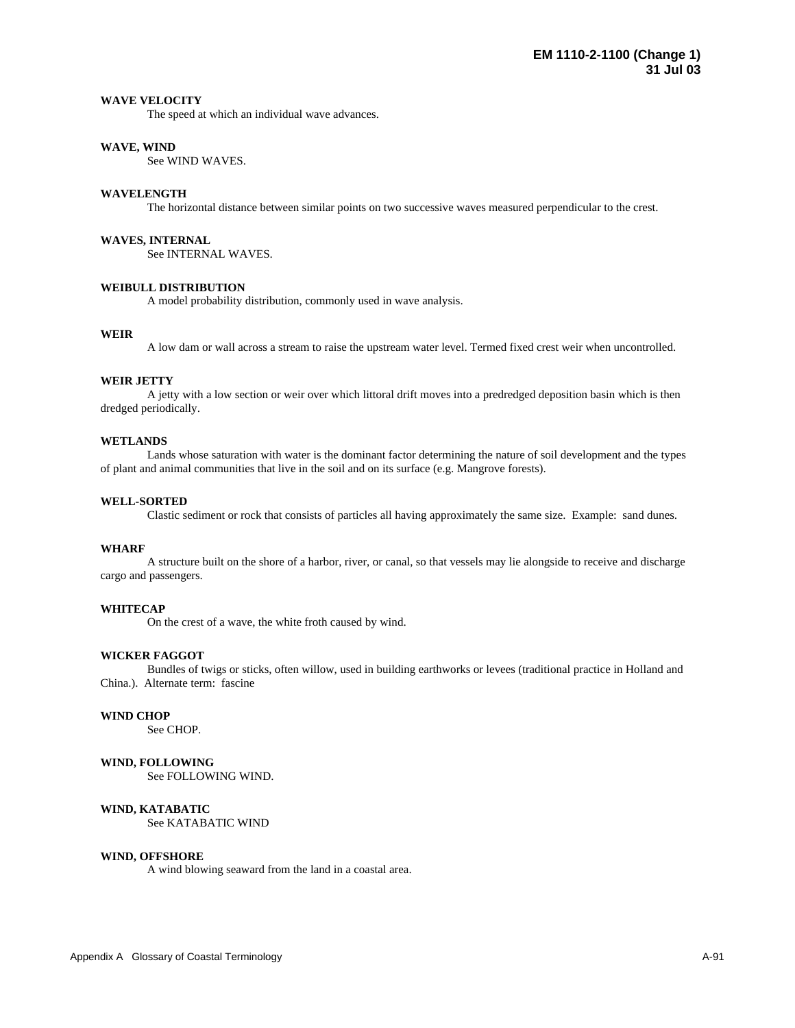**WAVE VELOCITY**
The speed at which an individual wave advances.

**WAVE, WIND**
See WIND WAVES.

**WAVELENGTH**
The horizontal distance between similar points on two successive waves measured perpendicular to the crest.

**WAVES, INTERNAL**
See INTERNAL WAVES.

**WEIBULL DISTRIBUTION**
A model probability distribution, commonly used in wave analysis.

**WEIR**
A low dam or wall across a stream to raise the upstream water level. Termed fixed crest weir when uncontrolled.

**WEIR JETTY**
A jetty with a low section or weir over which littoral drift moves into a predredged deposition basin which is then dredged periodically.

**WETLANDS**
Lands whose saturation with water is the dominant factor determining the nature of soil development and the types of plant and animal communities that live in the soil and on its surface (e.g. Mangrove forests).

**WELL-SORTED**
Clastic sediment or rock that consists of particles all having approximately the same size. Example: sand dunes.

**WHARF**
A structure built on the shore of a harbor, river, or canal, so that vessels may lie alongside to receive and discharge cargo and passengers.

**WHITECAP**
On the crest of a wave, the white froth caused by wind.

**WICKER FAGGOT**
Bundles of twigs or sticks, often willow, used in building earthworks or levees (traditional practice in Holland and China.). Alternate term: fascine

**WIND CHOP**
See CHOP.

**WIND, FOLLOWING**
See FOLLOWING WIND.

**WIND, KATABATIC**
See KATABATIC WIND

**WIND, OFFSHORE**
A wind blowing seaward from the land in a coastal area.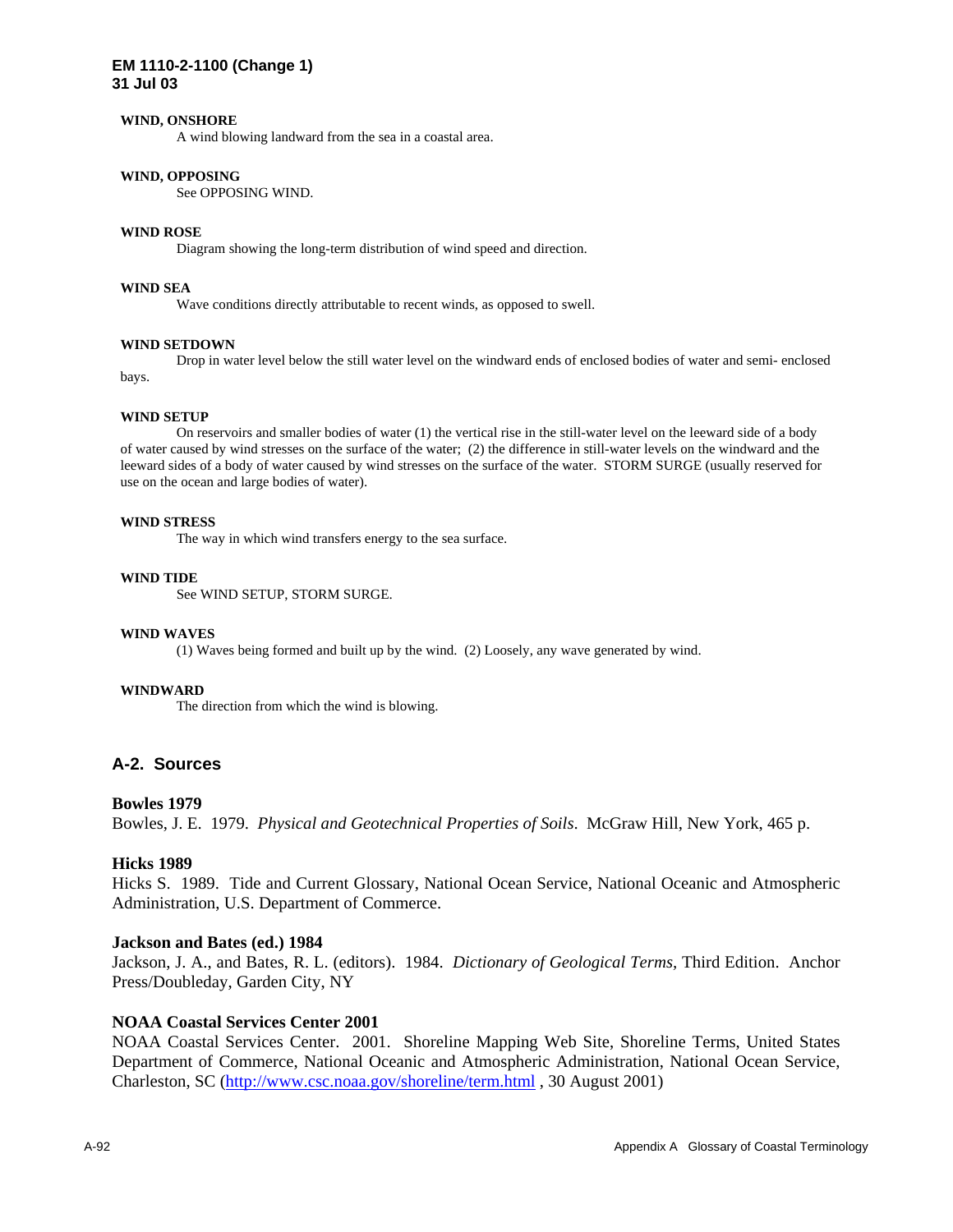**WIND, ONSHORE**

A wind blowing landward from the sea in a coastal area.

**WIND, OPPOSING**

See OPPOSING WIND.

**WIND ROSE**

Diagram showing the long-term distribution of wind speed and direction.

**WIND SEA**

Wave conditions directly attributable to recent winds, as opposed to swell.

**WIND SETDOWN**

Drop in water level below the still water level on the windward ends of enclosed bodies of water and semi- enclosed bays.

**WIND SETUP**

On reservoirs and smaller bodies of water (1) the vertical rise in the still-water level on the leeward side of a body of water caused by wind stresses on the surface of the water; (2) the difference in still-water levels on the windward and the leeward sides of a body of water caused by wind stresses on the surface of the water. STORM SURGE (usually reserved for use on the ocean and large bodies of water).

**WIND STRESS**

The way in which wind transfers energy to the sea surface.

**WIND TIDE**

See WIND SETUP, STORM SURGE.

**WIND WAVES**

(1) Waves being formed and built up by the wind. (2) Loosely, any wave generated by wind.

**WINDWARD**

The direction from which the wind is blowing.

## A-2. Sources

**Bowles 1979**

Bowles, J. E. 1979. *Physical and Geotechnical Properties of Soils*. McGraw Hill, New York, 465 p.

**Hicks 1989**

Hicks S. 1989. Tide and Current Glossary, National Ocean Service, National Oceanic and Atmospheric Administration, U.S. Department of Commerce.

**Jackson and Bates (ed.) 1984**

Jackson, J. A., and Bates, R. L. (editors). 1984. *Dictionary of Geological Terms,* Third Edition. Anchor Press/Doubleday, Garden City, NY

**NOAA Coastal Services Center 2001**

NOAA Coastal Services Center. 2001. Shoreline Mapping Web Site, Shoreline Terms, United States Department of Commerce, National Oceanic and Atmospheric Administration, National Ocean Service, Charleston, SC (http://www.csc.noaa.gov/shoreline/term.html , 30 August 2001)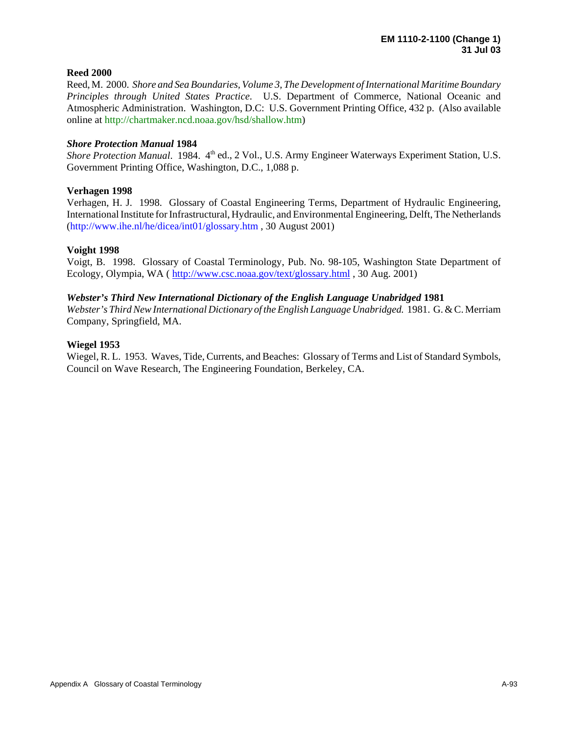**Reed 2000**

Reed, M. 2000. *Shore and Sea Boundaries, Volume 3, The Development of International Maritime Boundary Principles through United States Practice*. U.S. Department of Commerce, National Oceanic and Atmospheric Administration. Washington, D.C: U.S. Government Printing Office, 432 p. (Also available online at http://chartmaker.ncd.noaa.gov/hsd/shallow.htm)

***Shore Protection Manual* 1984**

*Shore Protection Manual*. 1984. 4th ed., 2 Vol., U.S. Army Engineer Waterways Experiment Station, U.S. Government Printing Office, Washington, D.C., 1,088 p.

**Verhagen 1998**

Verhagen, H. J. 1998. Glossary of Coastal Engineering Terms, Department of Hydraulic Engineering, International Institute for Infrastructural, Hydraulic, and Environmental Engineering, Delft, The Netherlands (http://www.ihe.nl/he/dicea/int01/glossary.htm , 30 August 2001)

**Voight 1998**

Voigt, B. 1998. Glossary of Coastal Terminology, Pub. No. 98-105, Washington State Department of Ecology, Olympia, WA ( http://www.csc.noaa.gov/text/glossary.html , 30 Aug. 2001)

***Webster's Third New International Dictionary of the English Language Unabridged* 1981**

*Webster's Third New International Dictionary of the English Language Unabridged.* 1981. G. & C. Merriam Company, Springfield, MA.

**Wiegel 1953**

Wiegel, R. L. 1953. Waves, Tide, Currents, and Beaches: Glossary of Terms and List of Standard Symbols, Council on Wave Research, The Engineering Foundation, Berkeley, CA.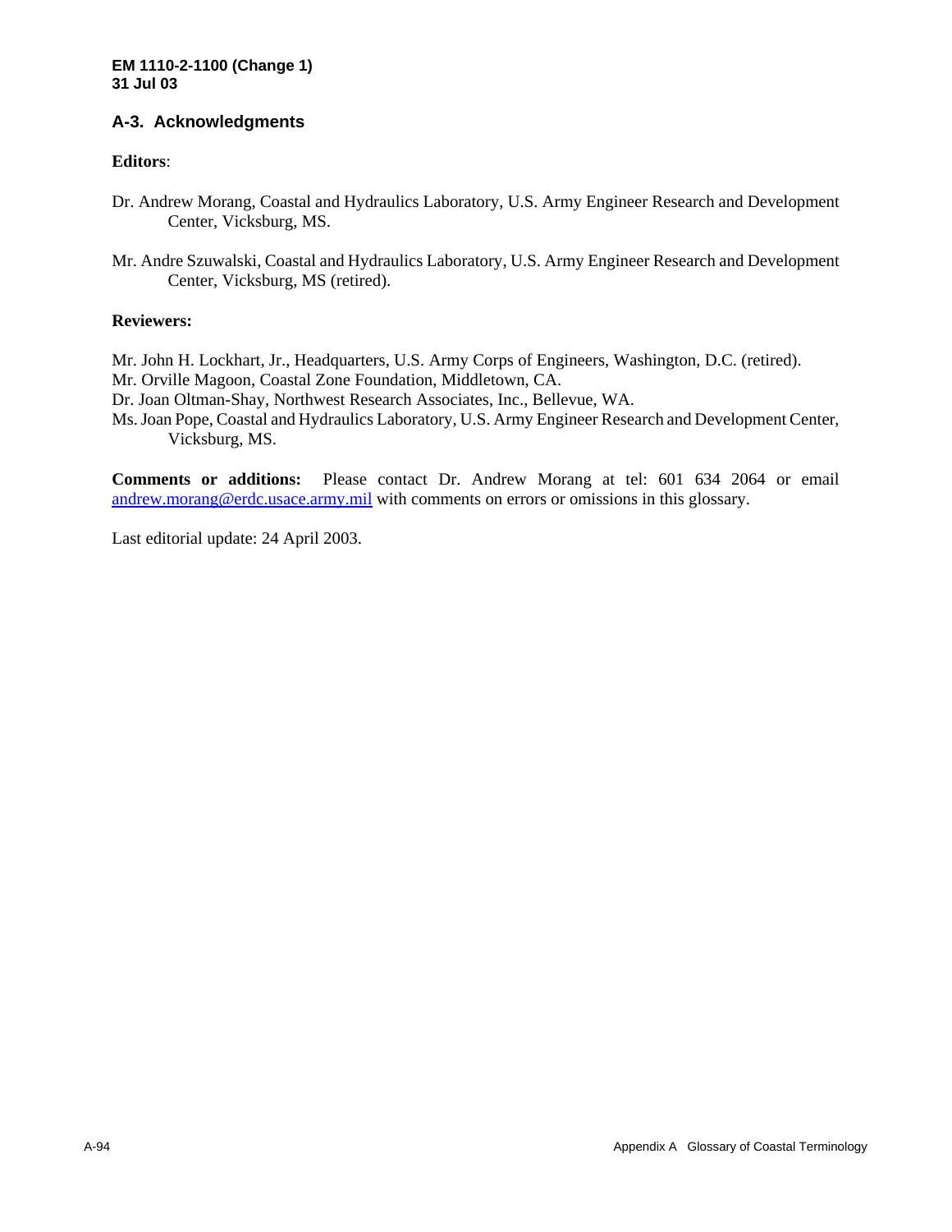## A-3. Acknowledgments

**Editors**:

Dr. Andrew Morang, Coastal and Hydraulics Laboratory, U.S. Army Engineer Research and Development Center, Vicksburg, MS.

Mr. Andre Szuwalski, Coastal and Hydraulics Laboratory, U.S. Army Engineer Research and Development Center, Vicksburg, MS (retired).

**Reviewers:**

Mr. John H. Lockhart, Jr., Headquarters, U.S. Army Corps of Engineers, Washington, D.C. (retired).
Mr. Orville Magoon, Coastal Zone Foundation, Middletown, CA.
Dr. Joan Oltman-Shay, Northwest Research Associates, Inc., Bellevue, WA.
Ms. Joan Pope, Coastal and Hydraulics Laboratory, U.S. Army Engineer Research and Development Center, Vicksburg, MS.

**Comments or additions:** Please contact Dr. Andrew Morang at tel: 601 634 2064 or email andrew.morang@erdc.usace.army.mil with comments on errors or omissions in this glossary.

Last editorial update: 24 April 2003.